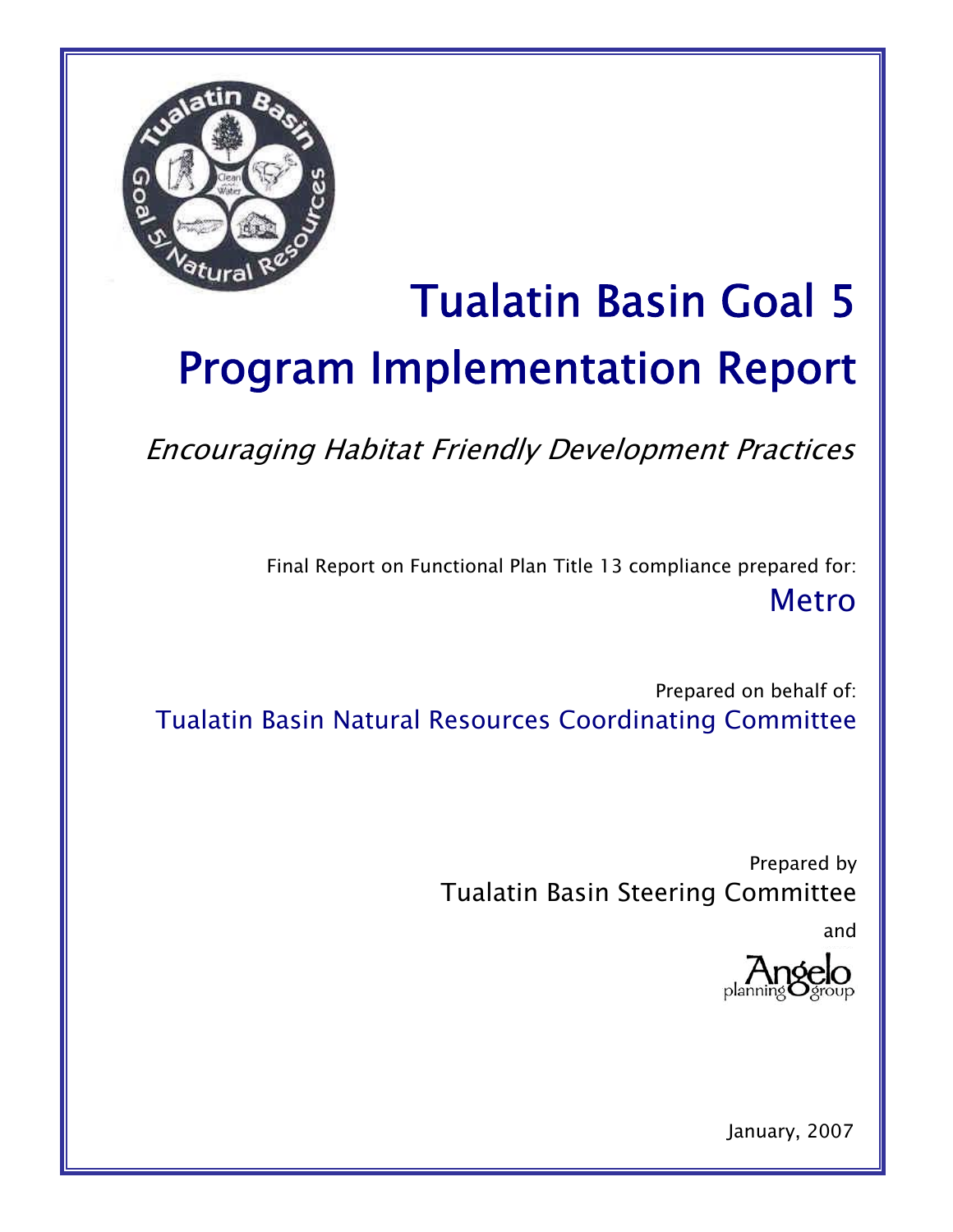# Tualatin Basin Goal 5

# Program Implementation Report

*Encouraging Habitat Friendly Development Practices*

Final Report on Functional Plan Title 13 compliance prepared for:

Metro

Prepared on behalf of:

Tualatin Basin Natural Resources Coordinating Committee

Prepared by

Tualatin Basin Steering Committee

and

Angelo planning group

January, 2007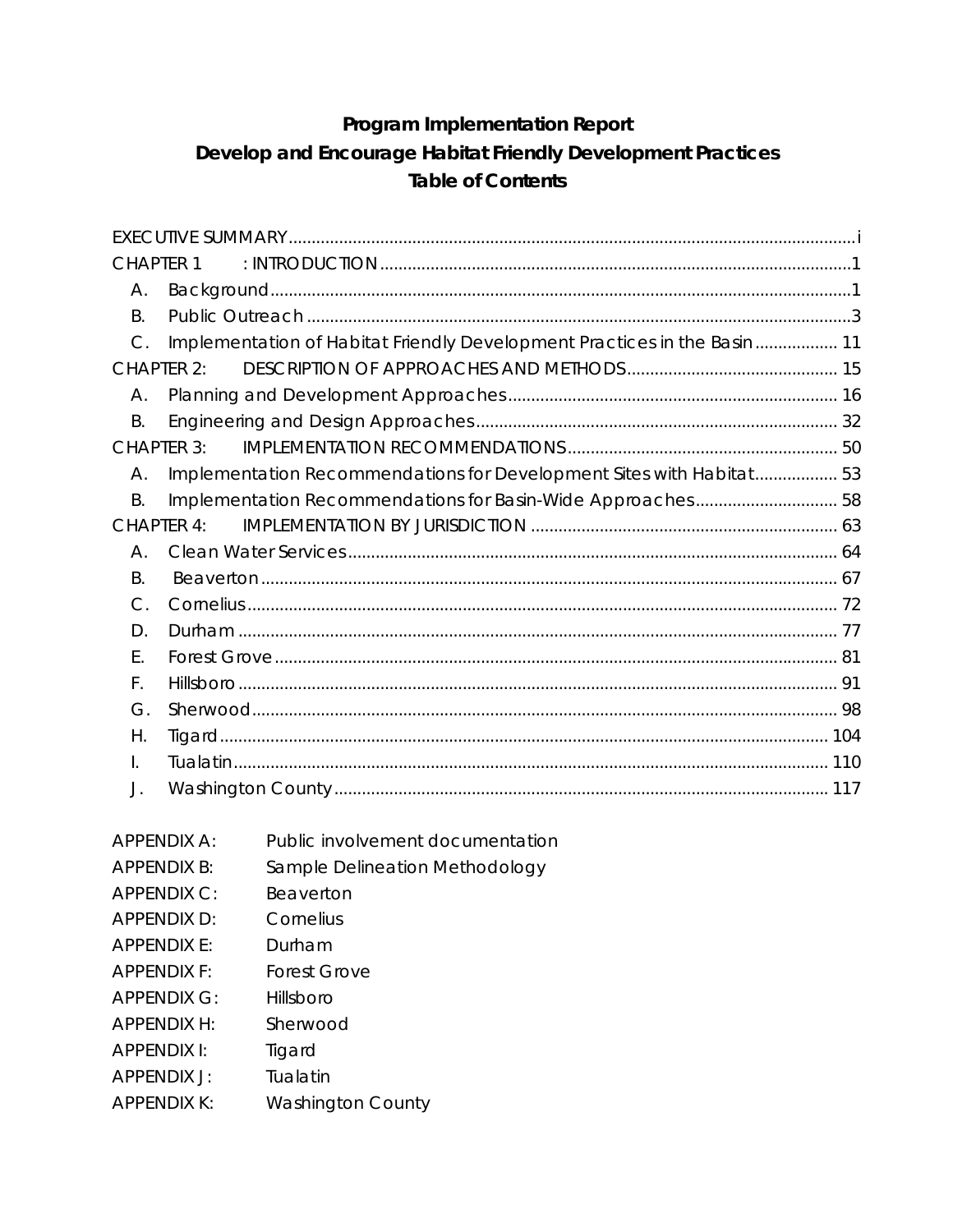# Program Implementation Report
## Develop and Encourage Habitat Friendly Development Practices
### Table of Contents

EXECUTIVE SUMMARY ... i

CHAPTER 1 : INTRODUCTION ... 1

- A. Background ... 1
- B. Public Outreach ... 3
- C. Implementation of Habitat Friendly Development Practices in the Basin ... 11

CHAPTER 2: DESCRIPTION OF APPROACHES AND METHODS ... 15

- A. Planning and Development Approaches ... 16
- B. Engineering and Design Approaches ... 32

CHAPTER 3: IMPLEMENTATION RECOMMENDATIONS ... 50

- A. Implementation Recommendations for Development Sites with Habitat ... 53
- B. Implementation Recommendations for Basin-Wide Approaches ... 58

CHAPTER 4: IMPLEMENTATION BY JURISDICTION ... 63

- A. Clean Water Services ... 64
- B. Beaverton ... 67
- C. Cornelius ... 72
- D. Durham ... 77
- E. Forest Grove ... 81
- F. Hillsboro ... 91
- G. Sherwood ... 98
- H. Tigard ... 104
- I. Tualatin ... 110
- J. Washington County ... 117

| | |
|---|---|
| APPENDIX A: | Public involvement documentation |
| APPENDIX B: | Sample Delineation Methodology |
| APPENDIX C: | Beaverton |
| APPENDIX D: | Cornelius |
| APPENDIX E: | Durham |
| APPENDIX F: | Forest Grove |
| APPENDIX G: | Hillsboro |
| APPENDIX H: | Sherwood |
| APPENDIX I: | Tigard |
| APPENDIX J: | Tualatin |
| APPENDIX K: | Washington County |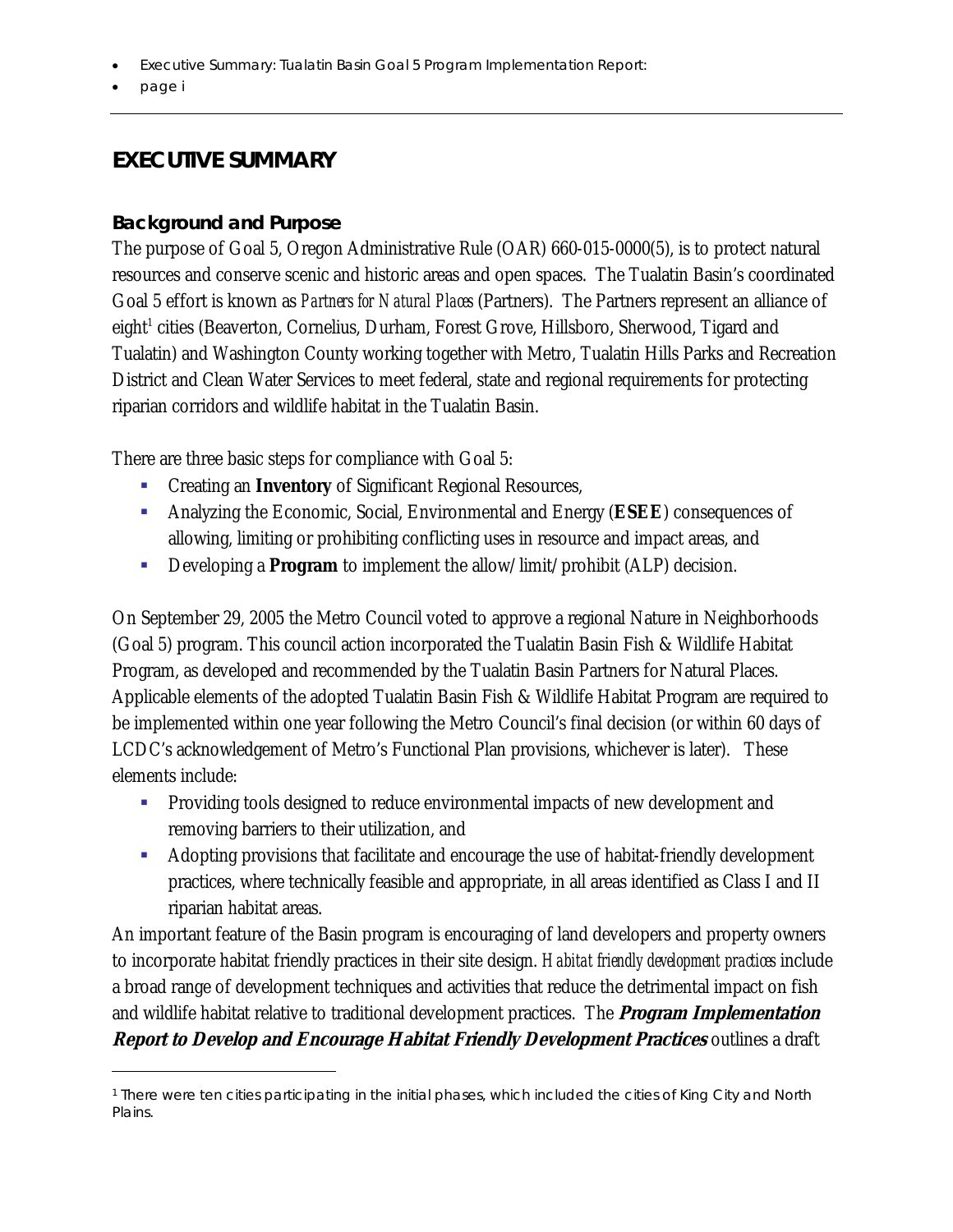# EXECUTIVE SUMMARY

## Background and Purpose

The purpose of Goal 5, Oregon Administrative Rule (OAR) 660-015-0000(5), is to protect natural resources and conserve scenic and historic areas and open spaces. The Tualatin Basin's coordinated Goal 5 effort is known as *Partners for Natural Places* (Partners). The Partners represent an alliance of eight[1] cities (Beaverton, Cornelius, Durham, Forest Grove, Hillsboro, Sherwood, Tigard and Tualatin) and Washington County working together with Metro, Tualatin Hills Parks and Recreation District and Clean Water Services to meet federal, state and regional requirements for protecting riparian corridors and wildlife habitat in the Tualatin Basin.

There are three basic steps for compliance with Goal 5:

- Creating an **Inventory** of Significant Regional Resources,
- Analyzing the Economic, Social, Environmental and Energy (**ESEE**) consequences of allowing, limiting or prohibiting conflicting uses in resource and impact areas, and
- Developing a **Program** to implement the allow/limit/prohibit (ALP) decision.

On September 29, 2005 the Metro Council voted to approve a regional Nature in Neighborhoods (Goal 5) program. This council action incorporated the Tualatin Basin Fish & Wildlife Habitat Program, as developed and recommended by the Tualatin Basin Partners for Natural Places. Applicable elements of the adopted Tualatin Basin Fish & Wildlife Habitat Program are required to be implemented within one year following the Metro Council's final decision (or within 60 days of LCDC's acknowledgement of Metro's Functional Plan provisions, whichever is later). These elements include:

- Providing tools designed to reduce environmental impacts of new development and removing barriers to their utilization, and
- Adopting provisions that facilitate and encourage the use of habitat-friendly development practices, where technically feasible and appropriate, in all areas identified as Class I and II riparian habitat areas.

An important feature of the Basin program is encouraging of land developers and property owners to incorporate habitat friendly practices in their site design. *Habitat friendly development practices* include a broad range of development techniques and activities that reduce the detrimental impact on fish and wildlife habitat relative to traditional development practices. The ***Program Implementation Report to Develop and Encourage Habitat Friendly Development Practices*** outlines a draft

[1] There were ten cities participating in the initial phases, which included the cities of King City and North Plains.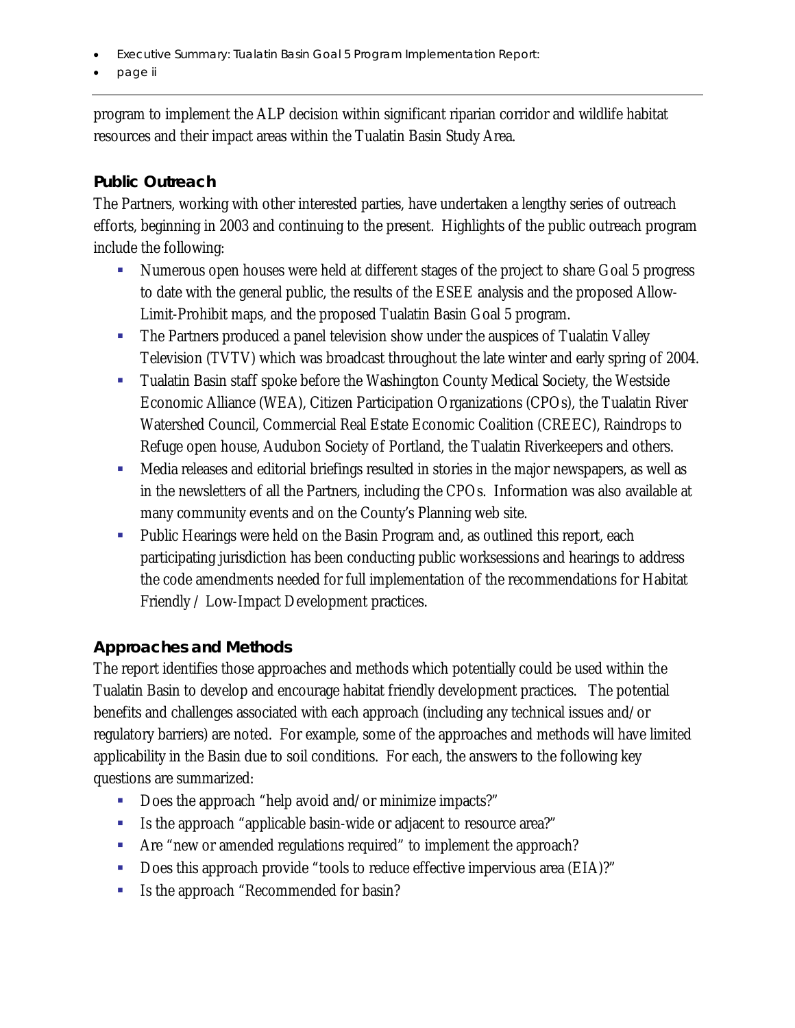program to implement the ALP decision within significant riparian corridor and wildlife habitat resources and their impact areas within the Tualatin Basin Study Area.

### Public Outreach

The Partners, working with other interested parties, have undertaken a lengthy series of outreach efforts, beginning in 2003 and continuing to the present. Highlights of the public outreach program include the following:

- Numerous open houses were held at different stages of the project to share Goal 5 progress to date with the general public, the results of the ESEE analysis and the proposed Allow-Limit-Prohibit maps, and the proposed Tualatin Basin Goal 5 program.
- The Partners produced a panel television show under the auspices of Tualatin Valley Television (TVTV) which was broadcast throughout the late winter and early spring of 2004.
- Tualatin Basin staff spoke before the Washington County Medical Society, the Westside Economic Alliance (WEA), Citizen Participation Organizations (CPOs), the Tualatin River Watershed Council, Commercial Real Estate Economic Coalition (CREEC), Raindrops to Refuge open house, Audubon Society of Portland, the Tualatin Riverkeepers and others.
- Media releases and editorial briefings resulted in stories in the major newspapers, as well as in the newsletters of all the Partners, including the CPOs. Information was also available at many community events and on the County's Planning web site.
- Public Hearings were held on the Basin Program and, as outlined this report, each participating jurisdiction has been conducting public worksessions and hearings to address the code amendments needed for full implementation of the recommendations for Habitat Friendly / Low-Impact Development practices.

### Approaches and Methods

The report identifies those approaches and methods which potentially could be used within the Tualatin Basin to develop and encourage habitat friendly development practices. The potential benefits and challenges associated with each approach (including any technical issues and/or regulatory barriers) are noted. For example, some of the approaches and methods will have limited applicability in the Basin due to soil conditions. For each, the answers to the following key questions are summarized:

- Does the approach "help avoid and/or minimize impacts?"
- Is the approach "applicable basin-wide or adjacent to resource area?"
- Are "new or amended regulations required" to implement the approach?
- Does this approach provide "tools to reduce effective impervious area (EIA)?"
- Is the approach "Recommended for basin?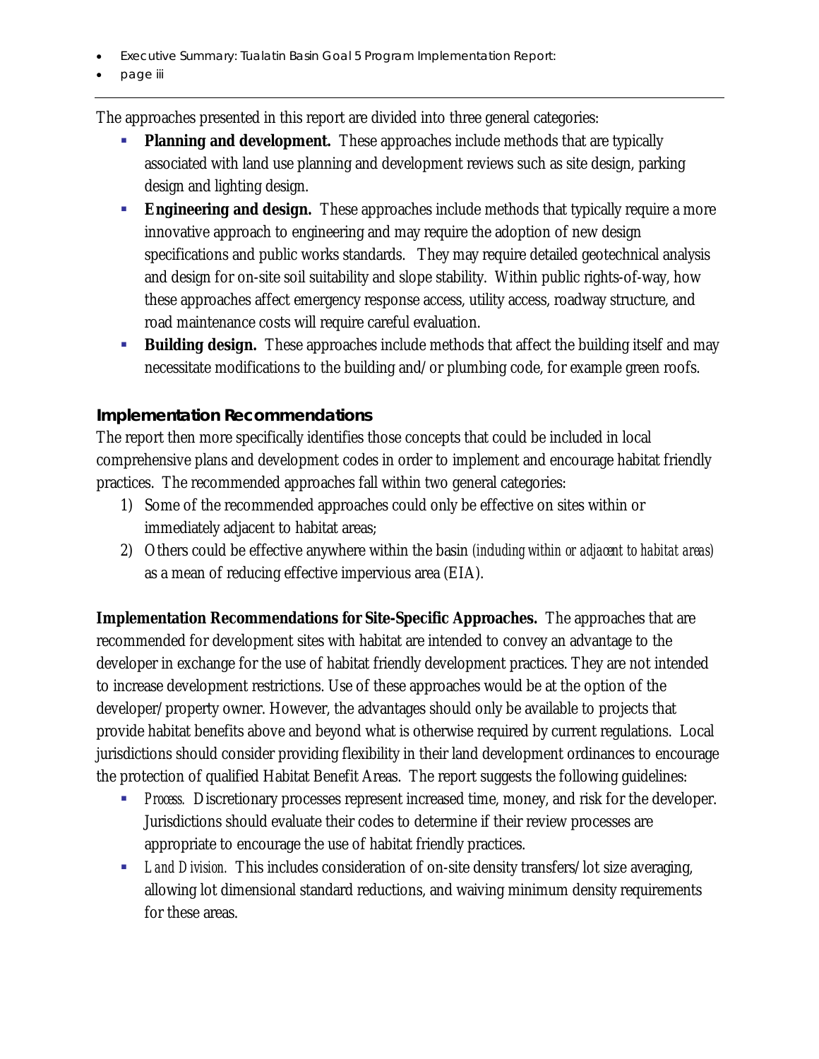The approaches presented in this report are divided into three general categories:

- **Planning and development.** These approaches include methods that are typically associated with land use planning and development reviews such as site design, parking design and lighting design.
- **Engineering and design.** These approaches include methods that typically require a more innovative approach to engineering and may require the adoption of new design specifications and public works standards. They may require detailed geotechnical analysis and design for on-site soil suitability and slope stability. Within public rights-of-way, how these approaches affect emergency response access, utility access, roadway structure, and road maintenance costs will require careful evaluation.
- **Building design.** These approaches include methods that affect the building itself and may necessitate modifications to the building and/or plumbing code, for example green roofs.

### Implementation Recommendations

The report then more specifically identifies those concepts that could be included in local comprehensive plans and development codes in order to implement and encourage habitat friendly practices. The recommended approaches fall within two general categories:

1) Some of the recommended approaches could only be effective on sites within or immediately adjacent to habitat areas;
2) Others could be effective anywhere within the basin *(including within or adjacent to habitat areas)* as a mean of reducing effective impervious area (EIA).

**Implementation Recommendations for Site-Specific Approaches.** The approaches that are recommended for development sites with habitat are intended to convey an advantage to the developer in exchange for the use of habitat friendly development practices. They are not intended to increase development restrictions. Use of these approaches would be at the option of the developer/property owner. However, the advantages should only be available to projects that provide habitat benefits above and beyond what is otherwise required by current regulations. Local jurisdictions should consider providing flexibility in their land development ordinances to encourage the protection of qualified Habitat Benefit Areas. The report suggests the following guidelines:

- *Process.* Discretionary processes represent increased time, money, and risk for the developer. Jurisdictions should evaluate their codes to determine if their review processes are appropriate to encourage the use of habitat friendly practices.
- *Land Division.* This includes consideration of on-site density transfers/lot size averaging, allowing lot dimensional standard reductions, and waiving minimum density requirements for these areas.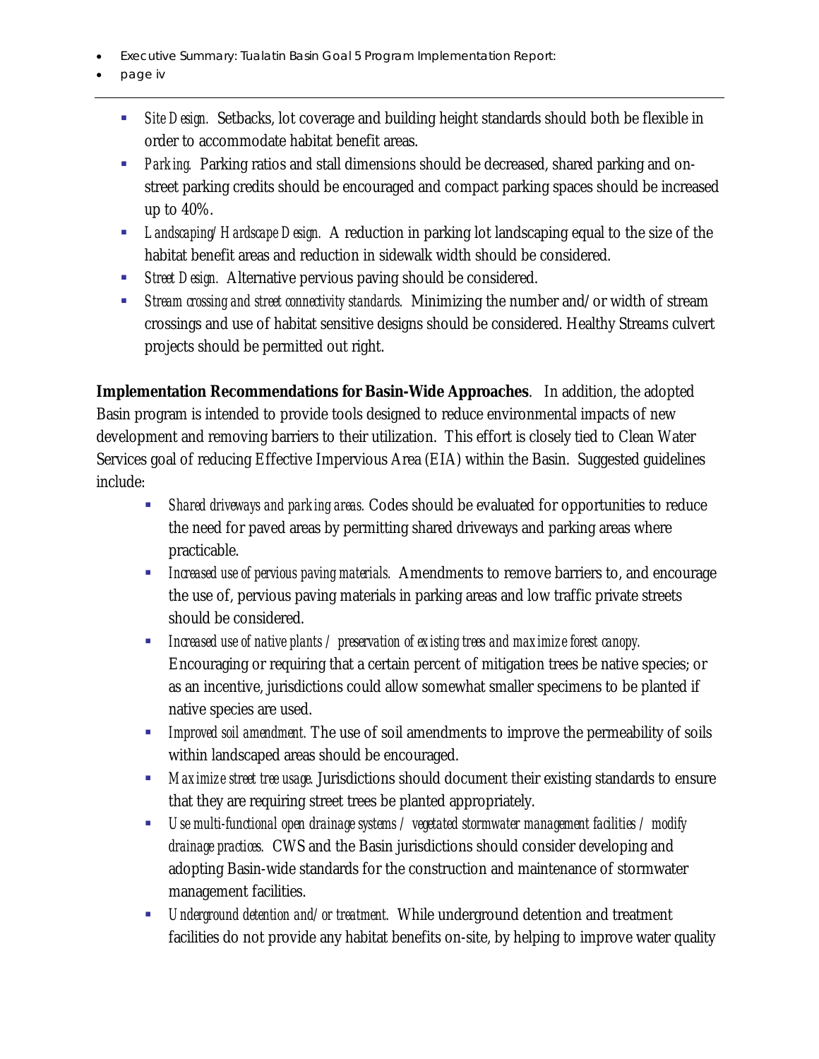- *Site Design.* Setbacks, lot coverage and building height standards should both be flexible in order to accommodate habitat benefit areas.
- *Parking.* Parking ratios and stall dimensions should be decreased, shared parking and on-street parking credits should be encouraged and compact parking spaces should be increased up to 40%.
- *Landscaping/Hardscape Design.* A reduction in parking lot landscaping equal to the size of the habitat benefit areas and reduction in sidewalk width should be considered.
- *Street Design.* Alternative pervious paving should be considered.
- *Stream crossing and street connectivity standards.* Minimizing the number and/or width of stream crossings and use of habitat sensitive designs should be considered. Healthy Streams culvert projects should be permitted out right.

**Implementation Recommendations for Basin-Wide Approaches**. In addition, the adopted Basin program is intended to provide tools designed to reduce environmental impacts of new development and removing barriers to their utilization. This effort is closely tied to Clean Water Services goal of reducing Effective Impervious Area (EIA) within the Basin. Suggested guidelines include:

- *Shared driveways and parking areas.* Codes should be evaluated for opportunities to reduce the need for paved areas by permitting shared driveways and parking areas where practicable.
- *Increased use of pervious paving materials.* Amendments to remove barriers to, and encourage the use of, pervious paving materials in parking areas and low traffic private streets should be considered.
- *Increased use of native plants / preservation of existing trees and maximize forest canopy.* Encouraging or requiring that a certain percent of mitigation trees be native species; or as an incentive, jurisdictions could allow somewhat smaller specimens to be planted if native species are used.
- *Improved soil amendment.* The use of soil amendments to improve the permeability of soils within landscaped areas should be encouraged.
- *Maximize street tree usage.* Jurisdictions should document their existing standards to ensure that they are requiring street trees be planted appropriately.
- *Use multi-functional open drainage systems / vegetated stormwater management facilities / modify drainage practices.* CWS and the Basin jurisdictions should consider developing and adopting Basin-wide standards for the construction and maintenance of stormwater management facilities.
- *Underground detention and/or treatment.* While underground detention and treatment facilities do not provide any habitat benefits on-site, by helping to improve water quality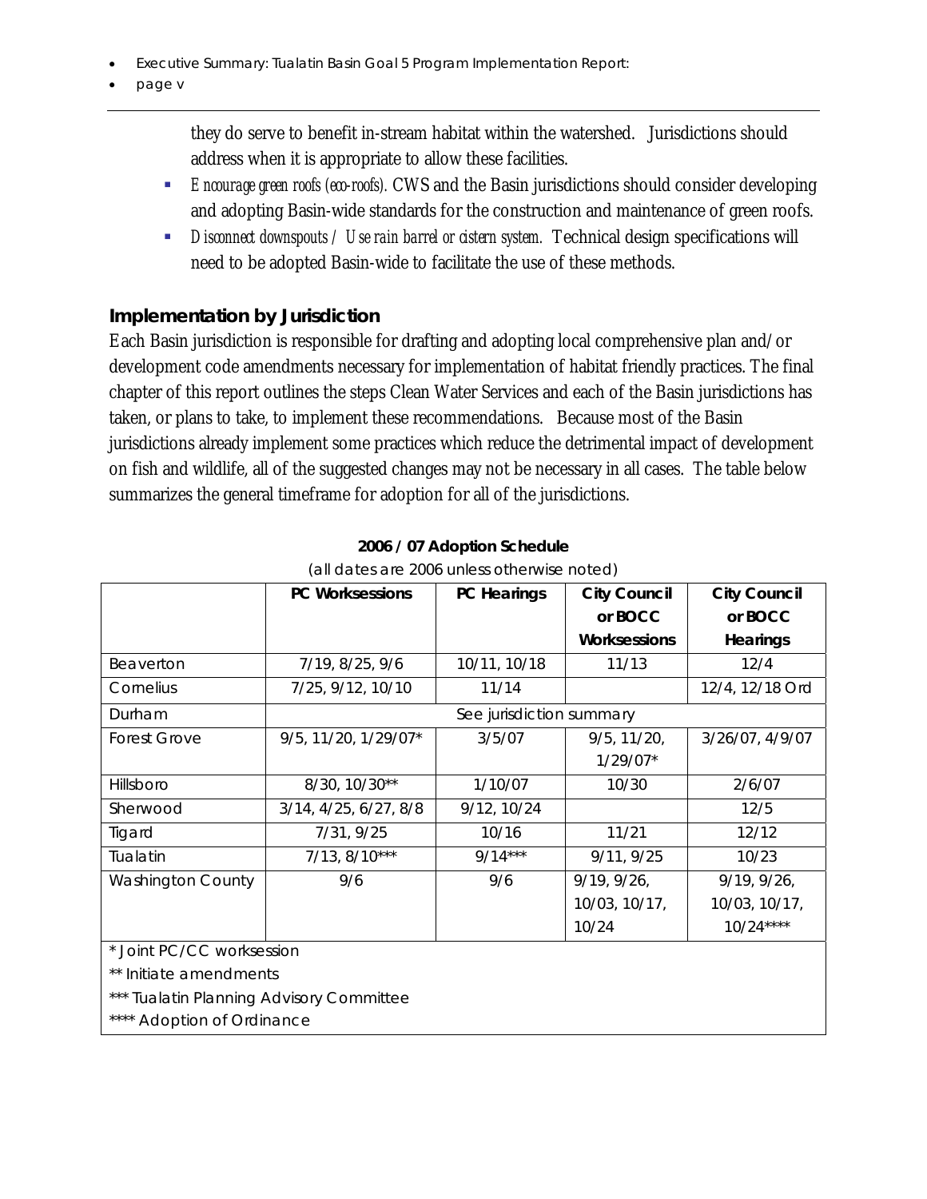they do serve to benefit in-stream habitat within the watershed. Jurisdictions should address when it is appropriate to allow these facilities.

- *Encourage green roofs (eco-roofs).* CWS and the Basin jurisdictions should consider developing and adopting Basin-wide standards for the construction and maintenance of green roofs.
- *Disconnect downspouts / Use rain barrel or cistern system.* Technical design specifications will need to be adopted Basin-wide to facilitate the use of these methods.

## Implementation by Jurisdiction

Each Basin jurisdiction is responsible for drafting and adopting local comprehensive plan and/or development code amendments necessary for implementation of habitat friendly practices. The final chapter of this report outlines the steps Clean Water Services and each of the Basin jurisdictions has taken, or plans to take, to implement these recommendations. Because most of the Basin jurisdictions already implement some practices which reduce the detrimental impact of development on fish and wildlife, all of the suggested changes may not be necessary in all cases. The table below summarizes the general timeframe for adoption for all of the jurisdictions.

**2006 / 07 Adoption Schedule**

(all dates are 2006 unless otherwise noted)

| | PC Worksessions | PC Hearings | City Council or BOCC Worksessions | City Council or BOCC Hearings |
|---|---|---|---|---|
| Beaverton | 7/19, 8/25, 9/6 | 10/11, 10/18 | 11/13 | 12/4 |
| Cornelius | 7/25, 9/12, 10/10 | 11/14 | | 12/4, 12/18 Ord |
| Durham | See jurisdiction summary | | | |
| Forest Grove | 9/5, 11/20, 1/29/07* | 3/5/07 | 9/5, 11/20, 1/29/07* | 3/26/07, 4/9/07 |
| Hillsboro | 8/30, 10/30** | 1/10/07 | 10/30 | 2/6/07 |
| Sherwood | 3/14, 4/25, 6/27, 8/8 | 9/12, 10/24 | | 12/5 |
| Tigard | 7/31, 9/25 | 10/16 | 11/21 | 12/12 |
| Tualatin | 7/13, 8/10*** | 9/14*** | 9/11, 9/25 | 10/23 |
| Washington County | 9/6 | 9/6 | 9/19, 9/26, 10/03, 10/17, 10/24 | 9/19, 9/26, 10/03, 10/17, 10/24**** |

\* Joint PC/CC worksession
** Initiate amendments
*** Tualatin Planning Advisory Committee
**** Adoption of Ordinance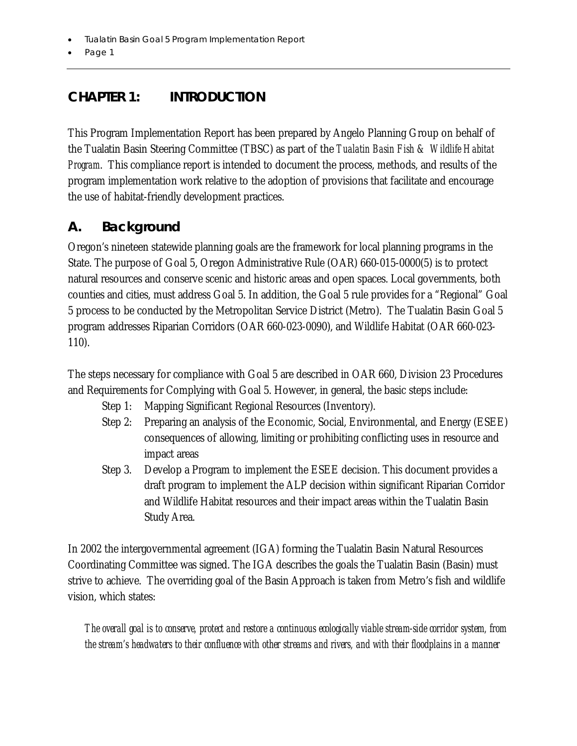# CHAPTER 1: INTRODUCTION

This Program Implementation Report has been prepared by Angelo Planning Group on behalf of the Tualatin Basin Steering Committee (TBSC) as part of the *Tualatin Basin Fish & Wildlife Habitat Program*. This compliance report is intended to document the process, methods, and results of the program implementation work relative to the adoption of provisions that facilitate and encourage the use of habitat-friendly development practices.

## A. Background

Oregon's nineteen statewide planning goals are the framework for local planning programs in the State. The purpose of Goal 5, Oregon Administrative Rule (OAR) 660-015-0000(5) is to protect natural resources and conserve scenic and historic areas and open spaces. Local governments, both counties and cities, must address Goal 5. In addition, the Goal 5 rule provides for a "Regional" Goal 5 process to be conducted by the Metropolitan Service District (Metro). The Tualatin Basin Goal 5 program addresses Riparian Corridors (OAR 660-023-0090), and Wildlife Habitat (OAR 660-023-110).

The steps necessary for compliance with Goal 5 are described in OAR 660, Division 23 Procedures and Requirements for Complying with Goal 5. However, in general, the basic steps include:

- Step 1: Mapping Significant Regional Resources (Inventory).
- Step 2: Preparing an analysis of the Economic, Social, Environmental, and Energy (ESEE) consequences of allowing, limiting or prohibiting conflicting uses in resource and impact areas
- Step 3. Develop a Program to implement the ESEE decision. This document provides a draft program to implement the ALP decision within significant Riparian Corridor and Wildlife Habitat resources and their impact areas within the Tualatin Basin Study Area.

In 2002 the intergovernmental agreement (IGA) forming the Tualatin Basin Natural Resources Coordinating Committee was signed. The IGA describes the goals the Tualatin Basin (Basin) must strive to achieve. The overriding goal of the Basin Approach is taken from Metro's fish and wildlife vision, which states:

> *The overall goal is to conserve, protect and restore a continuous ecologically viable stream-side corridor system, from the stream's headwaters to their confluence with other streams and rivers, and with their floodplains in a manner*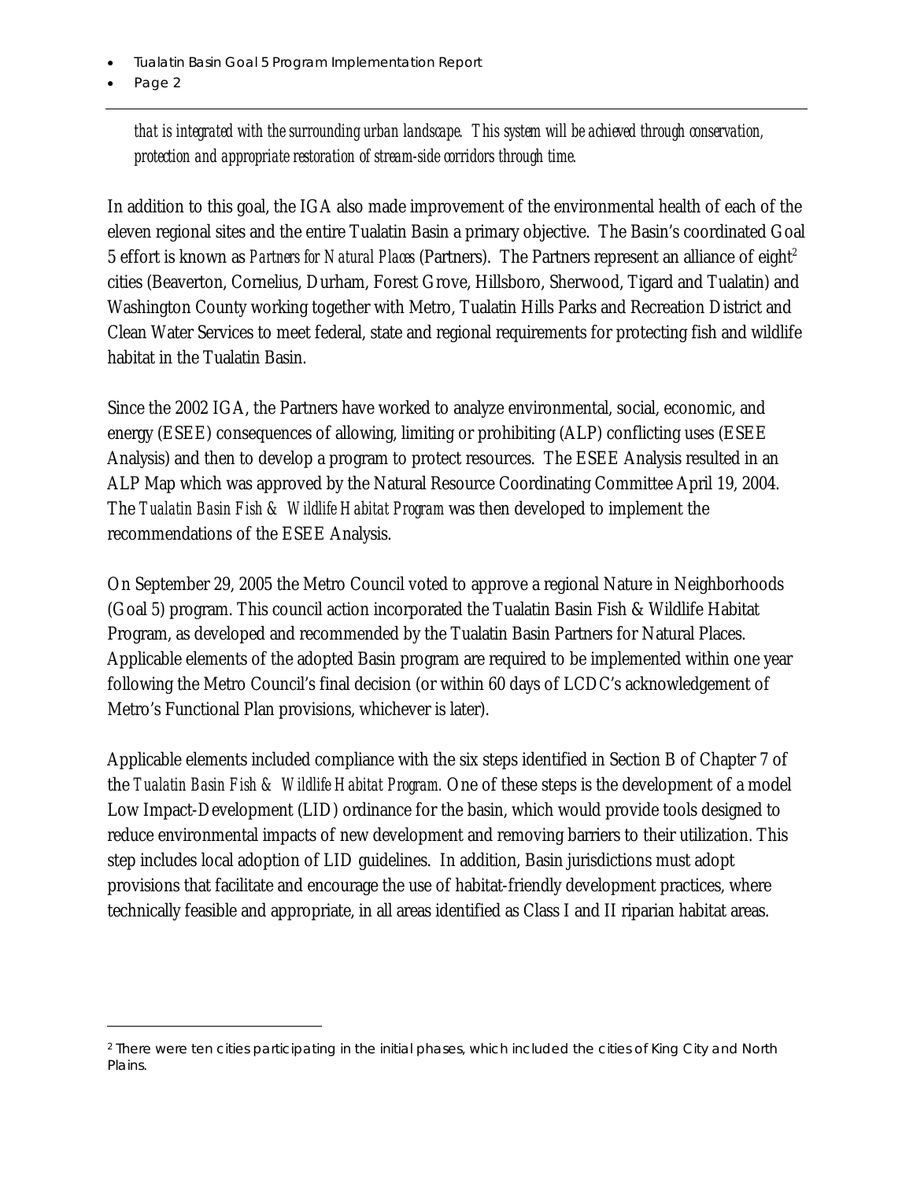*that is integrated with the surrounding urban landscape. This system will be achieved through conservation, protection and appropriate restoration of stream-side corridors through time.*

In addition to this goal, the IGA also made improvement of the environmental health of each of the eleven regional sites and the entire Tualatin Basin a primary objective. The Basin's coordinated Goal 5 effort is known as *Partners for Natural Places* (Partners). The Partners represent an alliance of eight[2] cities (Beaverton, Cornelius, Durham, Forest Grove, Hillsboro, Sherwood, Tigard and Tualatin) and Washington County working together with Metro, Tualatin Hills Parks and Recreation District and Clean Water Services to meet federal, state and regional requirements for protecting fish and wildlife habitat in the Tualatin Basin.

Since the 2002 IGA, the Partners have worked to analyze environmental, social, economic, and energy (ESEE) consequences of allowing, limiting or prohibiting (ALP) conflicting uses (ESEE Analysis) and then to develop a program to protect resources. The ESEE Analysis resulted in an ALP Map which was approved by the Natural Resource Coordinating Committee April 19, 2004. The *Tualatin Basin Fish & Wildlife Habitat Program* was then developed to implement the recommendations of the ESEE Analysis.

On September 29, 2005 the Metro Council voted to approve a regional Nature in Neighborhoods (Goal 5) program. This council action incorporated the Tualatin Basin Fish & Wildlife Habitat Program, as developed and recommended by the Tualatin Basin Partners for Natural Places. Applicable elements of the adopted Basin program are required to be implemented within one year following the Metro Council's final decision (or within 60 days of LCDC's acknowledgement of Metro's Functional Plan provisions, whichever is later).

Applicable elements included compliance with the six steps identified in Section B of Chapter 7 of the *Tualatin Basin Fish & Wildlife Habitat Program.* One of these steps is the development of a model Low Impact-Development (LID) ordinance for the basin, which would provide tools designed to reduce environmental impacts of new development and removing barriers to their utilization. This step includes local adoption of LID guidelines. In addition, Basin jurisdictions must adopt provisions that facilitate and encourage the use of habitat-friendly development practices, where technically feasible and appropriate, in all areas identified as Class I and II riparian habitat areas.

---

[2] There were ten cities participating in the initial phases, which included the cities of King City and North Plains.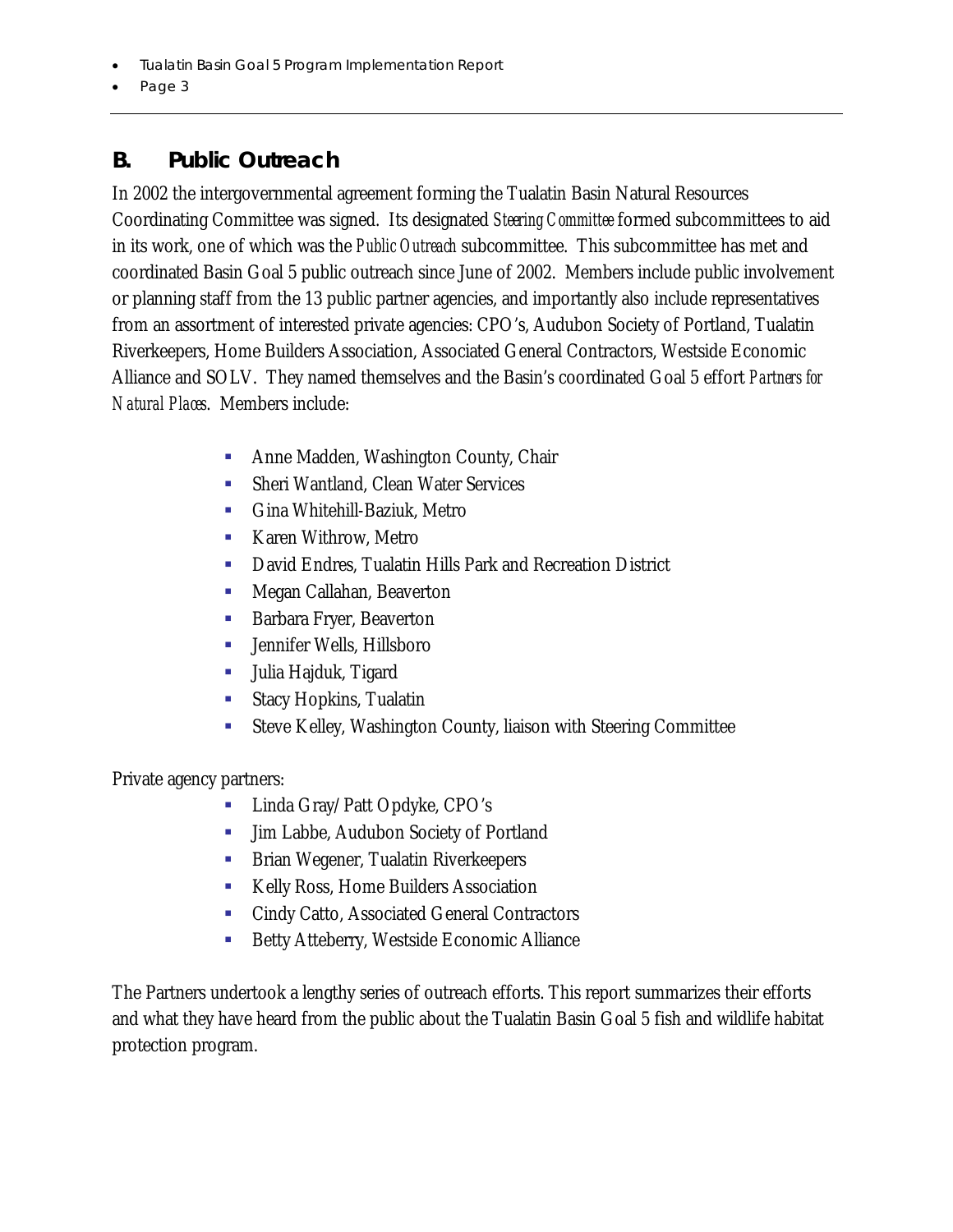## B. Public Outreach

In 2002 the intergovernmental agreement forming the Tualatin Basin Natural Resources Coordinating Committee was signed. Its designated *Steering Committee* formed subcommittees to aid in its work, one of which was the *Public Outreach* subcommittee. This subcommittee has met and coordinated Basin Goal 5 public outreach since June of 2002. Members include public involvement or planning staff from the 13 public partner agencies, and importantly also include representatives from an assortment of interested private agencies: CPO's, Audubon Society of Portland, Tualatin Riverkeepers, Home Builders Association, Associated General Contractors, Westside Economic Alliance and SOLV. They named themselves and the Basin's coordinated Goal 5 effort *Partners for Natural Places*. Members include:

- Anne Madden, Washington County, Chair
- Sheri Wantland, Clean Water Services
- Gina Whitehill-Baziuk, Metro
- Karen Withrow, Metro
- David Endres, Tualatin Hills Park and Recreation District
- Megan Callahan, Beaverton
- Barbara Fryer, Beaverton
- Jennifer Wells, Hillsboro
- Julia Hajduk, Tigard
- Stacy Hopkins, Tualatin
- Steve Kelley, Washington County, liaison with Steering Committee

Private agency partners:

- Linda Gray/Patt Opdyke, CPO's
- Jim Labbe, Audubon Society of Portland
- Brian Wegener, Tualatin Riverkeepers
- Kelly Ross, Home Builders Association
- Cindy Catto, Associated General Contractors
- Betty Atteberry, Westside Economic Alliance

The Partners undertook a lengthy series of outreach efforts. This report summarizes their efforts and what they have heard from the public about the Tualatin Basin Goal 5 fish and wildlife habitat protection program.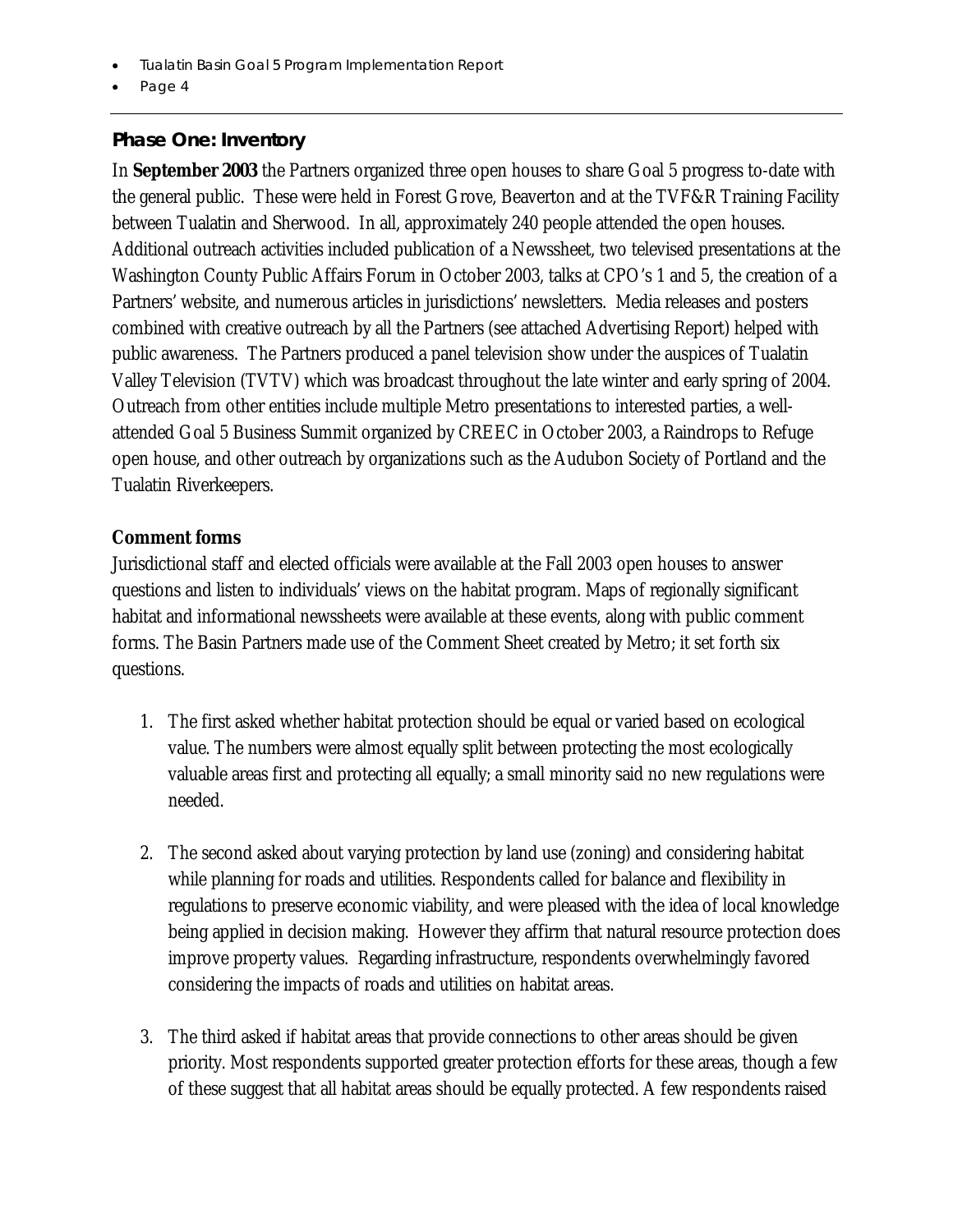## Phase One: Inventory

In **September 2003** the Partners organized three open houses to share Goal 5 progress to-date with the general public. These were held in Forest Grove, Beaverton and at the TVF&R Training Facility between Tualatin and Sherwood. In all, approximately 240 people attended the open houses. Additional outreach activities included publication of a Newssheet, two televised presentations at the Washington County Public Affairs Forum in October 2003, talks at CPO's 1 and 5, the creation of a Partners' website, and numerous articles in jurisdictions' newsletters. Media releases and posters combined with creative outreach by all the Partners (see attached Advertising Report) helped with public awareness. The Partners produced a panel television show under the auspices of Tualatin Valley Television (TVTV) which was broadcast throughout the late winter and early spring of 2004. Outreach from other entities include multiple Metro presentations to interested parties, a well-attended Goal 5 Business Summit organized by CREEC in October 2003, a Raindrops to Refuge open house, and other outreach by organizations such as the Audubon Society of Portland and the Tualatin Riverkeepers.

**Comment forms**

Jurisdictional staff and elected officials were available at the Fall 2003 open houses to answer questions and listen to individuals' views on the habitat program. Maps of regionally significant habitat and informational newssheets were available at these events, along with public comment forms. The Basin Partners made use of the Comment Sheet created by Metro; it set forth six questions.

1. The first asked whether habitat protection should be equal or varied based on ecological value. The numbers were almost equally split between protecting the most ecologically valuable areas first and protecting all equally; a small minority said no new regulations were needed.

2. The second asked about varying protection by land use (zoning) and considering habitat while planning for roads and utilities. Respondents called for balance and flexibility in regulations to preserve economic viability, and were pleased with the idea of local knowledge being applied in decision making. However they affirm that natural resource protection does improve property values. Regarding infrastructure, respondents overwhelmingly favored considering the impacts of roads and utilities on habitat areas.

3. The third asked if habitat areas that provide connections to other areas should be given priority. Most respondents supported greater protection efforts for these areas, though a few of these suggest that all habitat areas should be equally protected. A few respondents raised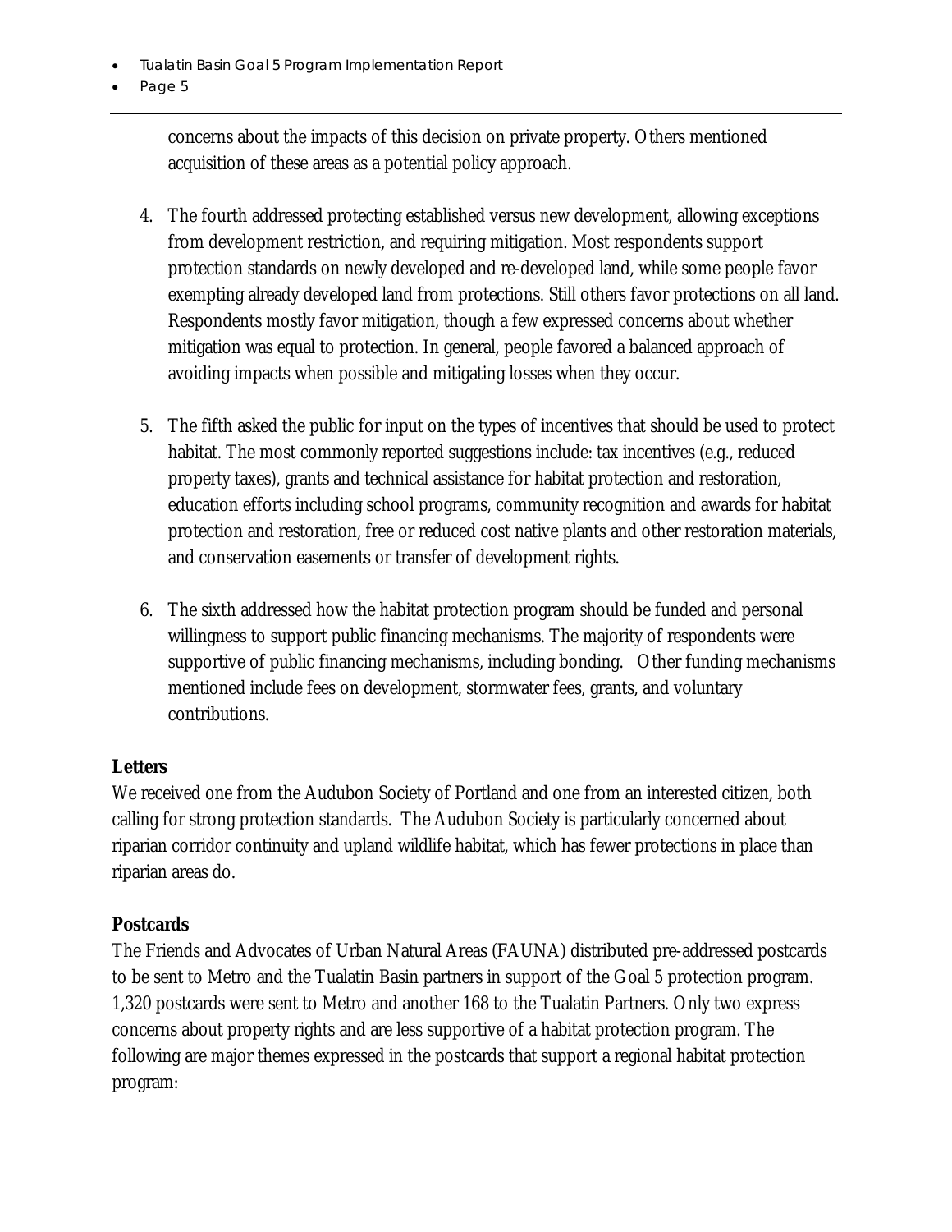concerns about the impacts of this decision on private property. Others mentioned acquisition of these areas as a potential policy approach.

4. The fourth addressed protecting established versus new development, allowing exceptions from development restriction, and requiring mitigation. Most respondents support protection standards on newly developed and re-developed land, while some people favor exempting already developed land from protections. Still others favor protections on all land. Respondents mostly favor mitigation, though a few expressed concerns about whether mitigation was equal to protection. In general, people favored a balanced approach of avoiding impacts when possible and mitigating losses when they occur.

5. The fifth asked the public for input on the types of incentives that should be used to protect habitat. The most commonly reported suggestions include: tax incentives (e.g., reduced property taxes), grants and technical assistance for habitat protection and restoration, education efforts including school programs, community recognition and awards for habitat protection and restoration, free or reduced cost native plants and other restoration materials, and conservation easements or transfer of development rights.

6. The sixth addressed how the habitat protection program should be funded and personal willingness to support public financing mechanisms. The majority of respondents were supportive of public financing mechanisms, including bonding. Other funding mechanisms mentioned include fees on development, stormwater fees, grants, and voluntary contributions.

**Letters**

We received one from the Audubon Society of Portland and one from an interested citizen, both calling for strong protection standards. The Audubon Society is particularly concerned about riparian corridor continuity and upland wildlife habitat, which has fewer protections in place than riparian areas do.

**Postcards**

The Friends and Advocates of Urban Natural Areas (FAUNA) distributed pre-addressed postcards to be sent to Metro and the Tualatin Basin partners in support of the Goal 5 protection program. 1,320 postcards were sent to Metro and another 168 to the Tualatin Partners. Only two express concerns about property rights and are less supportive of a habitat protection program. The following are major themes expressed in the postcards that support a regional habitat protection program: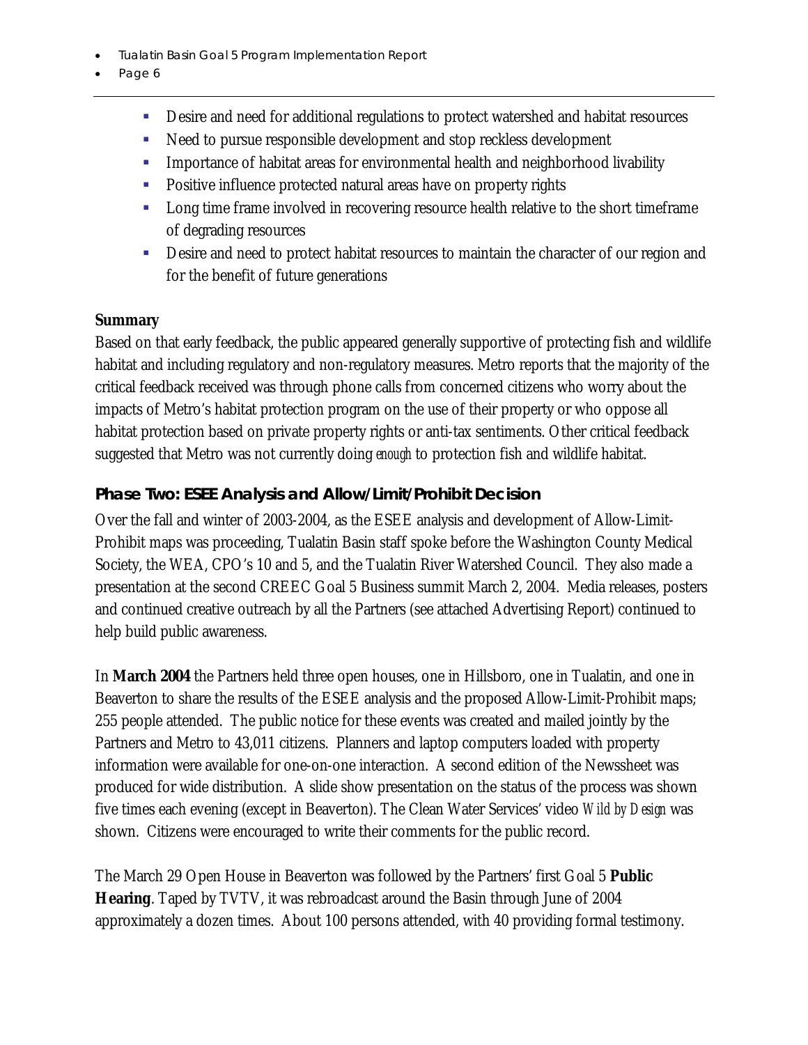- Desire and need for additional regulations to protect watershed and habitat resources
- Need to pursue responsible development and stop reckless development
- Importance of habitat areas for environmental health and neighborhood livability
- Positive influence protected natural areas have on property rights
- Long time frame involved in recovering resource health relative to the short timeframe of degrading resources
- Desire and need to protect habitat resources to maintain the character of our region and for the benefit of future generations

**Summary**

Based on that early feedback, the public appeared generally supportive of protecting fish and wildlife habitat and including regulatory and non-regulatory measures. Metro reports that the majority of the critical feedback received was through phone calls from concerned citizens who worry about the impacts of Metro's habitat protection program on the use of their property or who oppose all habitat protection based on private property rights or anti-tax sentiments. Other critical feedback suggested that Metro was not currently doing *enough* to protection fish and wildlife habitat.

### Phase Two: ESEE Analysis and Allow/Limit/Prohibit Decision

Over the fall and winter of 2003-2004, as the ESEE analysis and development of Allow-Limit-Prohibit maps was proceeding, Tualatin Basin staff spoke before the Washington County Medical Society, the WEA, CPO's 10 and 5, and the Tualatin River Watershed Council. They also made a presentation at the second CREEC Goal 5 Business summit March 2, 2004. Media releases, posters and continued creative outreach by all the Partners (see attached Advertising Report) continued to help build public awareness.

In **March 2004** the Partners held three open houses, one in Hillsboro, one in Tualatin, and one in Beaverton to share the results of the ESEE analysis and the proposed Allow-Limit-Prohibit maps; 255 people attended. The public notice for these events was created and mailed jointly by the Partners and Metro to 43,011 citizens. Planners and laptop computers loaded with property information were available for one-on-one interaction. A second edition of the Newssheet was produced for wide distribution. A slide show presentation on the status of the process was shown five times each evening (except in Beaverton). The Clean Water Services' video *Wild by Design* was shown. Citizens were encouraged to write their comments for the public record.

The March 29 Open House in Beaverton was followed by the Partners' first Goal 5 **Public Hearing**. Taped by TVTV, it was rebroadcast around the Basin through June of 2004 approximately a dozen times. About 100 persons attended, with 40 providing formal testimony.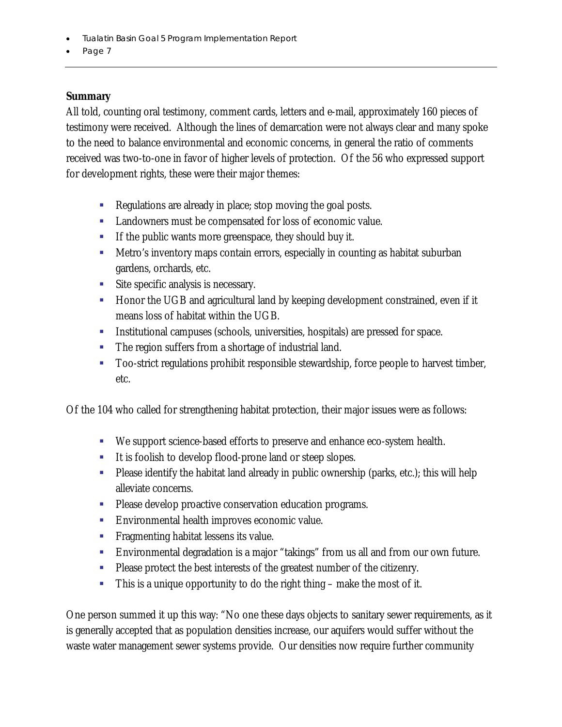**Summary**

All told, counting oral testimony, comment cards, letters and e-mail, approximately 160 pieces of testimony were received. Although the lines of demarcation were not always clear and many spoke to the need to balance environmental and economic concerns, in general the ratio of comments received was two-to-one in favor of higher levels of protection. Of the 56 who expressed support for development rights, these were their major themes:

- Regulations are already in place; stop moving the goal posts.
- Landowners must be compensated for loss of economic value.
- If the public wants more greenspace, they should buy it.
- Metro's inventory maps contain errors, especially in counting as habitat suburban gardens, orchards, etc.
- Site specific analysis is necessary.
- Honor the UGB and agricultural land by keeping development constrained, even if it means loss of habitat within the UGB.
- Institutional campuses (schools, universities, hospitals) are pressed for space.
- The region suffers from a shortage of industrial land.
- Too-strict regulations prohibit responsible stewardship, force people to harvest timber, etc.

Of the 104 who called for strengthening habitat protection, their major issues were as follows:

- We support science-based efforts to preserve and enhance eco-system health.
- It is foolish to develop flood-prone land or steep slopes.
- Please identify the habitat land already in public ownership (parks, etc.); this will help alleviate concerns.
- Please develop proactive conservation education programs.
- Environmental health improves economic value.
- Fragmenting habitat lessens its value.
- Environmental degradation is a major "takings" from us all and from our own future.
- Please protect the best interests of the greatest number of the citizenry.
- This is a unique opportunity to do the right thing – make the most of it.

One person summed it up this way: "No one these days objects to sanitary sewer requirements, as it is generally accepted that as population densities increase, our aquifers would suffer without the waste water management sewer systems provide. Our densities now require further community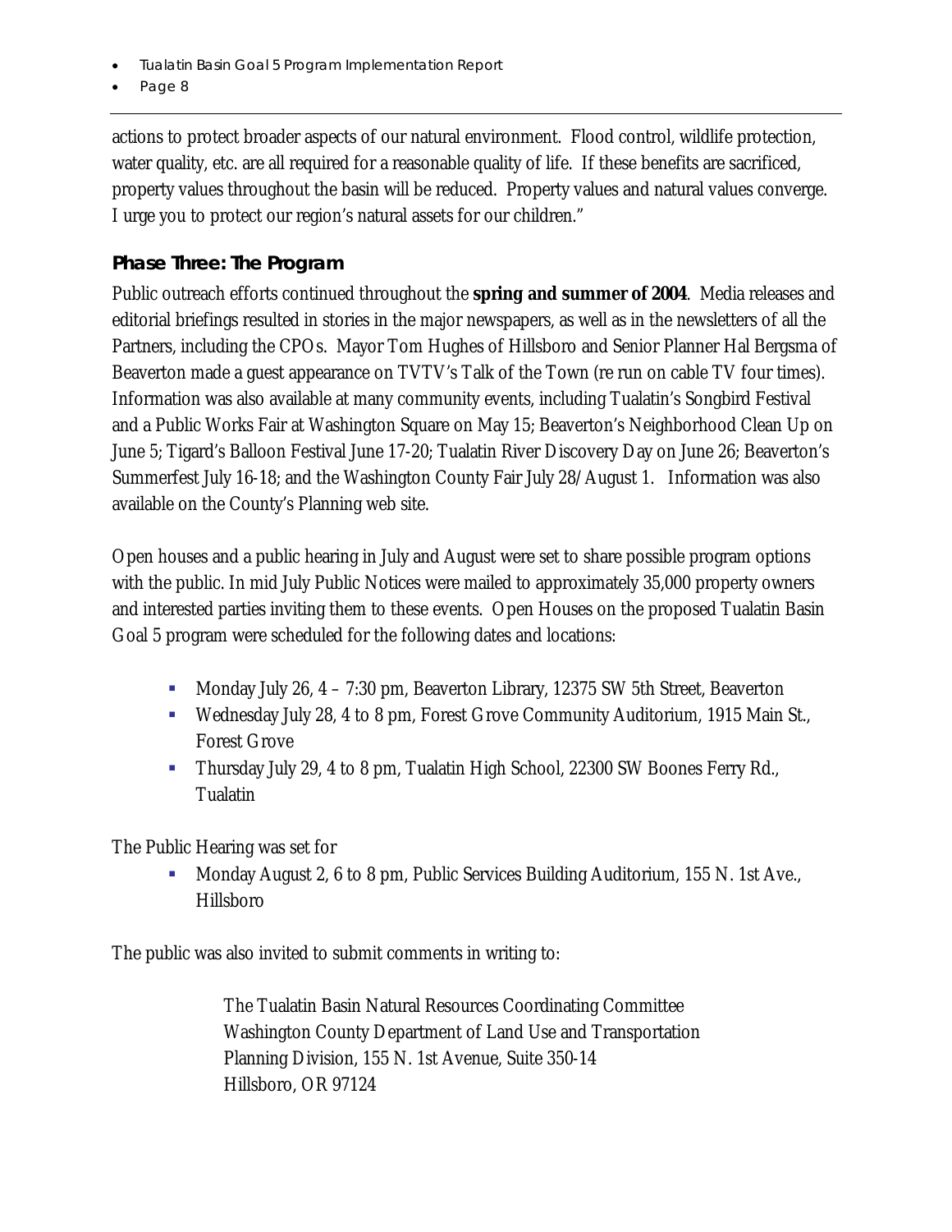actions to protect broader aspects of our natural environment. Flood control, wildlife protection, water quality, etc. are all required for a reasonable quality of life. If these benefits are sacrificed, property values throughout the basin will be reduced. Property values and natural values converge. I urge you to protect our region's natural assets for our children."

### Phase Three: The Program

Public outreach efforts continued throughout the **spring and summer of 2004**. Media releases and editorial briefings resulted in stories in the major newspapers, as well as in the newsletters of all the Partners, including the CPOs. Mayor Tom Hughes of Hillsboro and Senior Planner Hal Bergsma of Beaverton made a guest appearance on TVTV's Talk of the Town (re run on cable TV four times). Information was also available at many community events, including Tualatin's Songbird Festival and a Public Works Fair at Washington Square on May 15; Beaverton's Neighborhood Clean Up on June 5; Tigard's Balloon Festival June 17-20; Tualatin River Discovery Day on June 26; Beaverton's Summerfest July 16-18; and the Washington County Fair July 28/August 1. Information was also available on the County's Planning web site.

Open houses and a public hearing in July and August were set to share possible program options with the public. In mid July Public Notices were mailed to approximately 35,000 property owners and interested parties inviting them to these events. Open Houses on the proposed Tualatin Basin Goal 5 program were scheduled for the following dates and locations:

- Monday July 26, 4 – 7:30 pm, Beaverton Library, 12375 SW 5th Street, Beaverton
- Wednesday July 28, 4 to 8 pm, Forest Grove Community Auditorium, 1915 Main St., Forest Grove
- Thursday July 29, 4 to 8 pm, Tualatin High School, 22300 SW Boones Ferry Rd., Tualatin

The Public Hearing was set for

- Monday August 2, 6 to 8 pm, Public Services Building Auditorium, 155 N. 1st Ave., Hillsboro

The public was also invited to submit comments in writing to:

The Tualatin Basin Natural Resources Coordinating Committee
Washington County Department of Land Use and Transportation
Planning Division, 155 N. 1st Avenue, Suite 350-14
Hillsboro, OR 97124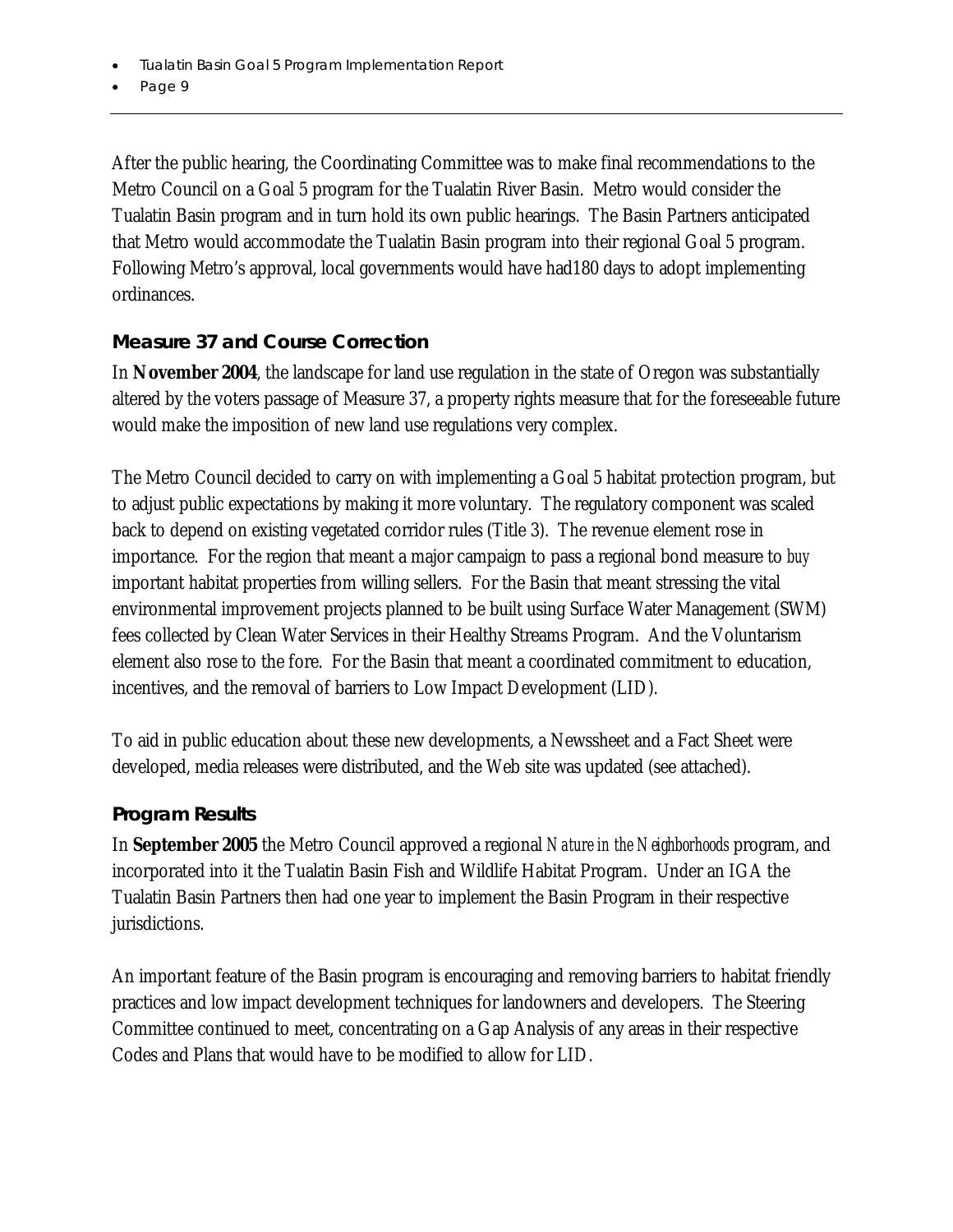After the public hearing, the Coordinating Committee was to make final recommendations to the Metro Council on a Goal 5 program for the Tualatin River Basin. Metro would consider the Tualatin Basin program and in turn hold its own public hearings. The Basin Partners anticipated that Metro would accommodate the Tualatin Basin program into their regional Goal 5 program. Following Metro's approval, local governments would have had180 days to adopt implementing ordinances.

### Measure 37 and Course Correction

In **November 2004**, the landscape for land use regulation in the state of Oregon was substantially altered by the voters passage of Measure 37, a property rights measure that for the foreseeable future would make the imposition of new land use regulations very complex.

The Metro Council decided to carry on with implementing a Goal 5 habitat protection program, but to adjust public expectations by making it more voluntary. The regulatory component was scaled back to depend on existing vegetated corridor rules (Title 3). The revenue element rose in importance. For the region that meant a major campaign to pass a regional bond measure to *buy* important habitat properties from willing sellers. For the Basin that meant stressing the vital environmental improvement projects planned to be built using Surface Water Management (SWM) fees collected by Clean Water Services in their Healthy Streams Program. And the Voluntarism element also rose to the fore. For the Basin that meant a coordinated commitment to education, incentives, and the removal of barriers to Low Impact Development (LID).

To aid in public education about these new developments, a Newssheet and a Fact Sheet were developed, media releases were distributed, and the Web site was updated (see attached).

### Program Results

In **September 2005** the Metro Council approved a regional *Nature in the Neighborhoods* program, and incorporated into it the Tualatin Basin Fish and Wildlife Habitat Program. Under an IGA the Tualatin Basin Partners then had one year to implement the Basin Program in their respective jurisdictions.

An important feature of the Basin program is encouraging and removing barriers to habitat friendly practices and low impact development techniques for landowners and developers. The Steering Committee continued to meet, concentrating on a Gap Analysis of any areas in their respective Codes and Plans that would have to be modified to allow for LID.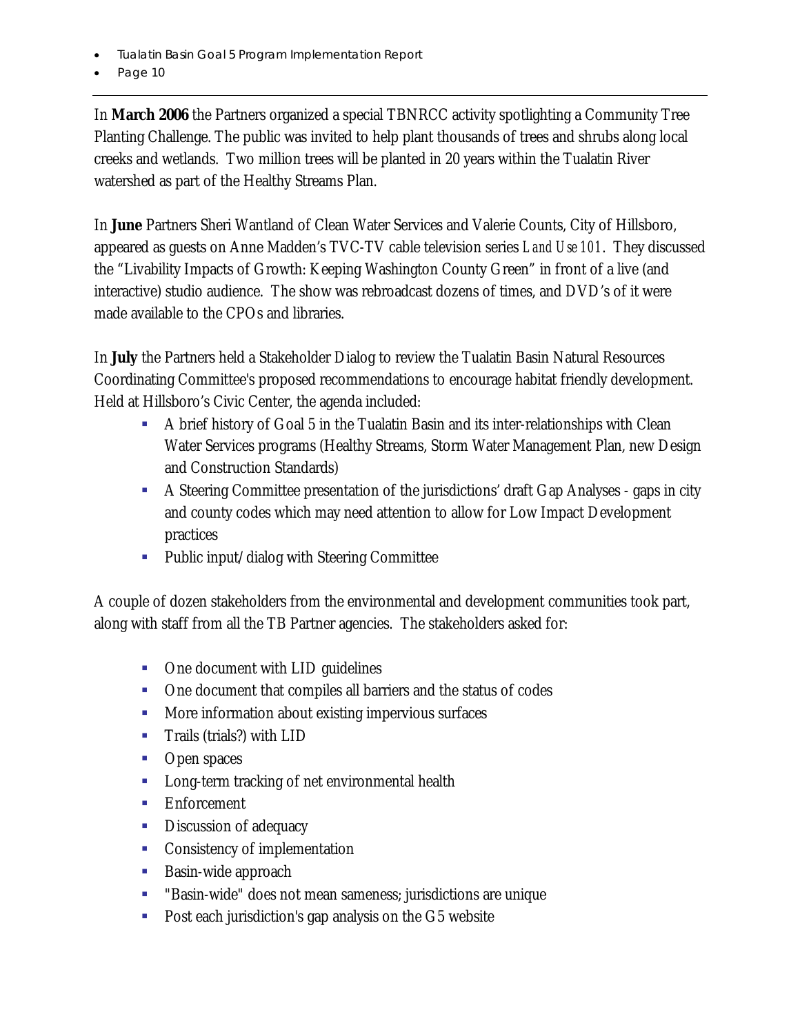In **March 2006** the Partners organized a special TBNRCC activity spotlighting a Community Tree Planting Challenge. The public was invited to help plant thousands of trees and shrubs along local creeks and wetlands. Two million trees will be planted in 20 years within the Tualatin River watershed as part of the Healthy Streams Plan.

In **June** Partners Sheri Wantland of Clean Water Services and Valerie Counts, City of Hillsboro, appeared as guests on Anne Madden's TVC-TV cable television series *Land Use 101*. They discussed the "Livability Impacts of Growth: Keeping Washington County Green" in front of a live (and interactive) studio audience. The show was rebroadcast dozens of times, and DVD's of it were made available to the CPOs and libraries.

In **July** the Partners held a Stakeholder Dialog to review the Tualatin Basin Natural Resources Coordinating Committee's proposed recommendations to encourage habitat friendly development. Held at Hillsboro's Civic Center, the agenda included:

- A brief history of Goal 5 in the Tualatin Basin and its inter-relationships with Clean Water Services programs (Healthy Streams, Storm Water Management Plan, new Design and Construction Standards)
- A Steering Committee presentation of the jurisdictions' draft Gap Analyses - gaps in city and county codes which may need attention to allow for Low Impact Development practices
- Public input/dialog with Steering Committee

A couple of dozen stakeholders from the environmental and development communities took part, along with staff from all the TB Partner agencies. The stakeholders asked for:

- One document with LID guidelines
- One document that compiles all barriers and the status of codes
- More information about existing impervious surfaces
- Trails (trials?) with LID
- Open spaces
- Long-term tracking of net environmental health
- Enforcement
- Discussion of adequacy
- Consistency of implementation
- Basin-wide approach
- "Basin-wide" does not mean sameness; jurisdictions are unique
- Post each jurisdiction's gap analysis on the G5 website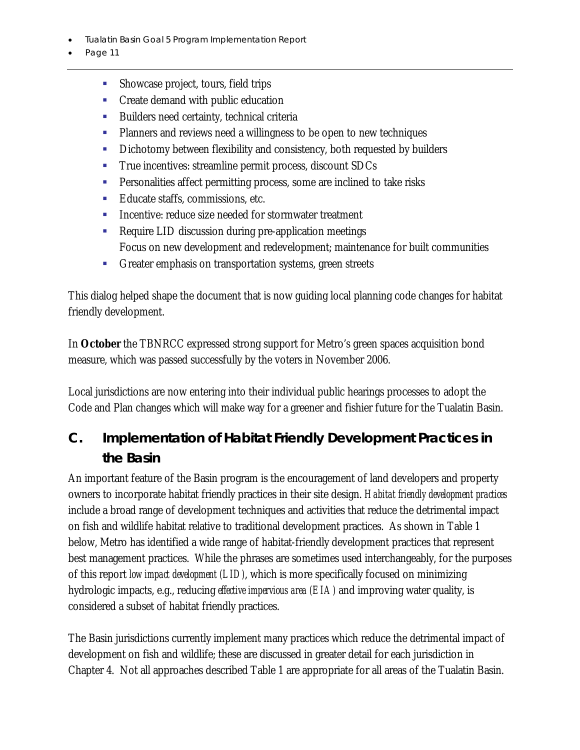- Showcase project, tours, field trips
- Create demand with public education
- Builders need certainty, technical criteria
- Planners and reviews need a willingness to be open to new techniques
- Dichotomy between flexibility and consistency, both requested by builders
- True incentives: streamline permit process, discount SDCs
- Personalities affect permitting process, some are inclined to take risks
- Educate staffs, commissions, etc.
- Incentive: reduce size needed for stormwater treatment
- Require LID discussion during pre-application meetings
  Focus on new development and redevelopment; maintenance for built communities
- Greater emphasis on transportation systems, green streets

This dialog helped shape the document that is now guiding local planning code changes for habitat friendly development.

In **October** the TBNRCC expressed strong support for Metro's green spaces acquisition bond measure, which was passed successfully by the voters in November 2006.

Local jurisdictions are now entering into their individual public hearings processes to adopt the Code and Plan changes which will make way for a greener and fishier future for the Tualatin Basin.

## C. Implementation of Habitat Friendly Development Practices in the Basin

An important feature of the Basin program is the encouragement of land developers and property owners to incorporate habitat friendly practices in their site design. *Habitat friendly development practices* include a broad range of development techniques and activities that reduce the detrimental impact on fish and wildlife habitat relative to traditional development practices. As shown in Table 1 below, Metro has identified a wide range of habitat-friendly development practices that represent best management practices. While the phrases are sometimes used interchangeably, for the purposes of this report *low impact development (LID)*, which is more specifically focused on minimizing hydrologic impacts, e.g., reducing *effective impervious area (EIA)* and improving water quality, is considered a subset of habitat friendly practices.

The Basin jurisdictions currently implement many practices which reduce the detrimental impact of development on fish and wildlife; these are discussed in greater detail for each jurisdiction in Chapter 4. Not all approaches described Table 1 are appropriate for all areas of the Tualatin Basin.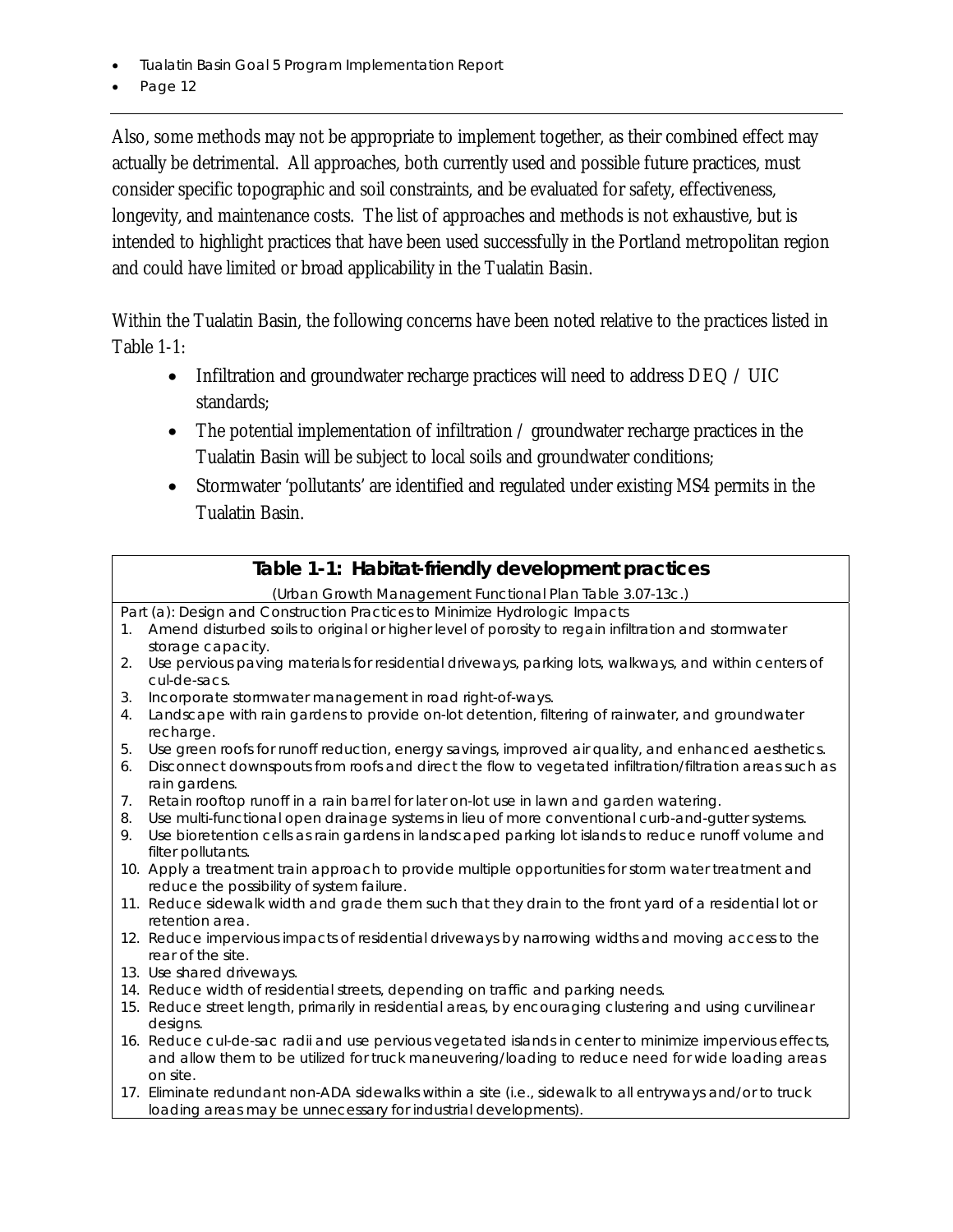Also, some methods may not be appropriate to implement together, as their combined effect may actually be detrimental. All approaches, both currently used and possible future practices, must consider specific topographic and soil constraints, and be evaluated for safety, effectiveness, longevity, and maintenance costs. The list of approaches and methods is not exhaustive, but is intended to highlight practices that have been used successfully in the Portland metropolitan region and could have limited or broad applicability in the Tualatin Basin.

Within the Tualatin Basin, the following concerns have been noted relative to the practices listed in Table 1-1:

- Infiltration and groundwater recharge practices will need to address DEQ / UIC standards;
- The potential implementation of infiltration / groundwater recharge practices in the Tualatin Basin will be subject to local soils and groundwater conditions;
- Stormwater 'pollutants' are identified and regulated under existing MS4 permits in the Tualatin Basin.

**Table 1-1: Habitat-friendly development practices**

*(Urban Growth Management Functional Plan Table 3.07-13c.)*

Part (a): Design and Construction Practices to Minimize Hydrologic Impacts

1. Amend disturbed soils to original or higher level of porosity to regain infiltration and stormwater storage capacity.
2. Use pervious paving materials for residential driveways, parking lots, walkways, and within centers of cul-de-sacs.
3. Incorporate stormwater management in road right-of-ways.
4. Landscape with rain gardens to provide on-lot detention, filtering of rainwater, and groundwater recharge.
5. Use green roofs for runoff reduction, energy savings, improved air quality, and enhanced aesthetics.
6. Disconnect downspouts from roofs and direct the flow to vegetated infiltration/filtration areas such as rain gardens.
7. Retain rooftop runoff in a rain barrel for later on-lot use in lawn and garden watering.
8. Use multi-functional open drainage systems in lieu of more conventional curb-and-gutter systems.
9. Use bioretention cells as rain gardens in landscaped parking lot islands to reduce runoff volume and filter pollutants.
10. Apply a treatment train approach to provide multiple opportunities for storm water treatment and reduce the possibility of system failure.
11. Reduce sidewalk width and grade them such that they drain to the front yard of a residential lot or retention area.
12. Reduce impervious impacts of residential driveways by narrowing widths and moving access to the rear of the site.
13. Use shared driveways.
14. Reduce width of residential streets, depending on traffic and parking needs.
15. Reduce street length, primarily in residential areas, by encouraging clustering and using curvilinear designs.
16. Reduce cul-de-sac radii and use pervious vegetated islands in center to minimize impervious effects, and allow them to be utilized for truck maneuvering/loading to reduce need for wide loading areas on site.
17. Eliminate redundant non-ADA sidewalks within a site (i.e., sidewalk to all entryways and/or to truck loading areas may be unnecessary for industrial developments).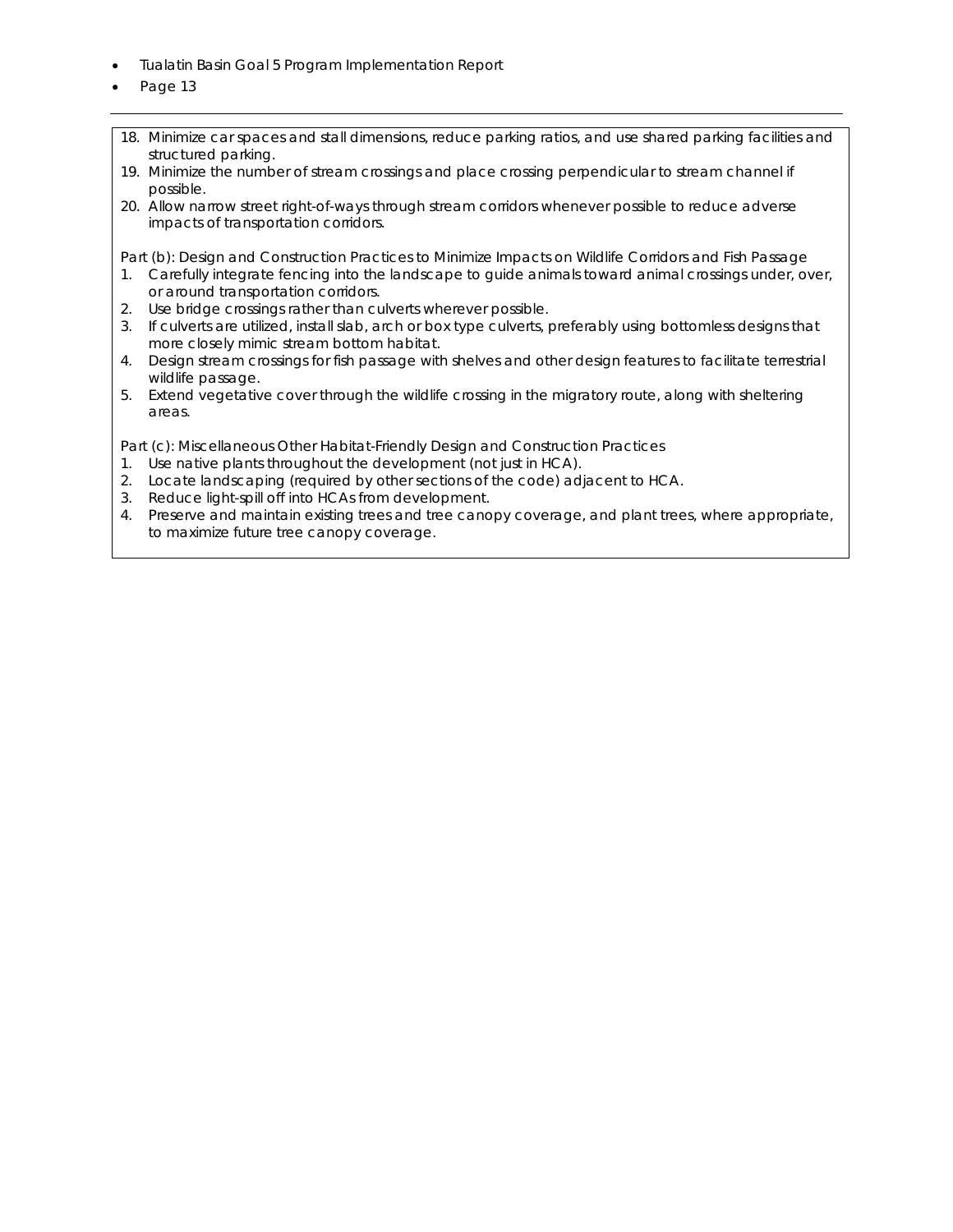18. Minimize car spaces and stall dimensions, reduce parking ratios, and use shared parking facilities and structured parking.
19. Minimize the number of stream crossings and place crossing perpendicular to stream channel if possible.
20. Allow narrow street right-of-ways through stream corridors whenever possible to reduce adverse impacts of transportation corridors.

Part (b): Design and Construction Practices to Minimize Impacts on Wildlife Corridors and Fish Passage

1. Carefully integrate fencing into the landscape to guide animals toward animal crossings under, over, or around transportation corridors.
2. Use bridge crossings rather than culverts wherever possible.
3. If culverts are utilized, install slab, arch or box type culverts, preferably using bottomless designs that more closely mimic stream bottom habitat.
4. Design stream crossings for fish passage with shelves and other design features to facilitate terrestrial wildlife passage.
5. Extend vegetative cover through the wildlife crossing in the migratory route, along with sheltering areas.

Part (c): Miscellaneous Other Habitat-Friendly Design and Construction Practices

1. Use native plants throughout the development (not just in HCA).
2. Locate landscaping (required by other sections of the code) adjacent to HCA.
3. Reduce light-spill off into HCAs from development.
4. Preserve and maintain existing trees and tree canopy coverage, and plant trees, where appropriate, to maximize future tree canopy coverage.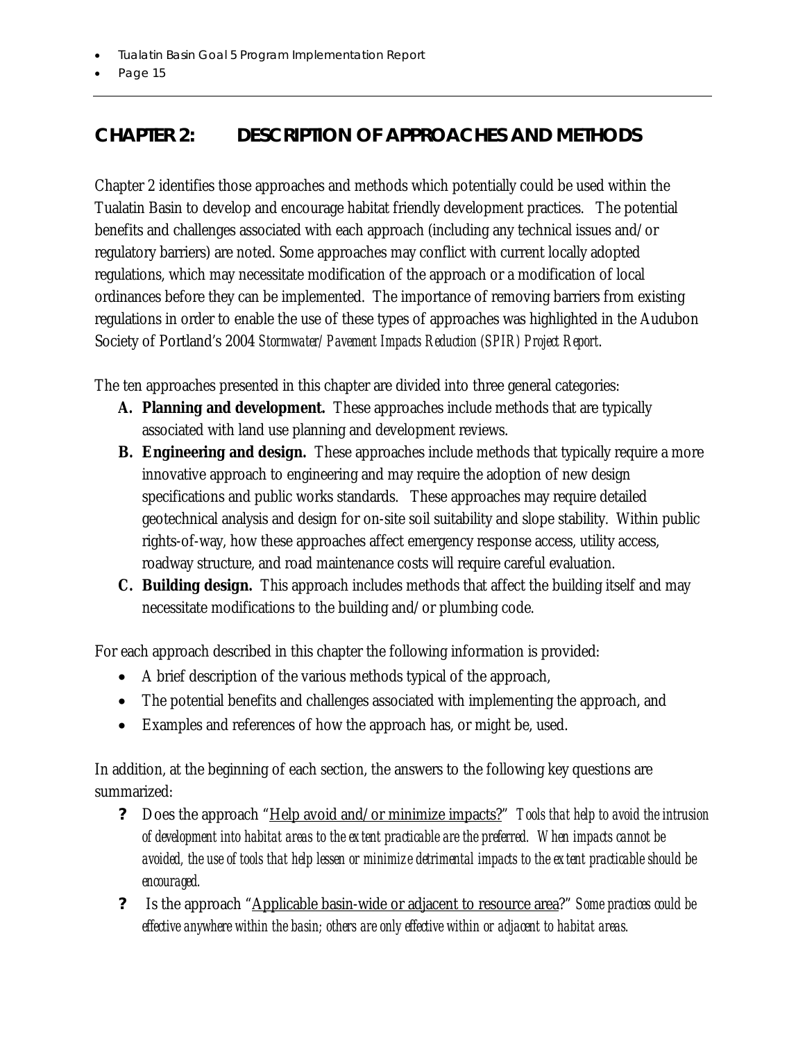# CHAPTER 2: DESCRIPTION OF APPROACHES AND METHODS

Chapter 2 identifies those approaches and methods which potentially could be used within the Tualatin Basin to develop and encourage habitat friendly development practices. The potential benefits and challenges associated with each approach (including any technical issues and/or regulatory barriers) are noted. Some approaches may conflict with current locally adopted regulations, which may necessitate modification of the approach or a modification of local ordinances before they can be implemented. The importance of removing barriers from existing regulations in order to enable the use of these types of approaches was highlighted in the Audubon Society of Portland's 2004 *Stormwater/Pavement Impacts Reduction (SPIR) Project Report*.

The ten approaches presented in this chapter are divided into three general categories:

**A. Planning and development.** These approaches include methods that are typically associated with land use planning and development reviews.

**B. Engineering and design.** These approaches include methods that typically require a more innovative approach to engineering and may require the adoption of new design specifications and public works standards. These approaches may require detailed geotechnical analysis and design for on-site soil suitability and slope stability. Within public rights-of-way, how these approaches affect emergency response access, utility access, roadway structure, and road maintenance costs will require careful evaluation.

**C. Building design.** This approach includes methods that affect the building itself and may necessitate modifications to the building and/or plumbing code.

For each approach described in this chapter the following information is provided:

- A brief description of the various methods typical of the approach,
- The potential benefits and challenges associated with implementing the approach, and
- Examples and references of how the approach has, or might be, used.

In addition, at the beginning of each section, the answers to the following key questions are summarized:

- **?** Does the approach "Help avoid and/or minimize impacts?" *Tools that help to avoid the intrusion of development into habitat areas to the extent practicable are the preferred. When impacts cannot be avoided, the use of tools that help lessen or minimize detrimental impacts to the extent practicable should be encouraged.*
- **?** Is the approach "Applicable basin-wide or adjacent to resource area?" *Some practices could be effective anywhere within the basin; others are only effective within or adjacent to habitat areas.*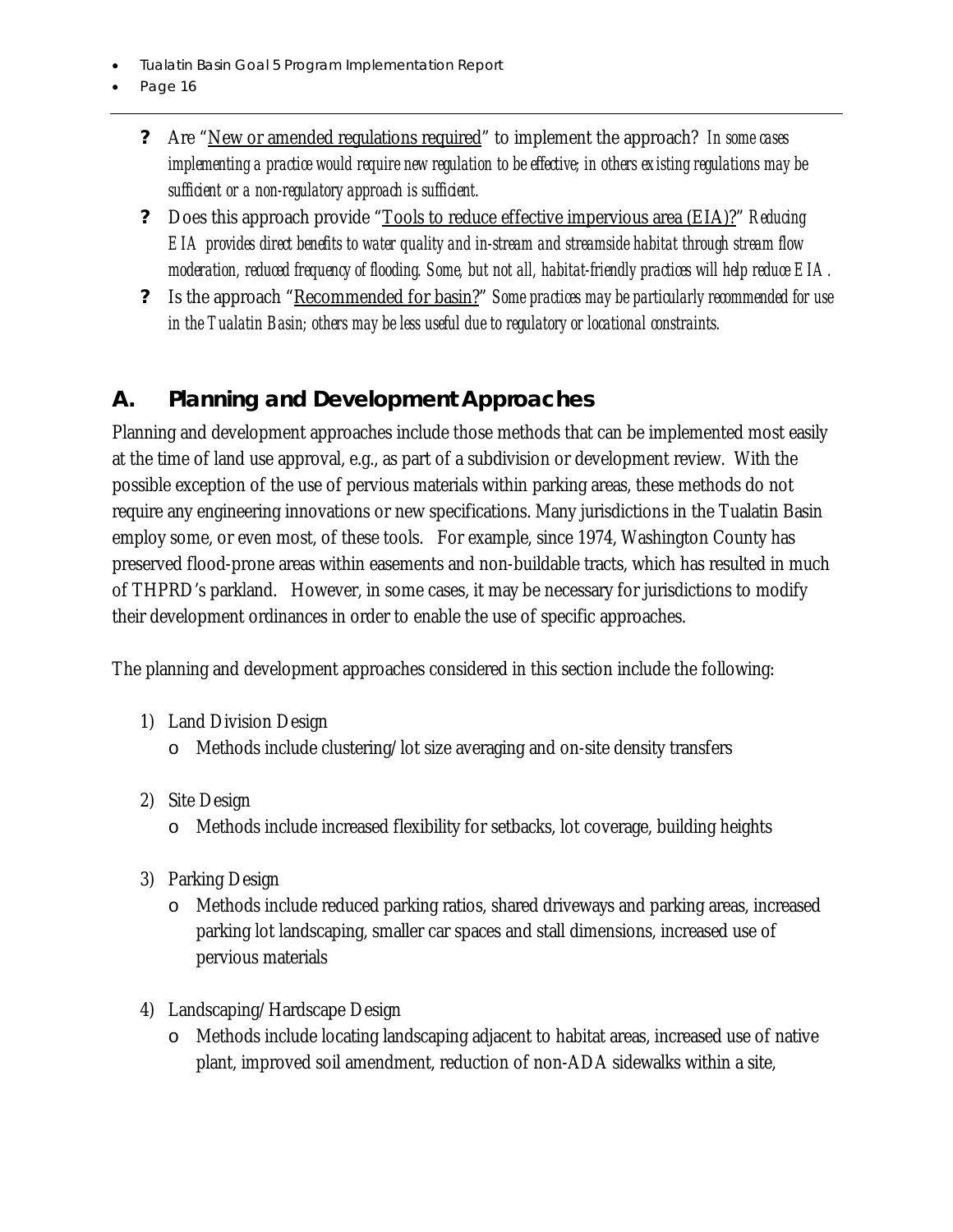- Are "<u>New or amended regulations required</u>" to implement the approach? *In some cases implementing a practice would require new regulation to be effective; in others existing regulations may be sufficient or a non-regulatory approach is sufficient.*
- Does this approach provide "<u>Tools to reduce effective impervious area (EIA)?</u>" *Reducing EIA provides direct benefits to water quality and in-stream and streamside habitat through stream flow moderation, reduced frequency of flooding. Some, but not all, habitat-friendly practices will help reduce EIA.*
- Is the approach "<u>Recommended for basin?</u>" *Some practices may be particularly recommended for use in the Tualatin Basin; others may be less useful due to regulatory or locational constraints.*

## A. Planning and Development Approaches

Planning and development approaches include those methods that can be implemented most easily at the time of land use approval, e.g., as part of a subdivision or development review. With the possible exception of the use of pervious materials within parking areas, these methods do not require any engineering innovations or new specifications. Many jurisdictions in the Tualatin Basin employ some, or even most, of these tools. For example, since 1974, Washington County has preserved flood-prone areas within easements and non-buildable tracts, which has resulted in much of THPRD's parkland. However, in some cases, it may be necessary for jurisdictions to modify their development ordinances in order to enable the use of specific approaches.

The planning and development approaches considered in this section include the following:

1) Land Division Design
   - Methods include clustering/lot size averaging and on-site density transfers
2) Site Design
   - Methods include increased flexibility for setbacks, lot coverage, building heights
3) Parking Design
   - Methods include reduced parking ratios, shared driveways and parking areas, increased parking lot landscaping, smaller car spaces and stall dimensions, increased use of pervious materials
4) Landscaping/Hardscape Design
   - Methods include locating landscaping adjacent to habitat areas, increased use of native plant, improved soil amendment, reduction of non-ADA sidewalks within a site,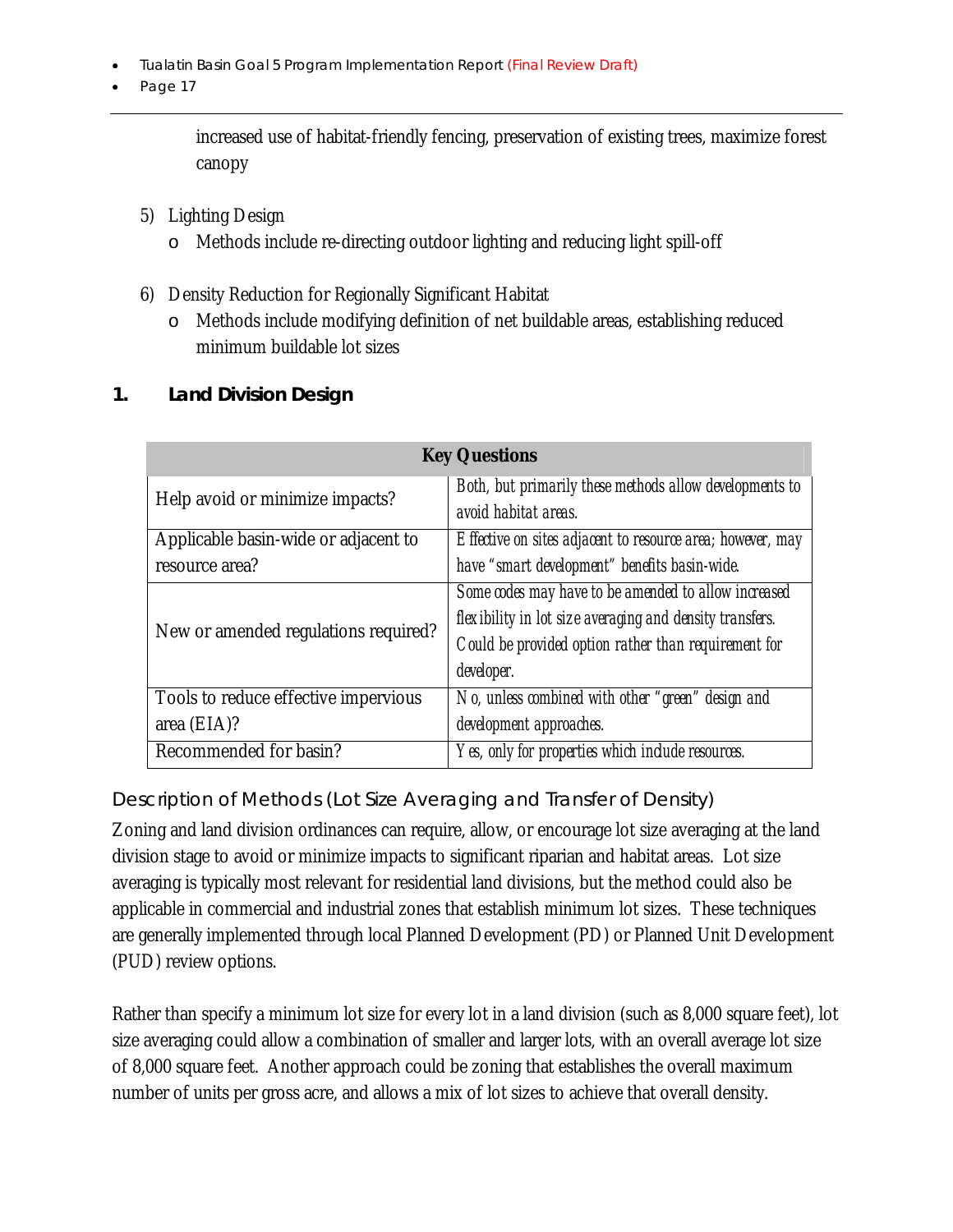increased use of habitat-friendly fencing, preservation of existing trees, maximize forest canopy

5) Lighting Design
   - Methods include re-directing outdoor lighting and reducing light spill-off

6) Density Reduction for Regionally Significant Habitat
   - Methods include modifying definition of net buildable areas, establishing reduced minimum buildable lot sizes

## 1. Land Division Design

| **Key Questions** | |
|---|---|
| Help avoid or minimize impacts? | *Both, but primarily these methods allow developments to avoid habitat areas.* |
| Applicable basin-wide or adjacent to resource area? | *Effective on sites adjacent to resource area; however, may have "smart development" benefits basin-wide.* |
| New or amended regulations required? | *Some codes may have to be amended to allow increased flexibility in lot size averaging and density transfers. Could be provided option rather than requirement for developer.* |
| Tools to reduce effective impervious area (EIA)? | *No, unless combined with other "green" design and development approaches.* |
| Recommended for basin? | *Yes, only for properties which include resources.* |

### Description of Methods (Lot Size Averaging and Transfer of Density)

Zoning and land division ordinances can require, allow, or encourage lot size averaging at the land division stage to avoid or minimize impacts to significant riparian and habitat areas. Lot size averaging is typically most relevant for residential land divisions, but the method could also be applicable in commercial and industrial zones that establish minimum lot sizes. These techniques are generally implemented through local Planned Development (PD) or Planned Unit Development (PUD) review options.

Rather than specify a minimum lot size for every lot in a land division (such as 8,000 square feet), lot size averaging could allow a combination of smaller and larger lots, with an overall average lot size of 8,000 square feet. Another approach could be zoning that establishes the overall maximum number of units per gross acre, and allows a mix of lot sizes to achieve that overall density.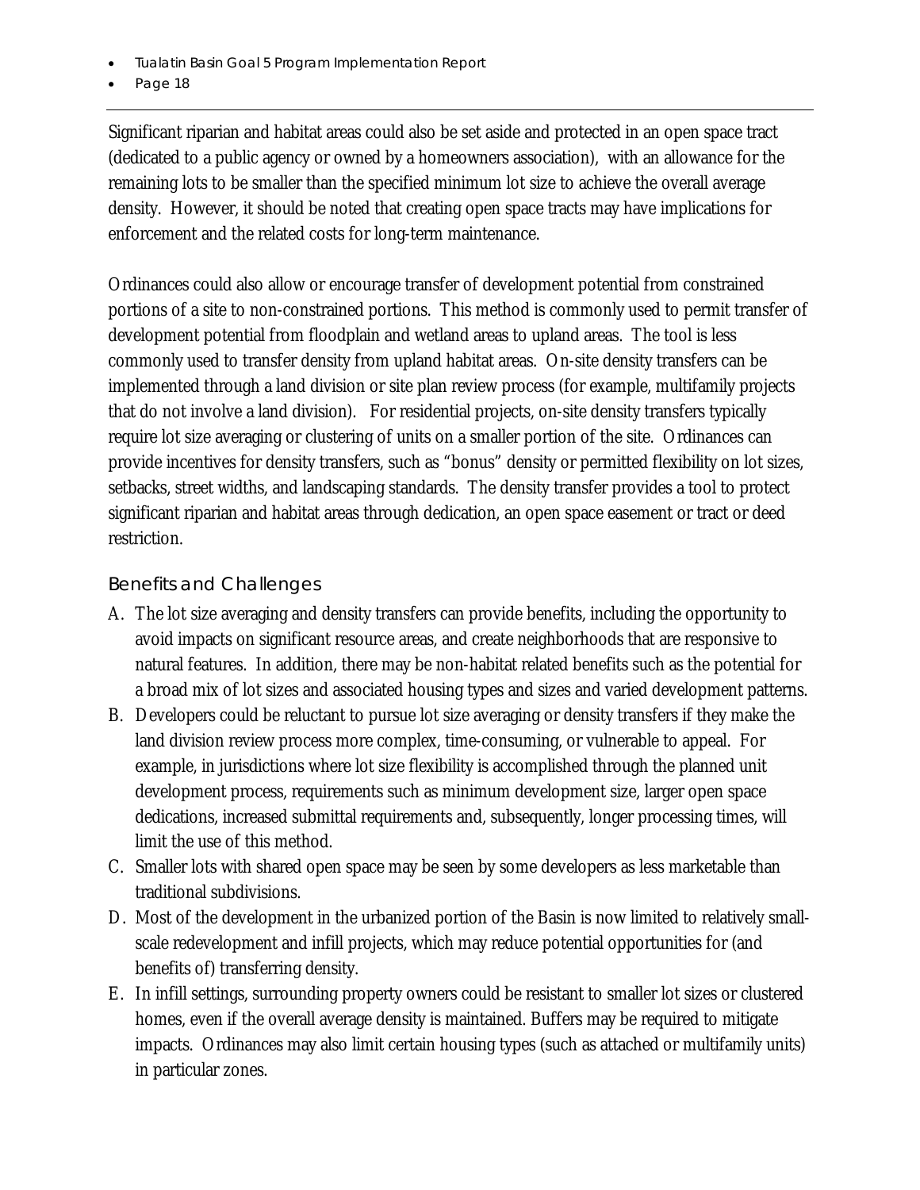Significant riparian and habitat areas could also be set aside and protected in an open space tract (dedicated to a public agency or owned by a homeowners association), with an allowance for the remaining lots to be smaller than the specified minimum lot size to achieve the overall average density. However, it should be noted that creating open space tracts may have implications for enforcement and the related costs for long-term maintenance.

Ordinances could also allow or encourage transfer of development potential from constrained portions of a site to non-constrained portions. This method is commonly used to permit transfer of development potential from floodplain and wetland areas to upland areas. The tool is less commonly used to transfer density from upland habitat areas. On-site density transfers can be implemented through a land division or site plan review process (for example, multifamily projects that do not involve a land division). For residential projects, on-site density transfers typically require lot size averaging or clustering of units on a smaller portion of the site. Ordinances can provide incentives for density transfers, such as "bonus" density or permitted flexibility on lot sizes, setbacks, street widths, and landscaping standards. The density transfer provides a tool to protect significant riparian and habitat areas through dedication, an open space easement or tract or deed restriction.

### Benefits and Challenges

A. The lot size averaging and density transfers can provide benefits, including the opportunity to avoid impacts on significant resource areas, and create neighborhoods that are responsive to natural features. In addition, there may be non-habitat related benefits such as the potential for a broad mix of lot sizes and associated housing types and sizes and varied development patterns.
B. Developers could be reluctant to pursue lot size averaging or density transfers if they make the land division review process more complex, time-consuming, or vulnerable to appeal. For example, in jurisdictions where lot size flexibility is accomplished through the planned unit development process, requirements such as minimum development size, larger open space dedications, increased submittal requirements and, subsequently, longer processing times, will limit the use of this method.
C. Smaller lots with shared open space may be seen by some developers as less marketable than traditional subdivisions.
D. Most of the development in the urbanized portion of the Basin is now limited to relatively small-scale redevelopment and infill projects, which may reduce potential opportunities for (and benefits of) transferring density.
E. In infill settings, surrounding property owners could be resistant to smaller lot sizes or clustered homes, even if the overall average density is maintained. Buffers may be required to mitigate impacts. Ordinances may also limit certain housing types (such as attached or multifamily units) in particular zones.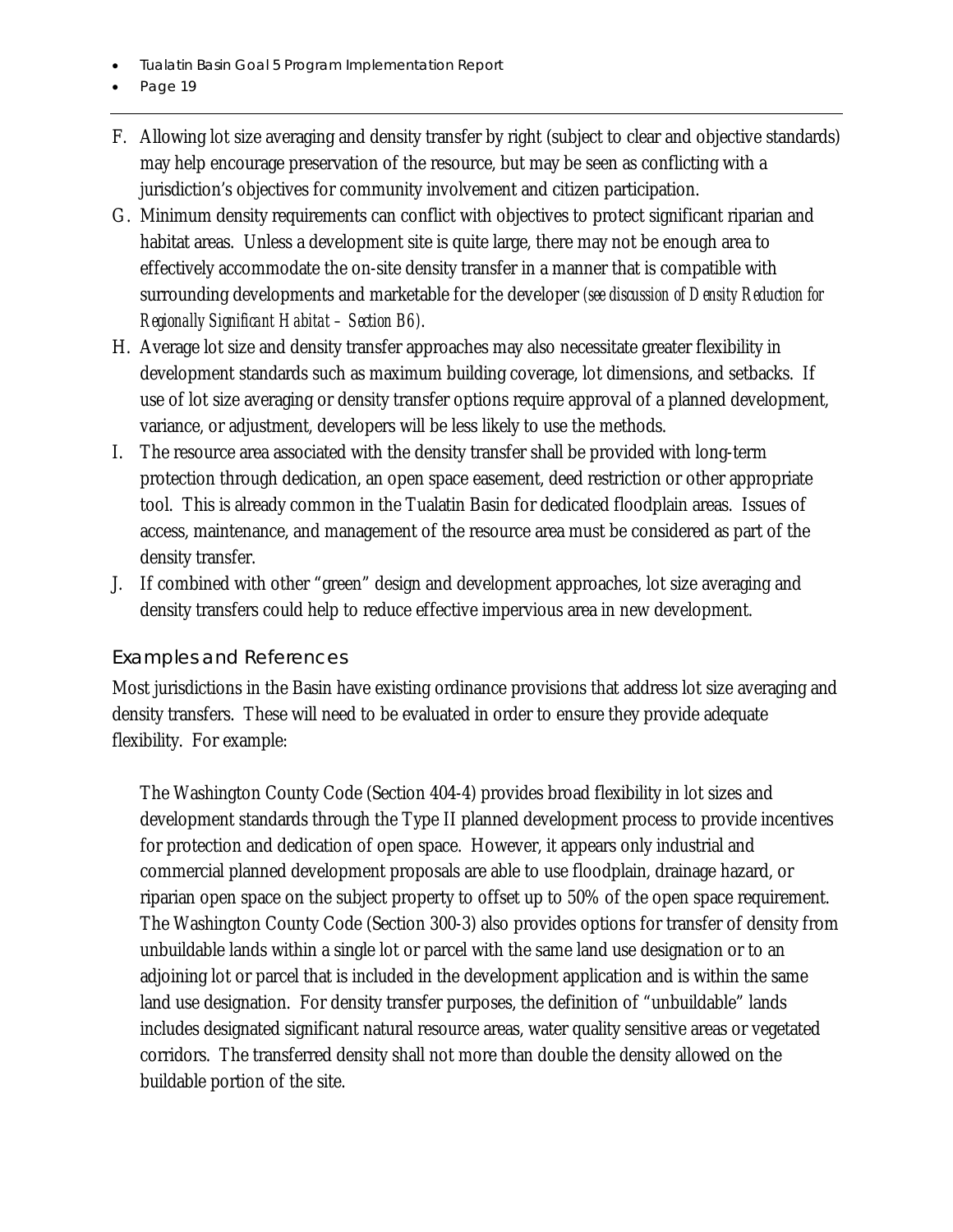F. Allowing lot size averaging and density transfer by right (subject to clear and objective standards) may help encourage preservation of the resource, but may be seen as conflicting with a jurisdiction's objectives for community involvement and citizen participation.

G. Minimum density requirements can conflict with objectives to protect significant riparian and habitat areas. Unless a development site is quite large, there may not be enough area to effectively accommodate the on-site density transfer in a manner that is compatible with surrounding developments and marketable for the developer *(see discussion of Density Reduction for Regionally Significant Habitat – Section B6)*.

H. Average lot size and density transfer approaches may also necessitate greater flexibility in development standards such as maximum building coverage, lot dimensions, and setbacks. If use of lot size averaging or density transfer options require approval of a planned development, variance, or adjustment, developers will be less likely to use the methods.

I. The resource area associated with the density transfer shall be provided with long-term protection through dedication, an open space easement, deed restriction or other appropriate tool. This is already common in the Tualatin Basin for dedicated floodplain areas. Issues of access, maintenance, and management of the resource area must be considered as part of the density transfer.

J. If combined with other "green" design and development approaches, lot size averaging and density transfers could help to reduce effective impervious area in new development.

### Examples and References

Most jurisdictions in the Basin have existing ordinance provisions that address lot size averaging and density transfers. These will need to be evaluated in order to ensure they provide adequate flexibility. For example:

> The Washington County Code (Section 404-4) provides broad flexibility in lot sizes and development standards through the Type II planned development process to provide incentives for protection and dedication of open space. However, it appears only industrial and commercial planned development proposals are able to use floodplain, drainage hazard, or riparian open space on the subject property to offset up to 50% of the open space requirement. The Washington County Code (Section 300-3) also provides options for transfer of density from unbuildable lands within a single lot or parcel with the same land use designation or to an adjoining lot or parcel that is included in the development application and is within the same land use designation. For density transfer purposes, the definition of "unbuildable" lands includes designated significant natural resource areas, water quality sensitive areas or vegetated corridors. The transferred density shall not more than double the density allowed on the buildable portion of the site.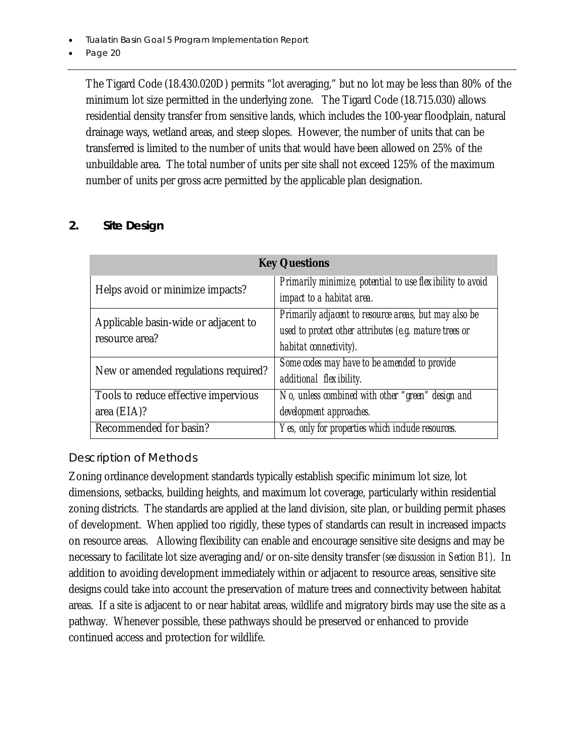The Tigard Code (18.430.020D) permits "lot averaging," but no lot may be less than 80% of the minimum lot size permitted in the underlying zone. The Tigard Code (18.715.030) allows residential density transfer from sensitive lands, which includes the 100-year floodplain, natural drainage ways, wetland areas, and steep slopes. However, the number of units that can be transferred is limited to the number of units that would have been allowed on 25% of the unbuildable area. The total number of units per site shall not exceed 125% of the maximum number of units per gross acre permitted by the applicable plan designation.

## 2. Site Design

| Key Questions | |
|---|---|
| Helps avoid or minimize impacts? | *Primarily minimize, potential to use flexibility to avoid impact to a habitat area.* |
| Applicable basin-wide or adjacent to resource area? | *Primarily adjacent to resource areas, but may also be used to protect other attributes (e.g. mature trees or habitat connectivity).* |
| New or amended regulations required? | *Some codes may have to be amended to provide additional flexibility.* |
| Tools to reduce effective impervious area (EIA)? | *No, unless combined with other "green" design and development approaches.* |
| Recommended for basin? | *Yes, only for properties which include resources.* |

### Description of Methods

Zoning ordinance development standards typically establish specific minimum lot size, lot dimensions, setbacks, building heights, and maximum lot coverage, particularly within residential zoning districts. The standards are applied at the land division, site plan, or building permit phases of development. When applied too rigidly, these types of standards can result in increased impacts on resource areas. Allowing flexibility can enable and encourage sensitive site designs and may be necessary to facilitate lot size averaging and/or on-site density transfer *(see discussion in Section B1)*. In addition to avoiding development immediately within or adjacent to resource areas, sensitive site designs could take into account the preservation of mature trees and connectivity between habitat areas. If a site is adjacent to or near habitat areas, wildlife and migratory birds may use the site as a pathway. Whenever possible, these pathways should be preserved or enhanced to provide continued access and protection for wildlife.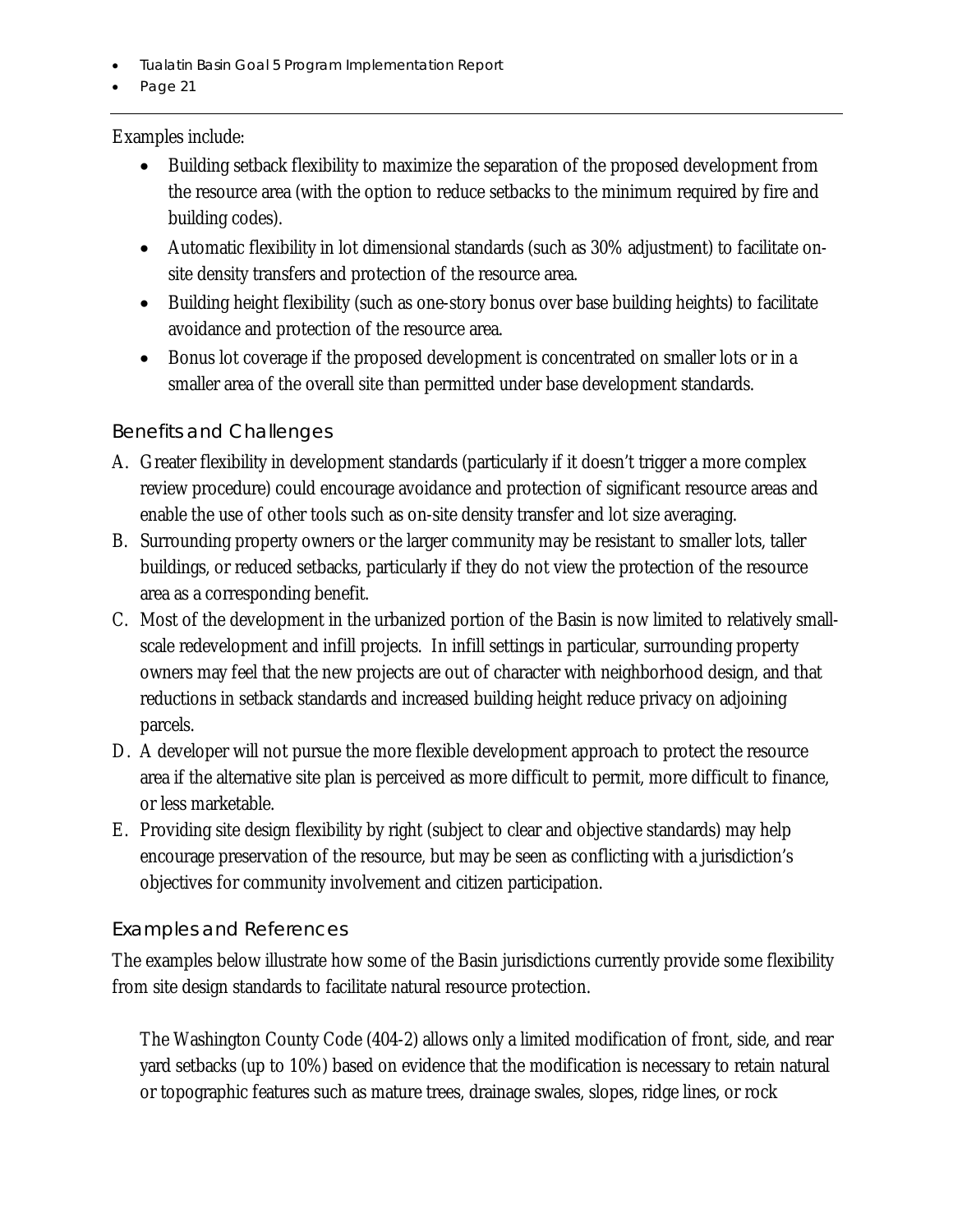Examples include:

- Building setback flexibility to maximize the separation of the proposed development from the resource area (with the option to reduce setbacks to the minimum required by fire and building codes).
- Automatic flexibility in lot dimensional standards (such as 30% adjustment) to facilitate on-site density transfers and protection of the resource area.
- Building height flexibility (such as one-story bonus over base building heights) to facilitate avoidance and protection of the resource area.
- Bonus lot coverage if the proposed development is concentrated on smaller lots or in a smaller area of the overall site than permitted under base development standards.

## Benefits and Challenges

A. Greater flexibility in development standards (particularly if it doesn't trigger a more complex review procedure) could encourage avoidance and protection of significant resource areas and enable the use of other tools such as on-site density transfer and lot size averaging.

B. Surrounding property owners or the larger community may be resistant to smaller lots, taller buildings, or reduced setbacks, particularly if they do not view the protection of the resource area as a corresponding benefit.

C. Most of the development in the urbanized portion of the Basin is now limited to relatively small-scale redevelopment and infill projects. In infill settings in particular, surrounding property owners may feel that the new projects are out of character with neighborhood design, and that reductions in setback standards and increased building height reduce privacy on adjoining parcels.

D. A developer will not pursue the more flexible development approach to protect the resource area if the alternative site plan is perceived as more difficult to permit, more difficult to finance, or less marketable.

E. Providing site design flexibility by right (subject to clear and objective standards) may help encourage preservation of the resource, but may be seen as conflicting with a jurisdiction's objectives for community involvement and citizen participation.

## Examples and References

The examples below illustrate how some of the Basin jurisdictions currently provide some flexibility from site design standards to facilitate natural resource protection.

The Washington County Code (404-2) allows only a limited modification of front, side, and rear yard setbacks (up to 10%) based on evidence that the modification is necessary to retain natural or topographic features such as mature trees, drainage swales, slopes, ridge lines, or rock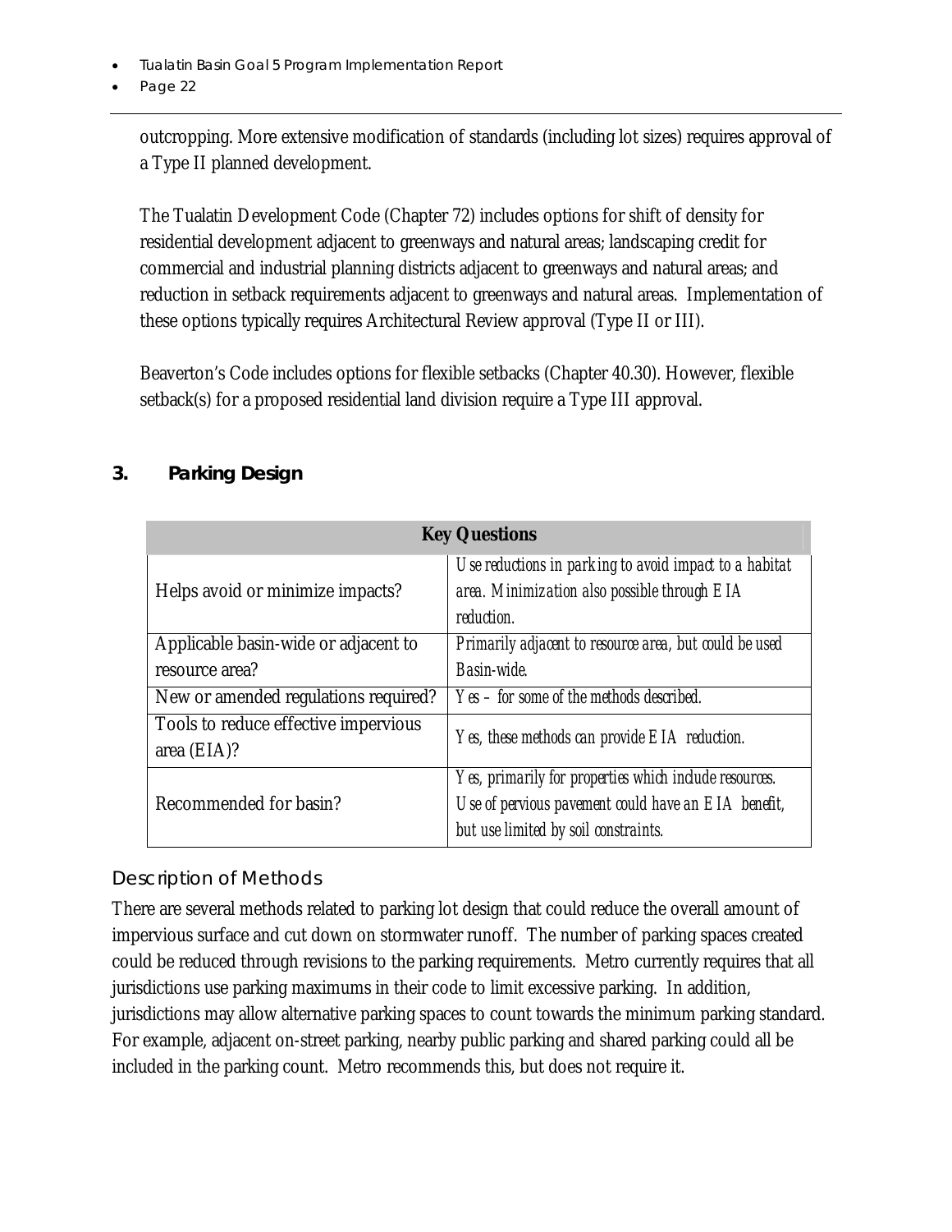outcropping. More extensive modification of standards (including lot sizes) requires approval of a Type II planned development.

The Tualatin Development Code (Chapter 72) includes options for shift of density for residential development adjacent to greenways and natural areas; landscaping credit for commercial and industrial planning districts adjacent to greenways and natural areas; and reduction in setback requirements adjacent to greenways and natural areas. Implementation of these options typically requires Architectural Review approval (Type II or III).

Beaverton's Code includes options for flexible setbacks (Chapter 40.30). However, flexible setback(s) for a proposed residential land division require a Type III approval.

## 3. Parking Design

| Key Questions | |
|---|---|
| Helps avoid or minimize impacts? | *Use reductions in parking to avoid impact to a habitat area. Minimization also possible through EIA reduction.* |
| Applicable basin-wide or adjacent to resource area? | *Primarily adjacent to resource area, but could be used Basin-wide.* |
| New or amended regulations required? | *Yes – for some of the methods described.* |
| Tools to reduce effective impervious area (EIA)? | *Yes, these methods can provide EIA reduction.* |
| Recommended for basin? | *Yes, primarily for properties which include resources. Use of pervious pavement could have an EIA benefit, but use limited by soil constraints.* |

### Description of Methods

There are several methods related to parking lot design that could reduce the overall amount of impervious surface and cut down on stormwater runoff. The number of parking spaces created could be reduced through revisions to the parking requirements. Metro currently requires that all jurisdictions use parking maximums in their code to limit excessive parking. In addition, jurisdictions may allow alternative parking spaces to count towards the minimum parking standard. For example, adjacent on-street parking, nearby public parking and shared parking could all be included in the parking count. Metro recommends this, but does not require it.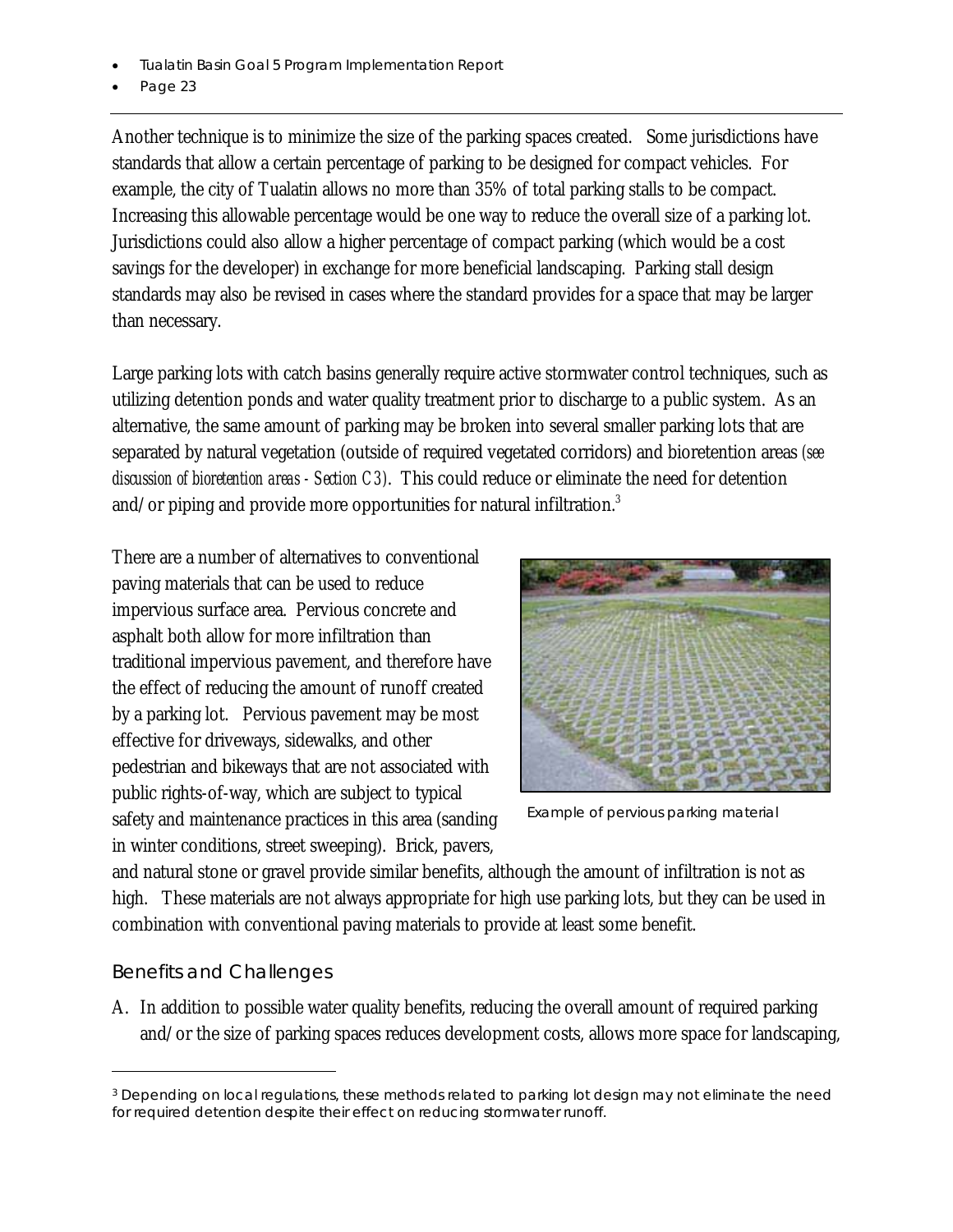Another technique is to minimize the size of the parking spaces created. Some jurisdictions have standards that allow a certain percentage of parking to be designed for compact vehicles. For example, the city of Tualatin allows no more than 35% of total parking stalls to be compact. Increasing this allowable percentage would be one way to reduce the overall size of a parking lot. Jurisdictions could also allow a higher percentage of compact parking (which would be a cost savings for the developer) in exchange for more beneficial landscaping. Parking stall design standards may also be revised in cases where the standard provides for a space that may be larger than necessary.

Large parking lots with catch basins generally require active stormwater control techniques, such as utilizing detention ponds and water quality treatment prior to discharge to a public system. As an alternative, the same amount of parking may be broken into several smaller parking lots that are separated by natural vegetation (outside of required vegetated corridors) and bioretention areas *(see discussion of bioretention areas - Section C3)*. This could reduce or eliminate the need for detention and/or piping and provide more opportunities for natural infiltration.[3]

There are a number of alternatives to conventional paving materials that can be used to reduce impervious surface area. Pervious concrete and asphalt both allow for more infiltration than traditional impervious pavement, and therefore have the effect of reducing the amount of runoff created by a parking lot. Pervious pavement may be most effective for driveways, sidewalks, and other pedestrian and bikeways that are not associated with public rights-of-way, which are subject to typical safety and maintenance practices in this area (sanding in winter conditions, street sweeping). Brick, pavers, and natural stone or gravel provide similar benefits, although the amount of infiltration is not as high. These materials are not always appropriate for high use parking lots, but they can be used in combination with conventional paving materials to provide at least some benefit.

Example of pervious parking material

### Benefits and Challenges

A. In addition to possible water quality benefits, reducing the overall amount of required parking and/or the size of parking spaces reduces development costs, allows more space for landscaping,

---

[3] Depending on local regulations, these methods related to parking lot design may not eliminate the need for required detention despite their effect on reducing stormwater runoff.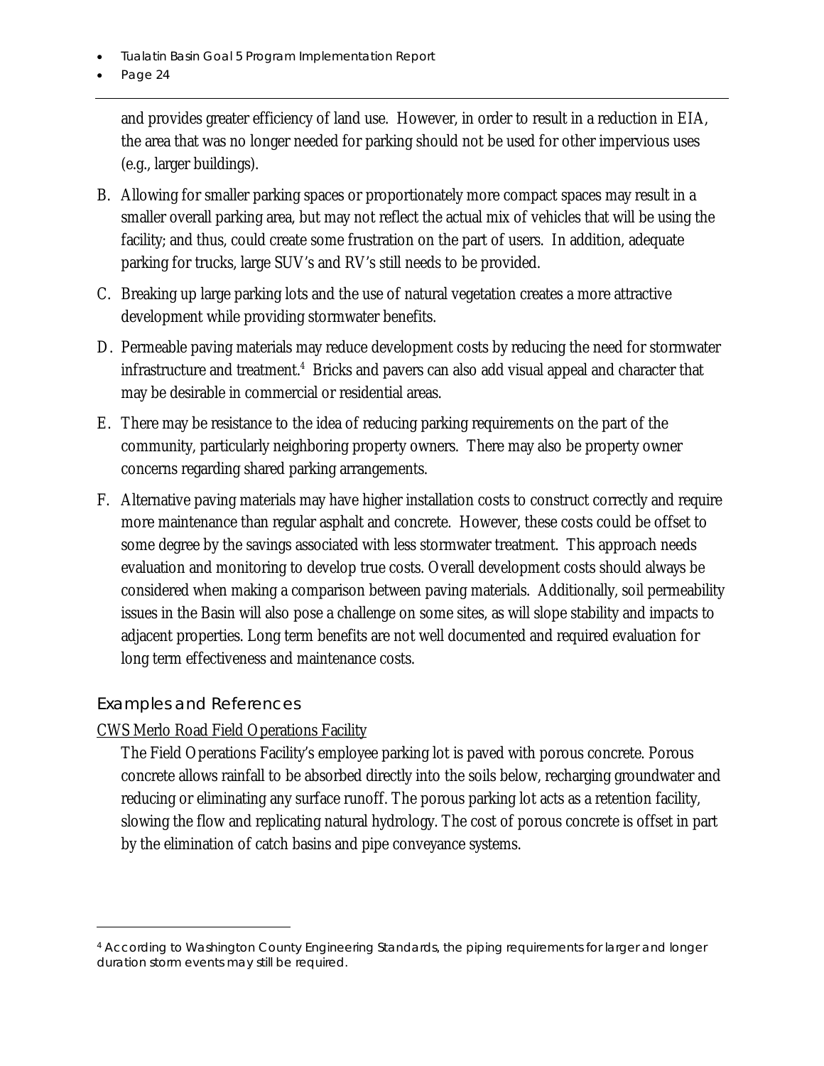and provides greater efficiency of land use. However, in order to result in a reduction in EIA, the area that was no longer needed for parking should not be used for other impervious uses (e.g., larger buildings).

B. Allowing for smaller parking spaces or proportionately more compact spaces may result in a smaller overall parking area, but may not reflect the actual mix of vehicles that will be using the facility; and thus, could create some frustration on the part of users. In addition, adequate parking for trucks, large SUV's and RV's still needs to be provided.

C. Breaking up large parking lots and the use of natural vegetation creates a more attractive development while providing stormwater benefits.

D. Permeable paving materials may reduce development costs by reducing the need for stormwater infrastructure and treatment.[4] Bricks and pavers can also add visual appeal and character that may be desirable in commercial or residential areas.

E. There may be resistance to the idea of reducing parking requirements on the part of the community, particularly neighboring property owners. There may also be property owner concerns regarding shared parking arrangements.

F. Alternative paving materials may have higher installation costs to construct correctly and require more maintenance than regular asphalt and concrete. However, these costs could be offset to some degree by the savings associated with less stormwater treatment. This approach needs evaluation and monitoring to develop true costs. Overall development costs should always be considered when making a comparison between paving materials. Additionally, soil permeability issues in the Basin will also pose a challenge on some sites, as will slope stability and impacts to adjacent properties. Long term benefits are not well documented and required evaluation for long term effectiveness and maintenance costs.

## Examples and References

<u>CWS Merlo Road Field Operations Facility</u>

The Field Operations Facility's employee parking lot is paved with porous concrete. Porous concrete allows rainfall to be absorbed directly into the soils below, recharging groundwater and reducing or eliminating any surface runoff. The porous parking lot acts as a retention facility, slowing the flow and replicating natural hydrology. The cost of porous concrete is offset in part by the elimination of catch basins and pipe conveyance systems.

---

[4] According to Washington County Engineering Standards, the piping requirements for larger and longer duration storm events may still be required.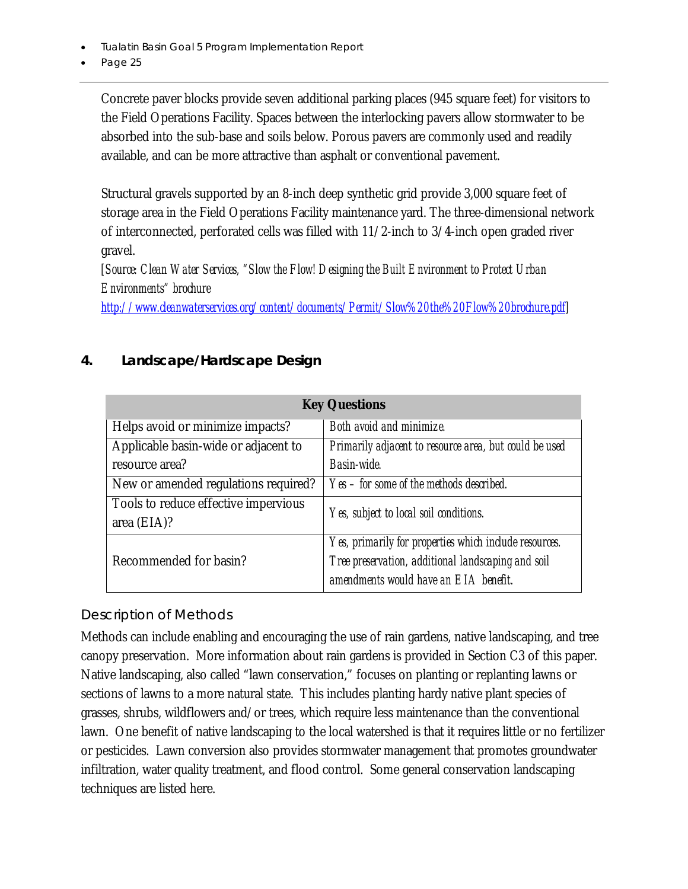Concrete paver blocks provide seven additional parking places (945 square feet) for visitors to the Field Operations Facility. Spaces between the interlocking pavers allow stormwater to be absorbed into the sub-base and soils below. Porous pavers are commonly used and readily available, and can be more attractive than asphalt or conventional pavement.

Structural gravels supported by an 8-inch deep synthetic grid provide 3,000 square feet of storage area in the Field Operations Facility maintenance yard. The three-dimensional network of interconnected, perforated cells was filled with 11/2-inch to 3/4-inch open graded river gravel.
*[Source: Clean Water Services, "Slow the Flow! Designing the Built Environment to Protect Urban Environments" brochure http://www.cleanwaterservices.org/content/documents/Permit/Slow%20the%20Flow%20brochure.pdf]*

## 4. Landscape/Hardscape Design

| Key Questions | |
|---|---|
| Helps avoid or minimize impacts? | *Both avoid and minimize.* |
| Applicable basin-wide or adjacent to resource area? | *Primarily adjacent to resource area, but could be used Basin-wide.* |
| New or amended regulations required? | *Yes – for some of the methods described.* |
| Tools to reduce effective impervious area (EIA)? | *Yes, subject to local soil conditions.* |
| Recommended for basin? | *Yes, primarily for properties which include resources. Tree preservation, additional landscaping and soil amendments would have an EIA benefit.* |

### Description of Methods

Methods can include enabling and encouraging the use of rain gardens, native landscaping, and tree canopy preservation. More information about rain gardens is provided in Section C3 of this paper. Native landscaping, also called "lawn conservation," focuses on planting or replanting lawns or sections of lawns to a more natural state. This includes planting hardy native plant species of grasses, shrubs, wildflowers and/or trees, which require less maintenance than the conventional lawn. One benefit of native landscaping to the local watershed is that it requires little or no fertilizer or pesticides. Lawn conversion also provides stormwater management that promotes groundwater infiltration, water quality treatment, and flood control. Some general conservation landscaping techniques are listed here.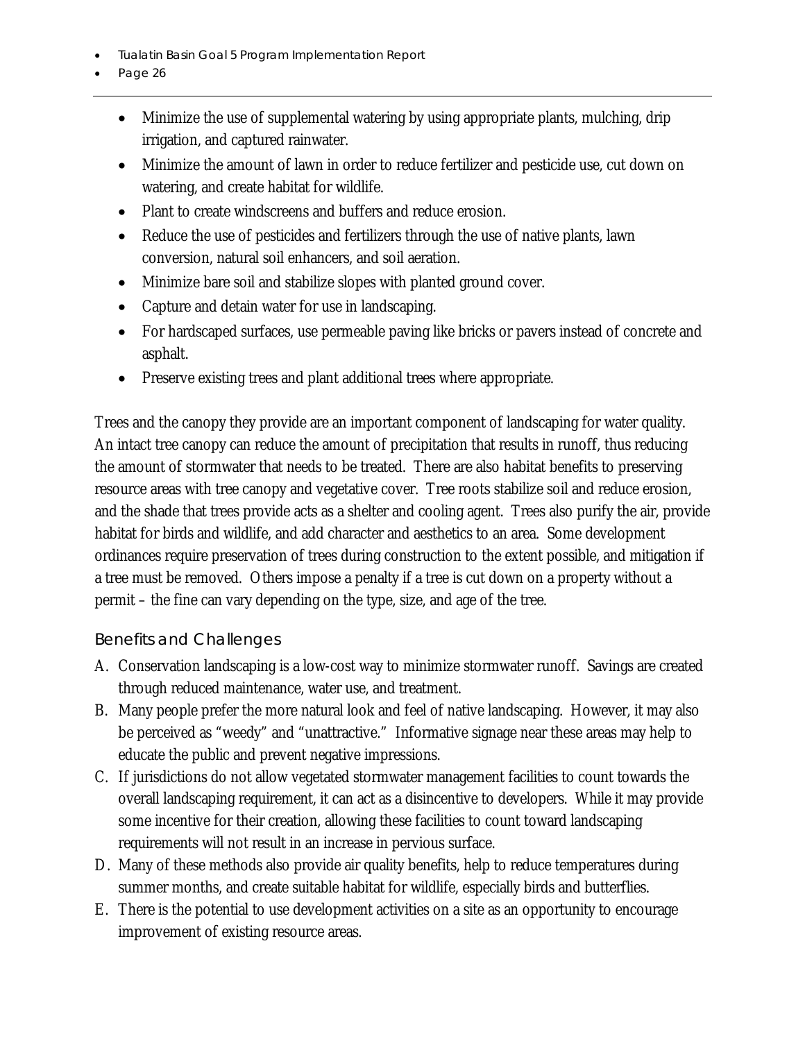- Minimize the use of supplemental watering by using appropriate plants, mulching, drip irrigation, and captured rainwater.
- Minimize the amount of lawn in order to reduce fertilizer and pesticide use, cut down on watering, and create habitat for wildlife.
- Plant to create windscreens and buffers and reduce erosion.
- Reduce the use of pesticides and fertilizers through the use of native plants, lawn conversion, natural soil enhancers, and soil aeration.
- Minimize bare soil and stabilize slopes with planted ground cover.
- Capture and detain water for use in landscaping.
- For hardscaped surfaces, use permeable paving like bricks or pavers instead of concrete and asphalt.
- Preserve existing trees and plant additional trees where appropriate.

Trees and the canopy they provide are an important component of landscaping for water quality. An intact tree canopy can reduce the amount of precipitation that results in runoff, thus reducing the amount of stormwater that needs to be treated. There are also habitat benefits to preserving resource areas with tree canopy and vegetative cover. Tree roots stabilize soil and reduce erosion, and the shade that trees provide acts as a shelter and cooling agent. Trees also purify the air, provide habitat for birds and wildlife, and add character and aesthetics to an area. Some development ordinances require preservation of trees during construction to the extent possible, and mitigation if a tree must be removed. Others impose a penalty if a tree is cut down on a property without a permit – the fine can vary depending on the type, size, and age of the tree.

### Benefits and Challenges

A. Conservation landscaping is a low-cost way to minimize stormwater runoff. Savings are created through reduced maintenance, water use, and treatment.
B. Many people prefer the more natural look and feel of native landscaping. However, it may also be perceived as "weedy" and "unattractive." Informative signage near these areas may help to educate the public and prevent negative impressions.
C. If jurisdictions do not allow vegetated stormwater management facilities to count towards the overall landscaping requirement, it can act as a disincentive to developers. While it may provide some incentive for their creation, allowing these facilities to count toward landscaping requirements will not result in an increase in pervious surface.
D. Many of these methods also provide air quality benefits, help to reduce temperatures during summer months, and create suitable habitat for wildlife, especially birds and butterflies.
E. There is the potential to use development activities on a site as an opportunity to encourage improvement of existing resource areas.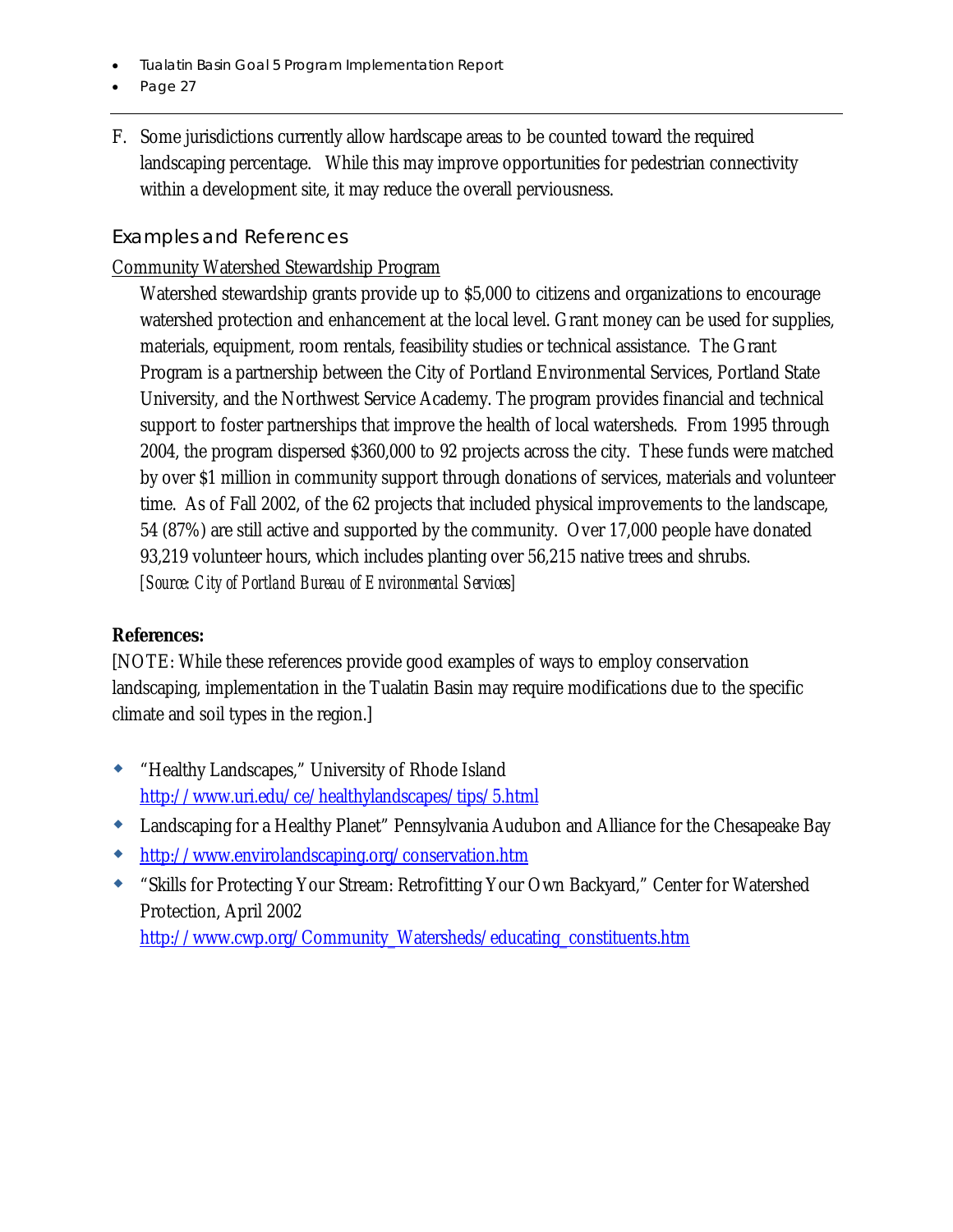F. Some jurisdictions currently allow hardscape areas to be counted toward the required landscaping percentage. While this may improve opportunities for pedestrian connectivity within a development site, it may reduce the overall perviousness.

## Examples and References

Community Watershed Stewardship Program

Watershed stewardship grants provide up to $5,000 to citizens and organizations to encourage watershed protection and enhancement at the local level. Grant money can be used for supplies, materials, equipment, room rentals, feasibility studies or technical assistance. The Grant Program is a partnership between the City of Portland Environmental Services, Portland State University, and the Northwest Service Academy. The program provides financial and technical support to foster partnerships that improve the health of local watersheds. From 1995 through 2004, the program dispersed $360,000 to 92 projects across the city. These funds were matched by over $1 million in community support through donations of services, materials and volunteer time. As of Fall 2002, of the 62 projects that included physical improvements to the landscape, 54 (87%) are still active and supported by the community. Over 17,000 people have donated 93,219 volunteer hours, which includes planting over 56,215 native trees and shrubs. [*Source: City of Portland Bureau of Environmental Services*]

**References:**

[NOTE: While these references provide good examples of ways to employ conservation landscaping, implementation in the Tualatin Basin may require modifications due to the specific climate and soil types in the region.]

- "Healthy Landscapes," University of Rhode Island http://www.uri.edu/ce/healthylandscapes/tips/5.html
- Landscaping for a Healthy Planet" Pennsylvania Audubon and Alliance for the Chesapeake Bay
- http://www.envirolandscaping.org/conservation.htm
- "Skills for Protecting Your Stream: Retrofitting Your Own Backyard," Center for Watershed Protection, April 2002 http://www.cwp.org/Community_Watersheds/educating_constituents.htm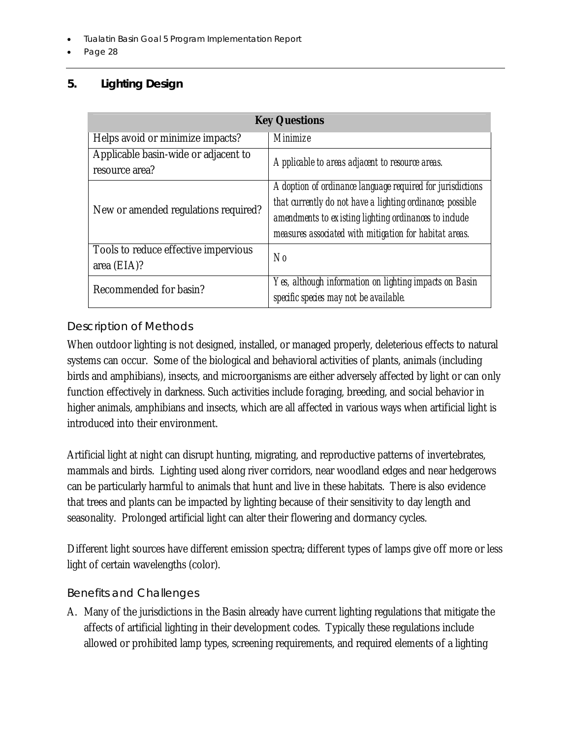## 5. Lighting Design

| Key Questions | |
|---|---|
| Helps avoid or minimize impacts? | *Minimize* |
| Applicable basin-wide or adjacent to resource area? | *Applicable to areas adjacent to resource areas.* |
| New or amended regulations required? | *Adoption of ordinance language required for jurisdictions that currently do not have a lighting ordinance; possible amendments to existing lighting ordinances to include measures associated with mitigation for habitat areas.* |
| Tools to reduce effective impervious area (EIA)? | *No* |
| Recommended for basin? | *Yes, although information on lighting impacts on Basin specific species may not be available.* |

### Description of Methods

When outdoor lighting is not designed, installed, or managed properly, deleterious effects to natural systems can occur. Some of the biological and behavioral activities of plants, animals (including birds and amphibians), insects, and microorganisms are either adversely affected by light or can only function effectively in darkness. Such activities include foraging, breeding, and social behavior in higher animals, amphibians and insects, which are all affected in various ways when artificial light is introduced into their environment.

Artificial light at night can disrupt hunting, migrating, and reproductive patterns of invertebrates, mammals and birds. Lighting used along river corridors, near woodland edges and near hedgerows can be particularly harmful to animals that hunt and live in these habitats. There is also evidence that trees and plants can be impacted by lighting because of their sensitivity to day length and seasonality. Prolonged artificial light can alter their flowering and dormancy cycles.

Different light sources have different emission spectra; different types of lamps give off more or less light of certain wavelengths (color).

### Benefits and Challenges

A. Many of the jurisdictions in the Basin already have current lighting regulations that mitigate the affects of artificial lighting in their development codes. Typically these regulations include allowed or prohibited lamp types, screening requirements, and required elements of a lighting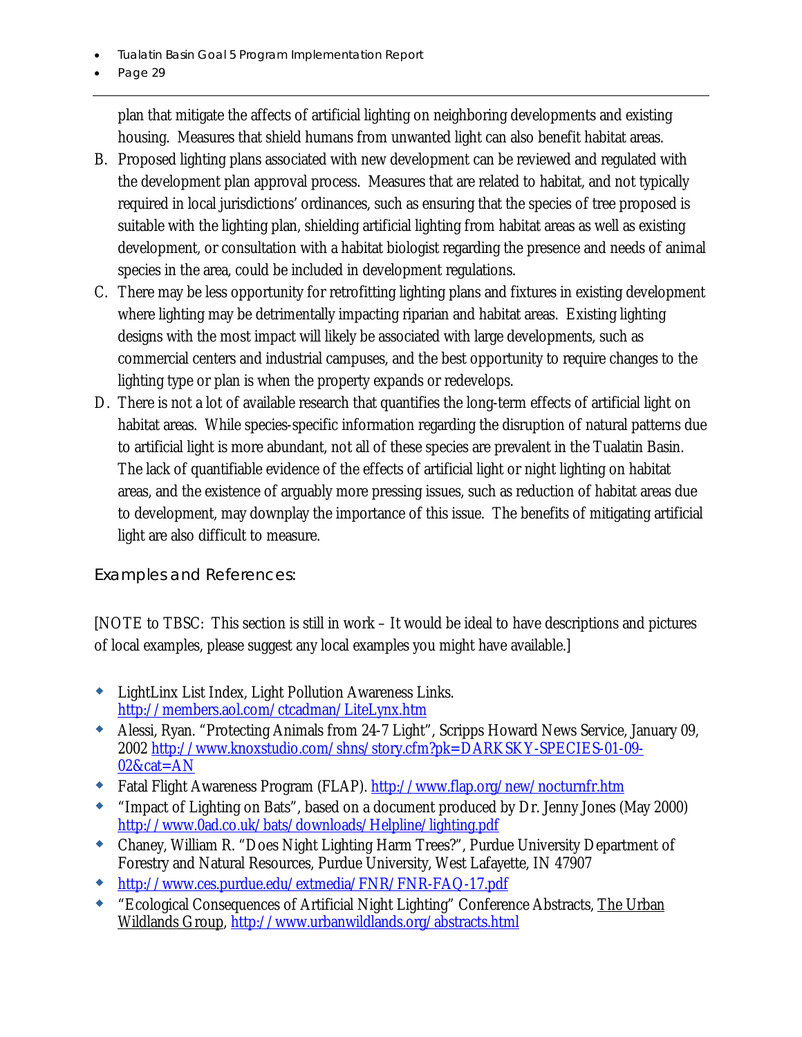plan that mitigate the affects of artificial lighting on neighboring developments and existing housing. Measures that shield humans from unwanted light can also benefit habitat areas.

B. Proposed lighting plans associated with new development can be reviewed and regulated with the development plan approval process. Measures that are related to habitat, and not typically required in local jurisdictions' ordinances, such as ensuring that the species of tree proposed is suitable with the lighting plan, shielding artificial lighting from habitat areas as well as existing development, or consultation with a habitat biologist regarding the presence and needs of animal species in the area, could be included in development regulations.

C. There may be less opportunity for retrofitting lighting plans and fixtures in existing development where lighting may be detrimentally impacting riparian and habitat areas. Existing lighting designs with the most impact will likely be associated with large developments, such as commercial centers and industrial campuses, and the best opportunity to require changes to the lighting type or plan is when the property expands or redevelops.

D. There is not a lot of available research that quantifies the long-term effects of artificial light on habitat areas. While species-specific information regarding the disruption of natural patterns due to artificial light is more abundant, not all of these species are prevalent in the Tualatin Basin. The lack of quantifiable evidence of the effects of artificial light or night lighting on habitat areas, and the existence of arguably more pressing issues, such as reduction of habitat areas due to development, may downplay the importance of this issue. The benefits of mitigating artificial light are also difficult to measure.

## Examples and References:

[NOTE to TBSC: This section is still in work – It would be ideal to have descriptions and pictures of local examples, please suggest any local examples you might have available.]

- LightLinx List Index, Light Pollution Awareness Links. http://members.aol.com/ctcadman/LiteLynx.htm
- Alessi, Ryan. "Protecting Animals from 24-7 Light", Scripps Howard News Service, January 09, 2002 http://www.knoxstudio.com/shns/story.cfm?pk=DARKSKY-SPECIES-01-09-02&cat=AN
- Fatal Flight Awareness Program (FLAP). http://www.flap.org/new/nocturnfr.htm
- "Impact of Lighting on Bats", based on a document produced by Dr. Jenny Jones (May 2000) http://www.0ad.co.uk/bats/downloads/Helpline/lighting.pdf
- Chaney, William R. "Does Night Lighting Harm Trees?", Purdue University Department of Forestry and Natural Resources, Purdue University, West Lafayette, IN 47907
- http://www.ces.purdue.edu/extmedia/FNR/FNR-FAQ-17.pdf
- "Ecological Consequences of Artificial Night Lighting" Conference Abstracts, The Urban Wildlands Group, http://www.urbanwildlands.org/abstracts.html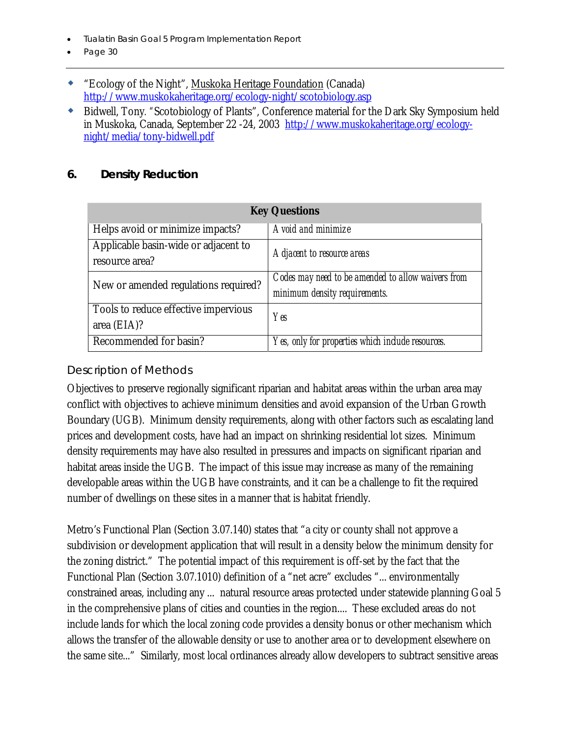- "Ecology of the Night", Muskoka Heritage Foundation (Canada) http://www.muskokaheritage.org/ecology-night/scotobiology.asp
- Bidwell, Tony. "Scotobiology of Plants", Conference material for the Dark Sky Symposium held in Muskoka, Canada, September 22 -24, 2003 http://www.muskokaheritage.org/ecology-night/media/tony-bidwell.pdf

## 6. Density Reduction

| Key Questions | |
|---|---|
| Helps avoid or minimize impacts? | *Avoid and minimize* |
| Applicable basin-wide or adjacent to resource area? | *Adjacent to resource areas* |
| New or amended regulations required? | *Codes may need to be amended to allow waivers from minimum density requirements.* |
| Tools to reduce effective impervious area (EIA)? | *Yes* |
| Recommended for basin? | *Yes, only for properties which include resources.* |

### Description of Methods

Objectives to preserve regionally significant riparian and habitat areas within the urban area may conflict with objectives to achieve minimum densities and avoid expansion of the Urban Growth Boundary (UGB). Minimum density requirements, along with other factors such as escalating land prices and development costs, have had an impact on shrinking residential lot sizes. Minimum density requirements may have also resulted in pressures and impacts on significant riparian and habitat areas inside the UGB. The impact of this issue may increase as many of the remaining developable areas within the UGB have constraints, and it can be a challenge to fit the required number of dwellings on these sites in a manner that is habitat friendly.

Metro's Functional Plan (Section 3.07.140) states that "a city or county shall not approve a subdivision or development application that will result in a density below the minimum density for the zoning district." The potential impact of this requirement is off-set by the fact that the Functional Plan (Section 3.07.1010) definition of a "net acre" excludes "... environmentally constrained areas, including any ... natural resource areas protected under statewide planning Goal 5 in the comprehensive plans of cities and counties in the region.... These excluded areas do not include lands for which the local zoning code provides a density bonus or other mechanism which allows the transfer of the allowable density or use to another area or to development elsewhere on the same site..." Similarly, most local ordinances already allow developers to subtract sensitive areas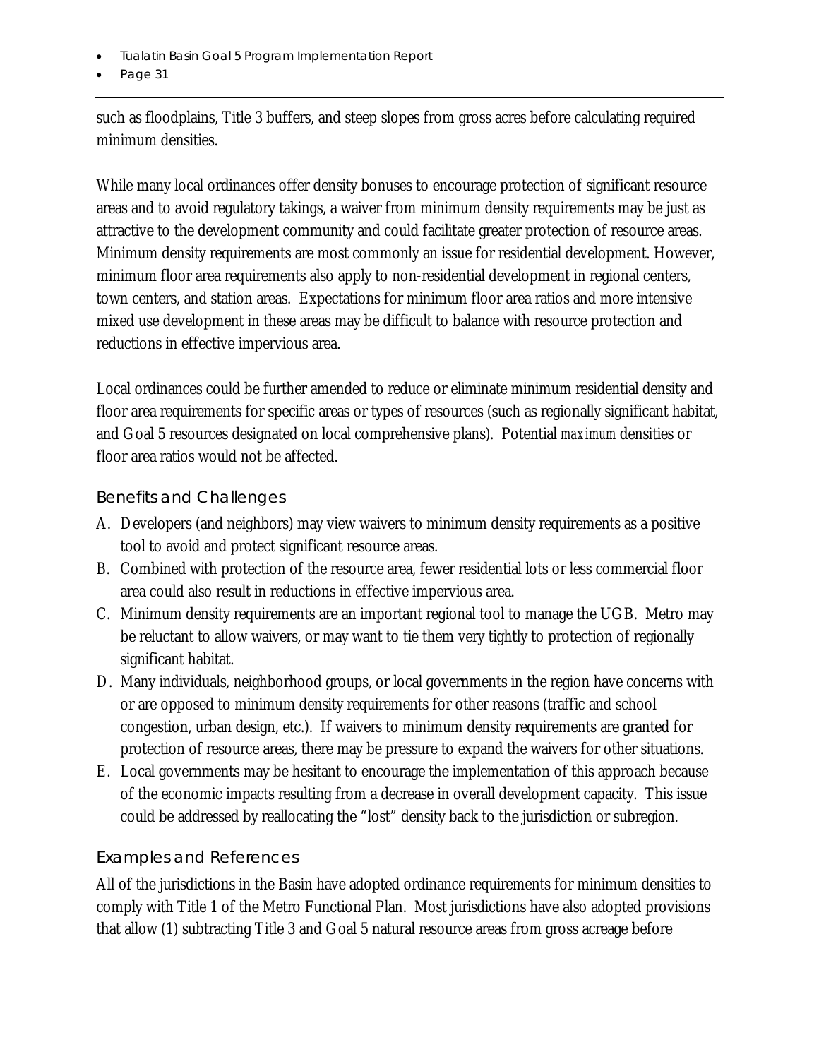such as floodplains, Title 3 buffers, and steep slopes from gross acres before calculating required minimum densities.

While many local ordinances offer density bonuses to encourage protection of significant resource areas and to avoid regulatory takings, a waiver from minimum density requirements may be just as attractive to the development community and could facilitate greater protection of resource areas. Minimum density requirements are most commonly an issue for residential development. However, minimum floor area requirements also apply to non-residential development in regional centers, town centers, and station areas. Expectations for minimum floor area ratios and more intensive mixed use development in these areas may be difficult to balance with resource protection and reductions in effective impervious area.

Local ordinances could be further amended to reduce or eliminate minimum residential density and floor area requirements for specific areas or types of resources (such as regionally significant habitat, and Goal 5 resources designated on local comprehensive plans). Potential *maximum* densities or floor area ratios would not be affected.

### Benefits and Challenges

A. Developers (and neighbors) may view waivers to minimum density requirements as a positive tool to avoid and protect significant resource areas.
B. Combined with protection of the resource area, fewer residential lots or less commercial floor area could also result in reductions in effective impervious area.
C. Minimum density requirements are an important regional tool to manage the UGB. Metro may be reluctant to allow waivers, or may want to tie them very tightly to protection of regionally significant habitat.
D. Many individuals, neighborhood groups, or local governments in the region have concerns with or are opposed to minimum density requirements for other reasons (traffic and school congestion, urban design, etc.). If waivers to minimum density requirements are granted for protection of resource areas, there may be pressure to expand the waivers for other situations.
E. Local governments may be hesitant to encourage the implementation of this approach because of the economic impacts resulting from a decrease in overall development capacity. This issue could be addressed by reallocating the "lost" density back to the jurisdiction or subregion.

### Examples and References

All of the jurisdictions in the Basin have adopted ordinance requirements for minimum densities to comply with Title 1 of the Metro Functional Plan. Most jurisdictions have also adopted provisions that allow (1) subtracting Title 3 and Goal 5 natural resource areas from gross acreage before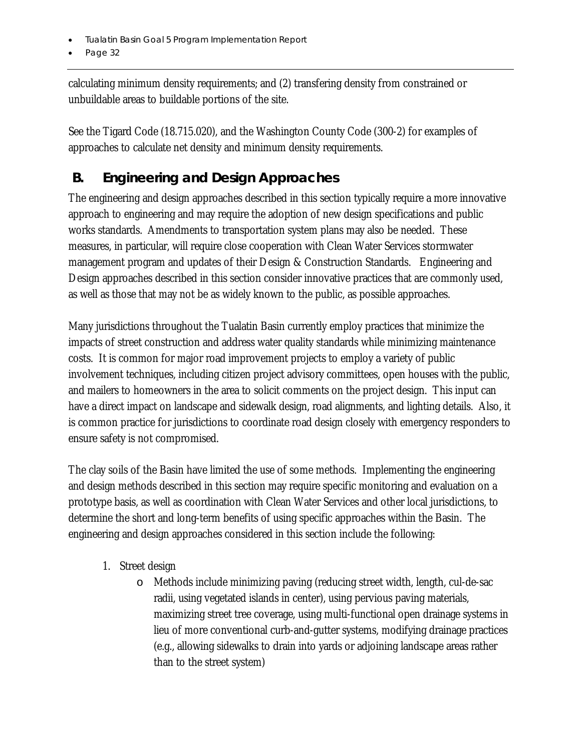calculating minimum density requirements; and (2) transfering density from constrained or unbuildable areas to buildable portions of the site.

See the Tigard Code (18.715.020), and the Washington County Code (300-2) for examples of approaches to calculate net density and minimum density requirements.

## B. Engineering and Design Approaches

The engineering and design approaches described in this section typically require a more innovative approach to engineering and may require the adoption of new design specifications and public works standards. Amendments to transportation system plans may also be needed. These measures, in particular, will require close cooperation with Clean Water Services stormwater management program and updates of their Design & Construction Standards. Engineering and Design approaches described in this section consider innovative practices that are commonly used, as well as those that may not be as widely known to the public, as possible approaches.

Many jurisdictions throughout the Tualatin Basin currently employ practices that minimize the impacts of street construction and address water quality standards while minimizing maintenance costs. It is common for major road improvement projects to employ a variety of public involvement techniques, including citizen project advisory committees, open houses with the public, and mailers to homeowners in the area to solicit comments on the project design. This input can have a direct impact on landscape and sidewalk design, road alignments, and lighting details. Also, it is common practice for jurisdictions to coordinate road design closely with emergency responders to ensure safety is not compromised.

The clay soils of the Basin have limited the use of some methods. Implementing the engineering and design methods described in this section may require specific monitoring and evaluation on a prototype basis, as well as coordination with Clean Water Services and other local jurisdictions, to determine the short and long-term benefits of using specific approaches within the Basin. The engineering and design approaches considered in this section include the following:

1. Street design
    - Methods include minimizing paving (reducing street width, length, cul-de-sac radii, using vegetated islands in center), using pervious paving materials, maximizing street tree coverage, using multi-functional open drainage systems in lieu of more conventional curb-and-gutter systems, modifying drainage practices (e.g., allowing sidewalks to drain into yards or adjoining landscape areas rather than to the street system)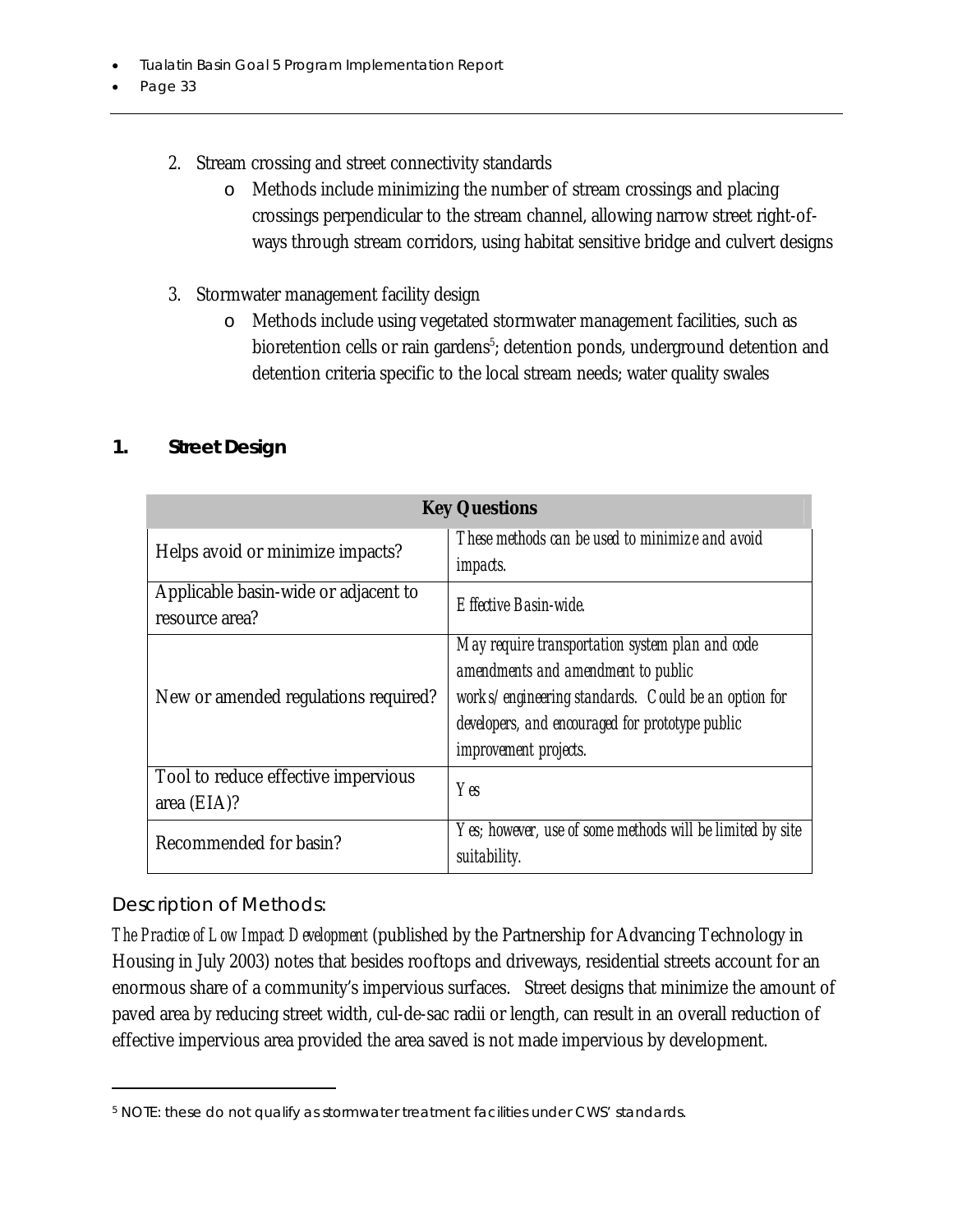2. Stream crossing and street connectivity standards
    - Methods include minimizing the number of stream crossings and placing crossings perpendicular to the stream channel, allowing narrow street right-of-ways through stream corridors, using habitat sensitive bridge and culvert designs

3. Stormwater management facility design
    - Methods include using vegetated stormwater management facilities, such as bioretention cells or rain gardens[5]; detention ponds, underground detention and detention criteria specific to the local stream needs; water quality swales

## 1. Street Design

| Key Questions | |
|---|---|
| Helps avoid or minimize impacts? | *These methods can be used to minimize and avoid impacts.* |
| Applicable basin-wide or adjacent to resource area? | *Effective Basin-wide.* |
| New or amended regulations required? | *May require transportation system plan and code amendments and amendment to public works/engineering standards. Could be an option for developers, and encouraged for prototype public improvement projects.* |
| Tool to reduce effective impervious area (EIA)? | *Yes* |
| Recommended for basin? | *Yes; however, use of some methods will be limited by site suitability.* |

### Description of Methods:

*The Practice of Low Impact Development* (published by the Partnership for Advancing Technology in Housing in July 2003) notes that besides rooftops and driveways, residential streets account for an enormous share of a community's impervious surfaces. Street designs that minimize the amount of paved area by reducing street width, cul-de-sac radii or length, can result in an overall reduction of effective impervious area provided the area saved is not made impervious by development.

[5] NOTE: these do not qualify as stormwater treatment facilities under CWS' standards.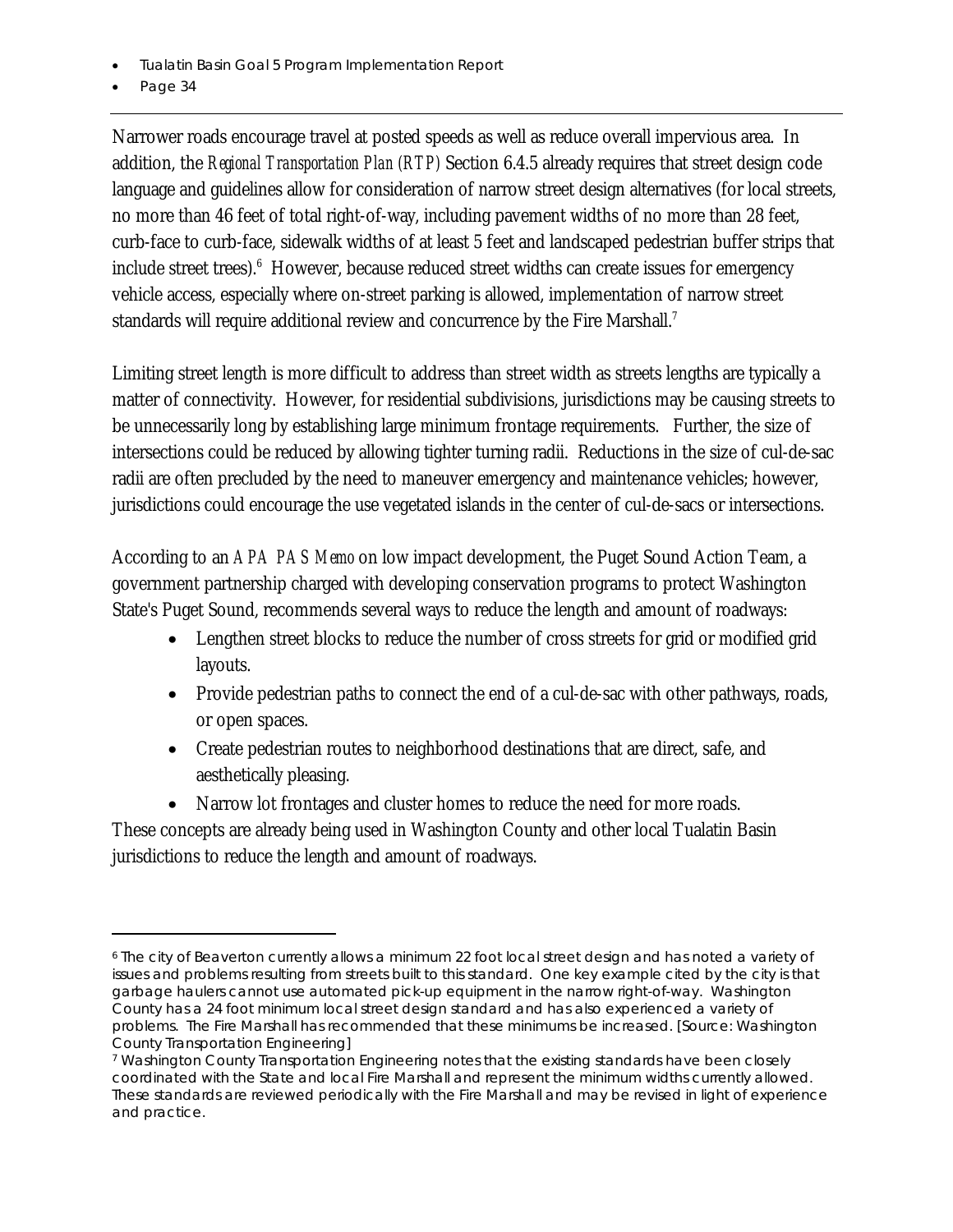Narrower roads encourage travel at posted speeds as well as reduce overall impervious area. In addition, the *Regional Transportation Plan (RTP)* Section 6.4.5 already requires that street design code language and guidelines allow for consideration of narrow street design alternatives (for local streets, no more than 46 feet of total right-of-way, including pavement widths of no more than 28 feet, curb-face to curb-face, sidewalk widths of at least 5 feet and landscaped pedestrian buffer strips that include street trees).[6] However, because reduced street widths can create issues for emergency vehicle access, especially where on-street parking is allowed, implementation of narrow street standards will require additional review and concurrence by the Fire Marshall.[7]

Limiting street length is more difficult to address than street width as streets lengths are typically a matter of connectivity. However, for residential subdivisions, jurisdictions may be causing streets to be unnecessarily long by establishing large minimum frontage requirements. Further, the size of intersections could be reduced by allowing tighter turning radii. Reductions in the size of cul-de-sac radii are often precluded by the need to maneuver emergency and maintenance vehicles; however, jurisdictions could encourage the use vegetated islands in the center of cul-de-sacs or intersections.

According to an *APA PAS Memo* on low impact development, the Puget Sound Action Team, a government partnership charged with developing conservation programs to protect Washington State's Puget Sound, recommends several ways to reduce the length and amount of roadways:

- Lengthen street blocks to reduce the number of cross streets for grid or modified grid layouts.
- Provide pedestrian paths to connect the end of a cul-de-sac with other pathways, roads, or open spaces.
- Create pedestrian routes to neighborhood destinations that are direct, safe, and aesthetically pleasing.
- Narrow lot frontages and cluster homes to reduce the need for more roads.

These concepts are already being used in Washington County and other local Tualatin Basin jurisdictions to reduce the length and amount of roadways.

---

[6] The city of Beaverton currently allows a minimum 22 foot local street design and has noted a variety of issues and problems resulting from streets built to this standard. One key example cited by the city is that garbage haulers cannot use automated pick-up equipment in the narrow right-of-way. Washington County has a 24 foot minimum local street design standard and has also experienced a variety of problems. The Fire Marshall has recommended that these minimums be increased. [Source: Washington County Transportation Engineering]

[7] Washington County Transportation Engineering notes that the existing standards have been closely coordinated with the State and local Fire Marshall and represent the minimum widths currently allowed. These standards are reviewed periodically with the Fire Marshall and may be revised in light of experience and practice.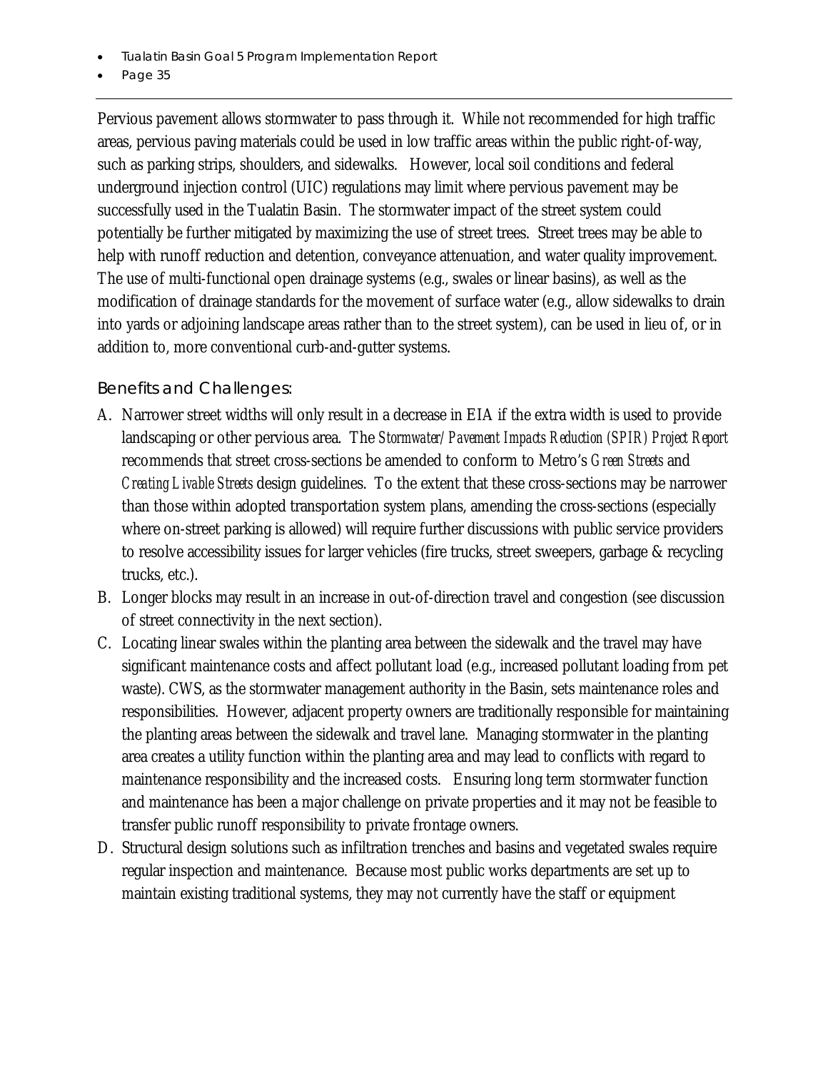Pervious pavement allows stormwater to pass through it. While not recommended for high traffic areas, pervious paving materials could be used in low traffic areas within the public right-of-way, such as parking strips, shoulders, and sidewalks. However, local soil conditions and federal underground injection control (UIC) regulations may limit where pervious pavement may be successfully used in the Tualatin Basin. The stormwater impact of the street system could potentially be further mitigated by maximizing the use of street trees. Street trees may be able to help with runoff reduction and detention, conveyance attenuation, and water quality improvement. The use of multi-functional open drainage systems (e.g., swales or linear basins), as well as the modification of drainage standards for the movement of surface water (e.g., allow sidewalks to drain into yards or adjoining landscape areas rather than to the street system), can be used in lieu of, or in addition to, more conventional curb-and-gutter systems.

### Benefits and Challenges:

A. Narrower street widths will only result in a decrease in EIA if the extra width is used to provide landscaping or other pervious area. The *Stormwater/Pavement Impacts Reduction (SPIR) Project Report* recommends that street cross-sections be amended to conform to Metro's *Green Streets* and *Creating Livable Streets* design guidelines. To the extent that these cross-sections may be narrower than those within adopted transportation system plans, amending the cross-sections (especially where on-street parking is allowed) will require further discussions with public service providers to resolve accessibility issues for larger vehicles (fire trucks, street sweepers, garbage & recycling trucks, etc.).

B. Longer blocks may result in an increase in out-of-direction travel and congestion (see discussion of street connectivity in the next section).

C. Locating linear swales within the planting area between the sidewalk and the travel may have significant maintenance costs and affect pollutant load (e.g., increased pollutant loading from pet waste). CWS, as the stormwater management authority in the Basin, sets maintenance roles and responsibilities. However, adjacent property owners are traditionally responsible for maintaining the planting areas between the sidewalk and travel lane. Managing stormwater in the planting area creates a utility function within the planting area and may lead to conflicts with regard to maintenance responsibility and the increased costs. Ensuring long term stormwater function and maintenance has been a major challenge on private properties and it may not be feasible to transfer public runoff responsibility to private frontage owners.

D. Structural design solutions such as infiltration trenches and basins and vegetated swales require regular inspection and maintenance. Because most public works departments are set up to maintain existing traditional systems, they may not currently have the staff or equipment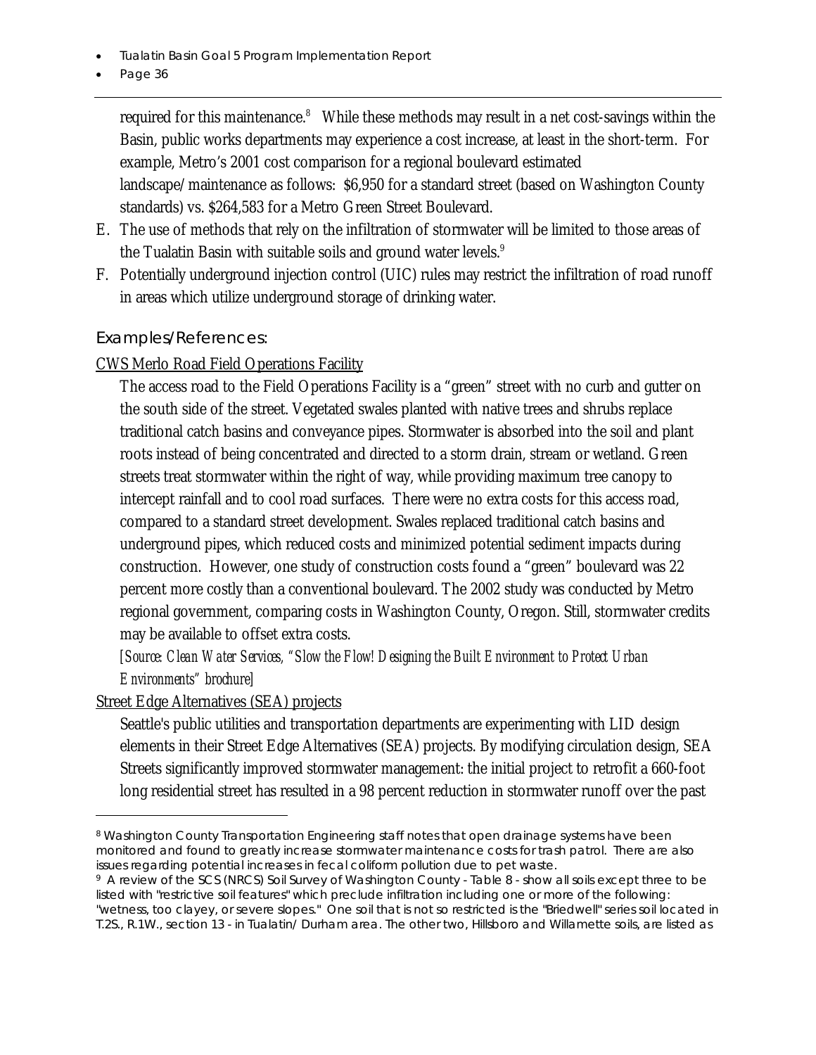required for this maintenance.[8] While these methods may result in a net cost-savings within the Basin, public works departments may experience a cost increase, at least in the short-term. For example, Metro's 2001 cost comparison for a regional boulevard estimated landscape/maintenance as follows: $6,950 for a standard street (based on Washington County standards) vs. $264,583 for a Metro Green Street Boulevard.

E. The use of methods that rely on the infiltration of stormwater will be limited to those areas of the Tualatin Basin with suitable soils and ground water levels.[9]

F. Potentially underground injection control (UIC) rules may restrict the infiltration of road runoff in areas which utilize underground storage of drinking water.

### Examples/References:

CWS Merlo Road Field Operations Facility

The access road to the Field Operations Facility is a "green" street with no curb and gutter on the south side of the street. Vegetated swales planted with native trees and shrubs replace traditional catch basins and conveyance pipes. Stormwater is absorbed into the soil and plant roots instead of being concentrated and directed to a storm drain, stream or wetland. Green streets treat stormwater within the right of way, while providing maximum tree canopy to intercept rainfall and to cool road surfaces. There were no extra costs for this access road, compared to a standard street development. Swales replaced traditional catch basins and underground pipes, which reduced costs and minimized potential sediment impacts during construction. However, one study of construction costs found a "green" boulevard was 22 percent more costly than a conventional boulevard. The 2002 study was conducted by Metro regional government, comparing costs in Washington County, Oregon. Still, stormwater credits may be available to offset extra costs.

*[Source: Clean Water Services, "Slow the Flow! Designing the Built Environment to Protect Urban Environments" brochure]*

Street Edge Alternatives (SEA) projects

Seattle's public utilities and transportation departments are experimenting with LID design elements in their Street Edge Alternatives (SEA) projects. By modifying circulation design, SEA Streets significantly improved stormwater management: the initial project to retrofit a 660-foot long residential street has resulted in a 98 percent reduction in stormwater runoff over the past

---

[8] Washington County Transportation Engineering staff notes that open drainage systems have been monitored and found to greatly increase stormwater maintenance costs for trash patrol. There are also issues regarding potential increases in fecal coliform pollution due to pet waste.

[9] A review of the SCS (NRCS) Soil Survey of Washington County - Table 8 - show all soils except three to be listed with "restrictive soil features" which preclude infiltration including one or more of the following: "wetness, too clayey, or severe slopes." One soil that is not so restricted is the "Briedwell" series soil located in T.2S., R.1W., section 13 - in Tualatin/Durham area. The other two, Hillsboro and Willamette soils, are listed as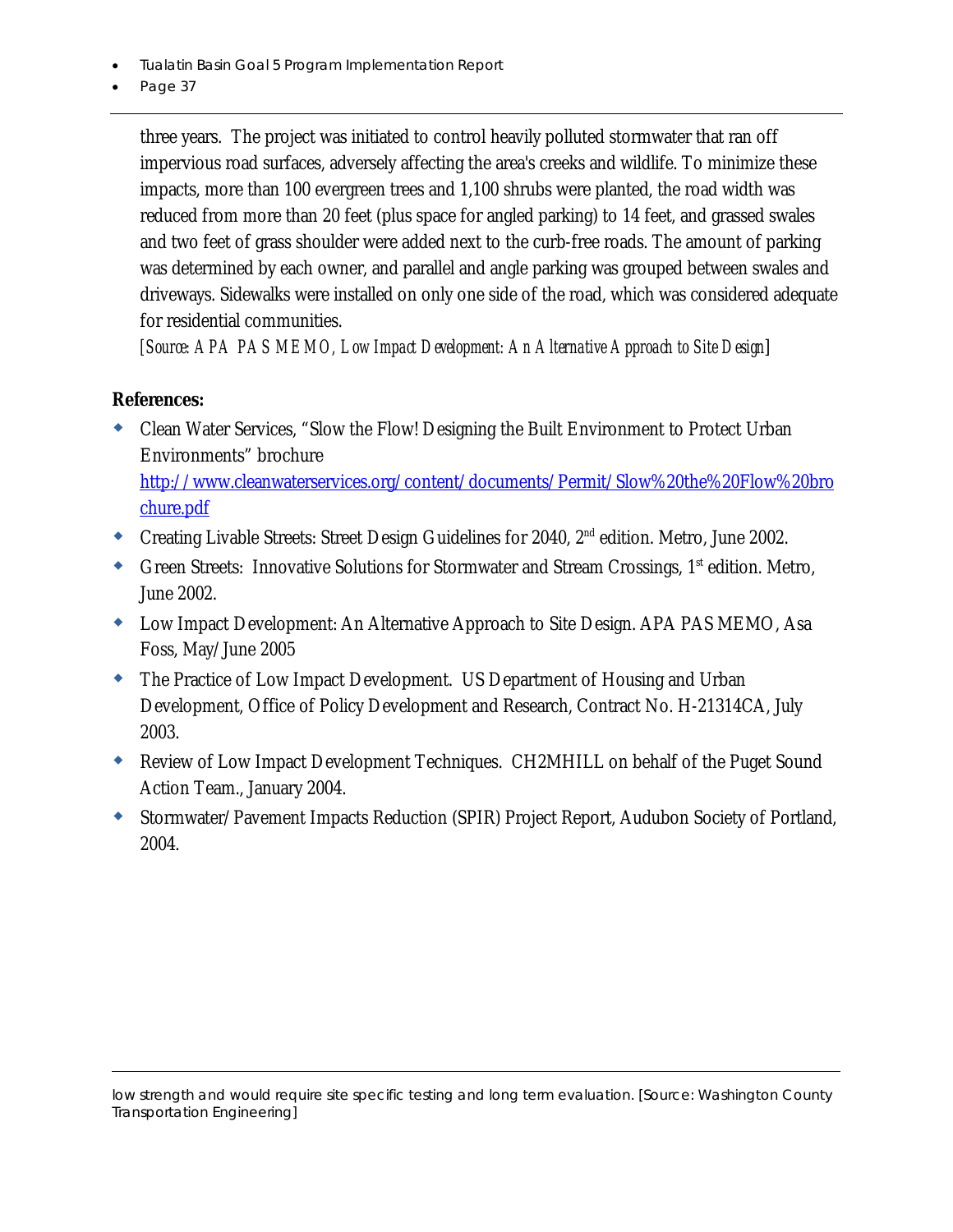three years. The project was initiated to control heavily polluted stormwater that ran off impervious road surfaces, adversely affecting the area's creeks and wildlife. To minimize these impacts, more than 100 evergreen trees and 1,100 shrubs were planted, the road width was reduced from more than 20 feet (plus space for angled parking) to 14 feet, and grassed swales and two feet of grass shoulder were added next to the curb-free roads. The amount of parking was determined by each owner, and parallel and angle parking was grouped between swales and driveways. Sidewalks were installed on only one side of the road, which was considered adequate for residential communities.

*[Source: APA PAS MEMO, Low Impact Development: An Alternative Approach to Site Design]*

**References:**

- Clean Water Services, "Slow the Flow! Designing the Built Environment to Protect Urban Environments" brochure http://www.cleanwaterservices.org/content/documents/Permit/Slow%20the%20Flow%20brochure.pdf
- Creating Livable Streets: Street Design Guidelines for 2040, 2nd edition. Metro, June 2002.
- Green Streets: Innovative Solutions for Stormwater and Stream Crossings, 1st edition. Metro, June 2002.
- Low Impact Development: An Alternative Approach to Site Design. APA PAS MEMO, Asa Foss, May/June 2005
- The Practice of Low Impact Development. US Department of Housing and Urban Development, Office of Policy Development and Research, Contract No. H-21314CA, July 2003.
- Review of Low Impact Development Techniques. CH2MHILL on behalf of the Puget Sound Action Team., January 2004.
- Stormwater/Pavement Impacts Reduction (SPIR) Project Report, Audubon Society of Portland, 2004.

low strength and would require site specific testing and long term evaluation. [Source: Washington County Transportation Engineering]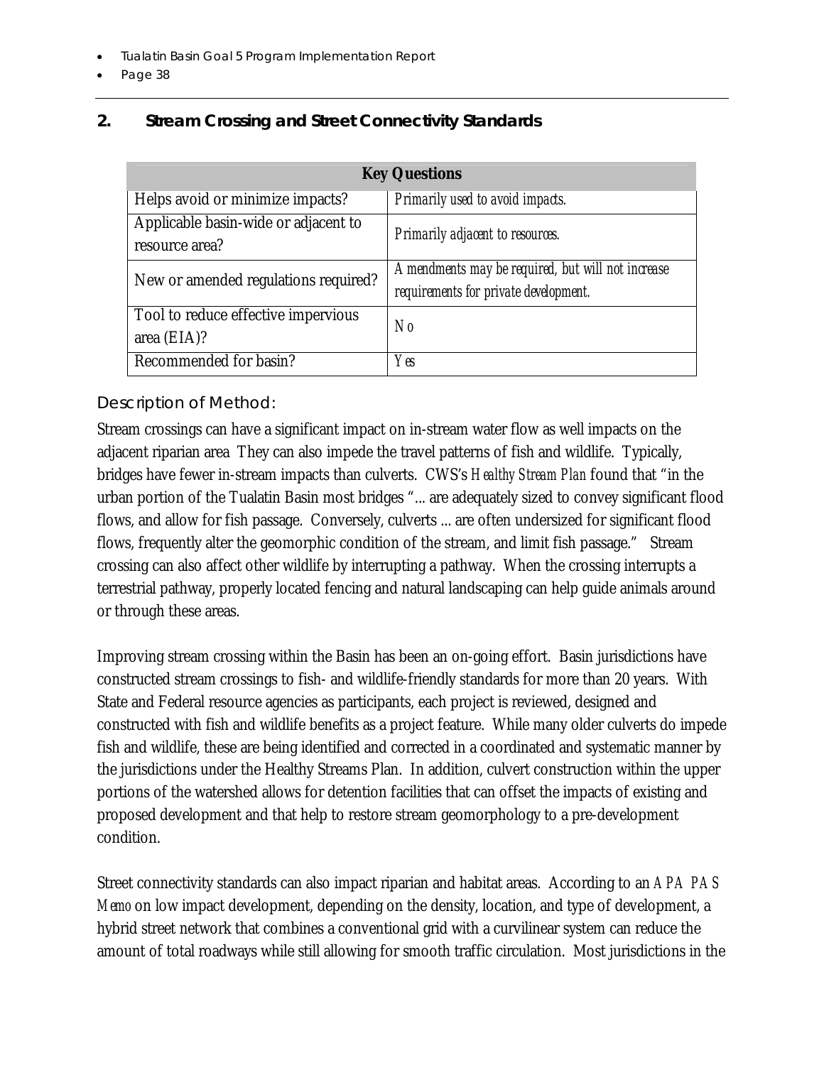## 2. Stream Crossing and Street Connectivity Standards

| Key Questions | |
|---|---|
| Helps avoid or minimize impacts? | *Primarily used to avoid impacts.* |
| Applicable basin-wide or adjacent to resource area? | *Primarily adjacent to resources.* |
| New or amended regulations required? | *Amendments may be required, but will not increase requirements for private development.* |
| Tool to reduce effective impervious area (EIA)? | *No* |
| Recommended for basin? | *Yes* |

### Description of Method:

Stream crossings can have a significant impact on in-stream water flow as well impacts on the adjacent riparian area They can also impede the travel patterns of fish and wildlife. Typically, bridges have fewer in-stream impacts than culverts. CWS's *Healthy Stream Plan* found that "in the urban portion of the Tualatin Basin most bridges "... are adequately sized to convey significant flood flows, and allow for fish passage. Conversely, culverts ... are often undersized for significant flood flows, frequently alter the geomorphic condition of the stream, and limit fish passage." Stream crossing can also affect other wildlife by interrupting a pathway. When the crossing interrupts a terrestrial pathway, properly located fencing and natural landscaping can help guide animals around or through these areas.

Improving stream crossing within the Basin has been an on-going effort. Basin jurisdictions have constructed stream crossings to fish- and wildlife-friendly standards for more than 20 years. With State and Federal resource agencies as participants, each project is reviewed, designed and constructed with fish and wildlife benefits as a project feature. While many older culverts do impede fish and wildlife, these are being identified and corrected in a coordinated and systematic manner by the jurisdictions under the Healthy Streams Plan. In addition, culvert construction within the upper portions of the watershed allows for detention facilities that can offset the impacts of existing and proposed development and that help to restore stream geomorphology to a pre-development condition.

Street connectivity standards can also impact riparian and habitat areas. According to an *APA PAS Memo* on low impact development, depending on the density, location, and type of development, a hybrid street network that combines a conventional grid with a curvilinear system can reduce the amount of total roadways while still allowing for smooth traffic circulation. Most jurisdictions in the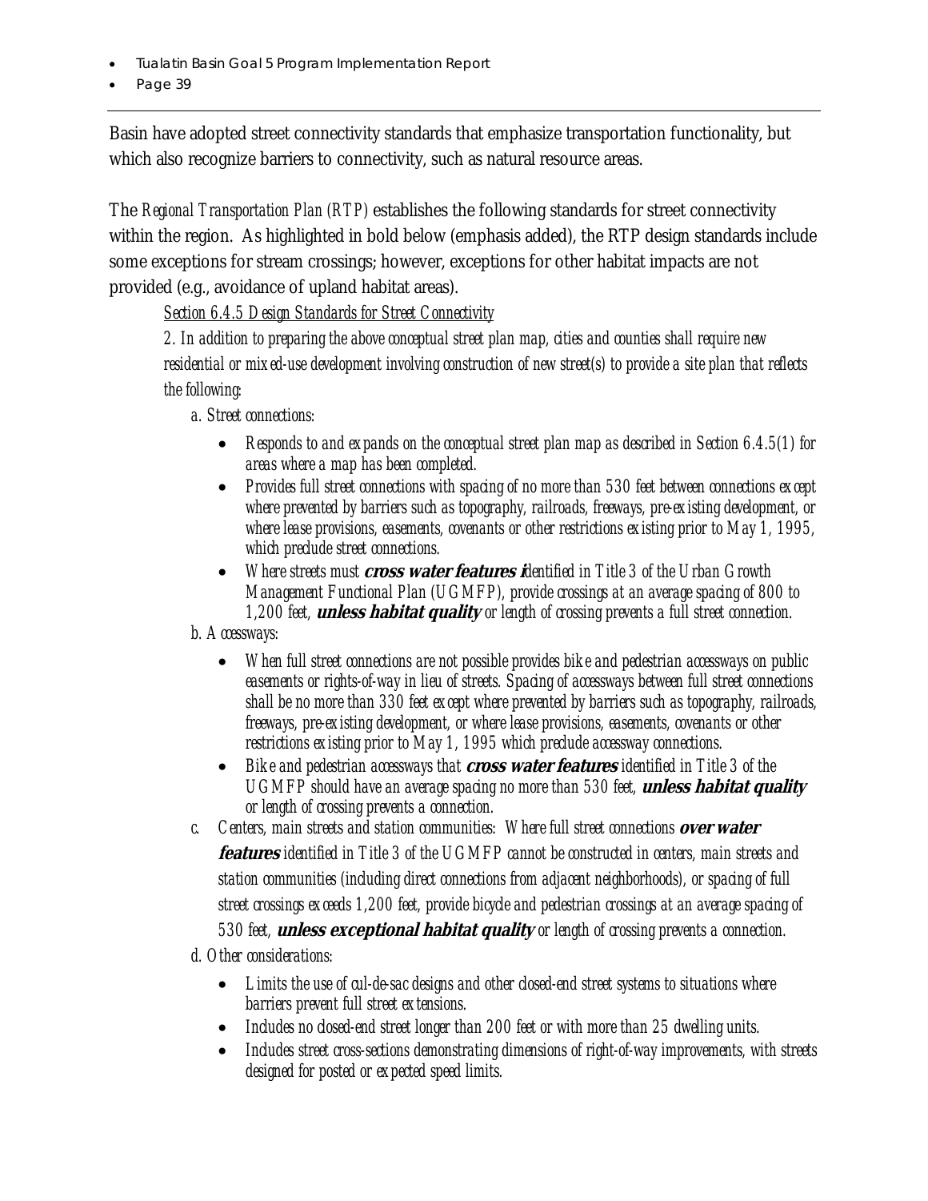Basin have adopted street connectivity standards that emphasize transportation functionality, but which also recognize barriers to connectivity, such as natural resource areas.

The *Regional Transportation Plan (RTP)* establishes the following standards for street connectivity within the region. As highlighted in bold below (emphasis added), the RTP design standards include some exceptions for stream crossings; however, exceptions for other habitat impacts are not provided (e.g., avoidance of upland habitat areas).

*Section 6.4.5 Design Standards for Street Connectivity*

*2. In addition to preparing the above conceptual street plan map, cities and counties shall require new residential or mixed-use development involving construction of new street(s) to provide a site plan that reflects the following:*

*a. Street connections:*

- *Responds to and expands on the conceptual street plan map as described in Section 6.4.5(1) for areas where a map has been completed.*
- *Provides full street connections with spacing of no more than 530 feet between connections except where prevented by barriers such as topography, railroads, freeways, pre-existing development, or where lease provisions, easements, covenants or other restrictions existing prior to May 1, 1995, which preclude street connections.*
- *Where streets must* ***cross water features i****dentified in Title 3 of the Urban Growth Management Functional Plan (UGMFP), provide crossings at an average spacing of 800 to 1,200 feet,* ***unless habitat quality*** *or length of crossing prevents a full street connection.*

*b. Accessways:*

- *When full street connections are not possible provides bike and pedestrian accessways on public easements or rights-of-way in lieu of streets. Spacing of accessways between full street connections shall be no more than 330 feet except where prevented by barriers such as topography, railroads, freeways, pre-existing development, or where lease provisions, easements, covenants or other restrictions existing prior to May 1, 1995 which preclude accessway connections.*
- *Bike and pedestrian accessways that* ***cross water features*** *identified in Title 3 of the UGMFP should have an average spacing no more than 530 feet,* ***unless habitat quality*** *or length of crossing prevents a connection.*

*c. Centers, main streets and station communities: Where full street connections* ***over water features*** *identified in Title 3 of the UGMFP cannot be constructed in centers, main streets and station communities (including direct connections from adjacent neighborhoods), or spacing of full street crossings exceeds 1,200 feet, provide bicycle and pedestrian crossings at an average spacing of 530 feet,* ***unless exceptional habitat quality*** *or length of crossing prevents a connection.*

*d. Other considerations:*

- *Limits the use of cul-de-sac designs and other closed-end street systems to situations where barriers prevent full street extensions.*
- *Includes no closed-end street longer than 200 feet or with more than 25 dwelling units.*
- *Includes street cross-sections demonstrating dimensions of right-of-way improvements, with streets designed for posted or expected speed limits.*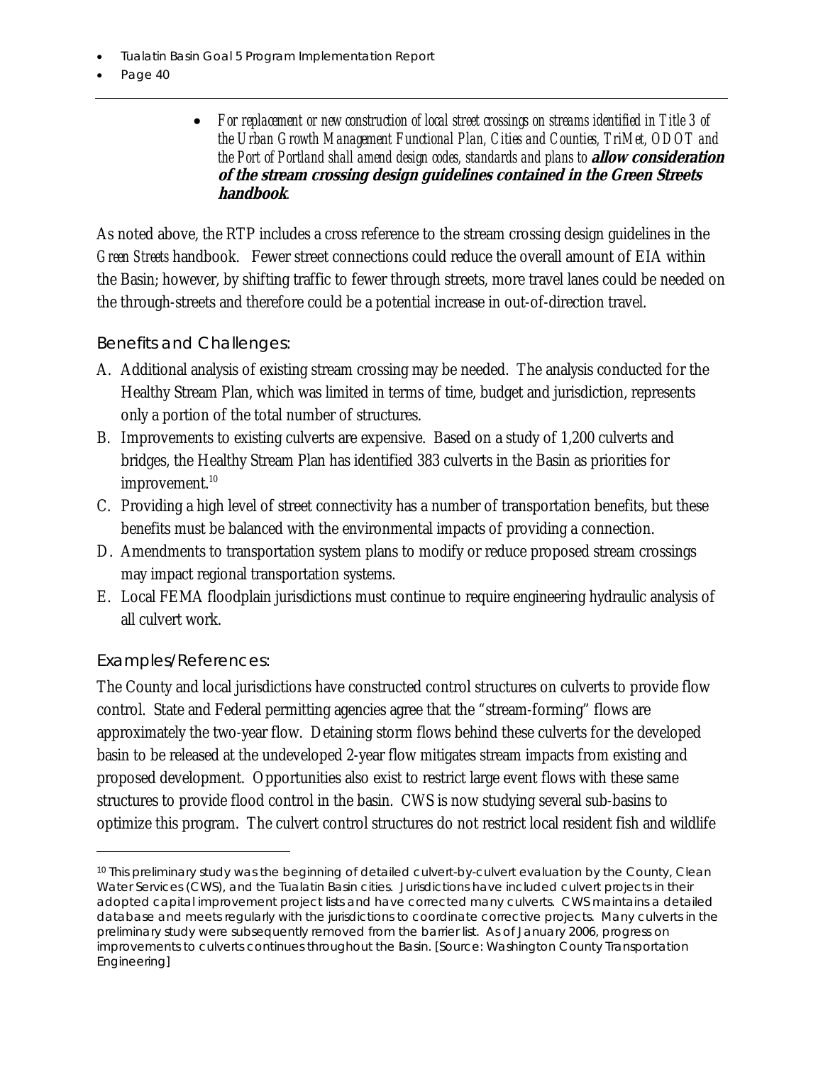- *For replacement or new construction of local street crossings on streams identified in Title 3 of the Urban Growth Management Functional Plan, Cities and Counties, TriMet, ODOT and the Port of Portland shall amend design codes, standards and plans to* ***allow consideration of the stream crossing design guidelines contained in the Green Streets handbook****.*

As noted above, the RTP includes a cross reference to the stream crossing design guidelines in the *Green Streets* handbook. Fewer street connections could reduce the overall amount of EIA within the Basin; however, by shifting traffic to fewer through streets, more travel lanes could be needed on the through-streets and therefore could be a potential increase in out-of-direction travel.

### Benefits and Challenges:

A. Additional analysis of existing stream crossing may be needed. The analysis conducted for the Healthy Stream Plan, which was limited in terms of time, budget and jurisdiction, represents only a portion of the total number of structures.
B. Improvements to existing culverts are expensive. Based on a study of 1,200 culverts and bridges, the Healthy Stream Plan has identified 383 culverts in the Basin as priorities for improvement.[10]
C. Providing a high level of street connectivity has a number of transportation benefits, but these benefits must be balanced with the environmental impacts of providing a connection.
D. Amendments to transportation system plans to modify or reduce proposed stream crossings may impact regional transportation systems.
E. Local FEMA floodplain jurisdictions must continue to require engineering hydraulic analysis of all culvert work.

### Examples/References:

The County and local jurisdictions have constructed control structures on culverts to provide flow control. State and Federal permitting agencies agree that the "stream-forming" flows are approximately the two-year flow. Detaining storm flows behind these culverts for the developed basin to be released at the undeveloped 2-year flow mitigates stream impacts from existing and proposed development. Opportunities also exist to restrict large event flows with these same structures to provide flood control in the basin. CWS is now studying several sub-basins to optimize this program. The culvert control structures do not restrict local resident fish and wildlife

---

[10] This preliminary study was the beginning of detailed culvert-by-culvert evaluation by the County, Clean Water Services (CWS), and the Tualatin Basin cities. Jurisdictions have included culvert projects in their adopted capital improvement project lists and have corrected many culverts. CWS maintains a detailed database and meets regularly with the jurisdictions to coordinate corrective projects. Many culverts in the preliminary study were subsequently removed from the barrier list. As of January 2006, progress on improvements to culverts continues throughout the Basin. [Source: Washington County Transportation Engineering]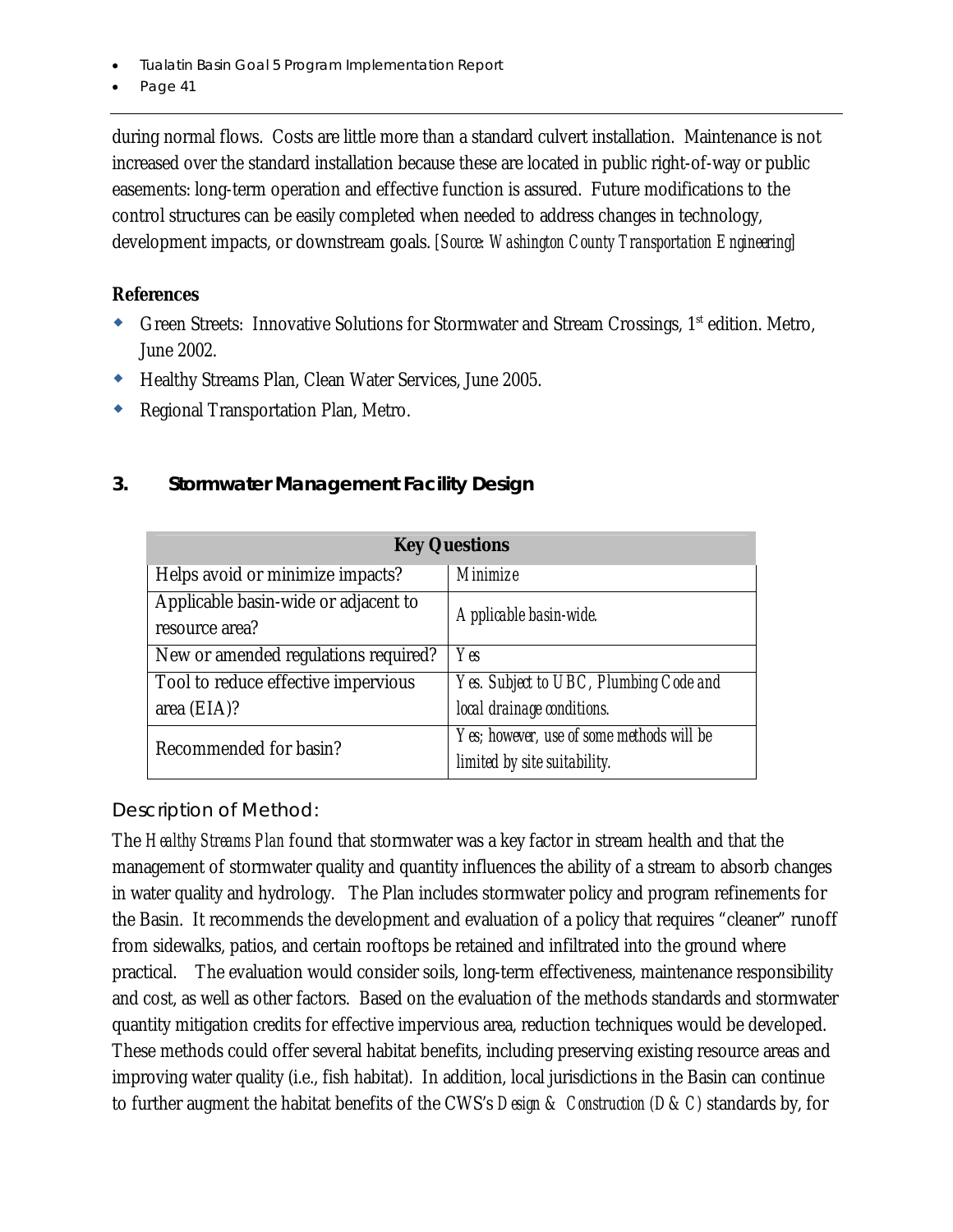during normal flows. Costs are little more than a standard culvert installation. Maintenance is not increased over the standard installation because these are located in public right-of-way or public easements: long-term operation and effective function is assured. Future modifications to the control structures can be easily completed when needed to address changes in technology, development impacts, or downstream goals. *[Source: Washington County Transportation Engineering]*

**References**

- Green Streets: Innovative Solutions for Stormwater and Stream Crossings, 1st edition. Metro, June 2002.
- Healthy Streams Plan, Clean Water Services, June 2005.
- Regional Transportation Plan, Metro.

## 3. Stormwater Management Facility Design

| Key Questions | |
|---|---|
| Helps avoid or minimize impacts? | *Minimize* |
| Applicable basin-wide or adjacent to resource area? | *Applicable basin-wide.* |
| New or amended regulations required? | *Yes* |
| Tool to reduce effective impervious area (EIA)? | *Yes. Subject to UBC, Plumbing Code and local drainage conditions.* |
| Recommended for basin? | *Yes; however, use of some methods will be limited by site suitability.* |

### Description of Method:

The *Healthy Streams Plan* found that stormwater was a key factor in stream health and that the management of stormwater quality and quantity influences the ability of a stream to absorb changes in water quality and hydrology. The Plan includes stormwater policy and program refinements for the Basin. It recommends the development and evaluation of a policy that requires "cleaner" runoff from sidewalks, patios, and certain rooftops be retained and infiltrated into the ground where practical. The evaluation would consider soils, long-term effectiveness, maintenance responsibility and cost, as well as other factors. Based on the evaluation of the methods standards and stormwater quantity mitigation credits for effective impervious area, reduction techniques would be developed. These methods could offer several habitat benefits, including preserving existing resource areas and improving water quality (i.e., fish habitat). In addition, local jurisdictions in the Basin can continue to further augment the habitat benefits of the CWS's *Design & Construction (D&C)* standards by, for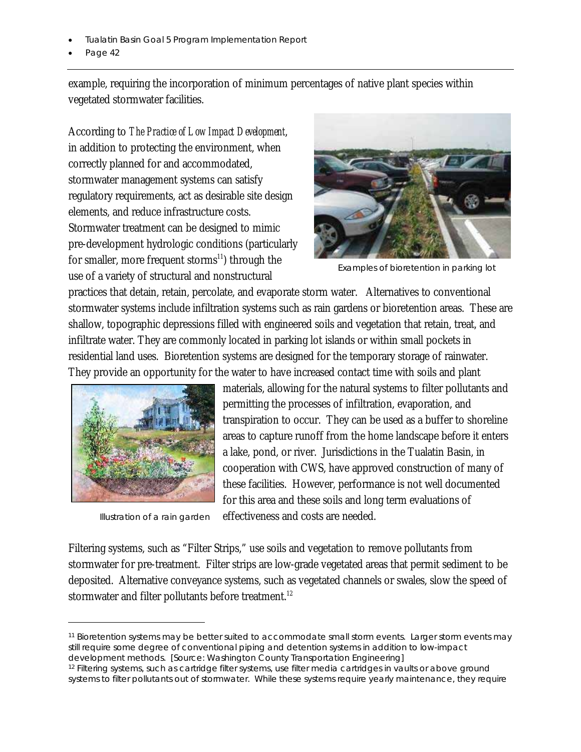example, requiring the incorporation of minimum percentages of native plant species within vegetated stormwater facilities.

According to *The Practice of Low Impact Development*, in addition to protecting the environment, when correctly planned for and accommodated, stormwater management systems can satisfy regulatory requirements, act as desirable site design elements, and reduce infrastructure costs. Stormwater treatment can be designed to mimic pre-development hydrologic conditions (particularly for smaller, more frequent storms[11]) through the use of a variety of structural and nonstructural practices that detain, retain, percolate, and evaporate storm water. Alternatives to conventional stormwater systems include infiltration systems such as rain gardens or bioretention areas. These are shallow, topographic depressions filled with engineered soils and vegetation that retain, treat, and infiltrate water. They are commonly located in parking lot islands or within small pockets in residential land uses. Bioretention systems are designed for the temporary storage of rainwater. They provide an opportunity for the water to have increased contact time with soils and plant materials, allowing for the natural systems to filter pollutants and permitting the processes of infiltration, evaporation, and transpiration to occur. They can be used as a buffer to shoreline areas to capture runoff from the home landscape before it enters a lake, pond, or river. Jurisdictions in the Tualatin Basin, in cooperation with CWS, have approved construction of many of these facilities. However, performance is not well documented for this area and these soils and long term evaluations of effectiveness and costs are needed.

Examples of bioretention in parking lot

Illustration of a rain garden

Filtering systems, such as "Filter Strips," use soils and vegetation to remove pollutants from stormwater for pre-treatment. Filter strips are low-grade vegetated areas that permit sediment to be deposited. Alternative conveyance systems, such as vegetated channels or swales, slow the speed of stormwater and filter pollutants before treatment.[12]

---

[11] Bioretention systems may be better suited to accommodate small storm events. Larger storm events may still require some degree of conventional piping and detention systems in addition to low-impact development methods. [Source: Washington County Transportation Engineering]

[12] Filtering systems, such as cartridge filter systems, use filter media cartridges in vaults or above ground systems to filter pollutants out of stormwater. While these systems require yearly maintenance, they require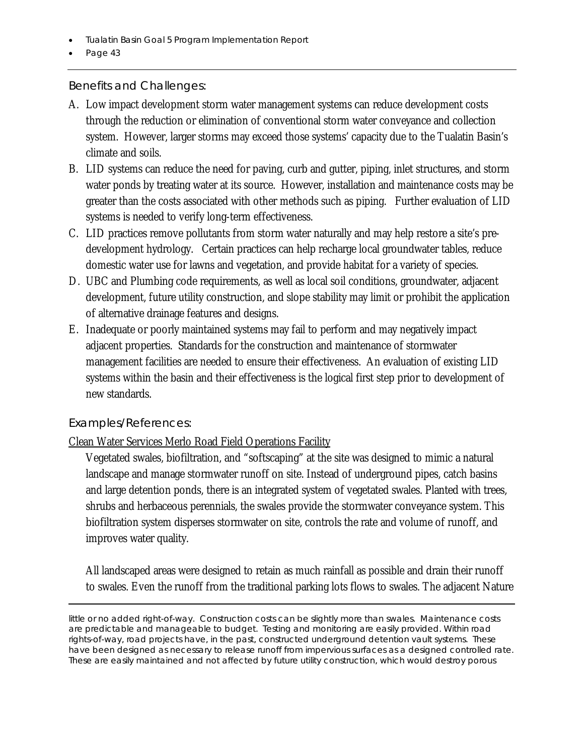### Benefits and Challenges:

A. Low impact development storm water management systems can reduce development costs through the reduction or elimination of conventional storm water conveyance and collection system. However, larger storms may exceed those systems' capacity due to the Tualatin Basin's climate and soils.

B. LID systems can reduce the need for paving, curb and gutter, piping, inlet structures, and storm water ponds by treating water at its source. However, installation and maintenance costs may be greater than the costs associated with other methods such as piping. Further evaluation of LID systems is needed to verify long-term effectiveness.

C. LID practices remove pollutants from storm water naturally and may help restore a site's pre-development hydrology. Certain practices can help recharge local groundwater tables, reduce domestic water use for lawns and vegetation, and provide habitat for a variety of species.

D. UBC and Plumbing code requirements, as well as local soil conditions, groundwater, adjacent development, future utility construction, and slope stability may limit or prohibit the application of alternative drainage features and designs.

E. Inadequate or poorly maintained systems may fail to perform and may negatively impact adjacent properties. Standards for the construction and maintenance of stormwater management facilities are needed to ensure their effectiveness. An evaluation of existing LID systems within the basin and their effectiveness is the logical first step prior to development of new standards.

### Examples/References:

<u>Clean Water Services Merlo Road Field Operations Facility</u>

Vegetated swales, biofiltration, and "softscaping" at the site was designed to mimic a natural landscape and manage stormwater runoff on site. Instead of underground pipes, catch basins and large detention ponds, there is an integrated system of vegetated swales. Planted with trees, shrubs and herbaceous perennials, the swales provide the stormwater conveyance system. This biofiltration system disperses stormwater on site, controls the rate and volume of runoff, and improves water quality.

All landscaped areas were designed to retain as much rainfall as possible and drain their runoff to swales. Even the runoff from the traditional parking lots flows to swales. The adjacent Nature

---

little or no added right-of-way. Construction costs can be slightly more than swales. Maintenance costs are predictable and manageable to budget. Testing and monitoring are easily provided. Within road rights-of-way, road projects have, in the past, constructed underground detention vault systems. These have been designed as necessary to release runoff from impervious surfaces as a designed controlled rate. These are easily maintained and not affected by future utility construction, which would destroy porous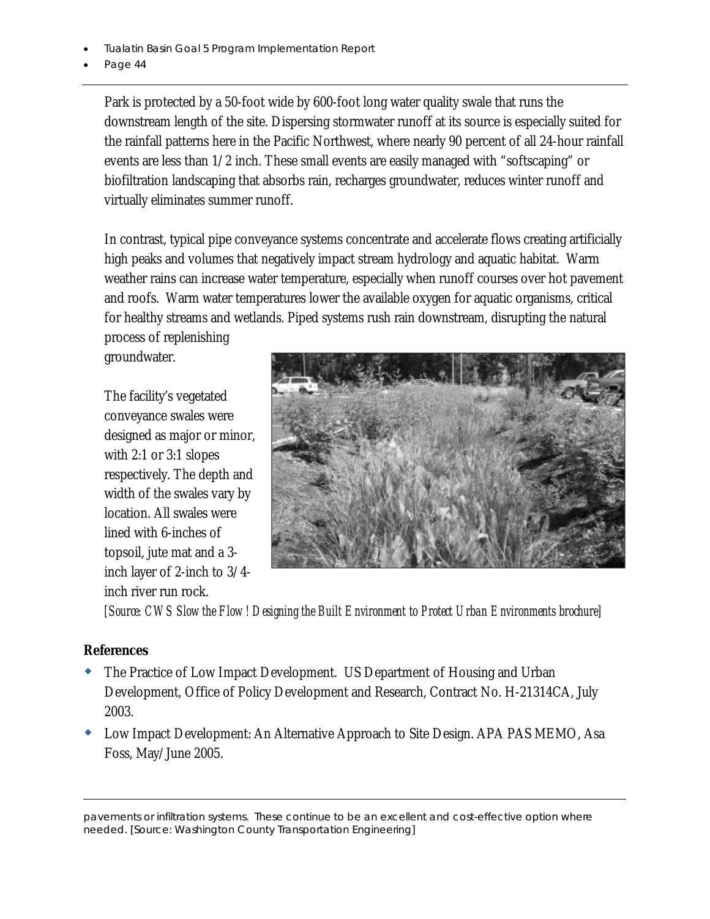Park is protected by a 50-foot wide by 600-foot long water quality swale that runs the downstream length of the site. Dispersing stormwater runoff at its source is especially suited for the rainfall patterns here in the Pacific Northwest, where nearly 90 percent of all 24-hour rainfall events are less than 1/2 inch. These small events are easily managed with "softscaping" or biofiltration landscaping that absorbs rain, recharges groundwater, reduces winter runoff and virtually eliminates summer runoff.

In contrast, typical pipe conveyance systems concentrate and accelerate flows creating artificially high peaks and volumes that negatively impact stream hydrology and aquatic habitat. Warm weather rains can increase water temperature, especially when runoff courses over hot pavement and roofs. Warm water temperatures lower the available oxygen for aquatic organisms, critical for healthy streams and wetlands. Piped systems rush rain downstream, disrupting the natural process of replenishing groundwater.

The facility's vegetated conveyance swales were designed as major or minor, with 2:1 or 3:1 slopes respectively. The depth and width of the swales vary by location. All swales were lined with 6-inches of topsoil, jute mat and a 3-inch layer of 2-inch to 3/4-inch river run rock.

*[Source: CWS Slow the Flow! Designing the Built Environment to Protect Urban Environments brochure]*

## References

- The Practice of Low Impact Development. US Department of Housing and Urban Development, Office of Policy Development and Research, Contract No. H-21314CA, July 2003.
- Low Impact Development: An Alternative Approach to Site Design. APA PAS MEMO, Asa Foss, May/June 2005.

pavements or infiltration systems. These continue to be an excellent and cost-effective option where needed. [Source: Washington County Transportation Engineering]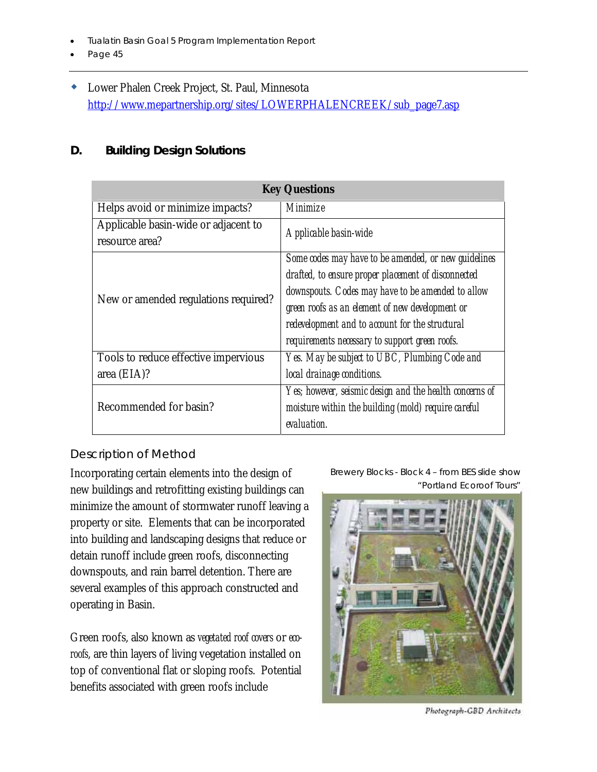- Lower Phalen Creek Project, St. Paul, Minnesota
  http://www.mepartnership.org/sites/LOWERPHALENCREEK/sub_page7.asp

## D. Building Design Solutions

| Key Questions | |
|---|---|
| Helps avoid or minimize impacts? | *Minimize* |
| Applicable basin-wide or adjacent to resource area? | *Applicable basin-wide* |
| New or amended regulations required? | *Some codes may have to be amended, or new guidelines drafted, to ensure proper placement of disconnected downspouts. Codes may have to be amended to allow green roofs as an element of new development or redevelopment and to account for the structural requirements necessary to support green roofs.* |
| Tools to reduce effective impervious area (EIA)? | *Yes. May be subject to UBC, Plumbing Code and local drainage conditions.* |
| Recommended for basin? | *Yes; however, seismic design and the health concerns of moisture within the building (mold) require careful evaluation.* |

### Description of Method

Incorporating certain elements into the design of new buildings and retrofitting existing buildings can minimize the amount of stormwater runoff leaving a property or site. Elements that can be incorporated into building and landscaping designs that reduce or detain runoff include green roofs, disconnecting downspouts, and rain barrel detention. There are several examples of this approach constructed and operating in Basin.

Brewery Blocks - Block 4 – from BES slide show "Portland Ecoroof Tours"

Photograph-GBD Architects

Green roofs, also known as *vegetated roof covers* or *eco-roofs*, are thin layers of living vegetation installed on top of conventional flat or sloping roofs. Potential benefits associated with green roofs include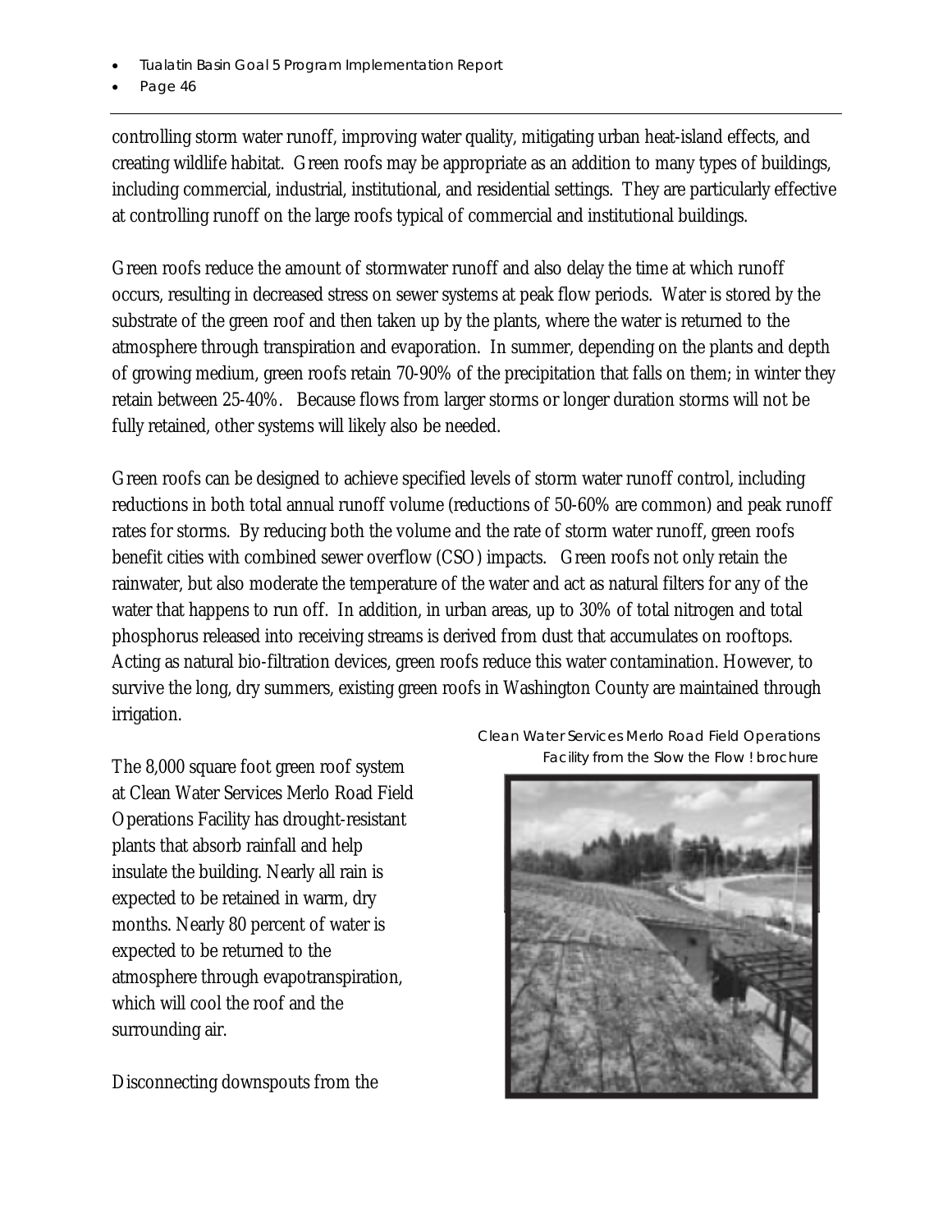controlling storm water runoff, improving water quality, mitigating urban heat-island effects, and creating wildlife habitat. Green roofs may be appropriate as an addition to many types of buildings, including commercial, industrial, institutional, and residential settings. They are particularly effective at controlling runoff on the large roofs typical of commercial and institutional buildings.

Green roofs reduce the amount of stormwater runoff and also delay the time at which runoff occurs, resulting in decreased stress on sewer systems at peak flow periods. Water is stored by the substrate of the green roof and then taken up by the plants, where the water is returned to the atmosphere through transpiration and evaporation. In summer, depending on the plants and depth of growing medium, green roofs retain 70-90% of the precipitation that falls on them; in winter they retain between 25-40%. Because flows from larger storms or longer duration storms will not be fully retained, other systems will likely also be needed.

Green roofs can be designed to achieve specified levels of storm water runoff control, including reductions in both total annual runoff volume (reductions of 50-60% are common) and peak runoff rates for storms. By reducing both the volume and the rate of storm water runoff, green roofs benefit cities with combined sewer overflow (CSO) impacts. Green roofs not only retain the rainwater, but also moderate the temperature of the water and act as natural filters for any of the water that happens to run off. In addition, in urban areas, up to 30% of total nitrogen and total phosphorus released into receiving streams is derived from dust that accumulates on rooftops. Acting as natural bio-filtration devices, green roofs reduce this water contamination. However, to survive the long, dry summers, existing green roofs in Washington County are maintained through irrigation.

The 8,000 square foot green roof system at Clean Water Services Merlo Road Field Operations Facility has drought-resistant plants that absorb rainfall and help insulate the building. Nearly all rain is expected to be retained in warm, dry months. Nearly 80 percent of water is expected to be returned to the atmosphere through evapotranspiration, which will cool the roof and the surrounding air.

Clean Water Services Merlo Road Field Operations Facility from the Slow the Flow ! brochure

Disconnecting downspouts from the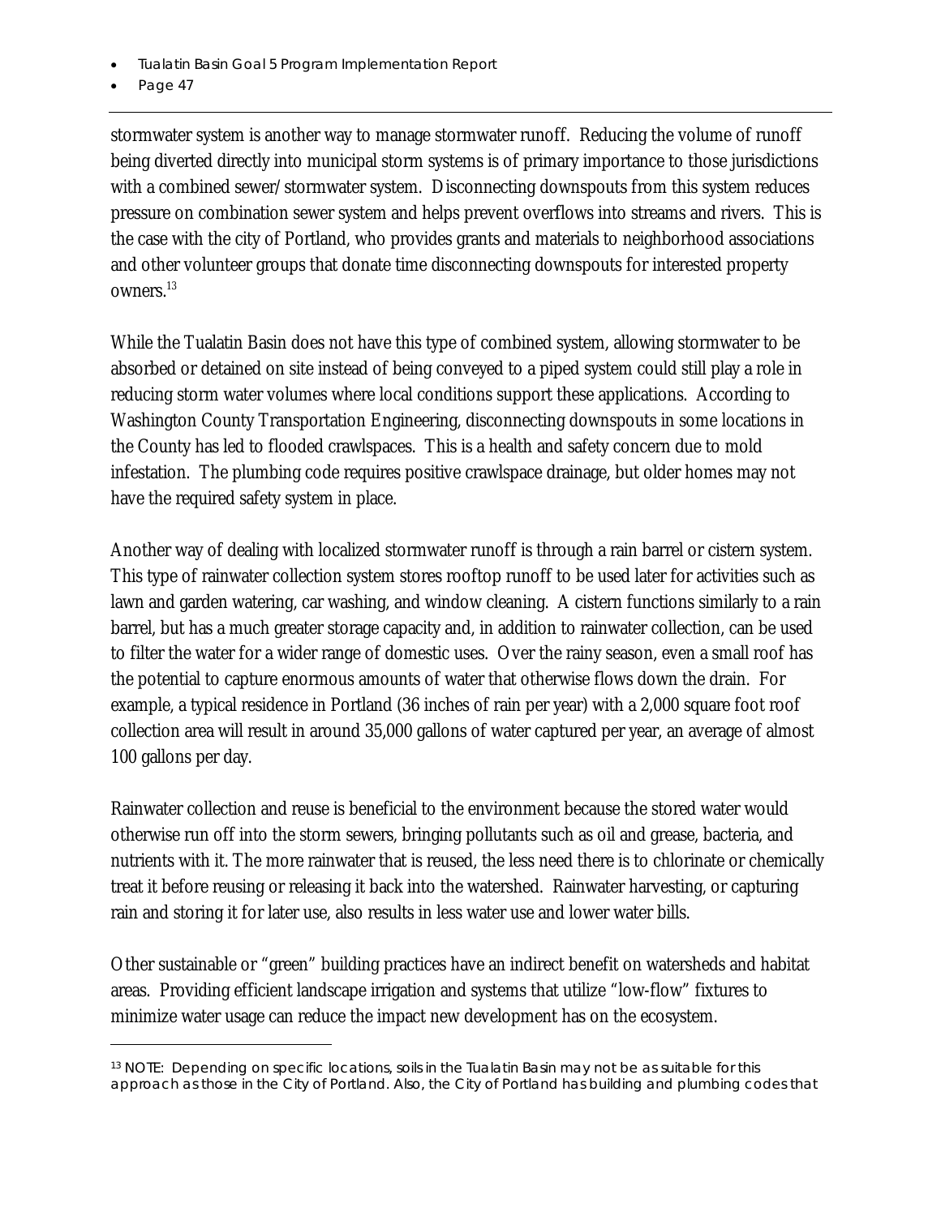stormwater system is another way to manage stormwater runoff. Reducing the volume of runoff being diverted directly into municipal storm systems is of primary importance to those jurisdictions with a combined sewer/stormwater system. Disconnecting downspouts from this system reduces pressure on combination sewer system and helps prevent overflows into streams and rivers. This is the case with the city of Portland, who provides grants and materials to neighborhood associations and other volunteer groups that donate time disconnecting downspouts for interested property owners.[13]

While the Tualatin Basin does not have this type of combined system, allowing stormwater to be absorbed or detained on site instead of being conveyed to a piped system could still play a role in reducing storm water volumes where local conditions support these applications. According to Washington County Transportation Engineering, disconnecting downspouts in some locations in the County has led to flooded crawlspaces. This is a health and safety concern due to mold infestation. The plumbing code requires positive crawlspace drainage, but older homes may not have the required safety system in place.

Another way of dealing with localized stormwater runoff is through a rain barrel or cistern system. This type of rainwater collection system stores rooftop runoff to be used later for activities such as lawn and garden watering, car washing, and window cleaning. A cistern functions similarly to a rain barrel, but has a much greater storage capacity and, in addition to rainwater collection, can be used to filter the water for a wider range of domestic uses. Over the rainy season, even a small roof has the potential to capture enormous amounts of water that otherwise flows down the drain. For example, a typical residence in Portland (36 inches of rain per year) with a 2,000 square foot roof collection area will result in around 35,000 gallons of water captured per year, an average of almost 100 gallons per day.

Rainwater collection and reuse is beneficial to the environment because the stored water would otherwise run off into the storm sewers, bringing pollutants such as oil and grease, bacteria, and nutrients with it. The more rainwater that is reused, the less need there is to chlorinate or chemically treat it before reusing or releasing it back into the watershed. Rainwater harvesting, or capturing rain and storing it for later use, also results in less water use and lower water bills.

Other sustainable or "green" building practices have an indirect benefit on watersheds and habitat areas. Providing efficient landscape irrigation and systems that utilize "low-flow" fixtures to minimize water usage can reduce the impact new development has on the ecosystem.

[13] NOTE: Depending on specific locations, soils in the Tualatin Basin may not be as suitable for this approach as those in the City of Portland. Also, the City of Portland has building and plumbing codes that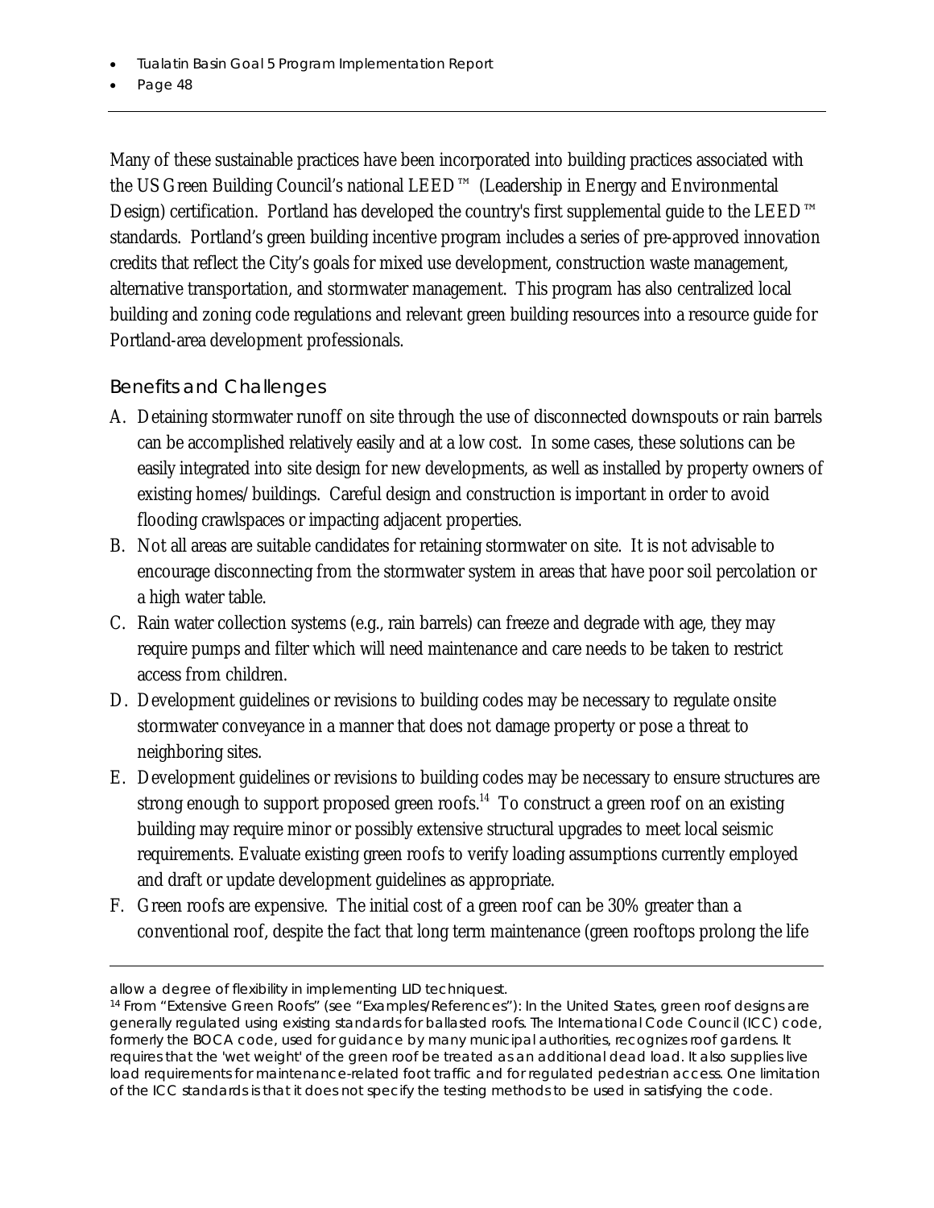Many of these sustainable practices have been incorporated into building practices associated with the US Green Building Council's national LEED™ (Leadership in Energy and Environmental Design) certification. Portland has developed the country's first supplemental guide to the LEED™ standards. Portland's green building incentive program includes a series of pre-approved innovation credits that reflect the City's goals for mixed use development, construction waste management, alternative transportation, and stormwater management. This program has also centralized local building and zoning code regulations and relevant green building resources into a resource guide for Portland-area development professionals.

### Benefits and Challenges

A. Detaining stormwater runoff on site through the use of disconnected downspouts or rain barrels can be accomplished relatively easily and at a low cost. In some cases, these solutions can be easily integrated into site design for new developments, as well as installed by property owners of existing homes/buildings. Careful design and construction is important in order to avoid flooding crawlspaces or impacting adjacent properties.
B. Not all areas are suitable candidates for retaining stormwater on site. It is not advisable to encourage disconnecting from the stormwater system in areas that have poor soil percolation or a high water table.
C. Rain water collection systems (e.g., rain barrels) can freeze and degrade with age, they may require pumps and filter which will need maintenance and care needs to be taken to restrict access from children.
D. Development guidelines or revisions to building codes may be necessary to regulate onsite stormwater conveyance in a manner that does not damage property or pose a threat to neighboring sites.
E. Development guidelines or revisions to building codes may be necessary to ensure structures are strong enough to support proposed green roofs.[14] To construct a green roof on an existing building may require minor or possibly extensive structural upgrades to meet local seismic requirements. Evaluate existing green roofs to verify loading assumptions currently employed and draft or update development guidelines as appropriate.
F. Green roofs are expensive. The initial cost of a green roof can be 30% greater than a conventional roof, despite the fact that long term maintenance (green rooftops prolong the life

---

allow a degree of flexibility in implementing LID techniquest.

[14] From "Extensive Green Roofs" (see "Examples/References"): In the United States, green roof designs are generally regulated using existing standards for ballasted roofs. The International Code Council (ICC) code, formerly the BOCA code, used for guidance by many municipal authorities, recognizes roof gardens. It requires that the 'wet weight' of the green roof be treated as an additional dead load. It also supplies live load requirements for maintenance-related foot traffic and for regulated pedestrian access. One limitation of the ICC standards is that it does not specify the testing methods to be used in satisfying the code.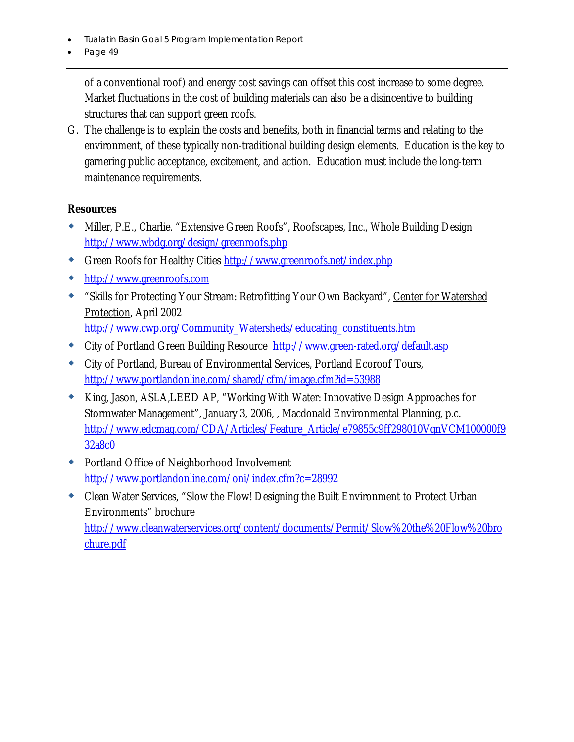of a conventional roof) and energy cost savings can offset this cost increase to some degree. Market fluctuations in the cost of building materials can also be a disincentive to building structures that can support green roofs.

G. The challenge is to explain the costs and benefits, both in financial terms and relating to the environment, of these typically non-traditional building design elements. Education is the key to garnering public acceptance, excitement, and action. Education must include the long-term maintenance requirements.

**Resources**

- Miller, P.E., Charlie. "Extensive Green Roofs", Roofscapes, Inc., Whole Building Design http://www.wbdg.org/design/greenroofs.php
- Green Roofs for Healthy Cities http://www.greenroofs.net/index.php
- http://www.greenroofs.com
- "Skills for Protecting Your Stream: Retrofitting Your Own Backyard", Center for Watershed Protection, April 2002 http://www.cwp.org/Community_Watersheds/educating_constituents.htm
- City of Portland Green Building Resource http://www.green-rated.org/default.asp
- City of Portland, Bureau of Environmental Services, Portland Ecoroof Tours, http://www.portlandonline.com/shared/cfm/image.cfm?id=53988
- King, Jason, ASLA,LEED AP, "Working With Water: Innovative Design Approaches for Stormwater Management", January 3, 2006, , Macdonald Environmental Planning, p.c. http://www.edcmag.com/CDA/Articles/Feature_Article/e79855c9ff298010VgnVCM100000f932a8c0
- Portland Office of Neighborhood Involvement http://www.portlandonline.com/oni/index.cfm?c=28992
- Clean Water Services, "Slow the Flow! Designing the Built Environment to Protect Urban Environments" brochure http://www.cleanwaterservices.org/content/documents/Permit/Slow%20the%20Flow%20brochure.pdf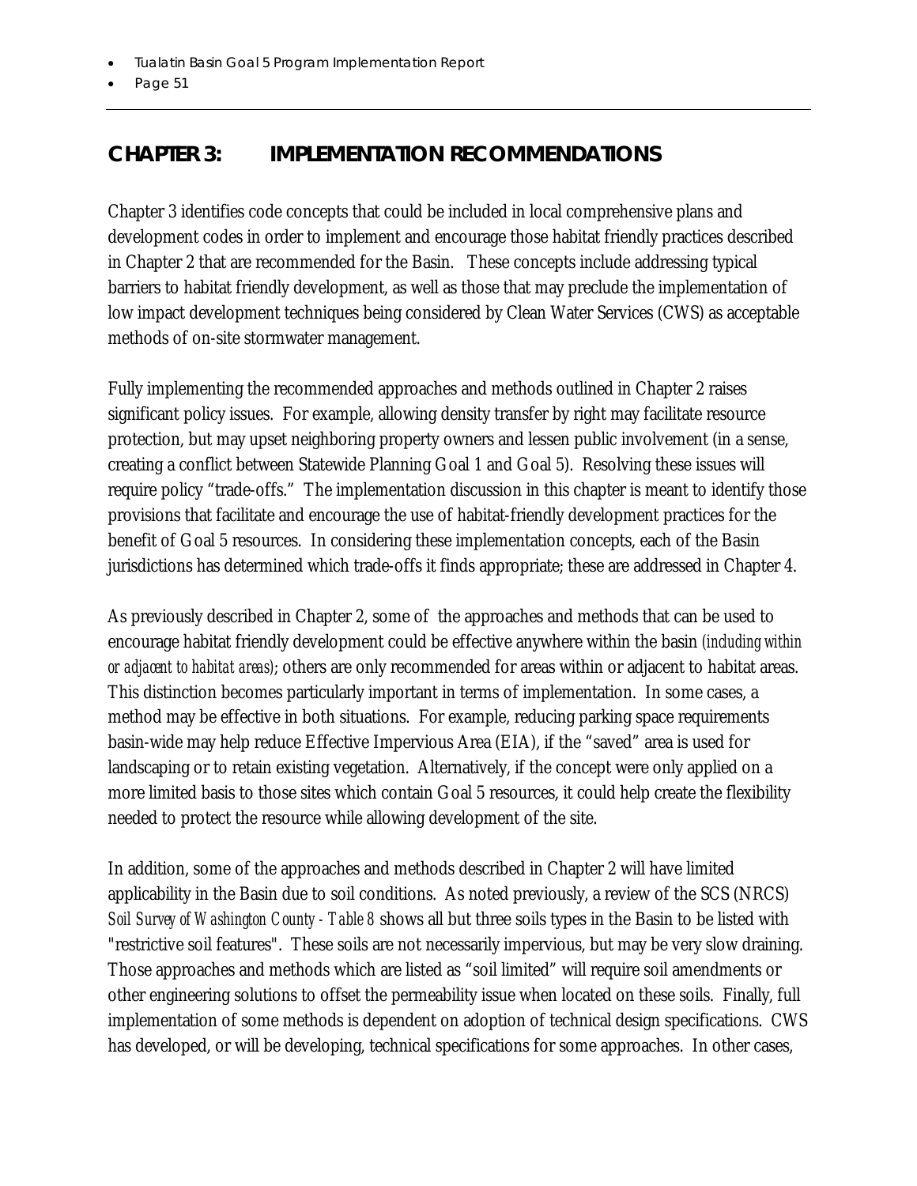## CHAPTER 3: IMPLEMENTATION RECOMMENDATIONS

Chapter 3 identifies code concepts that could be included in local comprehensive plans and development codes in order to implement and encourage those habitat friendly practices described in Chapter 2 that are recommended for the Basin. These concepts include addressing typical barriers to habitat friendly development, as well as those that may preclude the implementation of low impact development techniques being considered by Clean Water Services (CWS) as acceptable methods of on-site stormwater management.

Fully implementing the recommended approaches and methods outlined in Chapter 2 raises significant policy issues. For example, allowing density transfer by right may facilitate resource protection, but may upset neighboring property owners and lessen public involvement (in a sense, creating a conflict between Statewide Planning Goal 1 and Goal 5). Resolving these issues will require policy "trade-offs." The implementation discussion in this chapter is meant to identify those provisions that facilitate and encourage the use of habitat-friendly development practices for the benefit of Goal 5 resources. In considering these implementation concepts, each of the Basin jurisdictions has determined which trade-offs it finds appropriate; these are addressed in Chapter 4.

As previously described in Chapter 2, some of the approaches and methods that can be used to encourage habitat friendly development could be effective anywhere within the basin *(including within or adjacent to habitat areas)*; others are only recommended for areas within or adjacent to habitat areas. This distinction becomes particularly important in terms of implementation. In some cases, a method may be effective in both situations. For example, reducing parking space requirements basin-wide may help reduce Effective Impervious Area (EIA), if the "saved" area is used for landscaping or to retain existing vegetation. Alternatively, if the concept were only applied on a more limited basis to those sites which contain Goal 5 resources, it could help create the flexibility needed to protect the resource while allowing development of the site.

In addition, some of the approaches and methods described in Chapter 2 will have limited applicability in the Basin due to soil conditions. As noted previously, a review of the SCS (NRCS) *Soil Survey of Washington County - Table 8* shows all but three soils types in the Basin to be listed with "restrictive soil features". These soils are not necessarily impervious, but may be very slow draining. Those approaches and methods which are listed as "soil limited" will require soil amendments or other engineering solutions to offset the permeability issue when located on these soils. Finally, full implementation of some methods is dependent on adoption of technical design specifications. CWS has developed, or will be developing, technical specifications for some approaches. In other cases,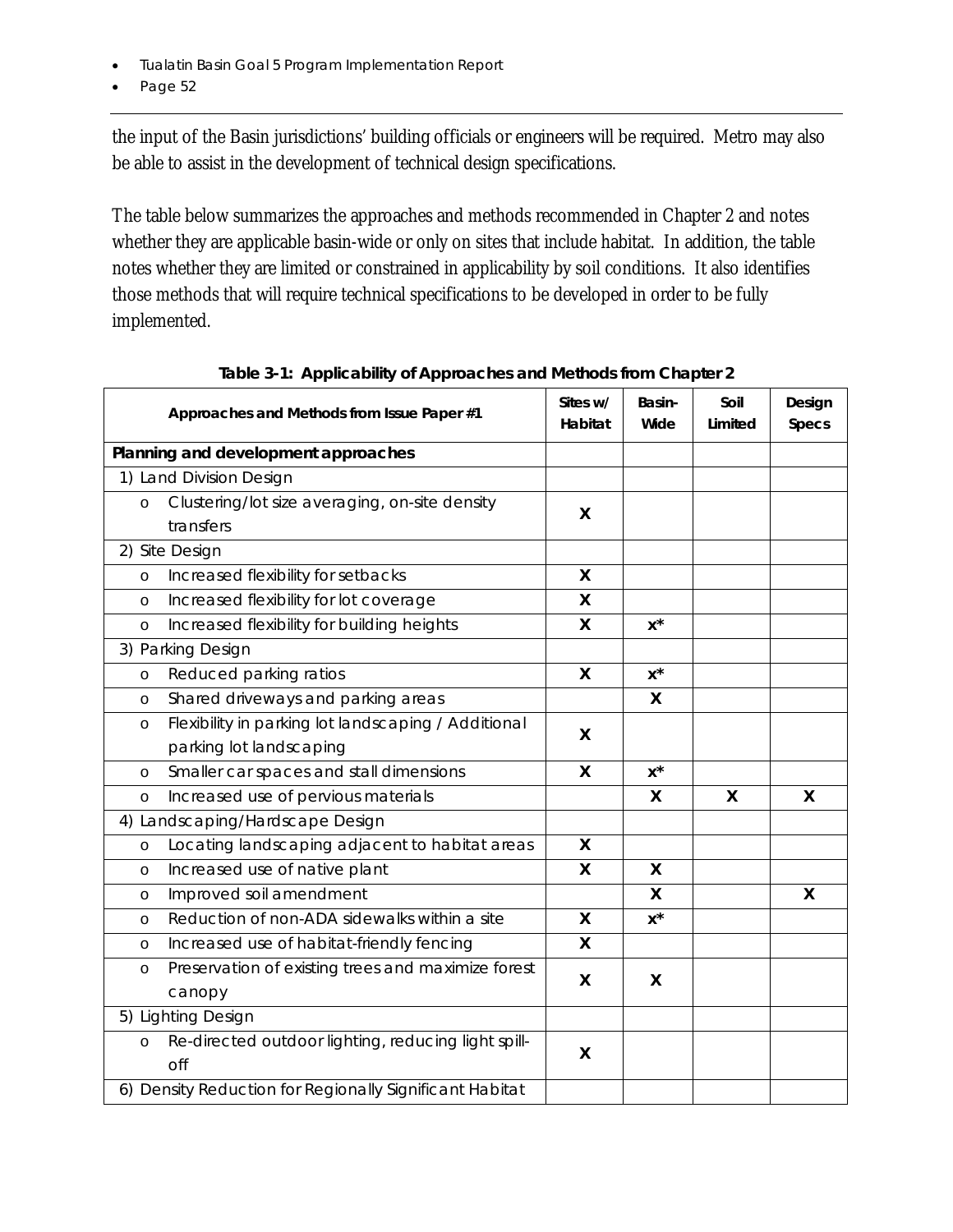the input of the Basin jurisdictions' building officials or engineers will be required. Metro may also be able to assist in the development of technical design specifications.

The table below summarizes the approaches and methods recommended in Chapter 2 and notes whether they are applicable basin-wide or only on sites that include habitat. In addition, the table notes whether they are limited or constrained in applicability by soil conditions. It also identifies those methods that will require technical specifications to be developed in order to be fully implemented.

**Table 3-1: Applicability of Approaches and Methods from Chapter 2**

| Approaches and Methods from Issue Paper #1 | Sites w/ Habitat | Basin-Wide | Soil Limited | Design Specs |
|---|---|---|---|---|
| **Planning and development approaches** | | | | |
| 1) Land Division Design | | | | |
| o Clustering/lot size averaging, on-site density transfers | X | | | |
| 2) Site Design | | | | |
| o Increased flexibility for setbacks | X | | | |
| o Increased flexibility for lot coverage | X | | | |
| o Increased flexibility for building heights | X | x* | | |
| 3) Parking Design | | | | |
| o Reduced parking ratios | X | x* | | |
| o Shared driveways and parking areas | | X | | |
| o Flexibility in parking lot landscaping / Additional parking lot landscaping | X | | | |
| o Smaller car spaces and stall dimensions | X | x* | | |
| o Increased use of pervious materials | | X | X | X |
| 4) Landscaping/Hardscape Design | | | | |
| o Locating landscaping adjacent to habitat areas | X | | | |
| o Increased use of native plant | X | X | | |
| o Improved soil amendment | | X | | X |
| o Reduction of non-ADA sidewalks within a site | X | x* | | |
| o Increased use of habitat-friendly fencing | X | | | |
| o Preservation of existing trees and maximize forest canopy | X | X | | |
| 5) Lighting Design | | | | |
| o Re-directed outdoor lighting, reducing light spill-off | X | | | |
| 6) Density Reduction for Regionally Significant Habitat | | | | |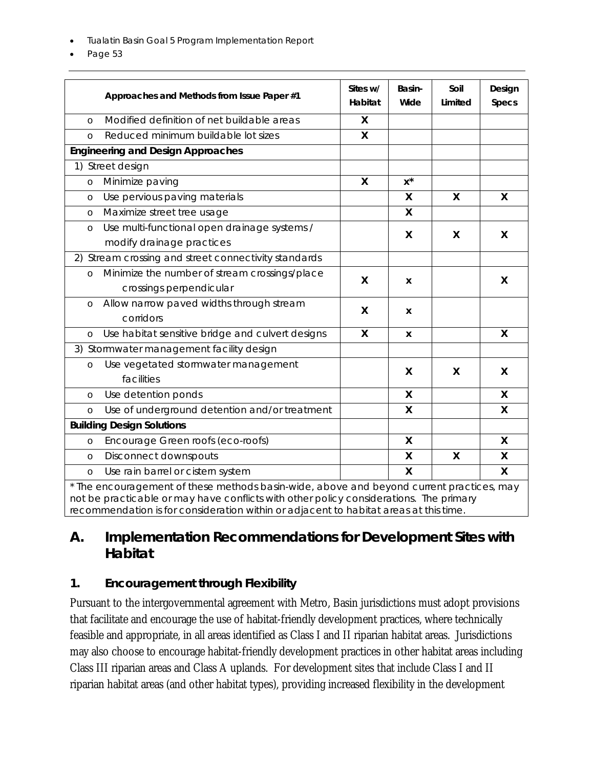| Approaches and Methods from Issue Paper #1 | Sites w/ Habitat | Basin-Wide | Soil Limited | Design Specs |
|---|---|---|---|---|
| o Modified definition of net buildable areas | X | | | |
| o Reduced minimum buildable lot sizes | X | | | |
| **Engineering and Design Approaches** | | | | |
| 1) Street design | | | | |
| o Minimize paving | X | x* | | |
| o Use pervious paving materials | | X | X | X |
| o Maximize street tree usage | | X | | |
| o Use multi-functional open drainage systems / modify drainage practices | | X | X | X |
| 2) Stream crossing and street connectivity standards | | | | |
| o Minimize the number of stream crossings/place crossings perpendicular | X | x | | X |
| o Allow narrow paved widths through stream corridors | X | x | | |
| o Use habitat sensitive bridge and culvert designs | X | x | | X |
| 3) Stormwater management facility design | | | | |
| o Use vegetated stormwater management facilities | | X | X | X |
| o Use detention ponds | | X | | X |
| o Use of underground detention and/or treatment | | X | | X |
| **Building Design Solutions** | | | | |
| o Encourage Green roofs (eco-roofs) | | X | | X |
| o Disconnect downspouts | | X | X | X |
| o Use rain barrel or cistern system | | X | | X |

* The encouragement of these methods basin-wide, above and beyond current practices, may not be practicable or may have conflicts with other policy considerations. The primary recommendation is for consideration within or adjacent to habitat areas at this time.

## A. Implementation Recommendations for Development Sites with Habitat

### 1. Encouragement through Flexibility

Pursuant to the intergovernmental agreement with Metro, Basin jurisdictions must adopt provisions that facilitate and encourage the use of habitat-friendly development practices, where technically feasible and appropriate, in all areas identified as Class I and II riparian habitat areas. Jurisdictions may also choose to encourage habitat-friendly development practices in other habitat areas including Class III riparian areas and Class A uplands. For development sites that include Class I and II riparian habitat areas (and other habitat types), providing increased flexibility in the development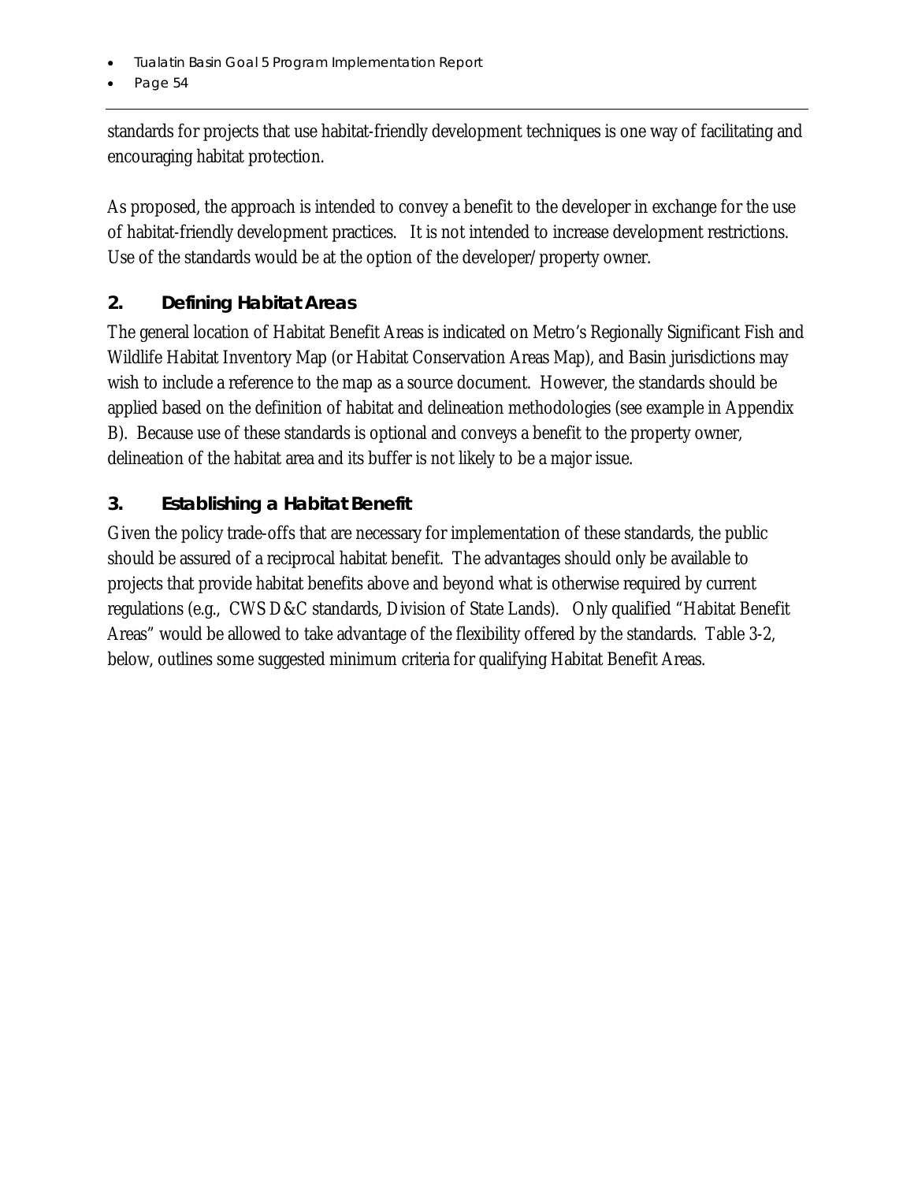standards for projects that use habitat-friendly development techniques is one way of facilitating and encouraging habitat protection.

As proposed, the approach is intended to convey a benefit to the developer in exchange for the use of habitat-friendly development practices. It is not intended to increase development restrictions. Use of the standards would be at the option of the developer/property owner.

## 2. Defining Habitat Areas

The general location of Habitat Benefit Areas is indicated on Metro's Regionally Significant Fish and Wildlife Habitat Inventory Map (or Habitat Conservation Areas Map), and Basin jurisdictions may wish to include a reference to the map as a source document. However, the standards should be applied based on the definition of habitat and delineation methodologies (see example in Appendix B). Because use of these standards is optional and conveys a benefit to the property owner, delineation of the habitat area and its buffer is not likely to be a major issue.

## 3. Establishing a Habitat Benefit

Given the policy trade-offs that are necessary for implementation of these standards, the public should be assured of a reciprocal habitat benefit. The advantages should only be available to projects that provide habitat benefits above and beyond what is otherwise required by current regulations (e.g., CWS D&C standards, Division of State Lands). Only qualified "Habitat Benefit Areas" would be allowed to take advantage of the flexibility offered by the standards. Table 3-2, below, outlines some suggested minimum criteria for qualifying Habitat Benefit Areas.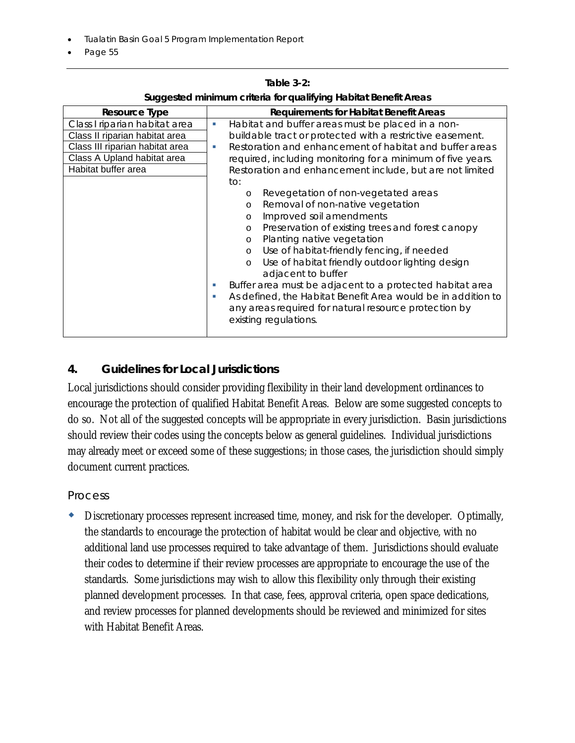**Table 3-2:**
**Suggested minimum criteria for qualifying Habitat Benefit Areas**

| Resource Type | Requirements for Habitat Benefit Areas |
|---|---|
| Class I riparian habitat area<br>Class II riparian habitat area<br>Class III riparian habitat area<br>Class A Upland habitat area<br>Habitat buffer area | ▪ Habitat and buffer areas must be placed in a non-buildable tract or protected with a restrictive easement.<br>▪ Restoration and enhancement of habitat and buffer areas required, including monitoring for a minimum of five years. Restoration and enhancement include, but are not limited to:<br>o Revegetation of non-vegetated areas<br>o Removal of non-native vegetation<br>o Improved soil amendments<br>o Preservation of existing trees and forest canopy<br>o Planting native vegetation<br>o Use of habitat-friendly fencing, if needed<br>o Use of habitat friendly outdoor lighting design adjacent to buffer<br>▪ Buffer area must be adjacent to a protected habitat area<br>▪ As defined, the Habitat Benefit Area would be in addition to any areas required for natural resource protection by existing regulations. |

## 4. Guidelines for Local Jurisdictions

Local jurisdictions should consider providing flexibility in their land development ordinances to encourage the protection of qualified Habitat Benefit Areas. Below are some suggested concepts to do so. Not all of the suggested concepts will be appropriate in every jurisdiction. Basin jurisdictions should review their codes using the concepts below as general guidelines. Individual jurisdictions may already meet or exceed some of these suggestions; in those cases, the jurisdiction should simply document current practices.

### Process

- Discretionary processes represent increased time, money, and risk for the developer. Optimally, the standards to encourage the protection of habitat would be clear and objective, with no additional land use processes required to take advantage of them. Jurisdictions should evaluate their codes to determine if their review processes are appropriate to encourage the use of the standards. Some jurisdictions may wish to allow this flexibility only through their existing planned development processes. In that case, fees, approval criteria, open space dedications, and review processes for planned developments should be reviewed and minimized for sites with Habitat Benefit Areas.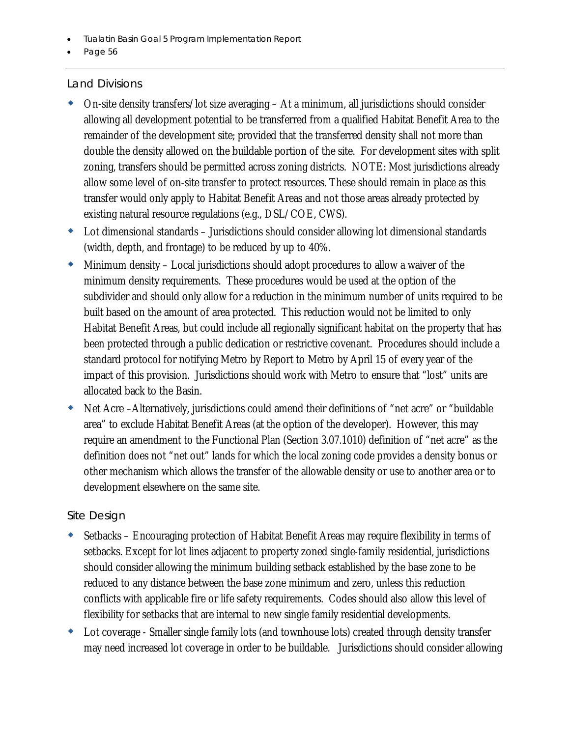## Land Divisions

- On-site density transfers/lot size averaging – At a minimum, all jurisdictions should consider allowing all development potential to be transferred from a qualified Habitat Benefit Area to the remainder of the development site; provided that the transferred density shall not more than double the density allowed on the buildable portion of the site. For development sites with split zoning, transfers should be permitted across zoning districts. NOTE: Most jurisdictions already allow some level of on-site transfer to protect resources. These should remain in place as this transfer would only apply to Habitat Benefit Areas and not those areas already protected by existing natural resource regulations (e.g., DSL/COE, CWS).
- Lot dimensional standards – Jurisdictions should consider allowing lot dimensional standards (width, depth, and frontage) to be reduced by up to 40%.
- Minimum density – Local jurisdictions should adopt procedures to allow a waiver of the minimum density requirements. These procedures would be used at the option of the subdivider and should only allow for a reduction in the minimum number of units required to be built based on the amount of area protected. This reduction would not be limited to only Habitat Benefit Areas, but could include all regionally significant habitat on the property that has been protected through a public dedication or restrictive covenant. Procedures should include a standard protocol for notifying Metro by Report to Metro by April 15 of every year of the impact of this provision. Jurisdictions should work with Metro to ensure that "lost" units are allocated back to the Basin.
- Net Acre –Alternatively, jurisdictions could amend their definitions of "net acre" or "buildable area" to exclude Habitat Benefit Areas (at the option of the developer). However, this may require an amendment to the Functional Plan (Section 3.07.1010) definition of "net acre" as the definition does not "net out" lands for which the local zoning code provides a density bonus or other mechanism which allows the transfer of the allowable density or use to another area or to development elsewhere on the same site.

## Site Design

- Setbacks – Encouraging protection of Habitat Benefit Areas may require flexibility in terms of setbacks. Except for lot lines adjacent to property zoned single-family residential, jurisdictions should consider allowing the minimum building setback established by the base zone to be reduced to any distance between the base zone minimum and zero, unless this reduction conflicts with applicable fire or life safety requirements. Codes should also allow this level of flexibility for setbacks that are internal to new single family residential developments.
- Lot coverage - Smaller single family lots (and townhouse lots) created through density transfer may need increased lot coverage in order to be buildable. Jurisdictions should consider allowing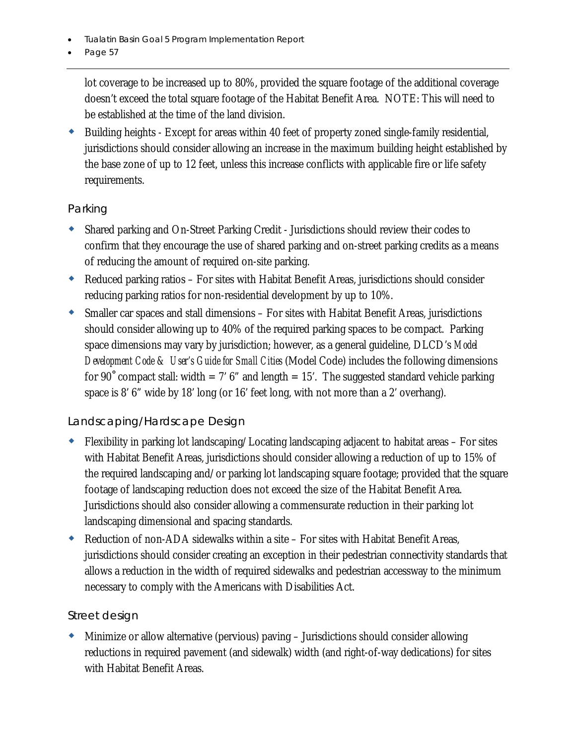lot coverage to be increased up to 80%, provided the square footage of the additional coverage doesn't exceed the total square footage of the Habitat Benefit Area. NOTE: This will need to be established at the time of the land division.

- Building heights - Except for areas within 40 feet of property zoned single-family residential, jurisdictions should consider allowing an increase in the maximum building height established by the base zone of up to 12 feet, unless this increase conflicts with applicable fire or life safety requirements.

### Parking

- Shared parking and On-Street Parking Credit - Jurisdictions should review their codes to confirm that they encourage the use of shared parking and on-street parking credits as a means of reducing the amount of required on-site parking.
- Reduced parking ratios – For sites with Habitat Benefit Areas, jurisdictions should consider reducing parking ratios for non-residential development by up to 10%.
- Smaller car spaces and stall dimensions – For sites with Habitat Benefit Areas, jurisdictions should consider allowing up to 40% of the required parking spaces to be compact. Parking space dimensions may vary by jurisdiction; however, as a general guideline, DLCD's *Model Development Code & User's Guide for Small Cities* (Model Code) includes the following dimensions for 90˚ compact stall: width = 7' 6" and length = 15'. The suggested standard vehicle parking space is 8' 6" wide by 18' long (or 16' feet long, with not more than a 2' overhang).

### Landscaping/Hardscape Design

- Flexibility in parking lot landscaping/Locating landscaping adjacent to habitat areas – For sites with Habitat Benefit Areas, jurisdictions should consider allowing a reduction of up to 15% of the required landscaping and/or parking lot landscaping square footage; provided that the square footage of landscaping reduction does not exceed the size of the Habitat Benefit Area. Jurisdictions should also consider allowing a commensurate reduction in their parking lot landscaping dimensional and spacing standards.
- Reduction of non-ADA sidewalks within a site – For sites with Habitat Benefit Areas, jurisdictions should consider creating an exception in their pedestrian connectivity standards that allows a reduction in the width of required sidewalks and pedestrian accessway to the minimum necessary to comply with the Americans with Disabilities Act.

### Street design

- Minimize or allow alternative (pervious) paving – Jurisdictions should consider allowing reductions in required pavement (and sidewalk) width (and right-of-way dedications) for sites with Habitat Benefit Areas.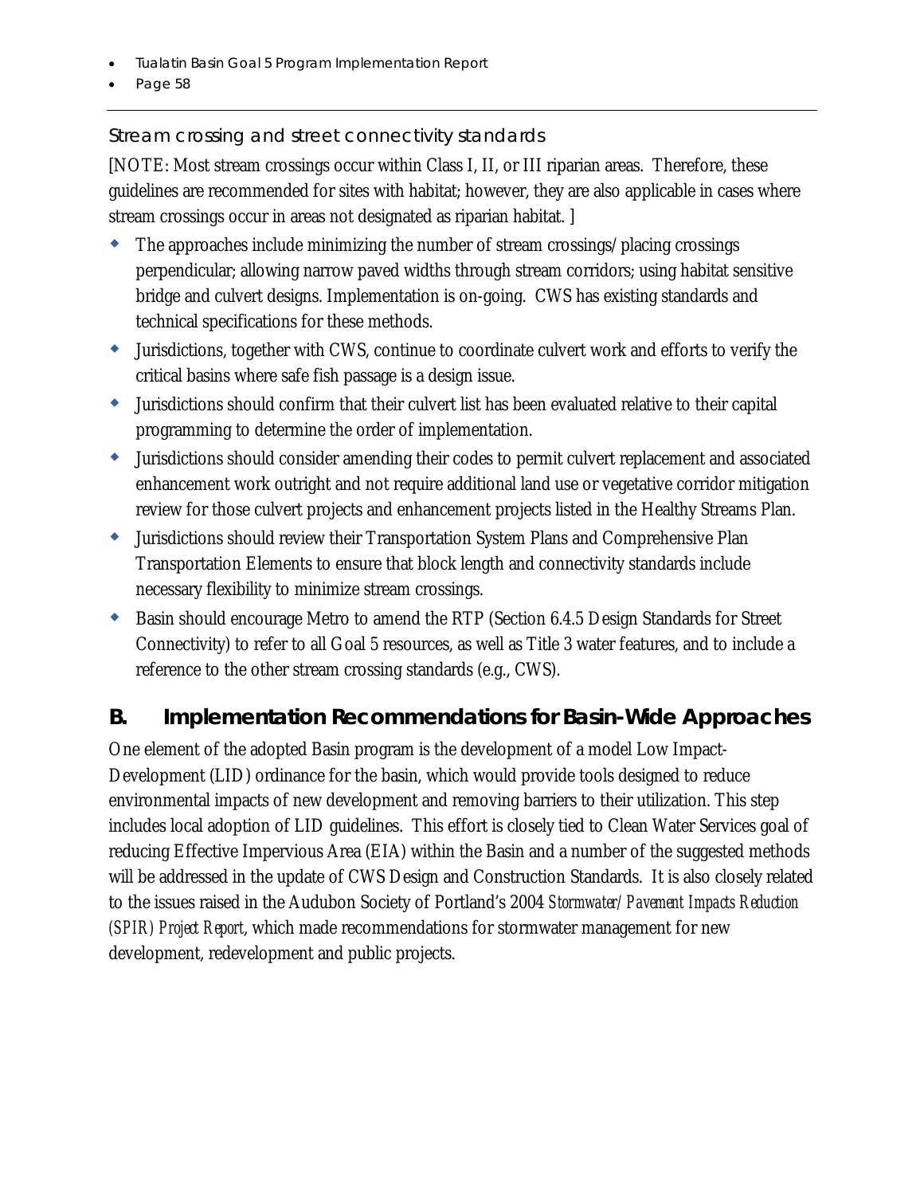### Stream crossing and street connectivity standards

[NOTE: Most stream crossings occur within Class I, II, or III riparian areas. Therefore, these guidelines are recommended for sites with habitat; however, they are also applicable in cases where stream crossings occur in areas not designated as riparian habitat. ]

- The approaches include minimizing the number of stream crossings/placing crossings perpendicular; allowing narrow paved widths through stream corridors; using habitat sensitive bridge and culvert designs. Implementation is on-going. CWS has existing standards and technical specifications for these methods.
- Jurisdictions, together with CWS, continue to coordinate culvert work and efforts to verify the critical basins where safe fish passage is a design issue.
- Jurisdictions should confirm that their culvert list has been evaluated relative to their capital programming to determine the order of implementation.
- Jurisdictions should consider amending their codes to permit culvert replacement and associated enhancement work outright and not require additional land use or vegetative corridor mitigation review for those culvert projects and enhancement projects listed in the Healthy Streams Plan.
- Jurisdictions should review their Transportation System Plans and Comprehensive Plan Transportation Elements to ensure that block length and connectivity standards include necessary flexibility to minimize stream crossings.
- Basin should encourage Metro to amend the RTP (Section 6.4.5 Design Standards for Street Connectivity) to refer to all Goal 5 resources, as well as Title 3 water features, and to include a reference to the other stream crossing standards (e.g., CWS).

## B. Implementation Recommendations for Basin-Wide Approaches

One element of the adopted Basin program is the development of a model Low Impact-Development (LID) ordinance for the basin, which would provide tools designed to reduce environmental impacts of new development and removing barriers to their utilization. This step includes local adoption of LID guidelines. This effort is closely tied to Clean Water Services goal of reducing Effective Impervious Area (EIA) within the Basin and a number of the suggested methods will be addressed in the update of CWS Design and Construction Standards. It is also closely related to the issues raised in the Audubon Society of Portland's 2004 *Stormwater/Pavement Impacts Reduction (SPIR) Project Report*, which made recommendations for stormwater management for new development, redevelopment and public projects.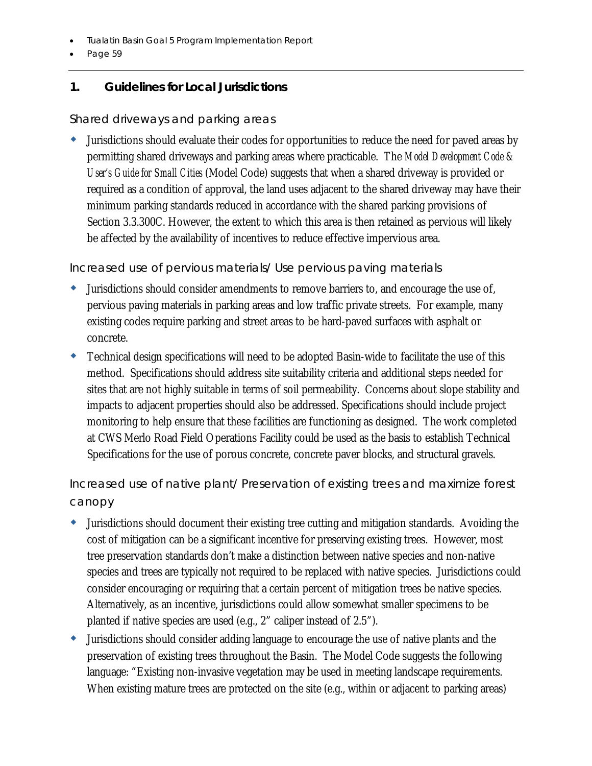## 1. Guidelines for Local Jurisdictions

### Shared driveways and parking areas

- Jurisdictions should evaluate their codes for opportunities to reduce the need for paved areas by permitting shared driveways and parking areas where practicable. The *Model Development Code & User's Guide for Small Cities* (Model Code) suggests that when a shared driveway is provided or required as a condition of approval, the land uses adjacent to the shared driveway may have their minimum parking standards reduced in accordance with the shared parking provisions of Section 3.3.300C. However, the extent to which this area is then retained as pervious will likely be affected by the availability of incentives to reduce effective impervious area.

### Increased use of pervious materials/ Use pervious paving materials

- Jurisdictions should consider amendments to remove barriers to, and encourage the use of, pervious paving materials in parking areas and low traffic private streets. For example, many existing codes require parking and street areas to be hard-paved surfaces with asphalt or concrete.
- Technical design specifications will need to be adopted Basin-wide to facilitate the use of this method. Specifications should address site suitability criteria and additional steps needed for sites that are not highly suitable in terms of soil permeability. Concerns about slope stability and impacts to adjacent properties should also be addressed. Specifications should include project monitoring to help ensure that these facilities are functioning as designed. The work completed at CWS Merlo Road Field Operations Facility could be used as the basis to establish Technical Specifications for the use of porous concrete, concrete paver blocks, and structural gravels.

### Increased use of native plant/ Preservation of existing trees and maximize forest canopy

- Jurisdictions should document their existing tree cutting and mitigation standards. Avoiding the cost of mitigation can be a significant incentive for preserving existing trees. However, most tree preservation standards don't make a distinction between native species and non-native species and trees are typically not required to be replaced with native species. Jurisdictions could consider encouraging or requiring that a certain percent of mitigation trees be native species. Alternatively, as an incentive, jurisdictions could allow somewhat smaller specimens to be planted if native species are used (e.g., 2" caliper instead of 2.5").
- Jurisdictions should consider adding language to encourage the use of native plants and the preservation of existing trees throughout the Basin. The Model Code suggests the following language: "Existing non-invasive vegetation may be used in meeting landscape requirements. When existing mature trees are protected on the site (e.g., within or adjacent to parking areas)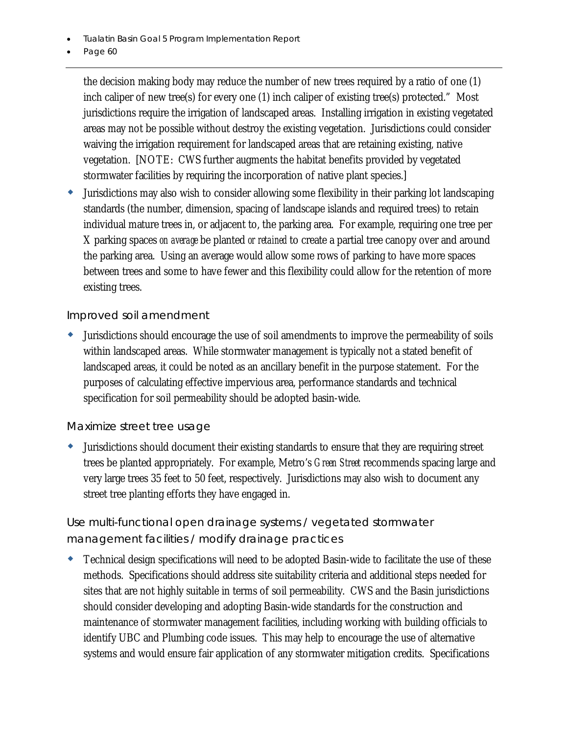the decision making body may reduce the number of new trees required by a ratio of one (1) inch caliper of new tree(s) for every one (1) inch caliper of existing tree(s) protected." Most jurisdictions require the irrigation of landscaped areas. Installing irrigation in existing vegetated areas may not be possible without destroy the existing vegetation. Jurisdictions could consider waiving the irrigation requirement for landscaped areas that are retaining existing, native vegetation. [NOTE: CWS further augments the habitat benefits provided by vegetated stormwater facilities by requiring the incorporation of native plant species.]

- Jurisdictions may also wish to consider allowing some flexibility in their parking lot landscaping standards (the number, dimension, spacing of landscape islands and required trees) to retain individual mature trees in, or adjacent to, the parking area. For example, requiring one tree per X parking spaces *on average* be planted *or retained* to create a partial tree canopy over and around the parking area. Using an average would allow some rows of parking to have more spaces between trees and some to have fewer and this flexibility could allow for the retention of more existing trees.

### Improved soil amendment

- Jurisdictions should encourage the use of soil amendments to improve the permeability of soils within landscaped areas. While stormwater management is typically not a stated benefit of landscaped areas, it could be noted as an ancillary benefit in the purpose statement. For the purposes of calculating effective impervious area, performance standards and technical specification for soil permeability should be adopted basin-wide.

### Maximize street tree usage

- Jurisdictions should document their existing standards to ensure that they are requiring street trees be planted appropriately. For example, Metro's *Green Street* recommends spacing large and very large trees 35 feet to 50 feet, respectively. Jurisdictions may also wish to document any street tree planting efforts they have engaged in.

### Use multi-functional open drainage systems / vegetated stormwater management facilities / modify drainage practices

- Technical design specifications will need to be adopted Basin-wide to facilitate the use of these methods. Specifications should address site suitability criteria and additional steps needed for sites that are not highly suitable in terms of soil permeability. CWS and the Basin jurisdictions should consider developing and adopting Basin-wide standards for the construction and maintenance of stormwater management facilities, including working with building officials to identify UBC and Plumbing code issues. This may help to encourage the use of alternative systems and would ensure fair application of any stormwater mitigation credits. Specifications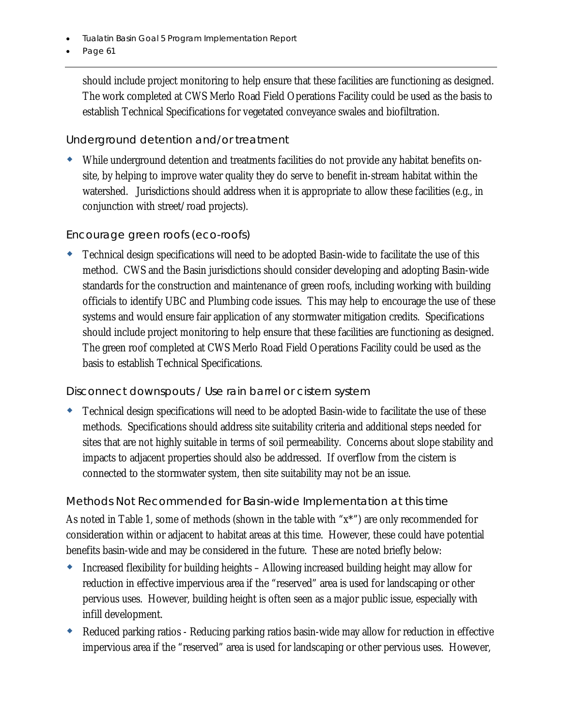should include project monitoring to help ensure that these facilities are functioning as designed. The work completed at CWS Merlo Road Field Operations Facility could be used as the basis to establish Technical Specifications for vegetated conveyance swales and biofiltration.

### Underground detention and/or treatment

- While underground detention and treatments facilities do not provide any habitat benefits on-site, by helping to improve water quality they do serve to benefit in-stream habitat within the watershed. Jurisdictions should address when it is appropriate to allow these facilities (e.g., in conjunction with street/road projects).

### Encourage green roofs (eco-roofs)

- Technical design specifications will need to be adopted Basin-wide to facilitate the use of this method. CWS and the Basin jurisdictions should consider developing and adopting Basin-wide standards for the construction and maintenance of green roofs, including working with building officials to identify UBC and Plumbing code issues. This may help to encourage the use of these systems and would ensure fair application of any stormwater mitigation credits. Specifications should include project monitoring to help ensure that these facilities are functioning as designed. The green roof completed at CWS Merlo Road Field Operations Facility could be used as the basis to establish Technical Specifications.

### Disconnect downspouts / Use rain barrel or cistern system

- Technical design specifications will need to be adopted Basin-wide to facilitate the use of these methods. Specifications should address site suitability criteria and additional steps needed for sites that are not highly suitable in terms of soil permeability. Concerns about slope stability and impacts to adjacent properties should also be addressed. If overflow from the cistern is connected to the stormwater system, then site suitability may not be an issue.

### Methods Not Recommended for Basin-wide Implementation at this time

As noted in Table 1, some of methods (shown in the table with "x*") are only recommended for consideration within or adjacent to habitat areas at this time. However, these could have potential benefits basin-wide and may be considered in the future. These are noted briefly below:

- Increased flexibility for building heights – Allowing increased building height may allow for reduction in effective impervious area if the "reserved" area is used for landscaping or other pervious uses. However, building height is often seen as a major public issue, especially with infill development.
- Reduced parking ratios - Reducing parking ratios basin-wide may allow for reduction in effective impervious area if the "reserved" area is used for landscaping or other pervious uses. However,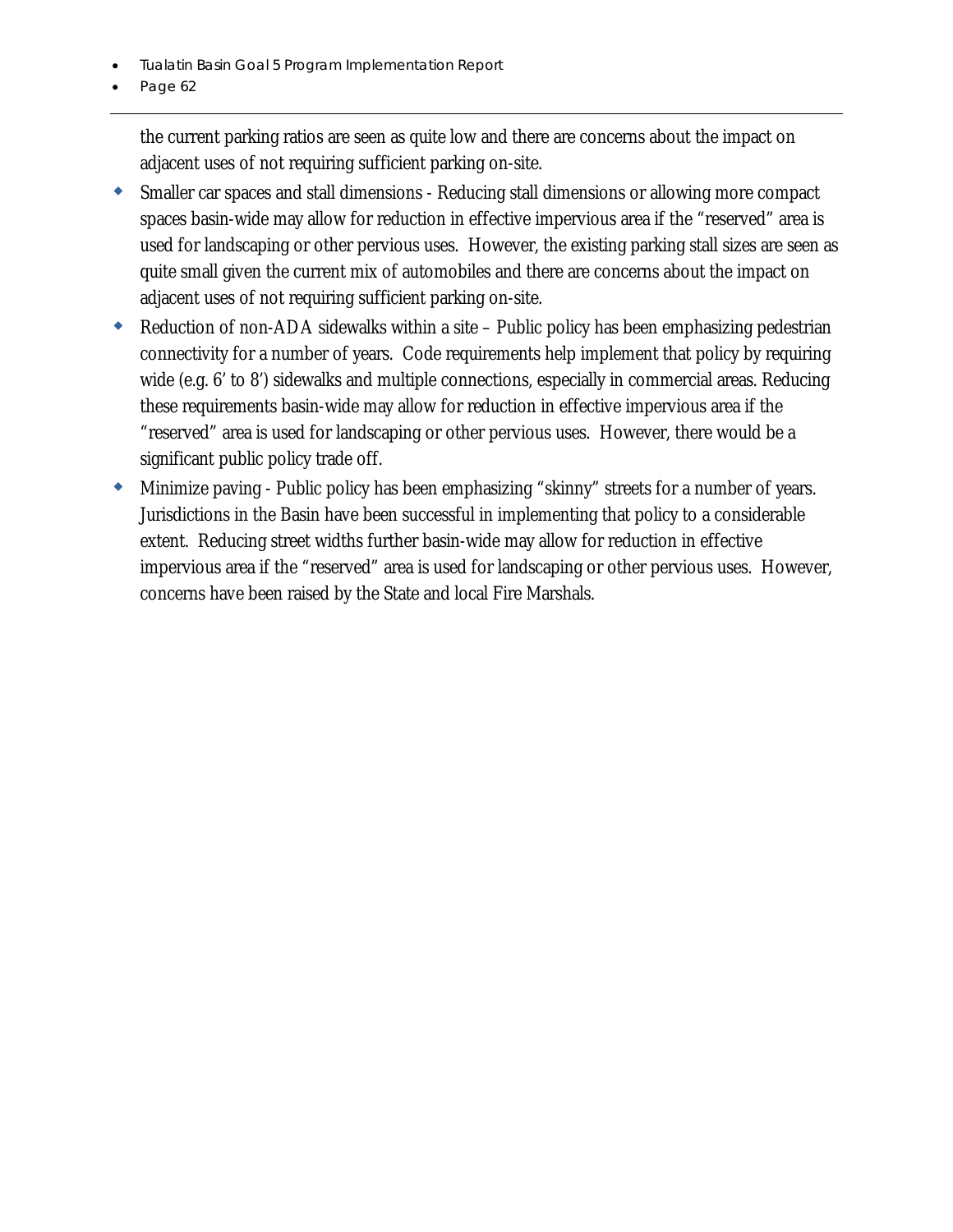the current parking ratios are seen as quite low and there are concerns about the impact on adjacent uses of not requiring sufficient parking on-site.

- Smaller car spaces and stall dimensions - Reducing stall dimensions or allowing more compact spaces basin-wide may allow for reduction in effective impervious area if the "reserved" area is used for landscaping or other pervious uses. However, the existing parking stall sizes are seen as quite small given the current mix of automobiles and there are concerns about the impact on adjacent uses of not requiring sufficient parking on-site.
- Reduction of non-ADA sidewalks within a site – Public policy has been emphasizing pedestrian connectivity for a number of years. Code requirements help implement that policy by requiring wide (e.g. 6' to 8') sidewalks and multiple connections, especially in commercial areas. Reducing these requirements basin-wide may allow for reduction in effective impervious area if the "reserved" area is used for landscaping or other pervious uses. However, there would be a significant public policy trade off.
- Minimize paving - Public policy has been emphasizing "skinny" streets for a number of years. Jurisdictions in the Basin have been successful in implementing that policy to a considerable extent. Reducing street widths further basin-wide may allow for reduction in effective impervious area if the "reserved" area is used for landscaping or other pervious uses. However, concerns have been raised by the State and local Fire Marshals.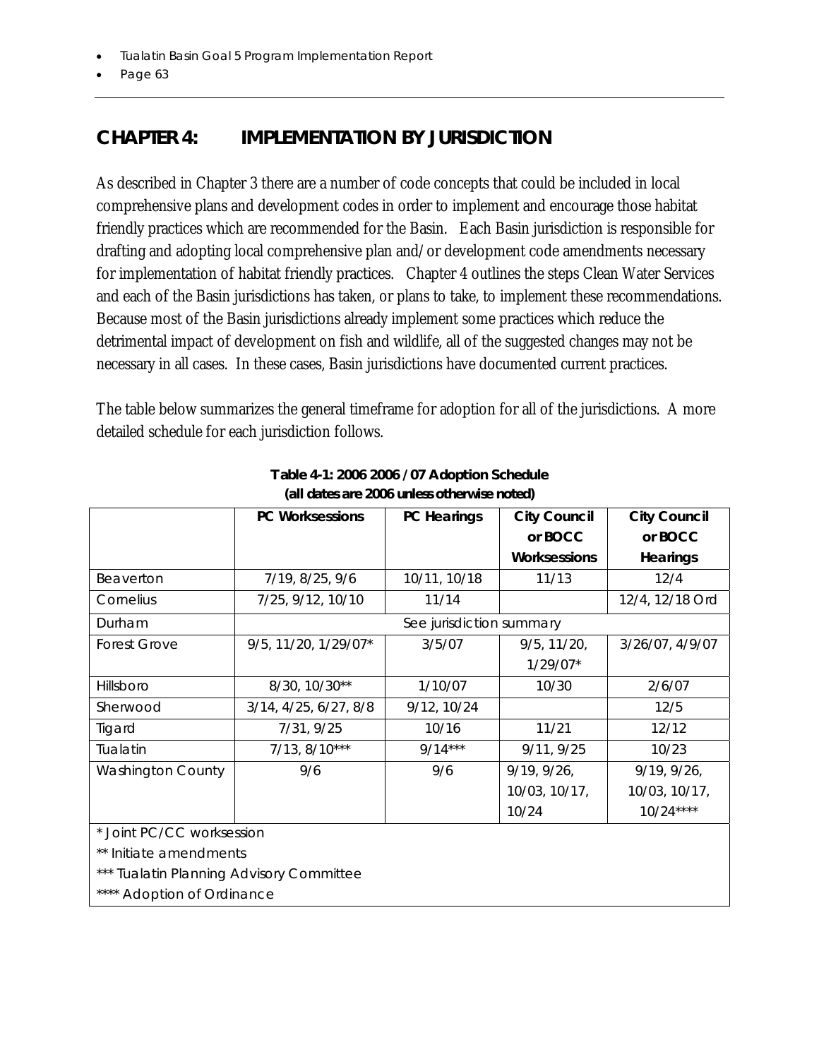# CHAPTER 4: IMPLEMENTATION BY JURISDICTION

As described in Chapter 3 there are a number of code concepts that could be included in local comprehensive plans and development codes in order to implement and encourage those habitat friendly practices which are recommended for the Basin. Each Basin jurisdiction is responsible for drafting and adopting local comprehensive plan and/or development code amendments necessary for implementation of habitat friendly practices. Chapter 4 outlines the steps Clean Water Services and each of the Basin jurisdictions has taken, or plans to take, to implement these recommendations. Because most of the Basin jurisdictions already implement some practices which reduce the detrimental impact of development on fish and wildlife, all of the suggested changes may not be necessary in all cases. In these cases, Basin jurisdictions have documented current practices.

The table below summarizes the general timeframe for adoption for all of the jurisdictions. A more detailed schedule for each jurisdiction follows.

**Table 4-1: 2006 2006 / 07 Adoption Schedule**
**(all dates are 2006 unless otherwise noted)**

| | PC Worksessions | PC Hearings | City Council or BOCC Worksessions | City Council or BOCC Hearings |
|---|---|---|---|---|
| Beaverton | 7/19, 8/25, 9/6 | 10/11, 10/18 | 11/13 | 12/4 |
| Cornelius | 7/25, 9/12, 10/10 | 11/14 | | 12/4, 12/18 Ord |
| Durham | See jurisdiction summary | | | |
| Forest Grove | 9/5, 11/20, 1/29/07* | 3/5/07 | 9/5, 11/20, 1/29/07* | 3/26/07, 4/9/07 |
| Hillsboro | 8/30, 10/30** | 1/10/07 | 10/30 | 2/6/07 |
| Sherwood | 3/14, 4/25, 6/27, 8/8 | 9/12, 10/24 | | 12/5 |
| Tigard | 7/31, 9/25 | 10/16 | 11/21 | 12/12 |
| Tualatin | 7/13, 8/10*** | 9/14*** | 9/11, 9/25 | 10/23 |
| Washington County | 9/6 | 9/6 | 9/19, 9/26, 10/03, 10/17, 10/24 | 9/19, 9/26, 10/03, 10/17, 10/24**** |

\* Joint PC/CC worksession
\*\* Initiate amendments
\*\*\* Tualatin Planning Advisory Committee
\*\*\*\* Adoption of Ordinance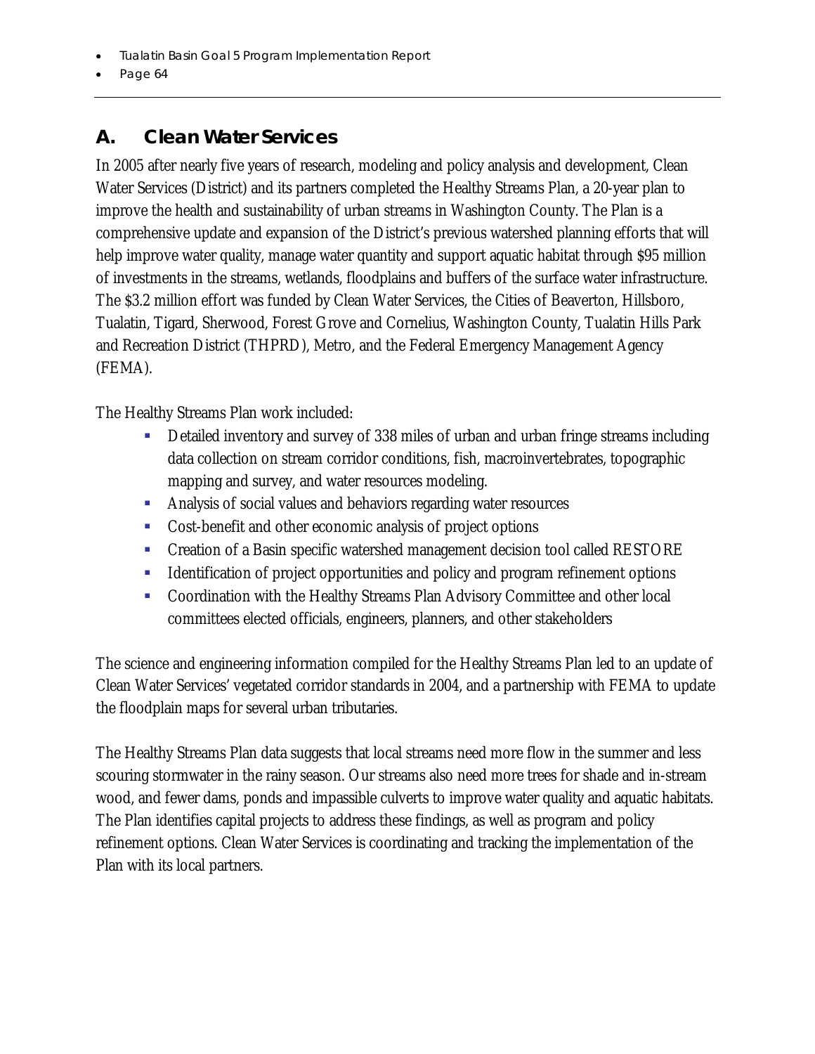## A. Clean Water Services

In 2005 after nearly five years of research, modeling and policy analysis and development, Clean Water Services (District) and its partners completed the Healthy Streams Plan, a 20-year plan to improve the health and sustainability of urban streams in Washington County. The Plan is a comprehensive update and expansion of the District's previous watershed planning efforts that will help improve water quality, manage water quantity and support aquatic habitat through $95 million of investments in the streams, wetlands, floodplains and buffers of the surface water infrastructure. The $3.2 million effort was funded by Clean Water Services, the Cities of Beaverton, Hillsboro, Tualatin, Tigard, Sherwood, Forest Grove and Cornelius, Washington County, Tualatin Hills Park and Recreation District (THPRD), Metro, and the Federal Emergency Management Agency (FEMA).

The Healthy Streams Plan work included:

- Detailed inventory and survey of 338 miles of urban and urban fringe streams including data collection on stream corridor conditions, fish, macroinvertebrates, topographic mapping and survey, and water resources modeling.
- Analysis of social values and behaviors regarding water resources
- Cost-benefit and other economic analysis of project options
- Creation of a Basin specific watershed management decision tool called RESTORE
- Identification of project opportunities and policy and program refinement options
- Coordination with the Healthy Streams Plan Advisory Committee and other local committees elected officials, engineers, planners, and other stakeholders

The science and engineering information compiled for the Healthy Streams Plan led to an update of Clean Water Services' vegetated corridor standards in 2004, and a partnership with FEMA to update the floodplain maps for several urban tributaries.

The Healthy Streams Plan data suggests that local streams need more flow in the summer and less scouring stormwater in the rainy season. Our streams also need more trees for shade and in-stream wood, and fewer dams, ponds and impassible culverts to improve water quality and aquatic habitats. The Plan identifies capital projects to address these findings, as well as program and policy refinement options. Clean Water Services is coordinating and tracking the implementation of the Plan with its local partners.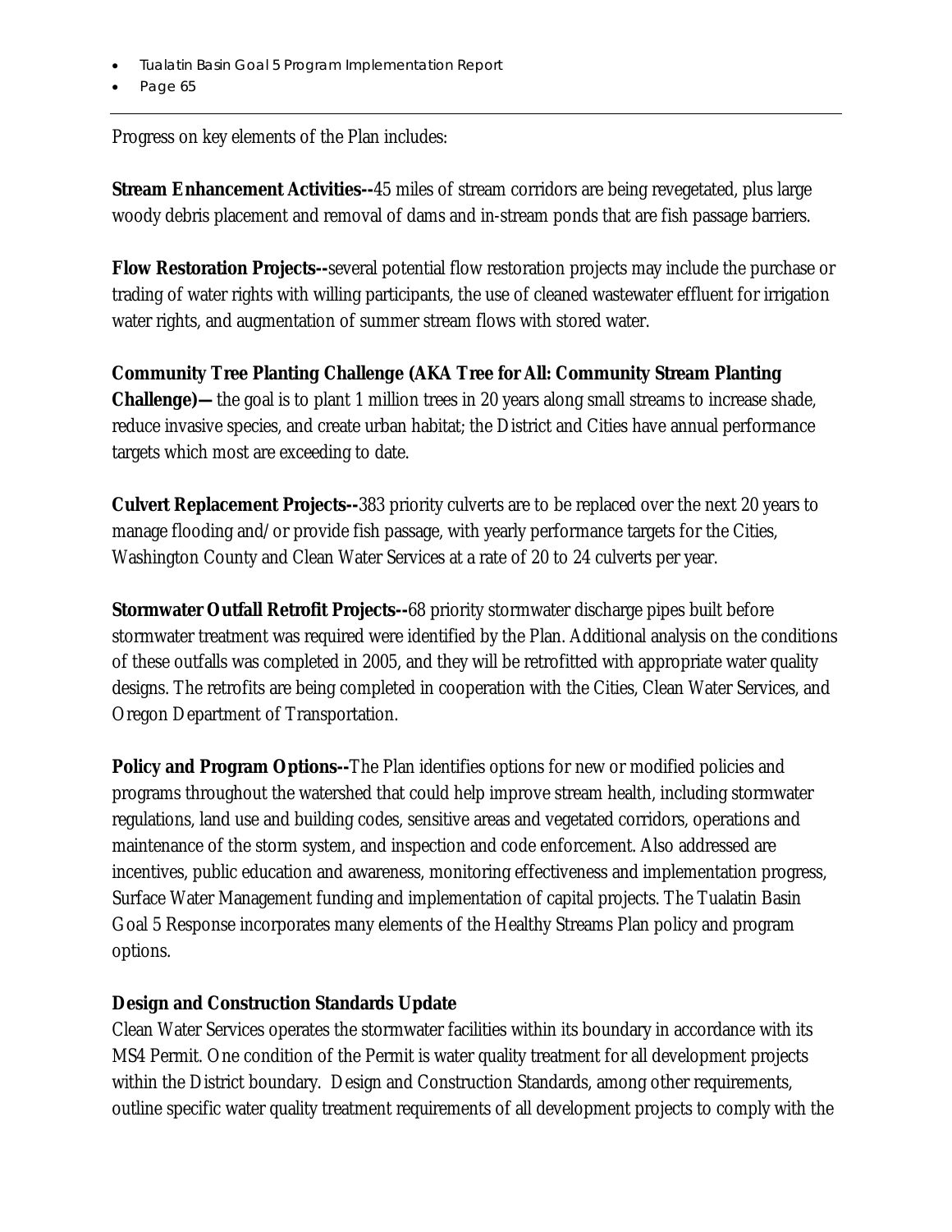Progress on key elements of the Plan includes:

**Stream Enhancement Activities--**45 miles of stream corridors are being revegetated, plus large woody debris placement and removal of dams and in-stream ponds that are fish passage barriers.

**Flow Restoration Projects--**several potential flow restoration projects may include the purchase or trading of water rights with willing participants, the use of cleaned wastewater effluent for irrigation water rights, and augmentation of summer stream flows with stored water.

**Community Tree Planting Challenge (AKA Tree for All: Community Stream Planting Challenge)—** the goal is to plant 1 million trees in 20 years along small streams to increase shade, reduce invasive species, and create urban habitat; the District and Cities have annual performance targets which most are exceeding to date.

**Culvert Replacement Projects--**383 priority culverts are to be replaced over the next 20 years to manage flooding and/or provide fish passage, with yearly performance targets for the Cities, Washington County and Clean Water Services at a rate of 20 to 24 culverts per year.

**Stormwater Outfall Retrofit Projects--**68 priority stormwater discharge pipes built before stormwater treatment was required were identified by the Plan. Additional analysis on the conditions of these outfalls was completed in 2005, and they will be retrofitted with appropriate water quality designs. The retrofits are being completed in cooperation with the Cities, Clean Water Services, and Oregon Department of Transportation.

**Policy and Program Options--**The Plan identifies options for new or modified policies and programs throughout the watershed that could help improve stream health, including stormwater regulations, land use and building codes, sensitive areas and vegetated corridors, operations and maintenance of the storm system, and inspection and code enforcement. Also addressed are incentives, public education and awareness, monitoring effectiveness and implementation progress, Surface Water Management funding and implementation of capital projects. The Tualatin Basin Goal 5 Response incorporates many elements of the Healthy Streams Plan policy and program options.

**Design and Construction Standards Update**

Clean Water Services operates the stormwater facilities within its boundary in accordance with its MS4 Permit. One condition of the Permit is water quality treatment for all development projects within the District boundary. Design and Construction Standards, among other requirements, outline specific water quality treatment requirements of all development projects to comply with the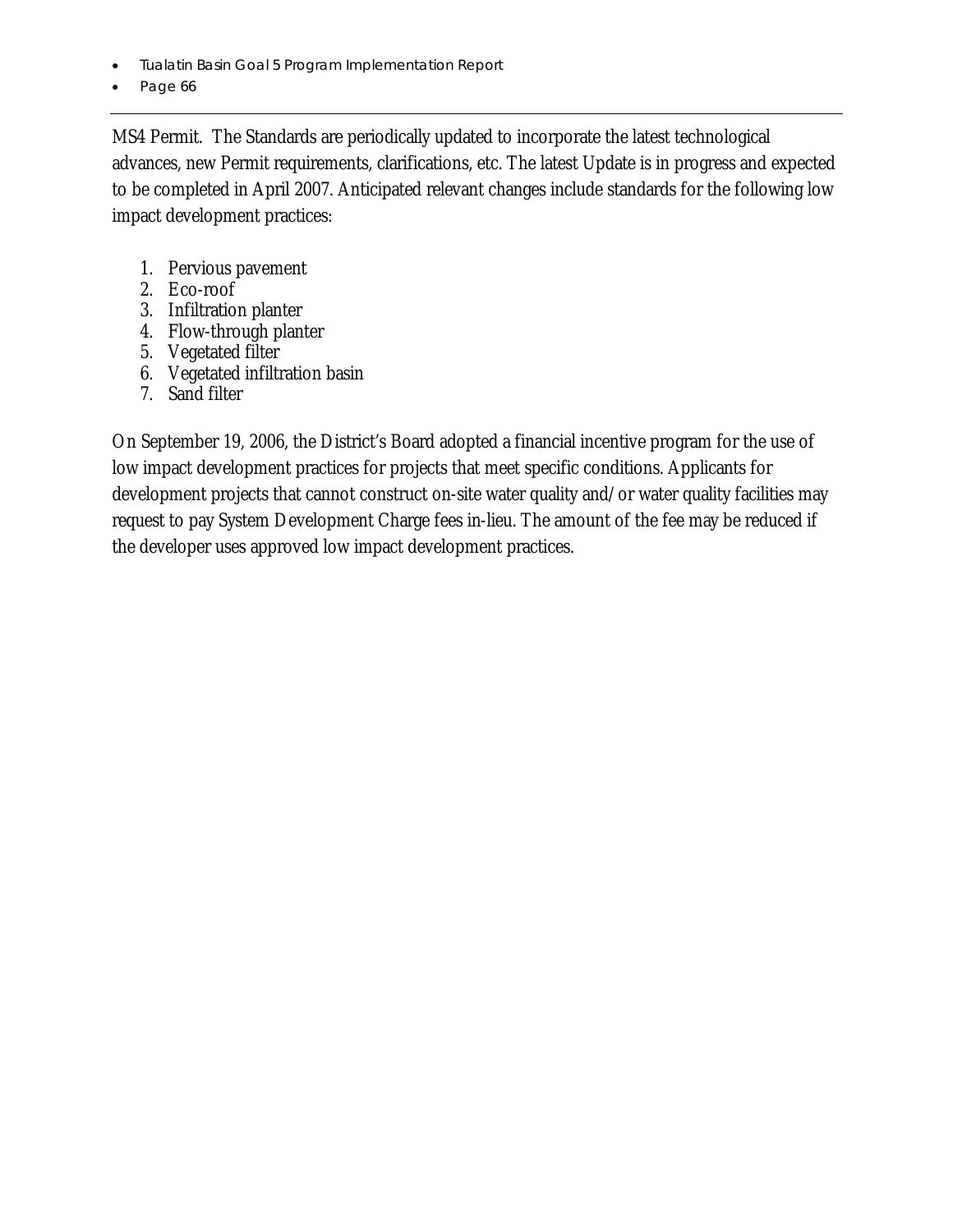MS4 Permit. The Standards are periodically updated to incorporate the latest technological advances, new Permit requirements, clarifications, etc. The latest Update is in progress and expected to be completed in April 2007. Anticipated relevant changes include standards for the following low impact development practices:

1. Pervious pavement
2. Eco-roof
3. Infiltration planter
4. Flow-through planter
5. Vegetated filter
6. Vegetated infiltration basin
7. Sand filter

On September 19, 2006, the District's Board adopted a financial incentive program for the use of low impact development practices for projects that meet specific conditions. Applicants for development projects that cannot construct on-site water quality and/or water quality facilities may request to pay System Development Charge fees in-lieu. The amount of the fee may be reduced if the developer uses approved low impact development practices.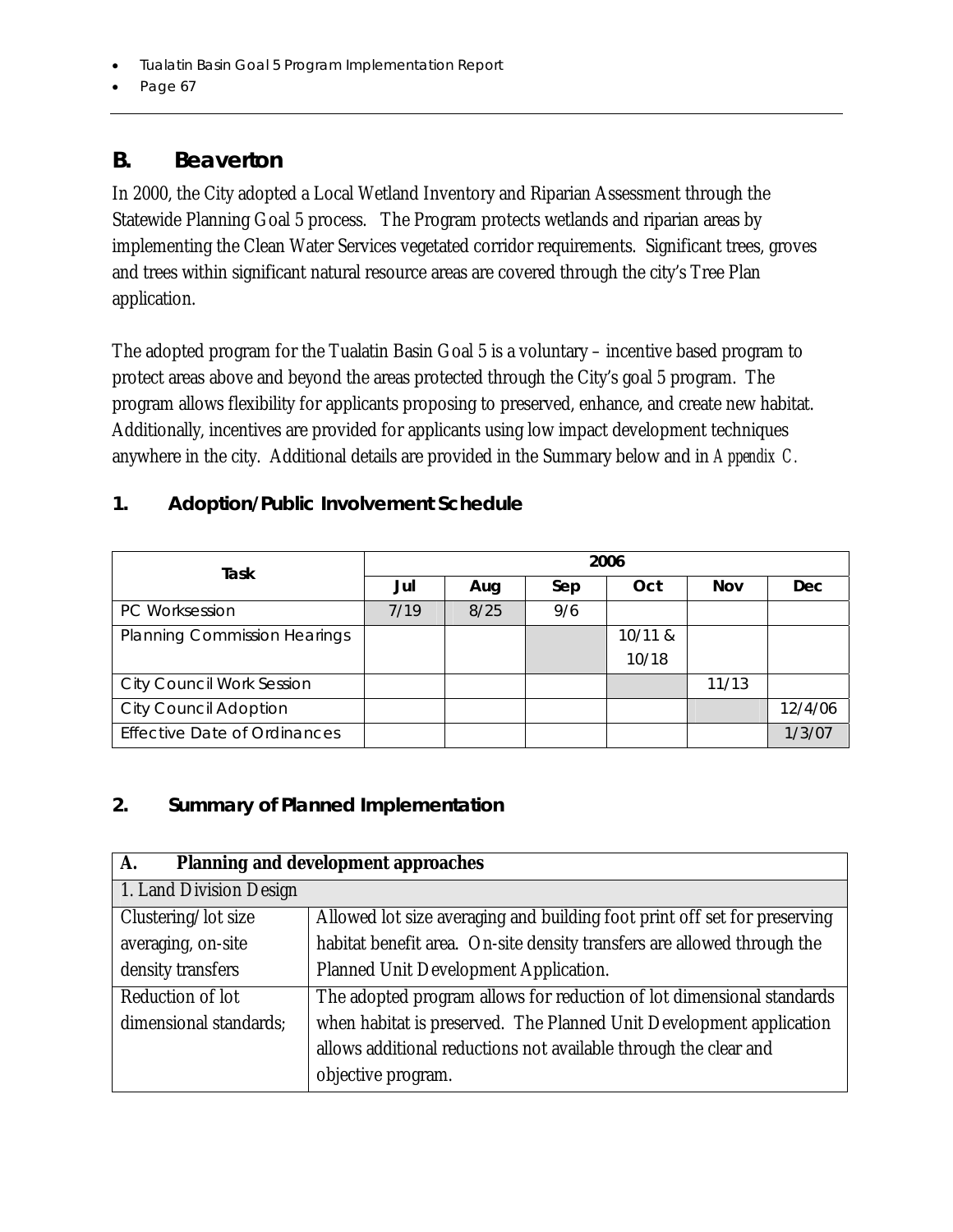## B. Beaverton

In 2000, the City adopted a Local Wetland Inventory and Riparian Assessment through the Statewide Planning Goal 5 process. The Program protects wetlands and riparian areas by implementing the Clean Water Services vegetated corridor requirements. Significant trees, groves and trees within significant natural resource areas are covered through the city's Tree Plan application.

The adopted program for the Tualatin Basin Goal 5 is a voluntary – incentive based program to protect areas above and beyond the areas protected through the City's goal 5 program. The program allows flexibility for applicants proposing to preserved, enhance, and create new habitat. Additionally, incentives are provided for applicants using low impact development techniques anywhere in the city. Additional details are provided in the Summary below and in *Appendix C.*

### 1. Adoption/Public Involvement Schedule

| Task | 2006 | | | | | |
|---|---|---|---|---|---|---|
| | Jul | Aug | Sep | Oct | Nov | Dec |
| PC Worksession | 7/19 | 8/25 | 9/6 | | | |
| Planning Commission Hearings | | | | 10/11 & 10/18 | | |
| City Council Work Session | | | | | 11/13 | |
| City Council Adoption | | | | | | 12/4/06 |
| Effective Date of Ordinances | | | | | | 1/3/07 |

### 2. Summary of Planned Implementation

| A. Planning and development approaches | |
|---|---|
| 1. Land Division Design | |
| Clustering/lot size averaging, on-site density transfers | Allowed lot size averaging and building foot print off set for preserving habitat benefit area. On-site density transfers are allowed through the Planned Unit Development Application. |
| Reduction of lot dimensional standards; | The adopted program allows for reduction of lot dimensional standards when habitat is preserved. The Planned Unit Development application allows additional reductions not available through the clear and objective program. |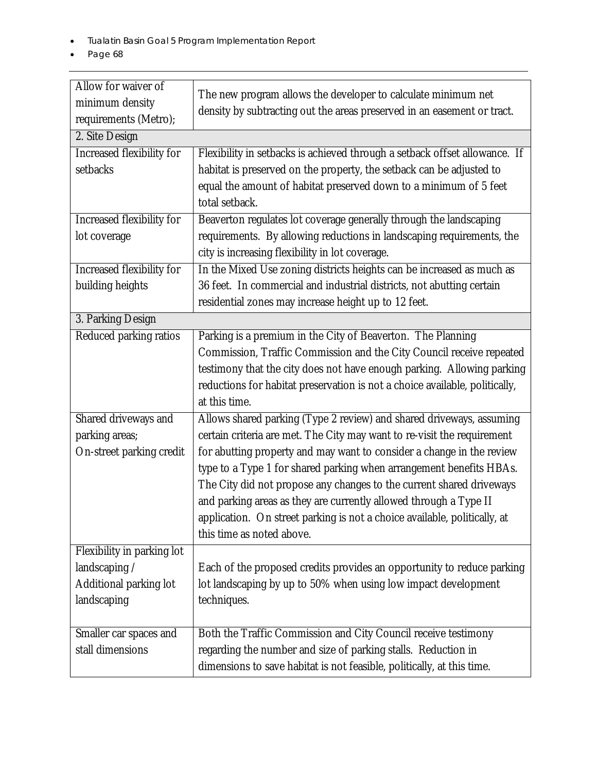| Allow for waiver of minimum density requirements (Metro); | The new program allows the developer to calculate minimum net density by subtracting out the areas preserved in an easement or tract. |
|---|---|
| 2. Site Design | |
| Increased flexibility for setbacks | Flexibility in setbacks is achieved through a setback offset allowance. If habitat is preserved on the property, the setback can be adjusted to equal the amount of habitat preserved down to a minimum of 5 feet total setback. |
| Increased flexibility for lot coverage | Beaverton regulates lot coverage generally through the landscaping requirements. By allowing reductions in landscaping requirements, the city is increasing flexibility in lot coverage. |
| Increased flexibility for building heights | In the Mixed Use zoning districts heights can be increased as much as 36 feet. In commercial and industrial districts, not abutting certain residential zones may increase height up to 12 feet. |
| 3. Parking Design | |
| Reduced parking ratios | Parking is a premium in the City of Beaverton. The Planning Commission, Traffic Commission and the City Council receive repeated testimony that the city does not have enough parking. Allowing parking reductions for habitat preservation is not a choice available, politically, at this time. |
| Shared driveways and parking areas; On-street parking credit | Allows shared parking (Type 2 review) and shared driveways, assuming certain criteria are met. The City may want to re-visit the requirement for abutting property and may want to consider a change in the review type to a Type 1 for shared parking when arrangement benefits HBAs. The City did not propose any changes to the current shared driveways and parking areas as they are currently allowed through a Type II application. On street parking is not a choice available, politically, at this time as noted above. |
| Flexibility in parking lot landscaping / Additional parking lot landscaping | Each of the proposed credits provides an opportunity to reduce parking lot landscaping by up to 50% when using low impact development techniques. |
| Smaller car spaces and stall dimensions | Both the Traffic Commission and City Council receive testimony regarding the number and size of parking stalls. Reduction in dimensions to save habitat is not feasible, politically, at this time. |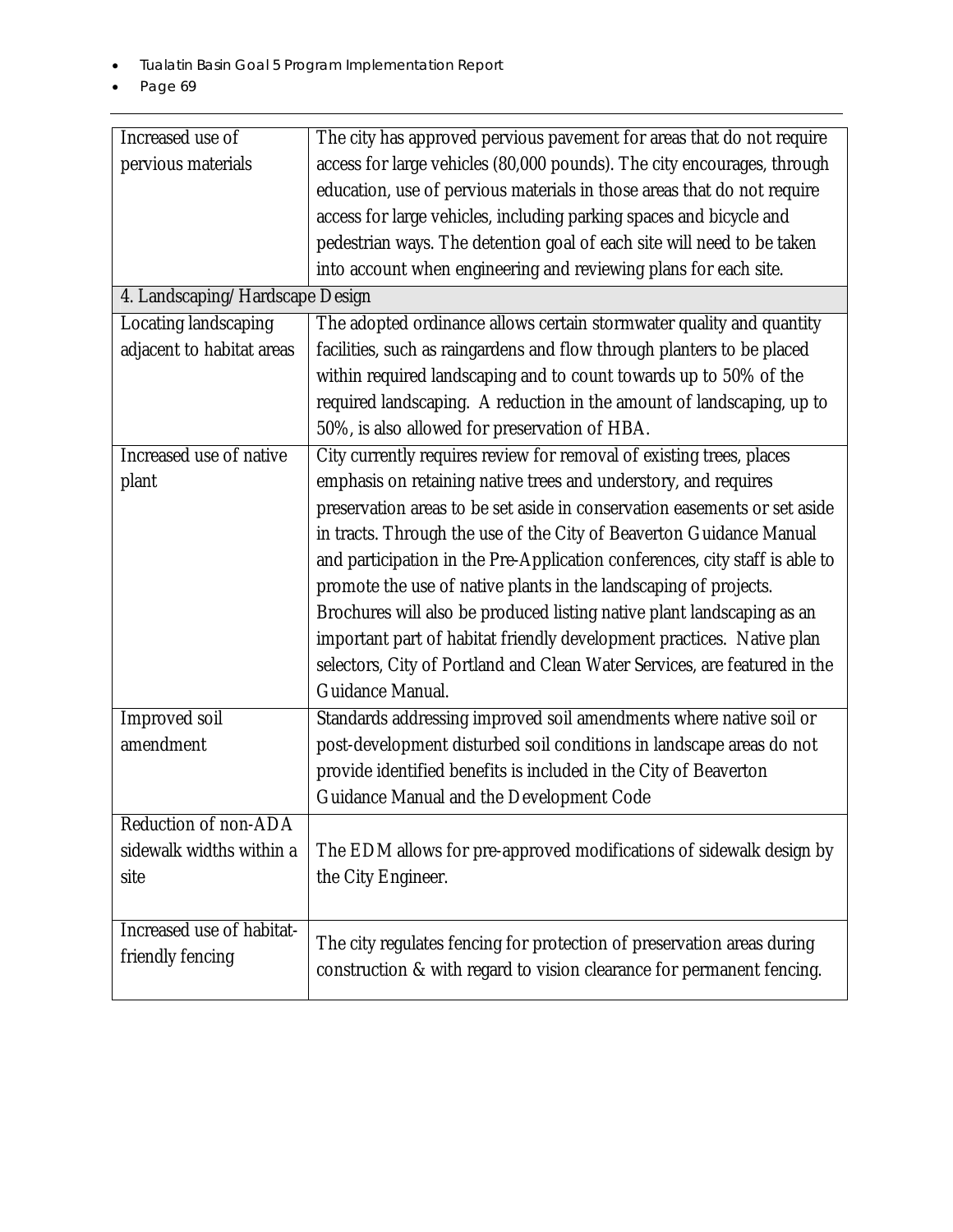| Increased use of pervious materials | The city has approved pervious pavement for areas that do not require access for large vehicles (80,000 pounds). The city encourages, through education, use of pervious materials in those areas that do not require access for large vehicles, including parking spaces and bicycle and pedestrian ways. The detention goal of each site will need to be taken into account when engineering and reviewing plans for each site. |
|---|---|
| 4. Landscaping/Hardscape Design | |
| Locating landscaping adjacent to habitat areas | The adopted ordinance allows certain stormwater quality and quantity facilities, such as raingardens and flow through planters to be placed within required landscaping and to count towards up to 50% of the required landscaping. A reduction in the amount of landscaping, up to 50%, is also allowed for preservation of HBA. |
| Increased use of native plant | City currently requires review for removal of existing trees, places emphasis on retaining native trees and understory, and requires preservation areas to be set aside in conservation easements or set aside in tracts. Through the use of the City of Beaverton Guidance Manual and participation in the Pre-Application conferences, city staff is able to promote the use of native plants in the landscaping of projects. Brochures will also be produced listing native plant landscaping as an important part of habitat friendly development practices. Native plan selectors, City of Portland and Clean Water Services, are featured in the Guidance Manual. |
| Improved soil amendment | Standards addressing improved soil amendments where native soil or post-development disturbed soil conditions in landscape areas do not provide identified benefits is included in the City of Beaverton Guidance Manual and the Development Code |
| Reduction of non-ADA sidewalk widths within a site | The EDM allows for pre-approved modifications of sidewalk design by the City Engineer. |
| Increased use of habitat-friendly fencing | The city regulates fencing for protection of preservation areas during construction & with regard to vision clearance for permanent fencing. |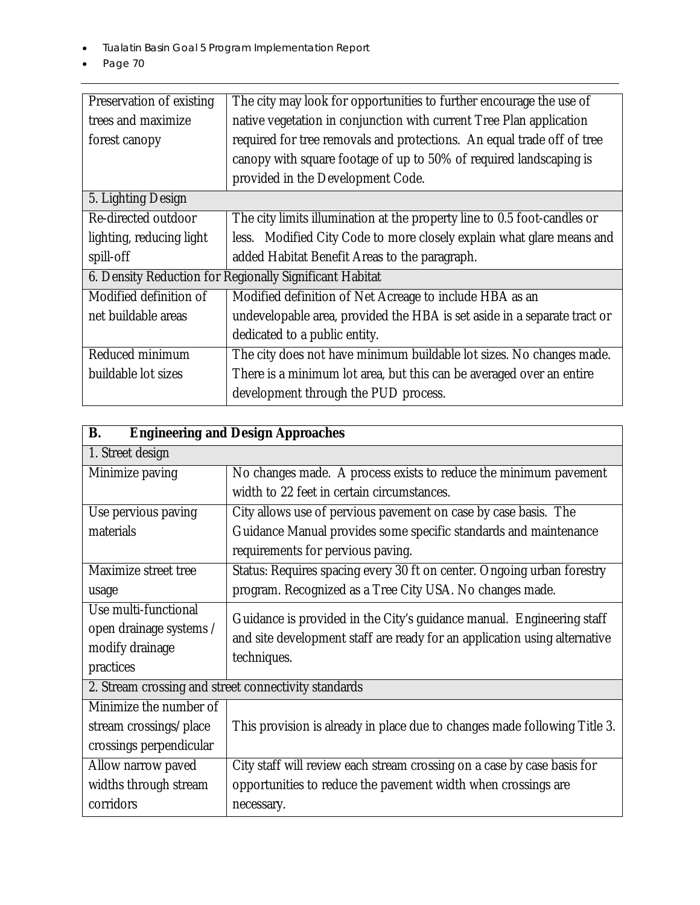| Preservation of existing trees and maximize forest canopy | The city may look for opportunities to further encourage the use of native vegetation in conjunction with current Tree Plan application required for tree removals and protections. An equal trade off of tree canopy with square footage of up to 50% of required landscaping is provided in the Development Code. |
|---|---|
| 5. Lighting Design | |
| Re-directed outdoor lighting, reducing light spill-off | The city limits illumination at the property line to 0.5 foot-candles or less. Modified City Code to more closely explain what glare means and added Habitat Benefit Areas to the paragraph. |
| 6. Density Reduction for Regionally Significant Habitat | |
| Modified definition of net buildable areas | Modified definition of Net Acreage to include HBA as an undevelopable area, provided the HBA is set aside in a separate tract or dedicated to a public entity. |
| Reduced minimum buildable lot sizes | The city does not have minimum buildable lot sizes. No changes made. There is a minimum lot area, but this can be averaged over an entire development through the PUD process. |

| **B. Engineering and Design Approaches** | |
|---|---|
| 1. Street design | |
| Minimize paving | No changes made. A process exists to reduce the minimum pavement width to 22 feet in certain circumstances. |
| Use pervious paving materials | City allows use of pervious pavement on case by case basis. The Guidance Manual provides some specific standards and maintenance requirements for pervious paving. |
| Maximize street tree usage | Status: Requires spacing every 30 ft on center. Ongoing urban forestry program. Recognized as a Tree City USA. No changes made. |
| Use multi-functional open drainage systems / modify drainage practices | Guidance is provided in the City's guidance manual. Engineering staff and site development staff are ready for an application using alternative techniques. |
| 2. Stream crossing and street connectivity standards | |
| Minimize the number of stream crossings/place crossings perpendicular | This provision is already in place due to changes made following Title 3. |
| Allow narrow paved widths through stream corridors | City staff will review each stream crossing on a case by case basis for opportunities to reduce the pavement width when crossings are necessary. |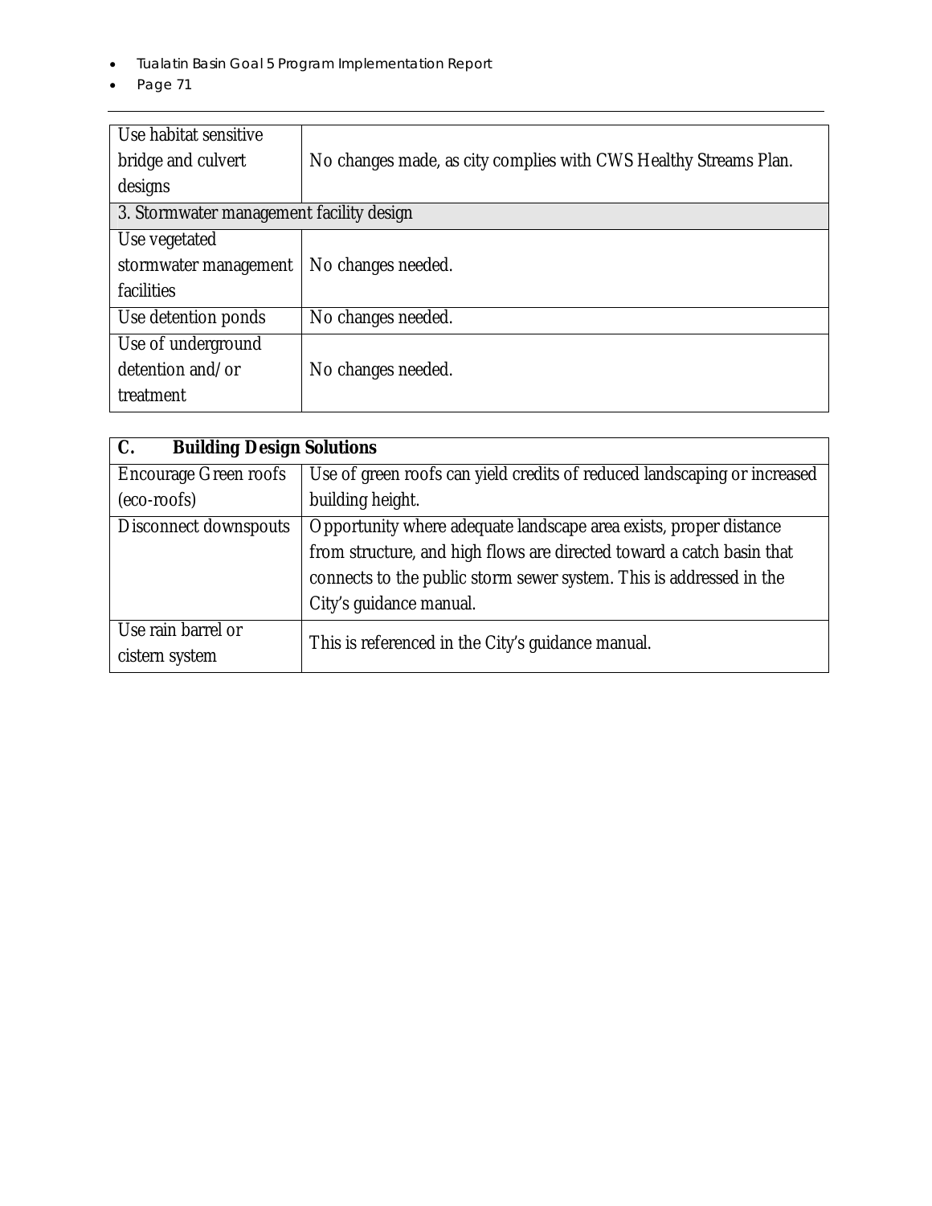| | |
|---|---|
| Use habitat sensitive bridge and culvert designs | No changes made, as city complies with CWS Healthy Streams Plan. |
| 3. Stormwater management facility design | |
| Use vegetated stormwater management facilities | No changes needed. |
| Use detention ponds | No changes needed. |
| Use of underground detention and/or treatment | No changes needed. |

| **C. Building Design Solutions** | |
|---|---|
| Encourage Green roofs (eco-roofs) | Use of green roofs can yield credits of reduced landscaping or increased building height. |
| Disconnect downspouts | Opportunity where adequate landscape area exists, proper distance from structure, and high flows are directed toward a catch basin that connects to the public storm sewer system. This is addressed in the City's guidance manual. |
| Use rain barrel or cistern system | This is referenced in the City's guidance manual. |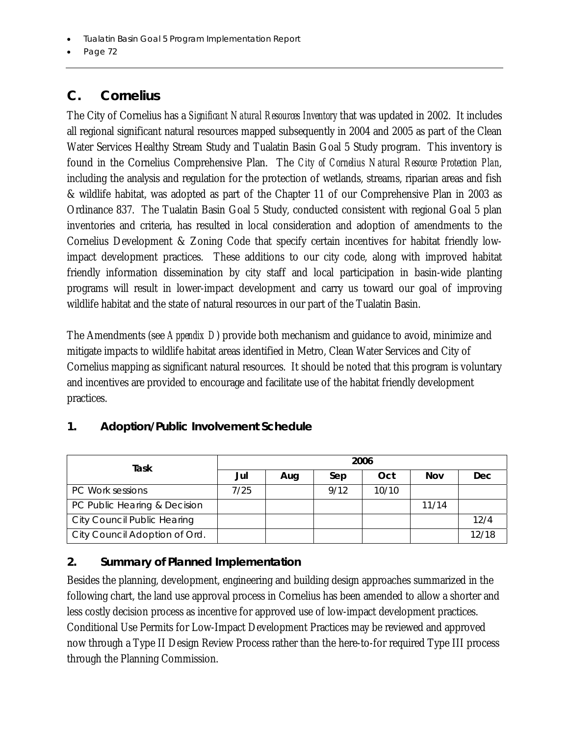## C. Cornelius

The City of Cornelius has a *Significant Natural Resources Inventory* that was updated in 2002. It includes all regional significant natural resources mapped subsequently in 2004 and 2005 as part of the Clean Water Services Healthy Stream Study and Tualatin Basin Goal 5 Study program. This inventory is found in the Cornelius Comprehensive Plan. The *City of Cornelius Natural Resource Protection Plan*, including the analysis and regulation for the protection of wetlands, streams, riparian areas and fish & wildlife habitat, was adopted as part of the Chapter 11 of our Comprehensive Plan in 2003 as Ordinance 837. The Tualatin Basin Goal 5 Study, conducted consistent with regional Goal 5 plan inventories and criteria, has resulted in local consideration and adoption of amendments to the Cornelius Development & Zoning Code that specify certain incentives for habitat friendly low-impact development practices. These additions to our city code, along with improved habitat friendly information dissemination by city staff and local participation in basin-wide planting programs will result in lower-impact development and carry us toward our goal of improving wildlife habitat and the state of natural resources in our part of the Tualatin Basin.

The Amendments (see *Appendix D*) provide both mechanism and guidance to avoid, minimize and mitigate impacts to wildlife habitat areas identified in Metro, Clean Water Services and City of Cornelius mapping as significant natural resources. It should be noted that this program is voluntary and incentives are provided to encourage and facilitate use of the habitat friendly development practices.

### 1. Adoption/Public Involvement Schedule

| Task | 2006 | | | | | |
|---|---|---|---|---|---|---|
| | Jul | Aug | Sep | Oct | Nov | Dec |
| PC Work sessions | 7/25 | | 9/12 | 10/10 | | |
| PC Public Hearing & Decision | | | | | 11/14 | |
| City Council Public Hearing | | | | | | 12/4 |
| City Council Adoption of Ord. | | | | | | 12/18 |

### 2. Summary of Planned Implementation

Besides the planning, development, engineering and building design approaches summarized in the following chart, the land use approval process in Cornelius has been amended to allow a shorter and less costly decision process as incentive for approved use of low-impact development practices. Conditional Use Permits for Low-Impact Development Practices may be reviewed and approved now through a Type II Design Review Process rather than the here-to-for required Type III process through the Planning Commission.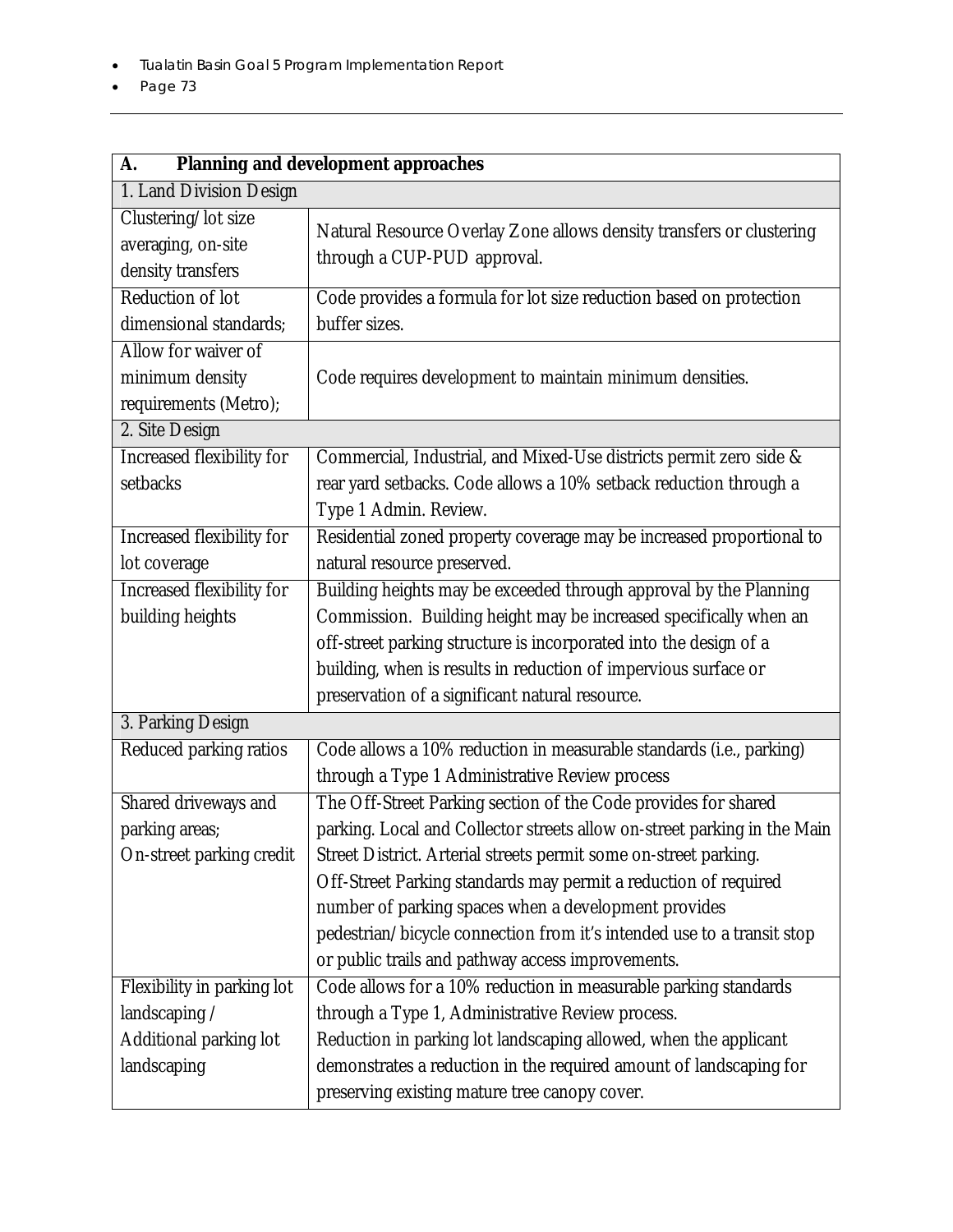| A. Planning and development approaches | |
|---|---|
| 1. Land Division Design | |
| Clustering/lot size averaging, on-site density transfers | Natural Resource Overlay Zone allows density transfers or clustering through a CUP-PUD approval. |
| Reduction of lot dimensional standards; | Code provides a formula for lot size reduction based on protection buffer sizes. |
| Allow for waiver of minimum density requirements (Metro); | Code requires development to maintain minimum densities. |
| 2. Site Design | |
| Increased flexibility for setbacks | Commercial, Industrial, and Mixed-Use districts permit zero side & rear yard setbacks. Code allows a 10% setback reduction through a Type 1 Admin. Review. |
| Increased flexibility for lot coverage | Residential zoned property coverage may be increased proportional to natural resource preserved. |
| Increased flexibility for building heights | Building heights may be exceeded through approval by the Planning Commission. Building height may be increased specifically when an off-street parking structure is incorporated into the design of a building, when is results in reduction of impervious surface or preservation of a significant natural resource. |
| 3. Parking Design | |
| Reduced parking ratios | Code allows a 10% reduction in measurable standards (i.e., parking) through a Type 1 Administrative Review process |
| Shared driveways and parking areas; On-street parking credit | The Off-Street Parking section of the Code provides for shared parking. Local and Collector streets allow on-street parking in the Main Street District. Arterial streets permit some on-street parking. Off-Street Parking standards may permit a reduction of required number of parking spaces when a development provides pedestrian/bicycle connection from it's intended use to a transit stop or public trails and pathway access improvements. |
| Flexibility in parking lot landscaping / Additional parking lot landscaping | Code allows for a 10% reduction in measurable parking standards through a Type 1, Administrative Review process. Reduction in parking lot landscaping allowed, when the applicant demonstrates a reduction in the required amount of landscaping for preserving existing mature tree canopy cover. |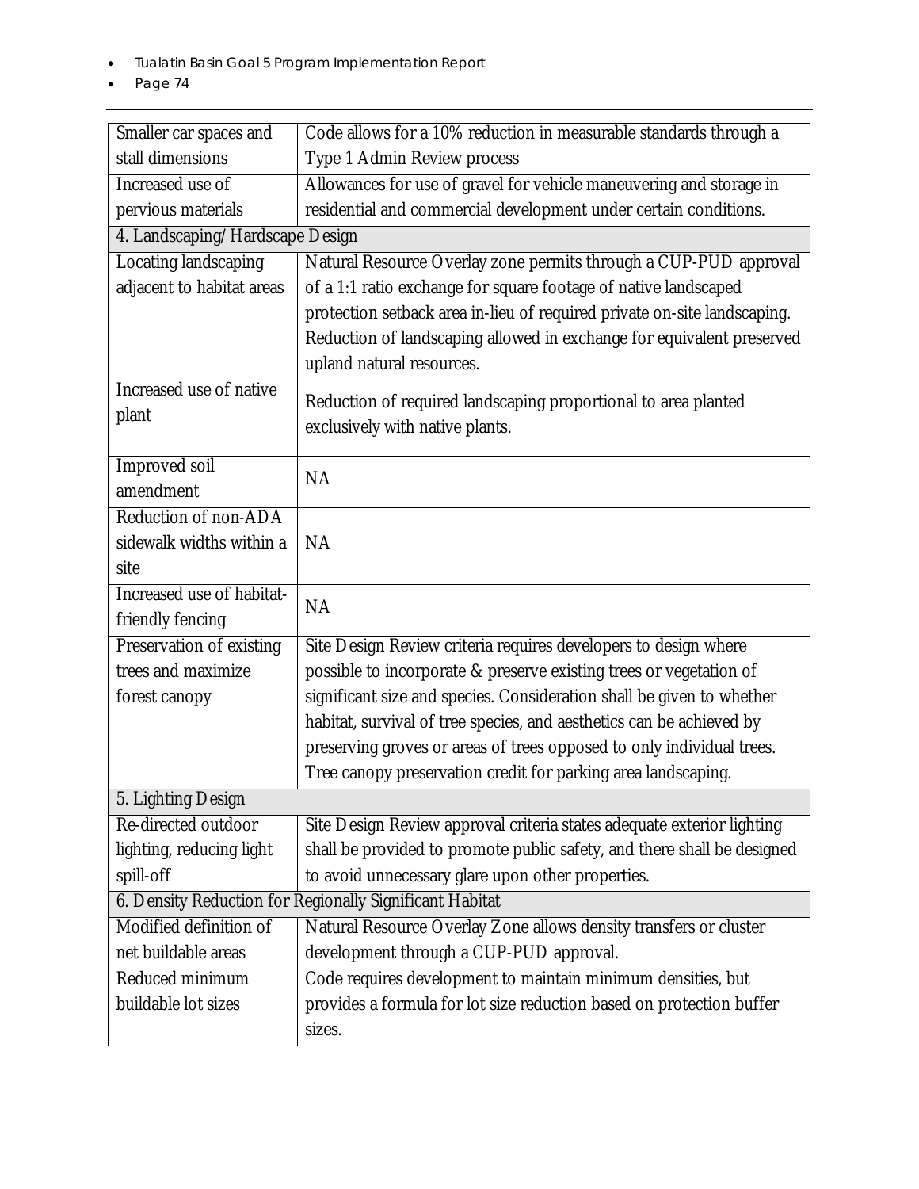| | |
|---|---|
| Smaller car spaces and stall dimensions | Code allows for a 10% reduction in measurable standards through a Type 1 Admin Review process |
| Increased use of pervious materials | Allowances for use of gravel for vehicle maneuvering and storage in residential and commercial development under certain conditions. |
| 4. Landscaping/Hardscape Design | |
| Locating landscaping adjacent to habitat areas | Natural Resource Overlay zone permits through a CUP-PUD approval of a 1:1 ratio exchange for square footage of native landscaped protection setback area in-lieu of required private on-site landscaping. Reduction of landscaping allowed in exchange for equivalent preserved upland natural resources. |
| Increased use of native plant | Reduction of required landscaping proportional to area planted exclusively with native plants. |
| Improved soil amendment | NA |
| Reduction of non-ADA sidewalk widths within a site | NA |
| Increased use of habitat-friendly fencing | NA |
| Preservation of existing trees and maximize forest canopy | Site Design Review criteria requires developers to design where possible to incorporate & preserve existing trees or vegetation of significant size and species. Consideration shall be given to whether habitat, survival of tree species, and aesthetics can be achieved by preserving groves or areas of trees opposed to only individual trees. Tree canopy preservation credit for parking area landscaping. |
| 5. Lighting Design | |
| Re-directed outdoor lighting, reducing light spill-off | Site Design Review approval criteria states adequate exterior lighting shall be provided to promote public safety, and there shall be designed to avoid unnecessary glare upon other properties. |
| 6. Density Reduction for Regionally Significant Habitat | |
| Modified definition of net buildable areas | Natural Resource Overlay Zone allows density transfers or cluster development through a CUP-PUD approval. |
| Reduced minimum buildable lot sizes | Code requires development to maintain minimum densities, but provides a formula for lot size reduction based on protection buffer sizes. |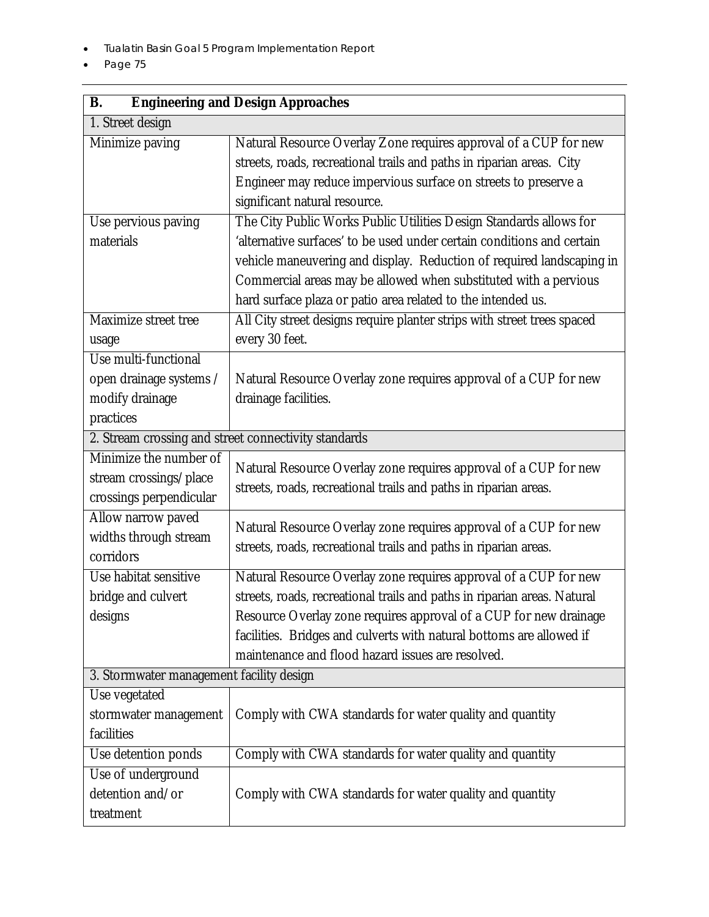| B. Engineering and Design Approaches | |
|---|---|
| 1. Street design | |
| Minimize paving | Natural Resource Overlay Zone requires approval of a CUP for new streets, roads, recreational trails and paths in riparian areas. City Engineer may reduce impervious surface on streets to preserve a significant natural resource. |
| Use pervious paving materials | The City Public Works Public Utilities Design Standards allows for 'alternative surfaces' to be used under certain conditions and certain vehicle maneuvering and display. Reduction of required landscaping in Commercial areas may be allowed when substituted with a pervious hard surface plaza or patio area related to the intended us. |
| Maximize street tree usage | All City street designs require planter strips with street trees spaced every 30 feet. |
| Use multi-functional open drainage systems / modify drainage practices | Natural Resource Overlay zone requires approval of a CUP for new drainage facilities. |
| 2. Stream crossing and street connectivity standards | |
| Minimize the number of stream crossings/place crossings perpendicular | Natural Resource Overlay zone requires approval of a CUP for new streets, roads, recreational trails and paths in riparian areas. |
| Allow narrow paved widths through stream corridors | Natural Resource Overlay zone requires approval of a CUP for new streets, roads, recreational trails and paths in riparian areas. |
| Use habitat sensitive bridge and culvert designs | Natural Resource Overlay zone requires approval of a CUP for new streets, roads, recreational trails and paths in riparian areas. Natural Resource Overlay zone requires approval of a CUP for new drainage facilities. Bridges and culverts with natural bottoms are allowed if maintenance and flood hazard issues are resolved. |
| 3. Stormwater management facility design | |
| Use vegetated stormwater management facilities | Comply with CWA standards for water quality and quantity |
| Use detention ponds | Comply with CWA standards for water quality and quantity |
| Use of underground detention and/or treatment | Comply with CWA standards for water quality and quantity |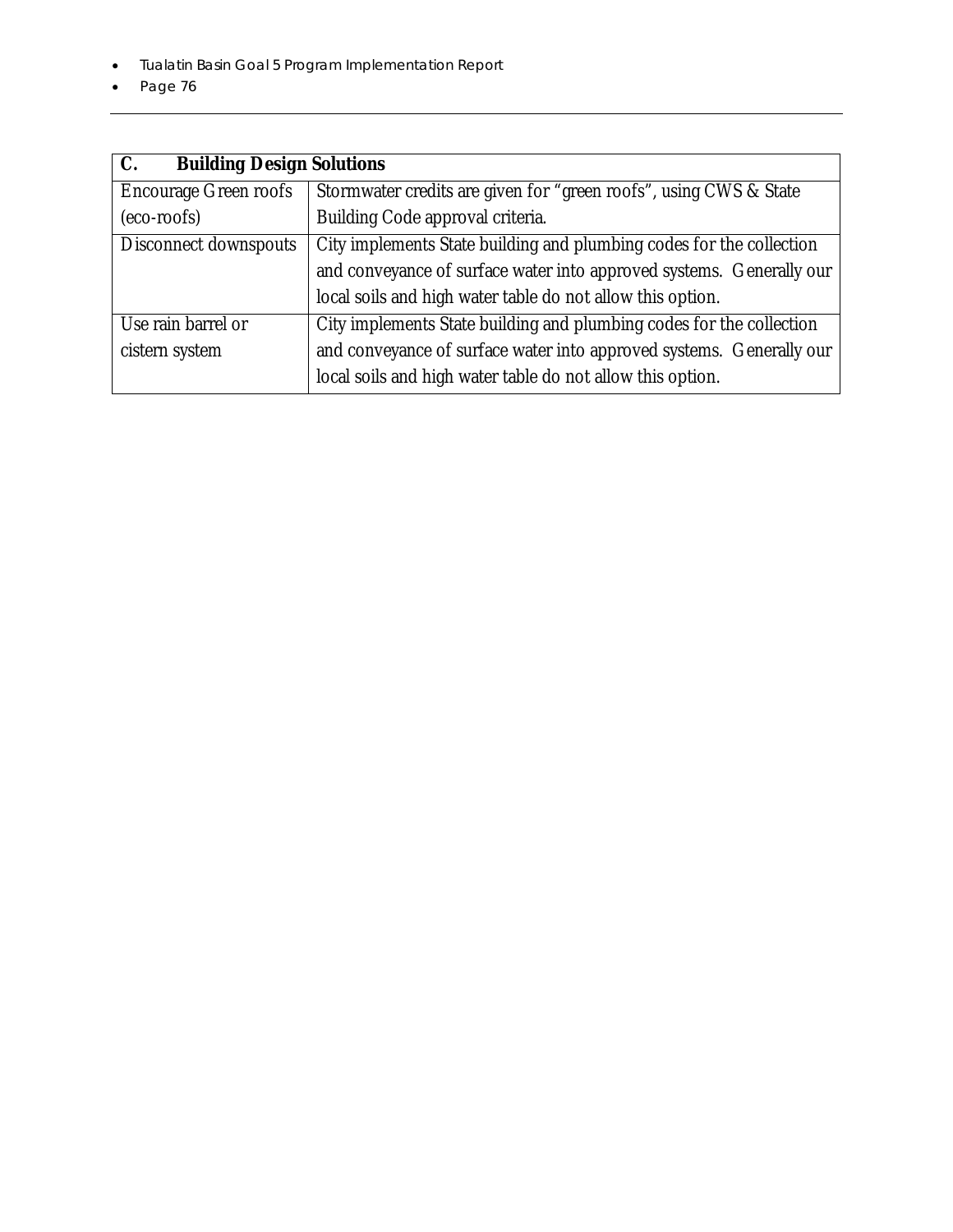| C. Building Design Solutions | |
|---|---|
| Encourage Green roofs (eco-roofs) | Stormwater credits are given for "green roofs", using CWS & State Building Code approval criteria. |
| Disconnect downspouts | City implements State building and plumbing codes for the collection and conveyance of surface water into approved systems. Generally our local soils and high water table do not allow this option. |
| Use rain barrel or cistern system | City implements State building and plumbing codes for the collection and conveyance of surface water into approved systems. Generally our local soils and high water table do not allow this option. |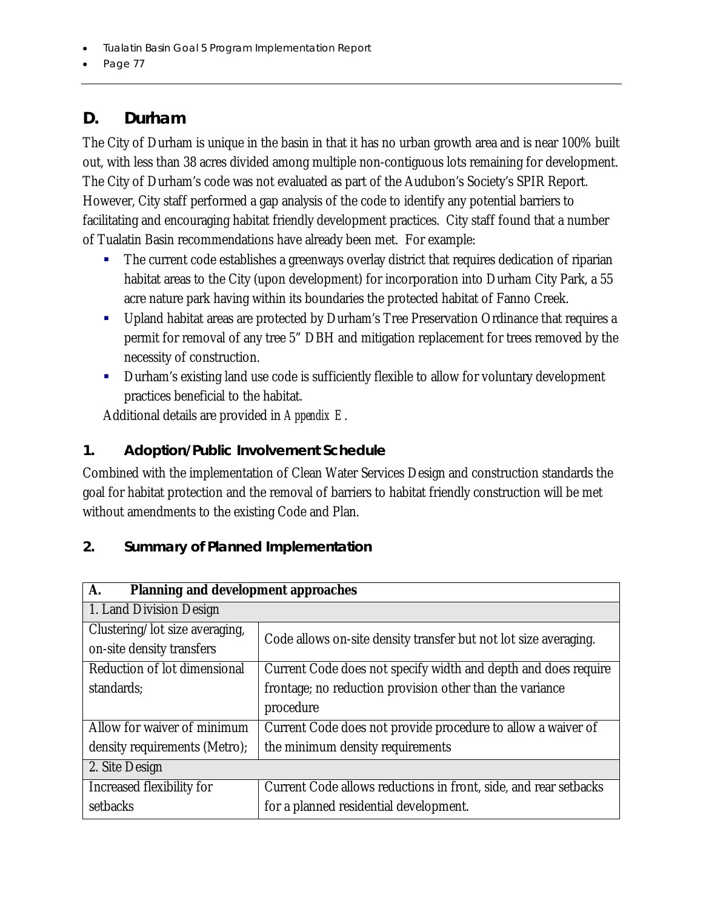## D. Durham

The City of Durham is unique in the basin in that it has no urban growth area and is near 100% built out, with less than 38 acres divided among multiple non-contiguous lots remaining for development. The City of Durham's code was not evaluated as part of the Audubon's Society's SPIR Report. However, City staff performed a gap analysis of the code to identify any potential barriers to facilitating and encouraging habitat friendly development practices. City staff found that a number of Tualatin Basin recommendations have already been met. For example:

- The current code establishes a greenways overlay district that requires dedication of riparian habitat areas to the City (upon development) for incorporation into Durham City Park, a 55 acre nature park having within its boundaries the protected habitat of Fanno Creek.
- Upland habitat areas are protected by Durham's Tree Preservation Ordinance that requires a permit for removal of any tree 5" DBH and mitigation replacement for trees removed by the necessity of construction.
- Durham's existing land use code is sufficiently flexible to allow for voluntary development practices beneficial to the habitat.

Additional details are provided in *Appendix E*.

### 1. Adoption/Public Involvement Schedule

Combined with the implementation of Clean Water Services Design and construction standards the goal for habitat protection and the removal of barriers to habitat friendly construction will be met without amendments to the existing Code and Plan.

### 2. Summary of Planned Implementation

| **A. Planning and development approaches** | |
|---|---|
| 1. Land Division Design | |
| Clustering/lot size averaging, on-site density transfers | Code allows on-site density transfer but not lot size averaging. |
| Reduction of lot dimensional standards; | Current Code does not specify width and depth and does require frontage; no reduction provision other than the variance procedure |
| Allow for waiver of minimum density requirements (Metro); | Current Code does not provide procedure to allow a waiver of the minimum density requirements |
| 2. Site Design | |
| Increased flexibility for setbacks | Current Code allows reductions in front, side, and rear setbacks for a planned residential development. |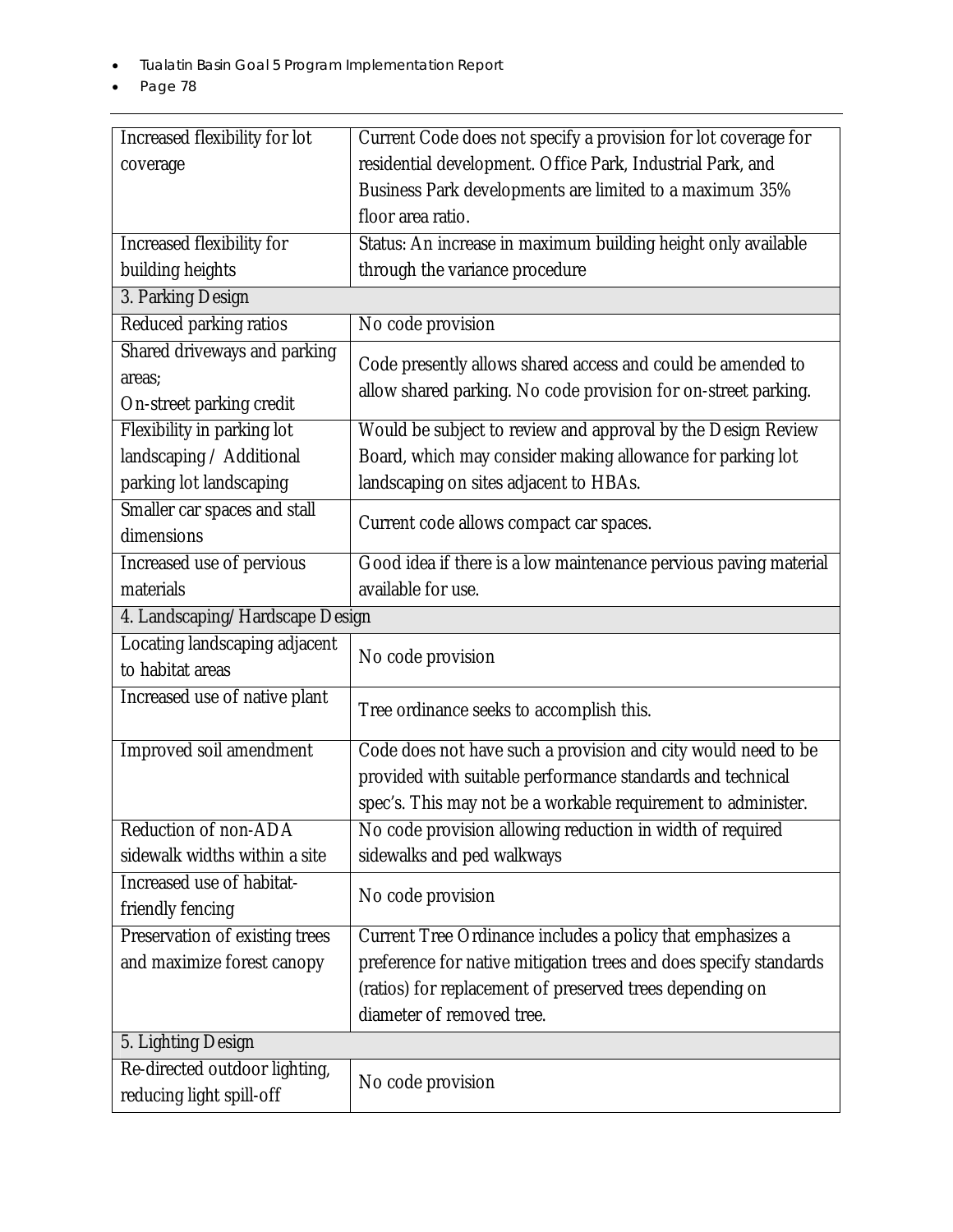| | |
|---|---|
| Increased flexibility for lot coverage | Current Code does not specify a provision for lot coverage for residential development. Office Park, Industrial Park, and Business Park developments are limited to a maximum 35% floor area ratio. |
| Increased flexibility for building heights | Status: An increase in maximum building height only available through the variance procedure |
| 3. Parking Design | |
| Reduced parking ratios | No code provision |
| Shared driveways and parking areas; On-street parking credit | Code presently allows shared access and could be amended to allow shared parking. No code provision for on-street parking. |
| Flexibility in parking lot landscaping / Additional parking lot landscaping | Would be subject to review and approval by the Design Review Board, which may consider making allowance for parking lot landscaping on sites adjacent to HBAs. |
| Smaller car spaces and stall dimensions | Current code allows compact car spaces. |
| Increased use of pervious materials | Good idea if there is a low maintenance pervious paving material available for use. |
| 4. Landscaping/Hardscape Design | |
| Locating landscaping adjacent to habitat areas | No code provision |
| Increased use of native plant | Tree ordinance seeks to accomplish this. |
| Improved soil amendment | Code does not have such a provision and city would need to be provided with suitable performance standards and technical spec's. This may not be a workable requirement to administer. |
| Reduction of non-ADA sidewalk widths within a site | No code provision allowing reduction in width of required sidewalks and ped walkways |
| Increased use of habitat-friendly fencing | No code provision |
| Preservation of existing trees and maximize forest canopy | Current Tree Ordinance includes a policy that emphasizes a preference for native mitigation trees and does specify standards (ratios) for replacement of preserved trees depending on diameter of removed tree. |
| 5. Lighting Design | |
| Re-directed outdoor lighting, reducing light spill-off | No code provision |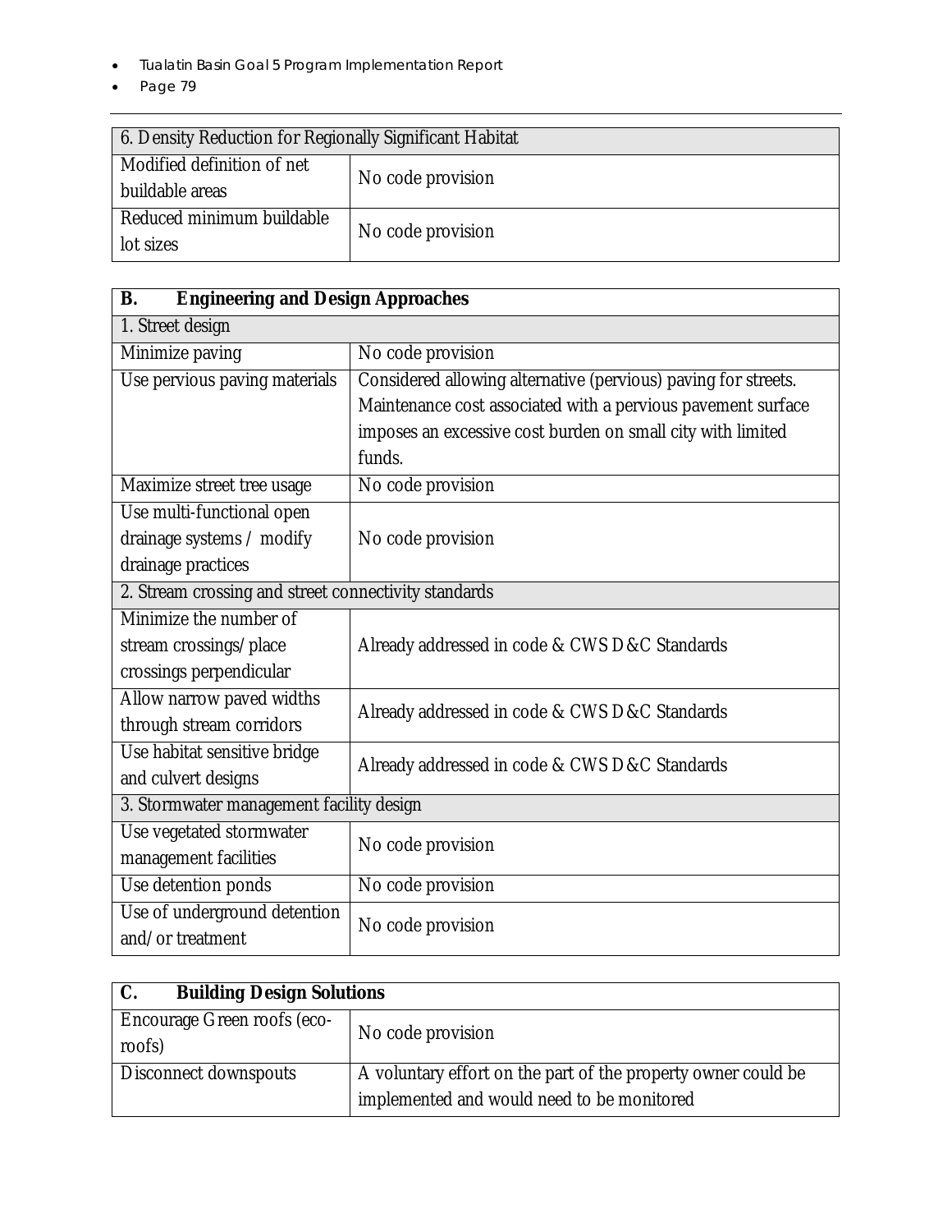| 6. Density Reduction for Regionally Significant Habitat | |
|---|---|
| Modified definition of net buildable areas | No code provision |
| Reduced minimum buildable lot sizes | No code provision |

| **B. Engineering and Design Approaches** | |
|---|---|
| 1. Street design | |
| Minimize paving | No code provision |
| Use pervious paving materials | Considered allowing alternative (pervious) paving for streets. Maintenance cost associated with a pervious pavement surface imposes an excessive cost burden on small city with limited funds. |
| Maximize street tree usage | No code provision |
| Use multi-functional open drainage systems / modify drainage practices | No code provision |
| 2. Stream crossing and street connectivity standards | |
| Minimize the number of stream crossings/place crossings perpendicular | Already addressed in code & CWS D&C Standards |
| Allow narrow paved widths through stream corridors | Already addressed in code & CWS D&C Standards |
| Use habitat sensitive bridge and culvert designs | Already addressed in code & CWS D&C Standards |
| 3. Stormwater management facility design | |
| Use vegetated stormwater management facilities | No code provision |
| Use detention ponds | No code provision |
| Use of underground detention and/or treatment | No code provision |

| **C. Building Design Solutions** | |
|---|---|
| Encourage Green roofs (eco-roofs) | No code provision |
| Disconnect downspouts | A voluntary effort on the part of the property owner could be implemented and would need to be monitored |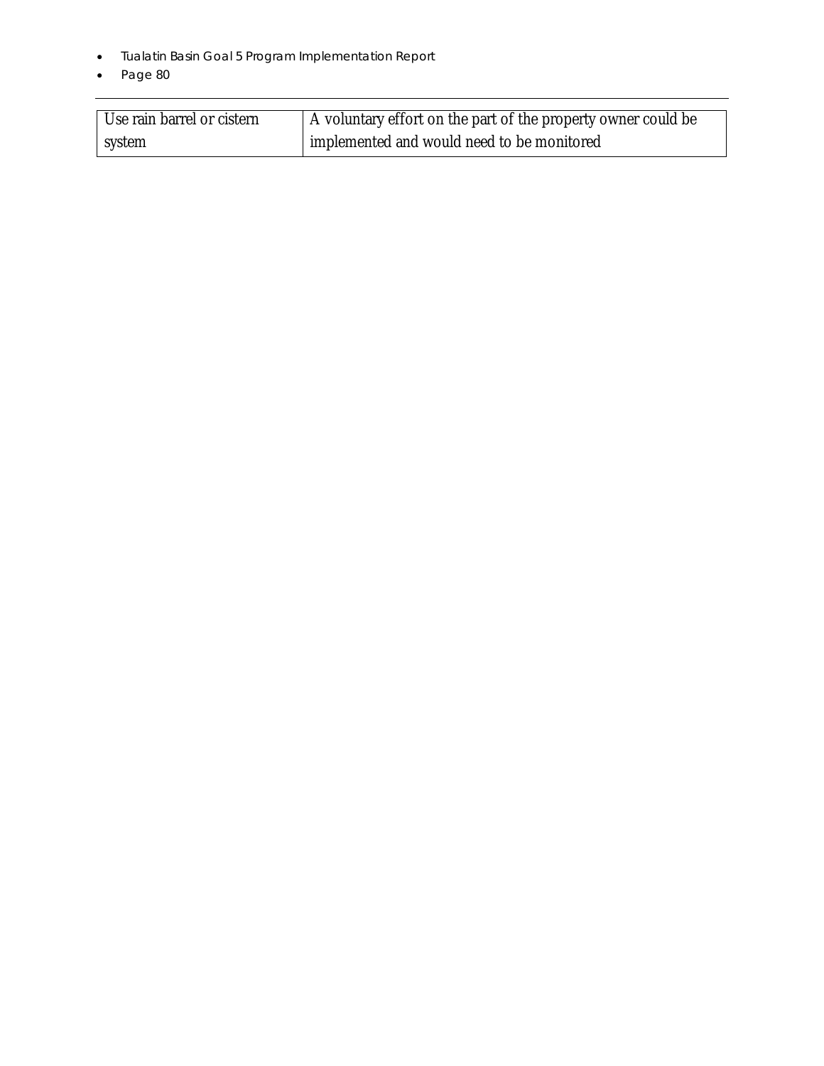| Use rain barrel or cistern system | A voluntary effort on the part of the property owner could be implemented and would need to be monitored |
|---|---|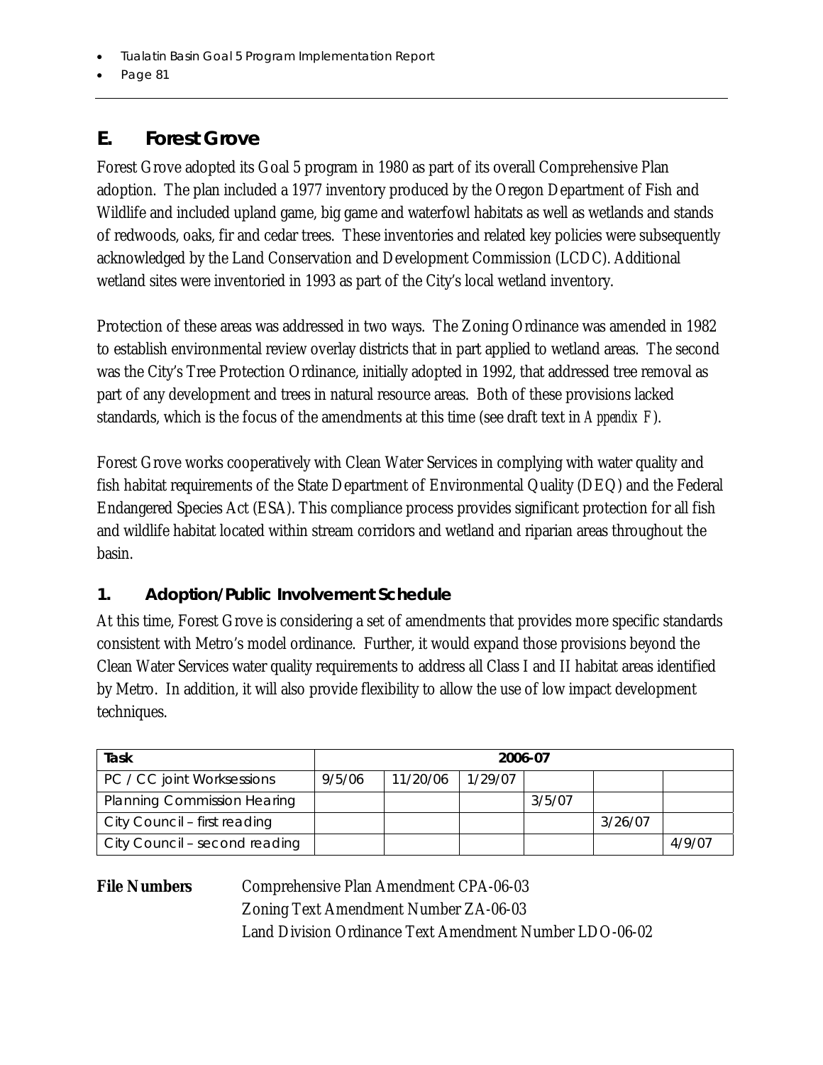## E. Forest Grove

Forest Grove adopted its Goal 5 program in 1980 as part of its overall Comprehensive Plan adoption. The plan included a 1977 inventory produced by the Oregon Department of Fish and Wildlife and included upland game, big game and waterfowl habitats as well as wetlands and stands of redwoods, oaks, fir and cedar trees. These inventories and related key policies were subsequently acknowledged by the Land Conservation and Development Commission (LCDC). Additional wetland sites were inventoried in 1993 as part of the City's local wetland inventory.

Protection of these areas was addressed in two ways. The Zoning Ordinance was amended in 1982 to establish environmental review overlay districts that in part applied to wetland areas. The second was the City's Tree Protection Ordinance, initially adopted in 1992, that addressed tree removal as part of any development and trees in natural resource areas. Both of these provisions lacked standards, which is the focus of the amendments at this time (see draft text in *Appendix F*).

Forest Grove works cooperatively with Clean Water Services in complying with water quality and fish habitat requirements of the State Department of Environmental Quality (DEQ) and the Federal Endangered Species Act (ESA). This compliance process provides significant protection for all fish and wildlife habitat located within stream corridors and wetland and riparian areas throughout the basin.

### 1. Adoption/Public Involvement Schedule

At this time, Forest Grove is considering a set of amendments that provides more specific standards consistent with Metro's model ordinance. Further, it would expand those provisions beyond the Clean Water Services water quality requirements to address all Class I and II habitat areas identified by Metro. In addition, it will also provide flexibility to allow the use of low impact development techniques.

| Task | 2006-07 | | | | | |
|---|---|---|---|---|---|---|
| PC / CC joint Worksessions | 9/5/06 | 11/20/06 | 1/29/07 | | | |
| Planning Commission Hearing | | | | 3/5/07 | | |
| City Council – first reading | | | | | 3/26/07 | |
| City Council – second reading | | | | | | 4/9/07 |

**File Numbers**
Comprehensive Plan Amendment CPA-06-03
Zoning Text Amendment Number ZA-06-03
Land Division Ordinance Text Amendment Number LDO-06-02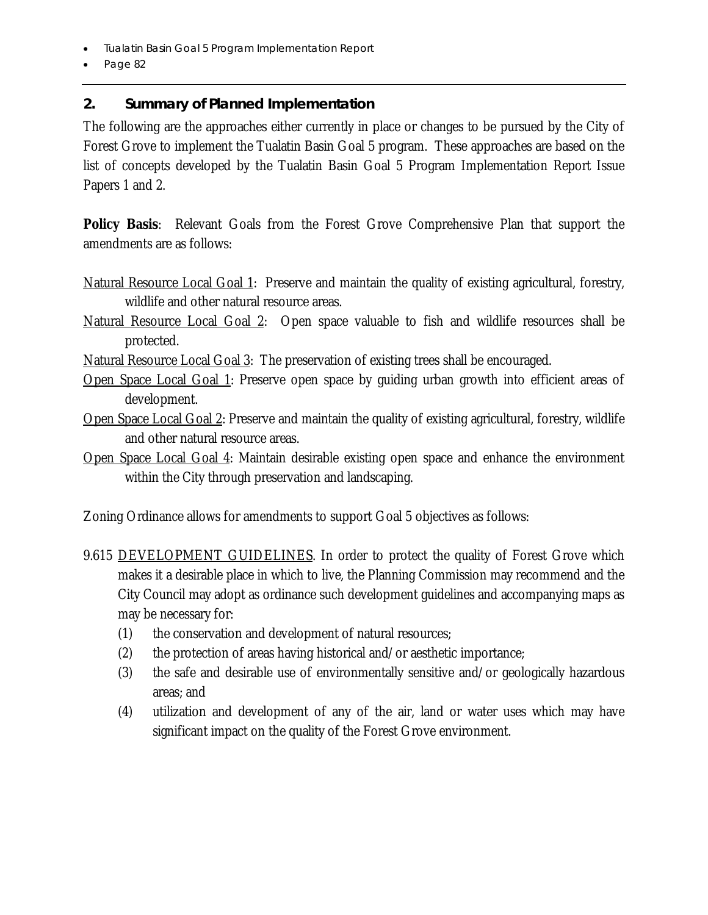## 2. Summary of Planned Implementation

The following are the approaches either currently in place or changes to be pursued by the City of Forest Grove to implement the Tualatin Basin Goal 5 program. These approaches are based on the list of concepts developed by the Tualatin Basin Goal 5 Program Implementation Report Issue Papers 1 and 2.

**Policy Basis**: Relevant Goals from the Forest Grove Comprehensive Plan that support the amendments are as follows:

<u>Natural Resource Local Goal 1</u>: Preserve and maintain the quality of existing agricultural, forestry, wildlife and other natural resource areas.

<u>Natural Resource Local Goal 2</u>: Open space valuable to fish and wildlife resources shall be protected.

<u>Natural Resource Local Goal 3</u>: The preservation of existing trees shall be encouraged.

<u>Open Space Local Goal 1</u>: Preserve open space by guiding urban growth into efficient areas of development.

<u>Open Space Local Goal 2</u>: Preserve and maintain the quality of existing agricultural, forestry, wildlife and other natural resource areas.

<u>Open Space Local Goal 4</u>: Maintain desirable existing open space and enhance the environment within the City through preservation and landscaping.

Zoning Ordinance allows for amendments to support Goal 5 objectives as follows:

9.615 <u>DEVELOPMENT GUIDELINES</u>. In order to protect the quality of Forest Grove which makes it a desirable place in which to live, the Planning Commission may recommend and the City Council may adopt as ordinance such development guidelines and accompanying maps as may be necessary for:

(1) the conservation and development of natural resources;

(2) the protection of areas having historical and/or aesthetic importance;

(3) the safe and desirable use of environmentally sensitive and/or geologically hazardous areas; and

(4) utilization and development of any of the air, land or water uses which may have significant impact on the quality of the Forest Grove environment.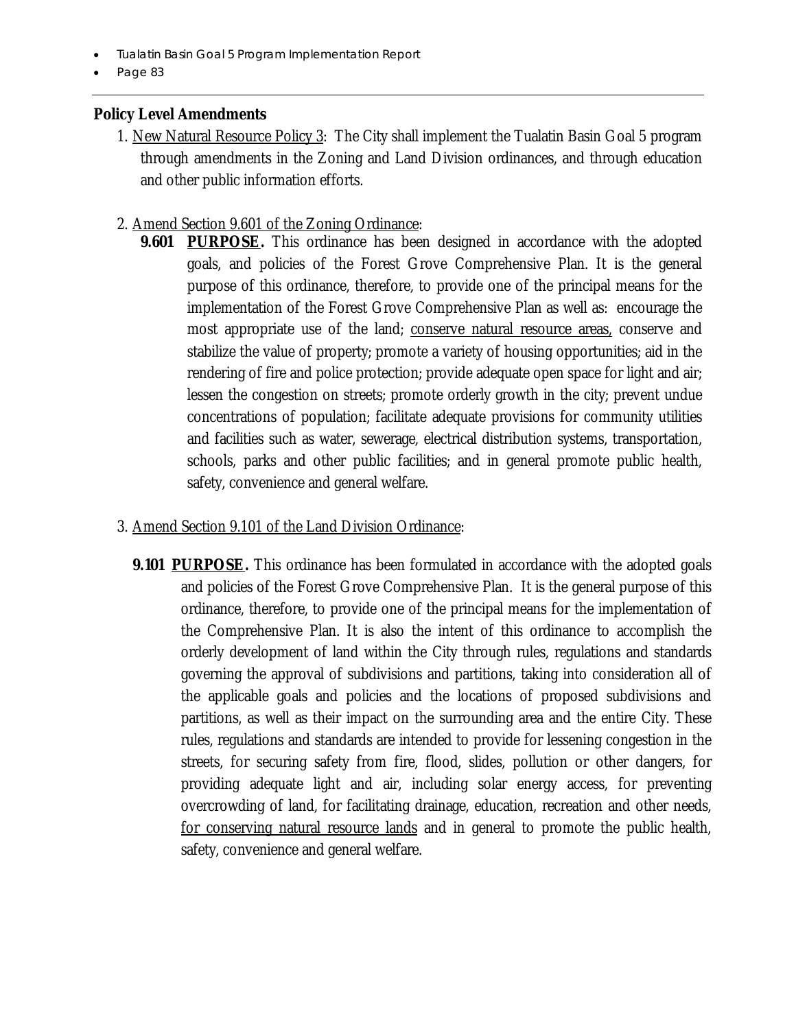## Policy Level Amendments

1. <u>New Natural Resource Policy 3</u>: The City shall implement the Tualatin Basin Goal 5 program through amendments in the Zoning and Land Division ordinances, and through education and other public information efforts.

2. <u>Amend Section 9.601 of the Zoning Ordinance</u>:

   **9.601 <u>PURPOSE</u>.** This ordinance has been designed in accordance with the adopted goals, and policies of the Forest Grove Comprehensive Plan. It is the general purpose of this ordinance, therefore, to provide one of the principal means for the implementation of the Forest Grove Comprehensive Plan as well as: encourage the most appropriate use of the land; <u>conserve natural resource areas,</u> conserve and stabilize the value of property; promote a variety of housing opportunities; aid in the rendering of fire and police protection; provide adequate open space for light and air; lessen the congestion on streets; promote orderly growth in the city; prevent undue concentrations of population; facilitate adequate provisions for community utilities and facilities such as water, sewerage, electrical distribution systems, transportation, schools, parks and other public facilities; and in general promote public health, safety, convenience and general welfare.

3. <u>Amend Section 9.101 of the Land Division Ordinance</u>:

   **9.101 <u>PURPOSE</u>.** This ordinance has been formulated in accordance with the adopted goals and policies of the Forest Grove Comprehensive Plan. It is the general purpose of this ordinance, therefore, to provide one of the principal means for the implementation of the Comprehensive Plan. It is also the intent of this ordinance to accomplish the orderly development of land within the City through rules, regulations and standards governing the approval of subdivisions and partitions, taking into consideration all of the applicable goals and policies and the locations of proposed subdivisions and partitions, as well as their impact on the surrounding area and the entire City. These rules, regulations and standards are intended to provide for lessening congestion in the streets, for securing safety from fire, flood, slides, pollution or other dangers, for providing adequate light and air, including solar energy access, for preventing overcrowding of land, for facilitating drainage, education, recreation and other needs, <u>for conserving natural resource lands</u> and in general to promote the public health, safety, convenience and general welfare.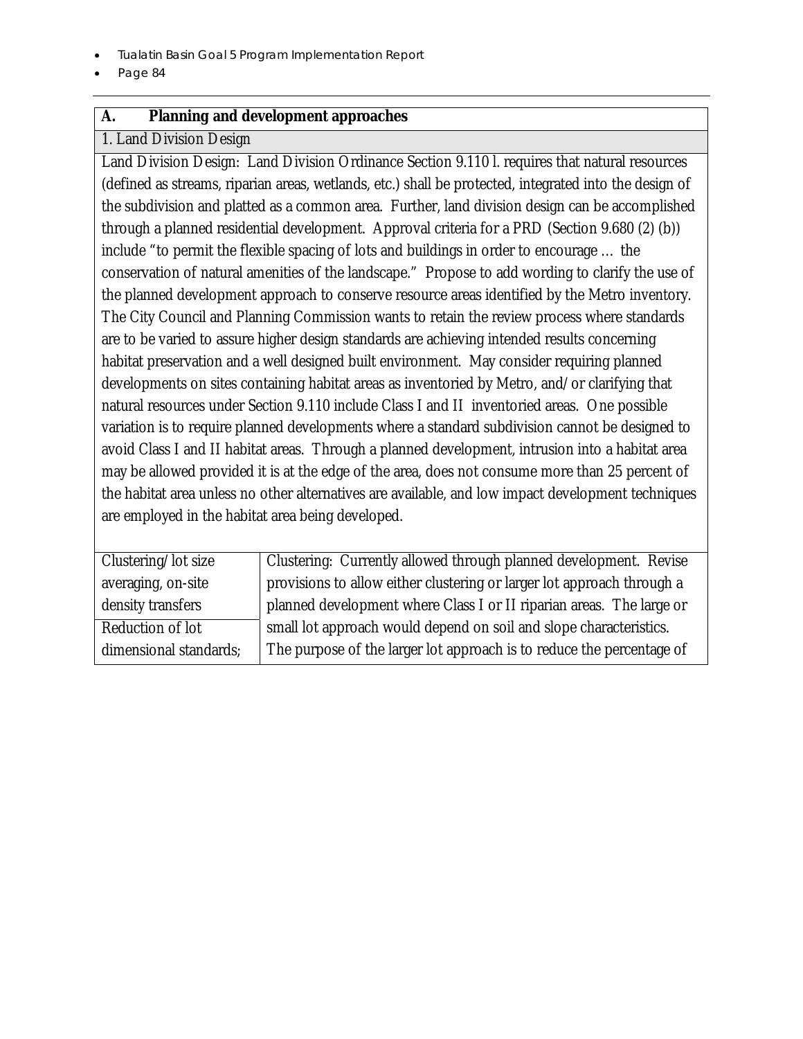| A. Planning and development approaches | |
|---|---|
| 1. Land Division Design | |
| Land Division Design: Land Division Ordinance Section 9.110 l. requires that natural resources (defined as streams, riparian areas, wetlands, etc.) shall be protected, integrated into the design of the subdivision and platted as a common area. Further, land division design can be accomplished through a planned residential development. Approval criteria for a PRD (Section 9.680 (2) (b)) include "to permit the flexible spacing of lots and buildings in order to encourage … the conservation of natural amenities of the landscape." Propose to add wording to clarify the use of the planned development approach to conserve resource areas identified by the Metro inventory. The City Council and Planning Commission wants to retain the review process where standards are to be varied to assure higher design standards are achieving intended results concerning habitat preservation and a well designed built environment. May consider requiring planned developments on sites containing habitat areas as inventoried by Metro, and/or clarifying that natural resources under Section 9.110 include Class I and II inventoried areas. One possible variation is to require planned developments where a standard subdivision cannot be designed to avoid Class I and II habitat areas. Through a planned development, intrusion into a habitat area may be allowed provided it is at the edge of the area, does not consume more than 25 percent of the habitat area unless no other alternatives are available, and low impact development techniques are employed in the habitat area being developed. | |
| Clustering/lot size averaging, on-site density transfers | Clustering: Currently allowed through planned development. Revise provisions to allow either clustering or larger lot approach through a planned development where Class I or II riparian areas. The large or small lot approach would depend on soil and slope characteristics. The purpose of the larger lot approach is to reduce the percentage of |
| Reduction of lot dimensional standards; | |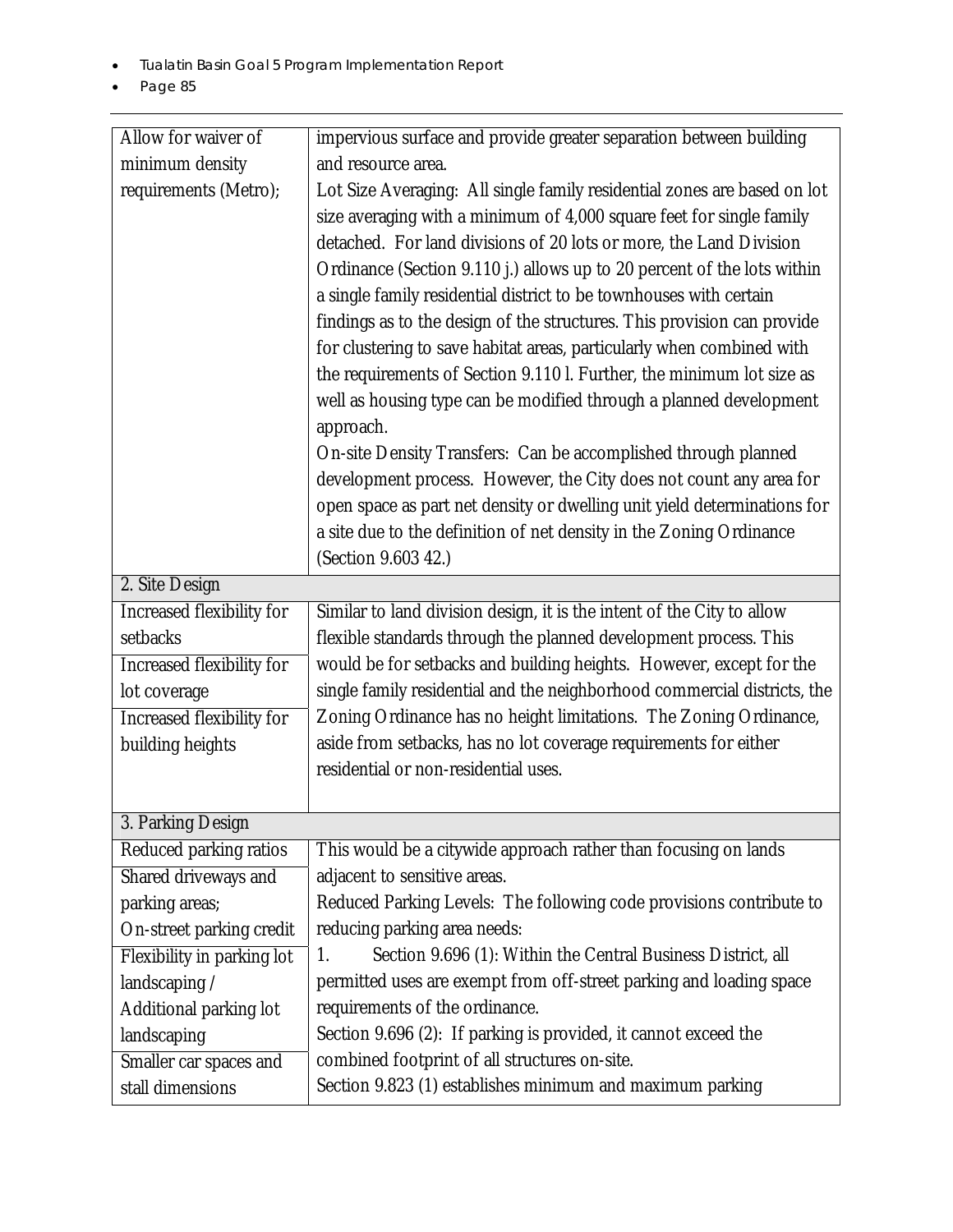| Allow for waiver of minimum density requirements (Metro); | impervious surface and provide greater separation between building and resource area.<br>Lot Size Averaging: All single family residential zones are based on lot size averaging with a minimum of 4,000 square feet for single family detached. For land divisions of 20 lots or more, the Land Division Ordinance (Section 9.110 j.) allows up to 20 percent of the lots within a single family residential district to be townhouses with certain findings as to the design of the structures. This provision can provide for clustering to save habitat areas, particularly when combined with the requirements of Section 9.110 l. Further, the minimum lot size as well as housing type can be modified through a planned development approach.<br>On-site Density Transfers: Can be accomplished through planned development process. However, the City does not count any area for open space as part net density or dwelling unit yield determinations for a site due to the definition of net density in the Zoning Ordinance (Section 9.603 42.) |
|---|---|
| **2. Site Design** | |
| Increased flexibility for setbacks<br>Increased flexibility for lot coverage<br>Increased flexibility for building heights | Similar to land division design, it is the intent of the City to allow flexible standards through the planned development process. This would be for setbacks and building heights. However, except for the single family residential and the neighborhood commercial districts, the Zoning Ordinance has no height limitations. The Zoning Ordinance, aside from setbacks, has no lot coverage requirements for either residential or non-residential uses. |
| **3. Parking Design** | |
| Reduced parking ratios<br>Shared driveways and parking areas;<br>On-street parking credit<br>Flexibility in parking lot landscaping / Additional parking lot landscaping<br>Smaller car spaces and stall dimensions | This would be a citywide approach rather than focusing on lands adjacent to sensitive areas.<br>Reduced Parking Levels: The following code provisions contribute to reducing parking area needs:<br>1. Section 9.696 (1): Within the Central Business District, all permitted uses are exempt from off-street parking and loading space requirements of the ordinance.<br>Section 9.696 (2): If parking is provided, it cannot exceed the combined footprint of all structures on-site.<br>Section 9.823 (1) establishes minimum and maximum parking |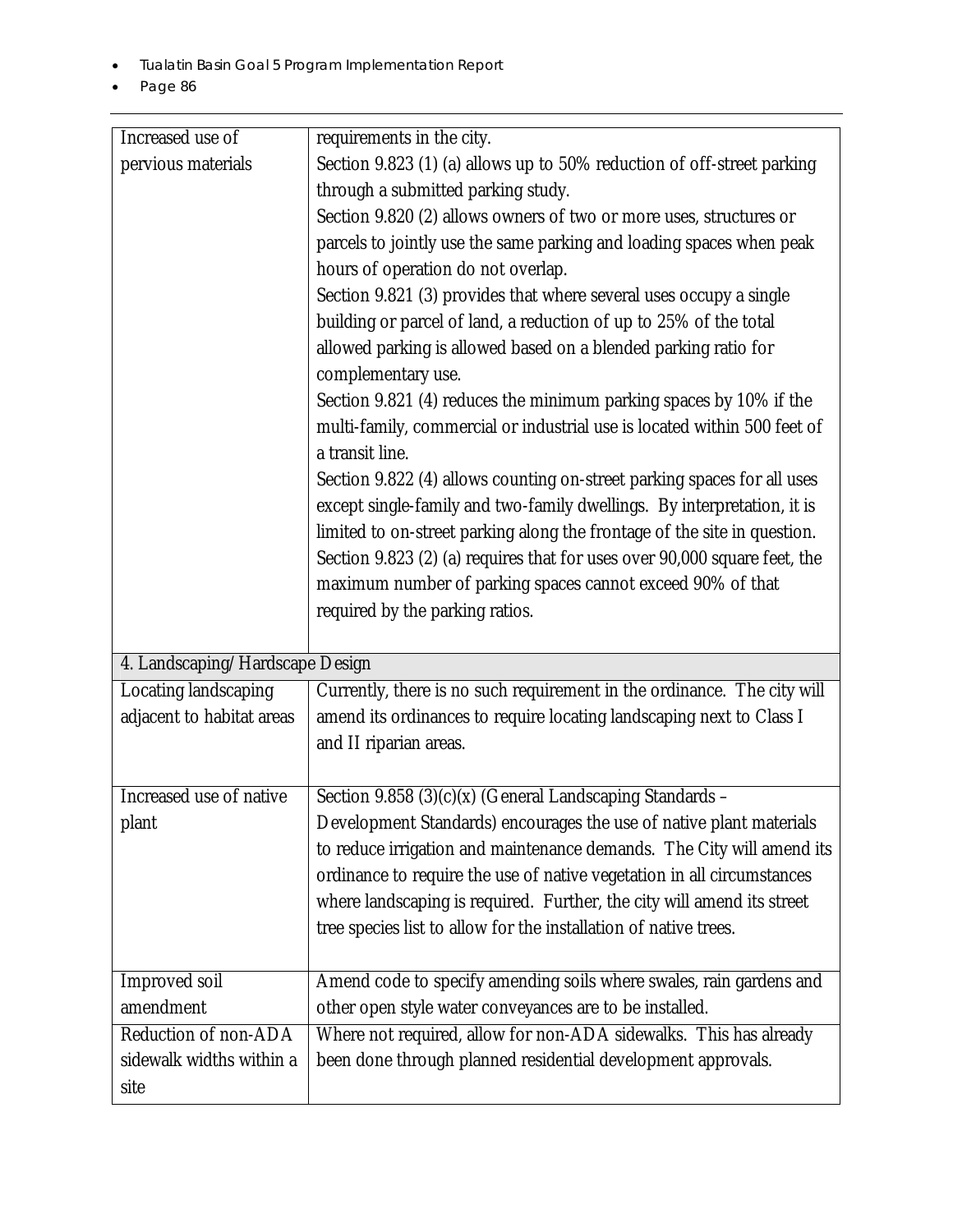| | |
|---|---|
| Increased use of pervious materials | requirements in the city.<br>Section 9.823 (1) (a) allows up to 50% reduction of off-street parking through a submitted parking study.<br>Section 9.820 (2) allows owners of two or more uses, structures or parcels to jointly use the same parking and loading spaces when peak hours of operation do not overlap.<br>Section 9.821 (3) provides that where several uses occupy a single building or parcel of land, a reduction of up to 25% of the total allowed parking is allowed based on a blended parking ratio for complementary use.<br>Section 9.821 (4) reduces the minimum parking spaces by 10% if the multi-family, commercial or industrial use is located within 500 feet of a transit line.<br>Section 9.822 (4) allows counting on-street parking spaces for all uses except single-family and two-family dwellings. By interpretation, it is limited to on-street parking along the frontage of the site in question.<br>Section 9.823 (2) (a) requires that for uses over 90,000 square feet, the maximum number of parking spaces cannot exceed 90% of that required by the parking ratios. |
| 4. Landscaping/Hardscape Design | |
| Locating landscaping adjacent to habitat areas | Currently, there is no such requirement in the ordinance. The city will amend its ordinances to require locating landscaping next to Class I and II riparian areas. |
| Increased use of native plant | Section 9.858 (3)(c)(x) (General Landscaping Standards – Development Standards) encourages the use of native plant materials to reduce irrigation and maintenance demands. The City will amend its ordinance to require the use of native vegetation in all circumstances where landscaping is required. Further, the city will amend its street tree species list to allow for the installation of native trees. |
| Improved soil amendment | Amend code to specify amending soils where swales, rain gardens and other open style water conveyances are to be installed. |
| Reduction of non-ADA sidewalk widths within a site | Where not required, allow for non-ADA sidewalks. This has already been done through planned residential development approvals. |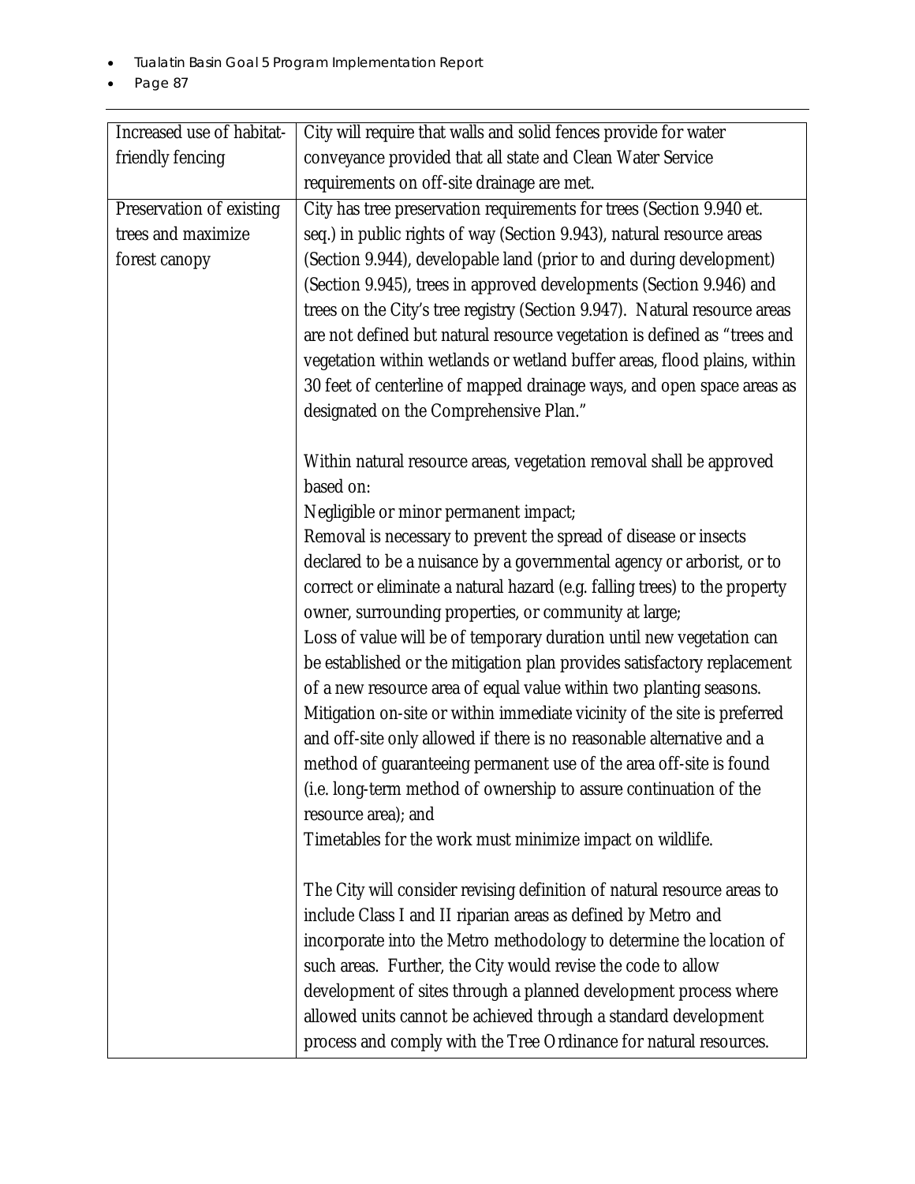| | |
|---|---|
| Increased use of habitat-friendly fencing | City will require that walls and solid fences provide for water conveyance provided that all state and Clean Water Service requirements on off-site drainage are met. |
| Preservation of existing trees and maximize forest canopy | City has tree preservation requirements for trees (Section 9.940 et. seq.) in public rights of way (Section 9.943), natural resource areas (Section 9.944), developable land (prior to and during development) (Section 9.945), trees in approved developments (Section 9.946) and trees on the City's tree registry (Section 9.947). Natural resource areas are not defined but natural resource vegetation is defined as "trees and vegetation within wetlands or wetland buffer areas, flood plains, within 30 feet of centerline of mapped drainage ways, and open space areas as designated on the Comprehensive Plan."<br><br>Within natural resource areas, vegetation removal shall be approved based on:<br>Negligible or minor permanent impact;<br>Removal is necessary to prevent the spread of disease or insects declared to be a nuisance by a governmental agency or arborist, or to correct or eliminate a natural hazard (e.g. falling trees) to the property owner, surrounding properties, or community at large;<br>Loss of value will be of temporary duration until new vegetation can be established or the mitigation plan provides satisfactory replacement of a new resource area of equal value within two planting seasons. Mitigation on-site or within immediate vicinity of the site is preferred and off-site only allowed if there is no reasonable alternative and a method of guaranteeing permanent use of the area off-site is found (i.e. long-term method of ownership to assure continuation of the resource area); and<br>Timetables for the work must minimize impact on wildlife.<br><br>The City will consider revising definition of natural resource areas to include Class I and II riparian areas as defined by Metro and incorporate into the Metro methodology to determine the location of such areas. Further, the City would revise the code to allow development of sites through a planned development process where allowed units cannot be achieved through a standard development process and comply with the Tree Ordinance for natural resources. |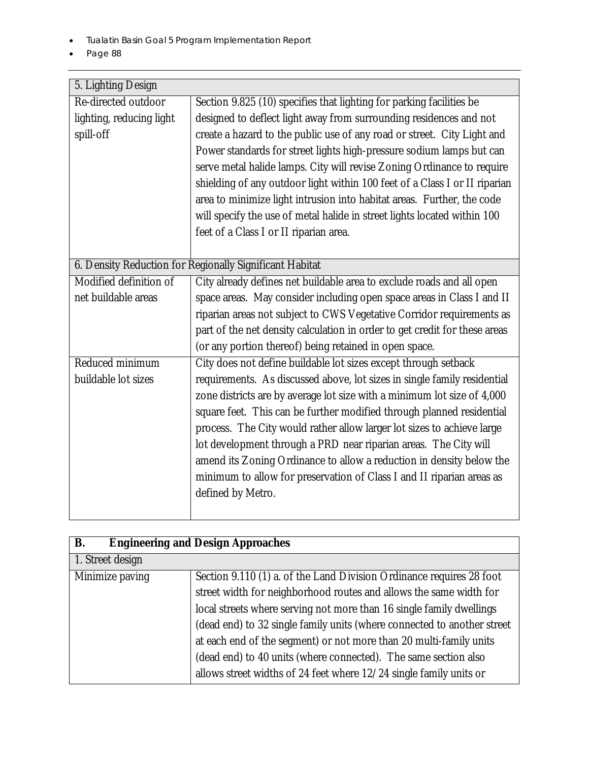| 5. Lighting Design | |
|---|---|
| Re-directed outdoor lighting, reducing light spill-off | Section 9.825 (10) specifies that lighting for parking facilities be designed to deflect light away from surrounding residences and not create a hazard to the public use of any road or street. City Light and Power standards for street lights high-pressure sodium lamps but can serve metal halide lamps. City will revise Zoning Ordinance to require shielding of any outdoor light within 100 feet of a Class I or II riparian area to minimize light intrusion into habitat areas. Further, the code will specify the use of metal halide in street lights located within 100 feet of a Class I or II riparian area. |
| 6. Density Reduction for Regionally Significant Habitat | |
| Modified definition of net buildable areas | City already defines net buildable area to exclude roads and all open space areas. May consider including open space areas in Class I and II riparian areas not subject to CWS Vegetative Corridor requirements as part of the net density calculation in order to get credit for these areas (or any portion thereof) being retained in open space. |
| Reduced minimum buildable lot sizes | City does not define buildable lot sizes except through setback requirements. As discussed above, lot sizes in single family residential zone districts are by average lot size with a minimum lot size of 4,000 square feet. This can be further modified through planned residential process. The City would rather allow larger lot sizes to achieve large lot development through a PRD near riparian areas. The City will amend its Zoning Ordinance to allow a reduction in density below the minimum to allow for preservation of Class I and II riparian areas as defined by Metro. |

| **B. Engineering and Design Approaches** | |
|---|---|
| 1. Street design | |
| Minimize paving | Section 9.110 (1) a. of the Land Division Ordinance requires 28 foot street width for neighborhood routes and allows the same width for local streets where serving not more than 16 single family dwellings (dead end) to 32 single family units (where connected to another street at each end of the segment) or not more than 20 multi-family units (dead end) to 40 units (where connected). The same section also allows street widths of 24 feet where 12/24 single family units or |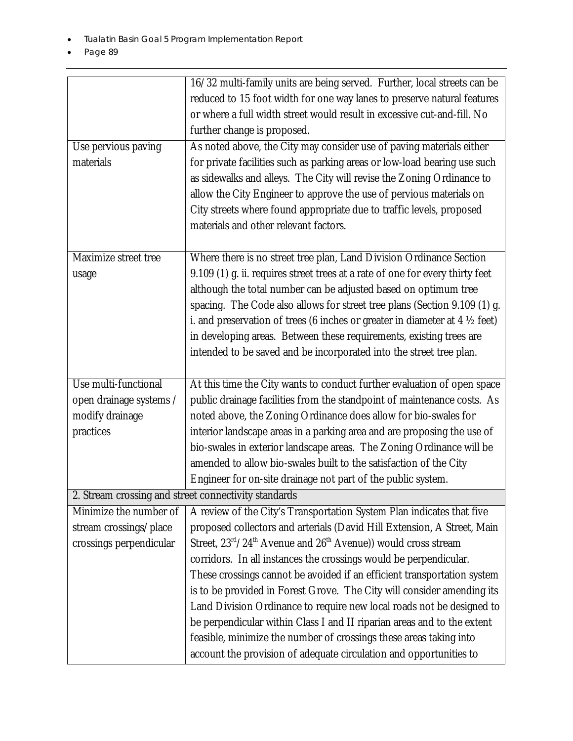| | |
|---|---|
| | 16/32 multi-family units are being served. Further, local streets can be reduced to 15 foot width for one way lanes to preserve natural features or where a full width street would result in excessive cut-and-fill. No further change is proposed. |
| Use pervious paving materials | As noted above, the City may consider use of paving materials either for private facilities such as parking areas or low-load bearing use such as sidewalks and alleys. The City will revise the Zoning Ordinance to allow the City Engineer to approve the use of pervious materials on City streets where found appropriate due to traffic levels, proposed materials and other relevant factors. |
| Maximize street tree usage | Where there is no street tree plan, Land Division Ordinance Section 9.109 (1) g. ii. requires street trees at a rate of one for every thirty feet although the total number can be adjusted based on optimum tree spacing. The Code also allows for street tree plans (Section 9.109 (1) g. i. and preservation of trees (6 inches or greater in diameter at 4 ½ feet) in developing areas. Between these requirements, existing trees are intended to be saved and be incorporated into the street tree plan. |
| Use multi-functional open drainage systems / modify drainage practices | At this time the City wants to conduct further evaluation of open space public drainage facilities from the standpoint of maintenance costs. As noted above, the Zoning Ordinance does allow for bio-swales for interior landscape areas in a parking area and are proposing the use of bio-swales in exterior landscape areas. The Zoning Ordinance will be amended to allow bio-swales built to the satisfaction of the City Engineer for on-site drainage not part of the public system. |
| 2. Stream crossing and street connectivity standards | |
| Minimize the number of stream crossings/place crossings perpendicular | A review of the City's Transportation System Plan indicates that five proposed collectors and arterials (David Hill Extension, A Street, Main Street, 23rd/24th Avenue and 26th Avenue)) would cross stream corridors. In all instances the crossings would be perpendicular. These crossings cannot be avoided if an efficient transportation system is to be provided in Forest Grove. The City will consider amending its Land Division Ordinance to require new local roads not be designed to be perpendicular within Class I and II riparian areas and to the extent feasible, minimize the number of crossings these areas taking into account the provision of adequate circulation and opportunities to |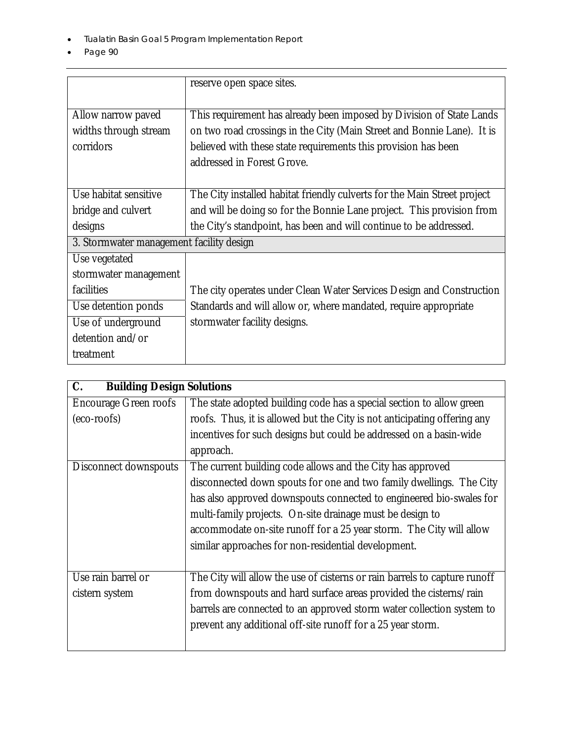| | |
|---|---|
| | reserve open space sites. |
| Allow narrow paved widths through stream corridors | This requirement has already been imposed by Division of State Lands on two road crossings in the City (Main Street and Bonnie Lane). It is believed with these state requirements this provision has been addressed in Forest Grove. |
| Use habitat sensitive bridge and culvert designs | The City installed habitat friendly culverts for the Main Street project and will be doing so for the Bonnie Lane project. This provision from the City's standpoint, has been and will continue to be addressed. |
| 3. Stormwater management facility design | |
| Use vegetated stormwater management facilities | The city operates under Clean Water Services Design and Construction Standards and will allow or, where mandated, require appropriate stormwater facility designs. |
| Use detention ponds | |
| Use of underground detention and/or treatment | |

| **C. Building Design Solutions** | |
|---|---|
| Encourage Green roofs (eco-roofs) | The state adopted building code has a special section to allow green roofs. Thus, it is allowed but the City is not anticipating offering any incentives for such designs but could be addressed on a basin-wide approach. |
| Disconnect downspouts | The current building code allows and the City has approved disconnected down spouts for one and two family dwellings. The City has also approved downspouts connected to engineered bio-swales for multi-family projects. On-site drainage must be design to accommodate on-site runoff for a 25 year storm. The City will allow similar approaches for non-residential development. |
| Use rain barrel or cistern system | The City will allow the use of cisterns or rain barrels to capture runoff from downspouts and hard surface areas provided the cisterns/rain barrels are connected to an approved storm water collection system to prevent any additional off-site runoff for a 25 year storm. |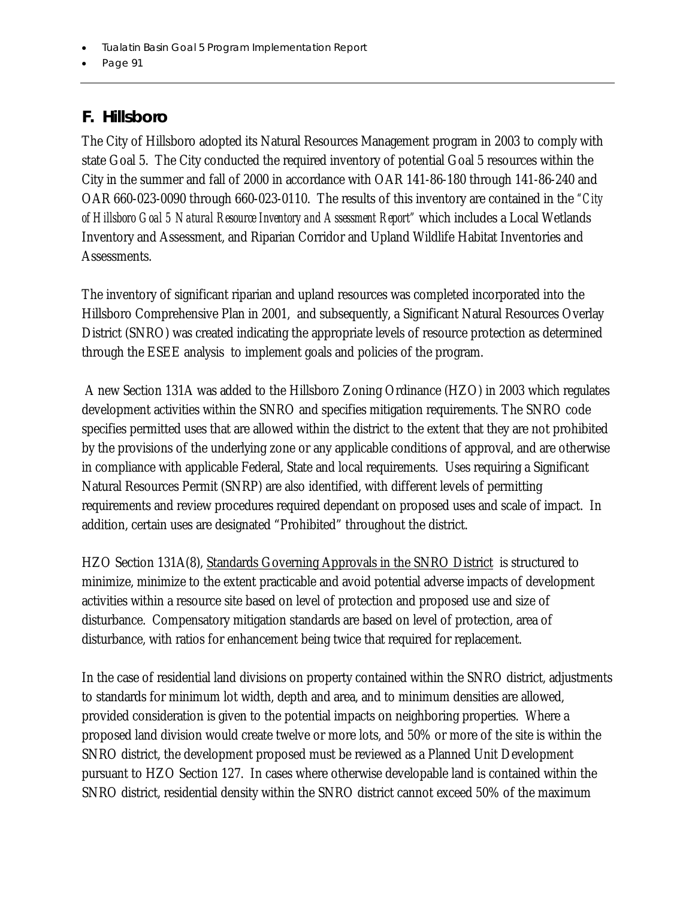## F. Hillsboro

The City of Hillsboro adopted its Natural Resources Management program in 2003 to comply with state Goal 5. The City conducted the required inventory of potential Goal 5 resources within the City in the summer and fall of 2000 in accordance with OAR 141-86-180 through 141-86-240 and OAR 660-023-0090 through 660-023-0110. The results of this inventory are contained in the *"City of Hillsboro Goal 5 Natural Resource Inventory and Assessment Report"* which includes a Local Wetlands Inventory and Assessment, and Riparian Corridor and Upland Wildlife Habitat Inventories and Assessments.

The inventory of significant riparian and upland resources was completed incorporated into the Hillsboro Comprehensive Plan in 2001, and subsequently, a Significant Natural Resources Overlay District (SNRO) was created indicating the appropriate levels of resource protection as determined through the ESEE analysis to implement goals and policies of the program.

A new Section 131A was added to the Hillsboro Zoning Ordinance (HZO) in 2003 which regulates development activities within the SNRO and specifies mitigation requirements. The SNRO code specifies permitted uses that are allowed within the district to the extent that they are not prohibited by the provisions of the underlying zone or any applicable conditions of approval, and are otherwise in compliance with applicable Federal, State and local requirements. Uses requiring a Significant Natural Resources Permit (SNRP) are also identified, with different levels of permitting requirements and review procedures required dependant on proposed uses and scale of impact. In addition, certain uses are designated "Prohibited" throughout the district.

HZO Section 131A(8), Standards Governing Approvals in the SNRO District is structured to minimize, minimize to the extent practicable and avoid potential adverse impacts of development activities within a resource site based on level of protection and proposed use and size of disturbance. Compensatory mitigation standards are based on level of protection, area of disturbance, with ratios for enhancement being twice that required for replacement.

In the case of residential land divisions on property contained within the SNRO district, adjustments to standards for minimum lot width, depth and area, and to minimum densities are allowed, provided consideration is given to the potential impacts on neighboring properties. Where a proposed land division would create twelve or more lots, and 50% or more of the site is within the SNRO district, the development proposed must be reviewed as a Planned Unit Development pursuant to HZO Section 127. In cases where otherwise developable land is contained within the SNRO district, residential density within the SNRO district cannot exceed 50% of the maximum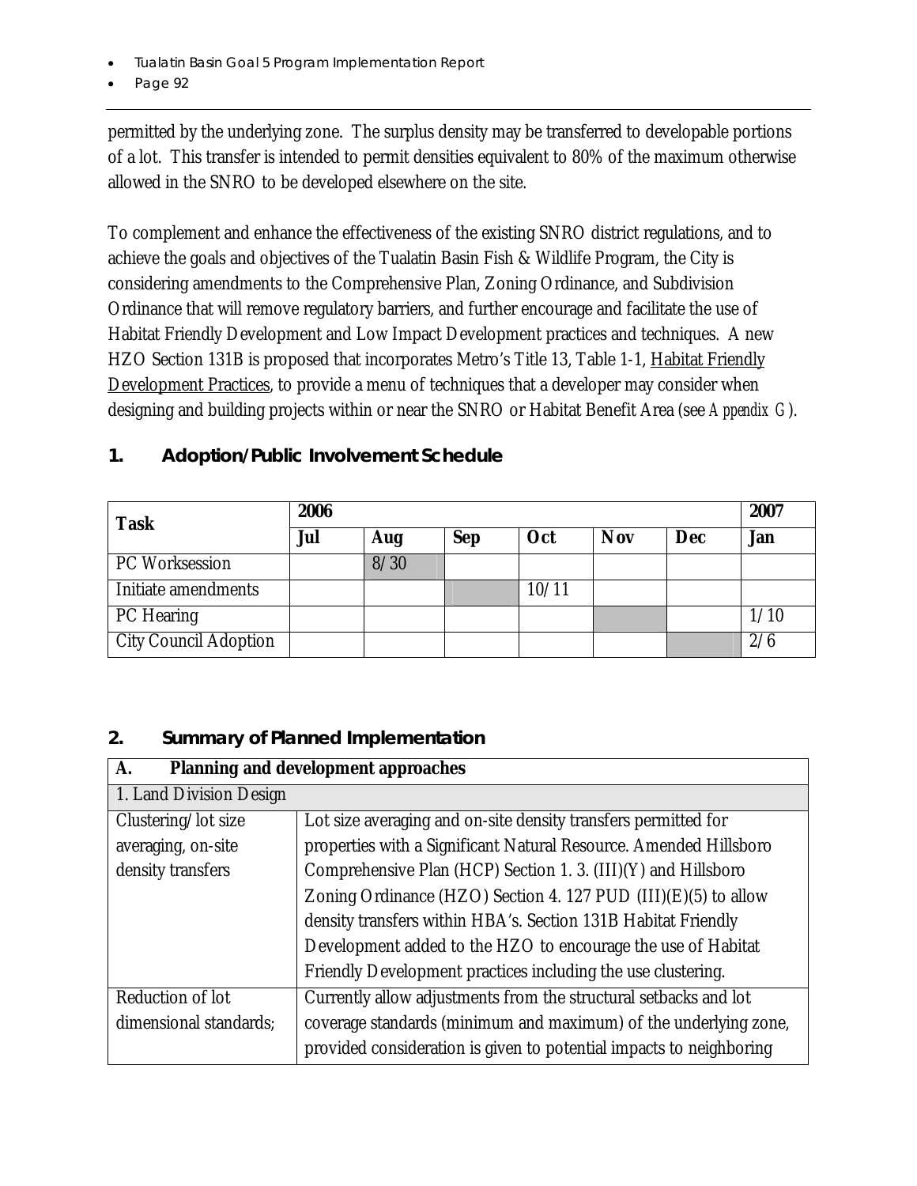permitted by the underlying zone. The surplus density may be transferred to developable portions of a lot. This transfer is intended to permit densities equivalent to 80% of the maximum otherwise allowed in the SNRO to be developed elsewhere on the site.

To complement and enhance the effectiveness of the existing SNRO district regulations, and to achieve the goals and objectives of the Tualatin Basin Fish & Wildlife Program, the City is considering amendments to the Comprehensive Plan, Zoning Ordinance, and Subdivision Ordinance that will remove regulatory barriers, and further encourage and facilitate the use of Habitat Friendly Development and Low Impact Development practices and techniques. A new HZO Section 131B is proposed that incorporates Metro's Title 13, Table 1-1, Habitat Friendly Development Practices, to provide a menu of techniques that a developer may consider when designing and building projects within or near the SNRO or Habitat Benefit Area (see *Appendix G*).

## 1. Adoption/Public Involvement Schedule

| Task | 2006 | | | | | | 2007 |
|---|---|---|---|---|---|---|---|
| | Jul | Aug | Sep | Oct | Nov | Dec | Jan |
| PC Worksession | | 8/30 | | | | | |
| Initiate amendments | | | | 10/11 | | | |
| PC Hearing | | | | | | | 1/10 |
| City Council Adoption | | | | | | | 2/6 |

## 2. Summary of Planned Implementation

| A. Planning and development approaches | |
|---|---|
| 1. Land Division Design | |
| Clustering/lot size averaging, on-site density transfers | Lot size averaging and on-site density transfers permitted for properties with a Significant Natural Resource. Amended Hillsboro Comprehensive Plan (HCP) Section 1. 3. (III)(Y) and Hillsboro Zoning Ordinance (HZO) Section 4. 127 PUD (III)(E)(5) to allow density transfers within HBA's. Section 131B Habitat Friendly Development added to the HZO to encourage the use of Habitat Friendly Development practices including the use clustering. |
| Reduction of lot dimensional standards; | Currently allow adjustments from the structural setbacks and lot coverage standards (minimum and maximum) of the underlying zone, provided consideration is given to potential impacts to neighboring |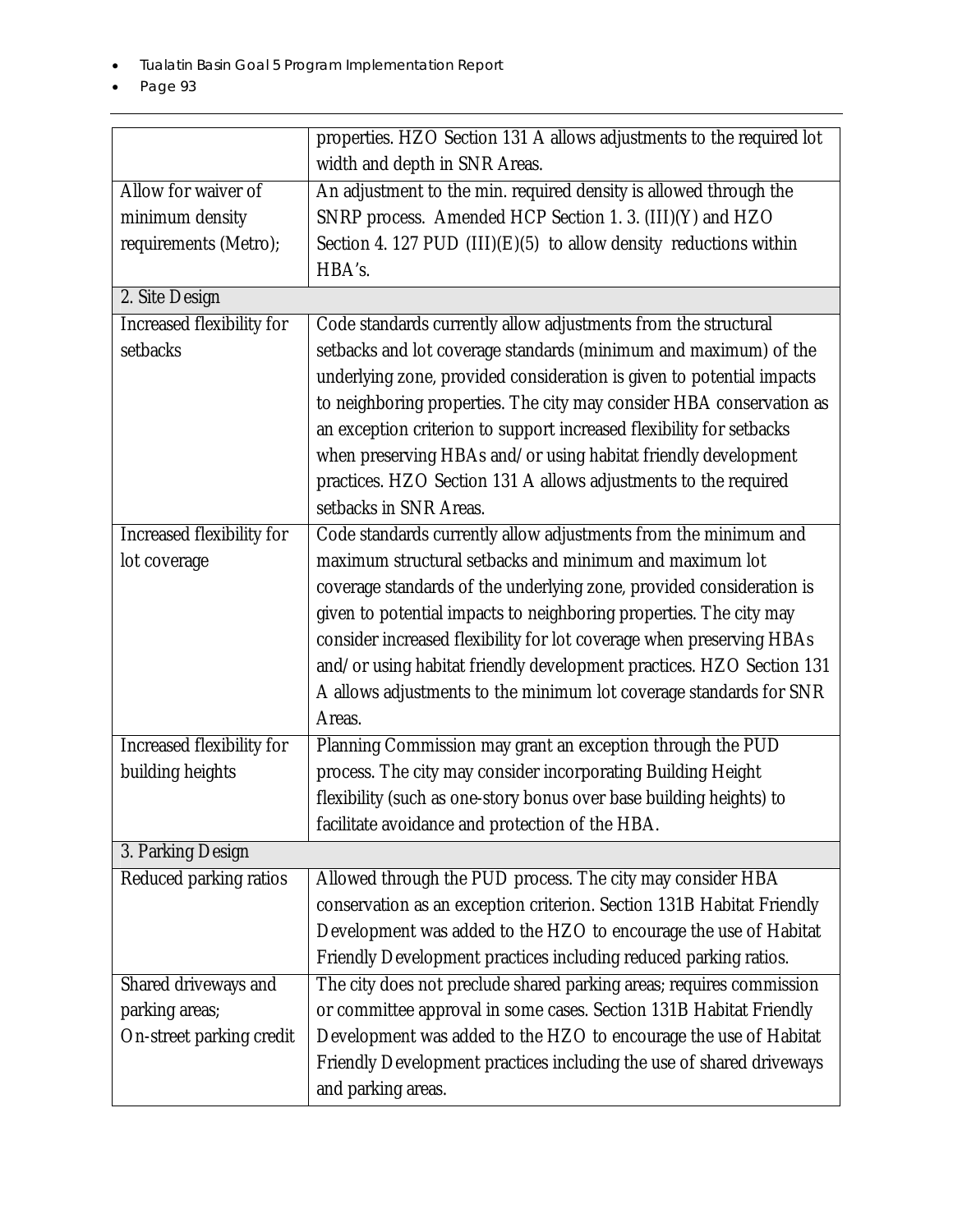| | |
|---|---|
| | properties. HZO Section 131 A allows adjustments to the required lot width and depth in SNR Areas. |
| Allow for waiver of minimum density requirements (Metro); | An adjustment to the min. required density is allowed through the SNRP process. Amended HCP Section 1. 3. (III)(Y) and HZO Section 4. 127 PUD (III)(E)(5) to allow density reductions within HBA's. |
| 2. Site Design | |
| Increased flexibility for setbacks | Code standards currently allow adjustments from the structural setbacks and lot coverage standards (minimum and maximum) of the underlying zone, provided consideration is given to potential impacts to neighboring properties. The city may consider HBA conservation as an exception criterion to support increased flexibility for setbacks when preserving HBAs and/or using habitat friendly development practices. HZO Section 131 A allows adjustments to the required setbacks in SNR Areas. |
| Increased flexibility for lot coverage | Code standards currently allow adjustments from the minimum and maximum structural setbacks and minimum and maximum lot coverage standards of the underlying zone, provided consideration is given to potential impacts to neighboring properties. The city may consider increased flexibility for lot coverage when preserving HBAs and/or using habitat friendly development practices. HZO Section 131 A allows adjustments to the minimum lot coverage standards for SNR Areas. |
| Increased flexibility for building heights | Planning Commission may grant an exception through the PUD process. The city may consider incorporating Building Height flexibility (such as one-story bonus over base building heights) to facilitate avoidance and protection of the HBA. |
| 3. Parking Design | |
| Reduced parking ratios | Allowed through the PUD process. The city may consider HBA conservation as an exception criterion. Section 131B Habitat Friendly Development was added to the HZO to encourage the use of Habitat Friendly Development practices including reduced parking ratios. |
| Shared driveways and parking areas; On-street parking credit | The city does not preclude shared parking areas; requires commission or committee approval in some cases. Section 131B Habitat Friendly Development was added to the HZO to encourage the use of Habitat Friendly Development practices including the use of shared driveways and parking areas. |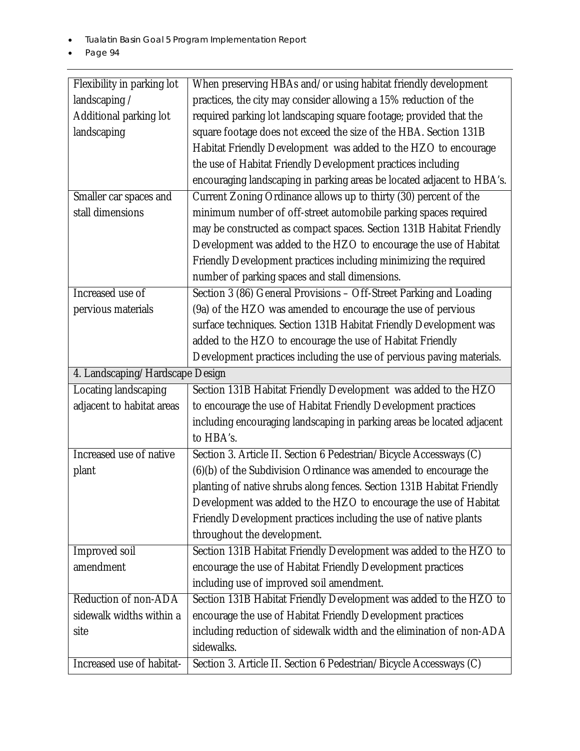| | |
|---|---|
| Flexibility in parking lot landscaping / Additional parking lot landscaping | When preserving HBAs and/or using habitat friendly development practices, the city may consider allowing a 15% reduction of the required parking lot landscaping square footage; provided that the square footage does not exceed the size of the HBA. Section 131B Habitat Friendly Development was added to the HZO to encourage the use of Habitat Friendly Development practices including encouraging landscaping in parking areas be located adjacent to HBA's. |
| Smaller car spaces and stall dimensions | Current Zoning Ordinance allows up to thirty (30) percent of the minimum number of off-street automobile parking spaces required may be constructed as compact spaces. Section 131B Habitat Friendly Development was added to the HZO to encourage the use of Habitat Friendly Development practices including minimizing the required number of parking spaces and stall dimensions. |
| Increased use of pervious materials | Section 3 (86) General Provisions – Off-Street Parking and Loading (9a) of the HZO was amended to encourage the use of pervious surface techniques. Section 131B Habitat Friendly Development was added to the HZO to encourage the use of Habitat Friendly Development practices including the use of pervious paving materials. |
| 4. Landscaping/Hardscape Design | |
| Locating landscaping adjacent to habitat areas | Section 131B Habitat Friendly Development was added to the HZO to encourage the use of Habitat Friendly Development practices including encouraging landscaping in parking areas be located adjacent to HBA's. |
| Increased use of native plant | Section 3. Article II. Section 6 Pedestrian/Bicycle Accessways (C) (6)(b) of the Subdivision Ordinance was amended to encourage the planting of native shrubs along fences. Section 131B Habitat Friendly Development was added to the HZO to encourage the use of Habitat Friendly Development practices including the use of native plants throughout the development. |
| Improved soil amendment | Section 131B Habitat Friendly Development was added to the HZO to encourage the use of Habitat Friendly Development practices including use of improved soil amendment. |
| Reduction of non-ADA sidewalk widths within a site | Section 131B Habitat Friendly Development was added to the HZO to encourage the use of Habitat Friendly Development practices including reduction of sidewalk width and the elimination of non-ADA sidewalks. |
| Increased use of habitat- | Section 3. Article II. Section 6 Pedestrian/Bicycle Accessways (C) |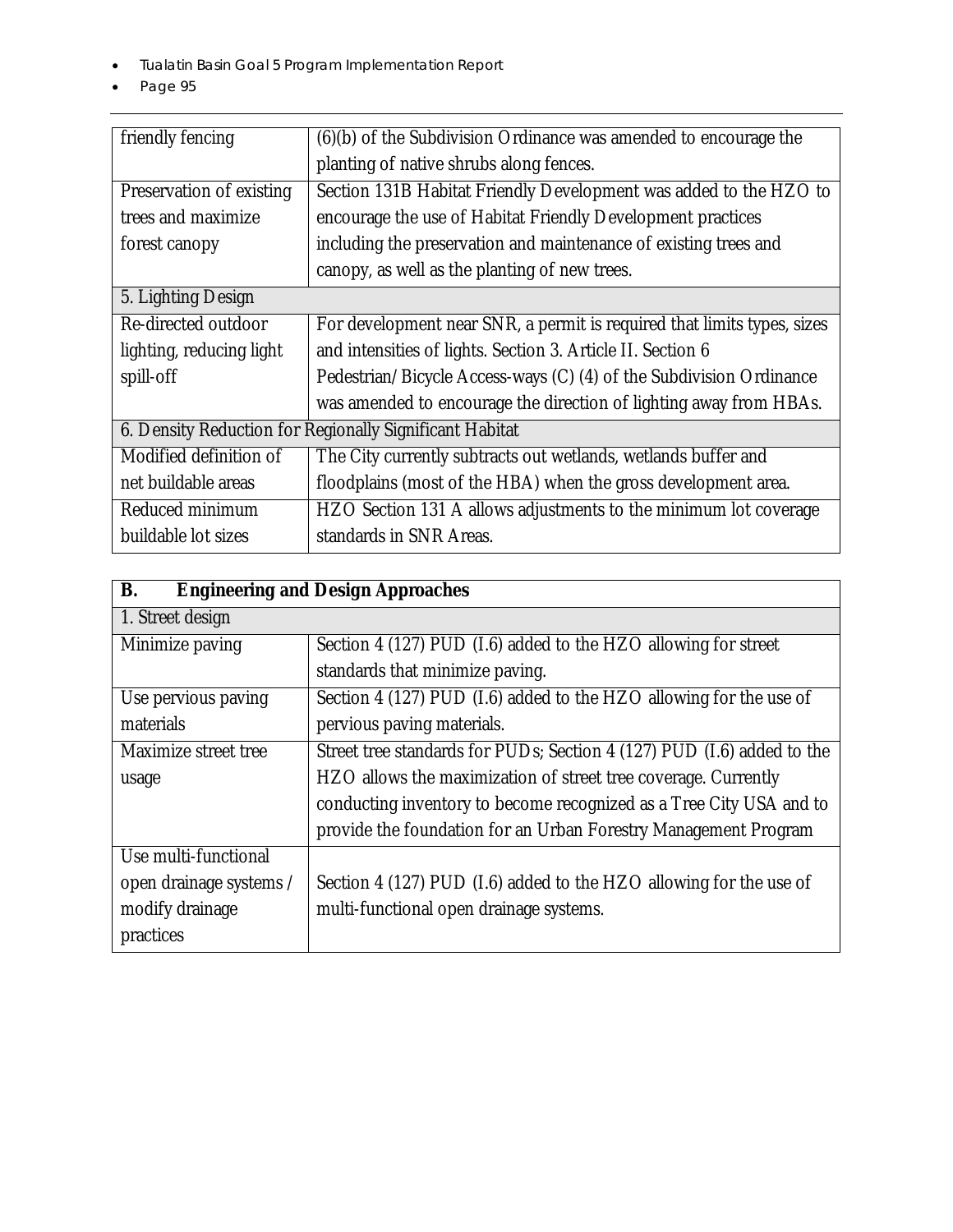| friendly fencing | (6)(b) of the Subdivision Ordinance was amended to encourage the planting of native shrubs along fences. |
|---|---|
| Preservation of existing trees and maximize forest canopy | Section 131B Habitat Friendly Development was added to the HZO to encourage the use of Habitat Friendly Development practices including the preservation and maintenance of existing trees and canopy, as well as the planting of new trees. |
| 5. Lighting Design | |
| Re-directed outdoor lighting, reducing light spill-off | For development near SNR, a permit is required that limits types, sizes and intensities of lights. Section 3. Article II. Section 6 Pedestrian/Bicycle Access-ways (C) (4) of the Subdivision Ordinance was amended to encourage the direction of lighting away from HBAs. |
| 6. Density Reduction for Regionally Significant Habitat | |
| Modified definition of net buildable areas | The City currently subtracts out wetlands, wetlands buffer and floodplains (most of the HBA) when the gross development area. |
| Reduced minimum buildable lot sizes | HZO Section 131 A allows adjustments to the minimum lot coverage standards in SNR Areas. |

| **B. Engineering and Design Approaches** | |
|---|---|
| 1. Street design | |
| Minimize paving | Section 4 (127) PUD (I.6) added to the HZO allowing for street standards that minimize paving. |
| Use pervious paving materials | Section 4 (127) PUD (I.6) added to the HZO allowing for the use of pervious paving materials. |
| Maximize street tree usage | Street tree standards for PUDs; Section 4 (127) PUD (I.6) added to the HZO allows the maximization of street tree coverage. Currently conducting inventory to become recognized as a Tree City USA and to provide the foundation for an Urban Forestry Management Program |
| Use multi-functional open drainage systems / modify drainage practices | Section 4 (127) PUD (I.6) added to the HZO allowing for the use of multi-functional open drainage systems. |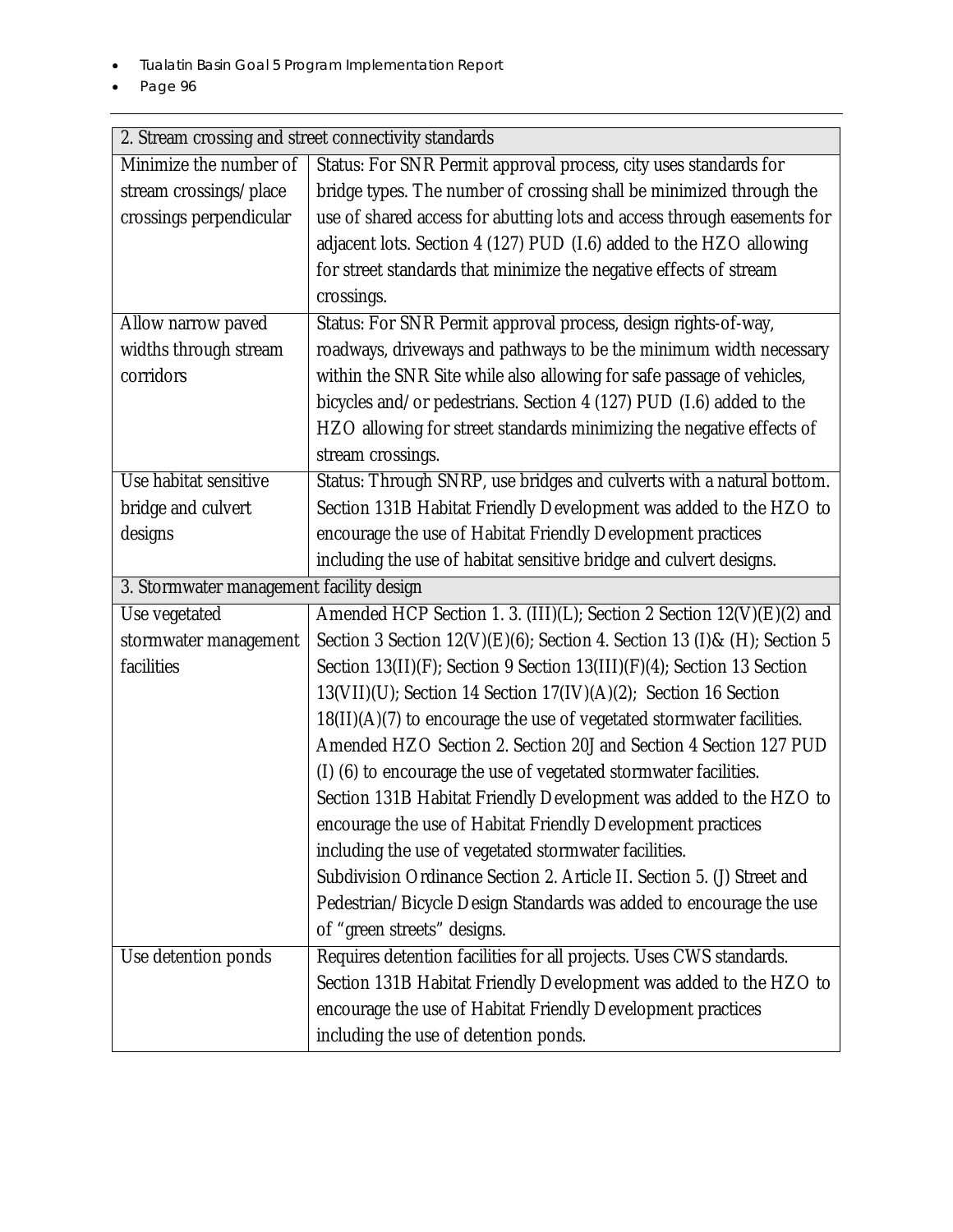| 2. Stream crossing and street connectivity standards | |
|---|---|
| Minimize the number of stream crossings/place crossings perpendicular | Status: For SNR Permit approval process, city uses standards for bridge types. The number of crossing shall be minimized through the use of shared access for abutting lots and access through easements for adjacent lots. Section 4 (127) PUD (I.6) added to the HZO allowing for street standards that minimize the negative effects of stream crossings. |
| Allow narrow paved widths through stream corridors | Status: For SNR Permit approval process, design rights-of-way, roadways, driveways and pathways to be the minimum width necessary within the SNR Site while also allowing for safe passage of vehicles, bicycles and/or pedestrians. Section 4 (127) PUD (I.6) added to the HZO allowing for street standards minimizing the negative effects of stream crossings. |
| Use habitat sensitive bridge and culvert designs | Status: Through SNRP, use bridges and culverts with a natural bottom. Section 131B Habitat Friendly Development was added to the HZO to encourage the use of Habitat Friendly Development practices including the use of habitat sensitive bridge and culvert designs. |
| 3. Stormwater management facility design | |
| Use vegetated stormwater management facilities | Amended HCP Section 1. 3. (III)(L); Section 2 Section 12(V)(E)(2) and Section 3 Section 12(V)(E)(6); Section 4. Section 13 (I)& (H); Section 5 Section 13(II)(F); Section 9 Section 13(III)(F)(4); Section 13 Section 13(VII)(U); Section 14 Section 17(IV)(A)(2); Section 16 Section 18(II)(A)(7) to encourage the use of vegetated stormwater facilities. Amended HZO Section 2. Section 20J and Section 4 Section 127 PUD (I) (6) to encourage the use of vegetated stormwater facilities. Section 131B Habitat Friendly Development was added to the HZO to encourage the use of Habitat Friendly Development practices including the use of vegetated stormwater facilities. Subdivision Ordinance Section 2. Article II. Section 5. (J) Street and Pedestrian/Bicycle Design Standards was added to encourage the use of "green streets" designs. |
| Use detention ponds | Requires detention facilities for all projects. Uses CWS standards. Section 131B Habitat Friendly Development was added to the HZO to encourage the use of Habitat Friendly Development practices including the use of detention ponds. |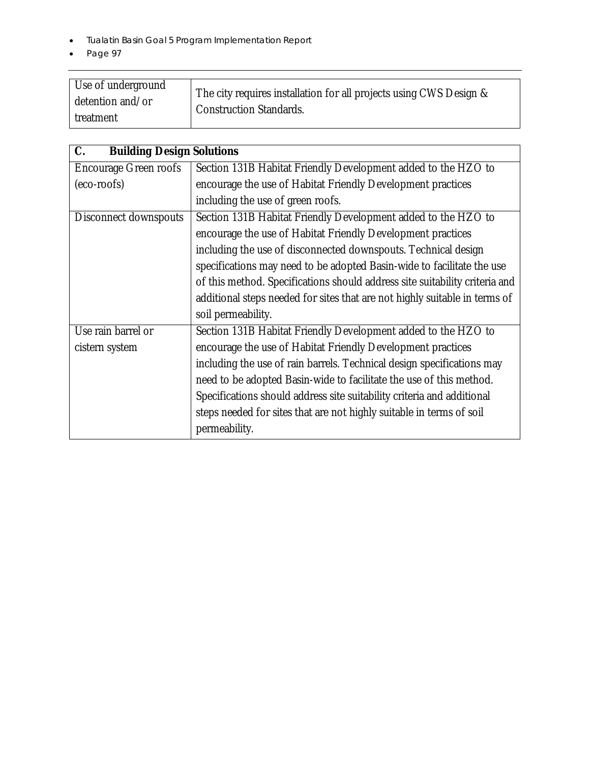| Use of underground detention and/or treatment | The city requires installation for all projects using CWS Design & Construction Standards. |
|---|---|

| C. Building Design Solutions | |
|---|---|
| Encourage Green roofs (eco-roofs) | Section 131B Habitat Friendly Development added to the HZO to encourage the use of Habitat Friendly Development practices including the use of green roofs. |
| Disconnect downspouts | Section 131B Habitat Friendly Development added to the HZO to encourage the use of Habitat Friendly Development practices including the use of disconnected downspouts. Technical design specifications may need to be adopted Basin-wide to facilitate the use of this method. Specifications should address site suitability criteria and additional steps needed for sites that are not highly suitable in terms of soil permeability. |
| Use rain barrel or cistern system | Section 131B Habitat Friendly Development added to the HZO to encourage the use of Habitat Friendly Development practices including the use of rain barrels. Technical design specifications may need to be adopted Basin-wide to facilitate the use of this method. Specifications should address site suitability criteria and additional steps needed for sites that are not highly suitable in terms of soil permeability. |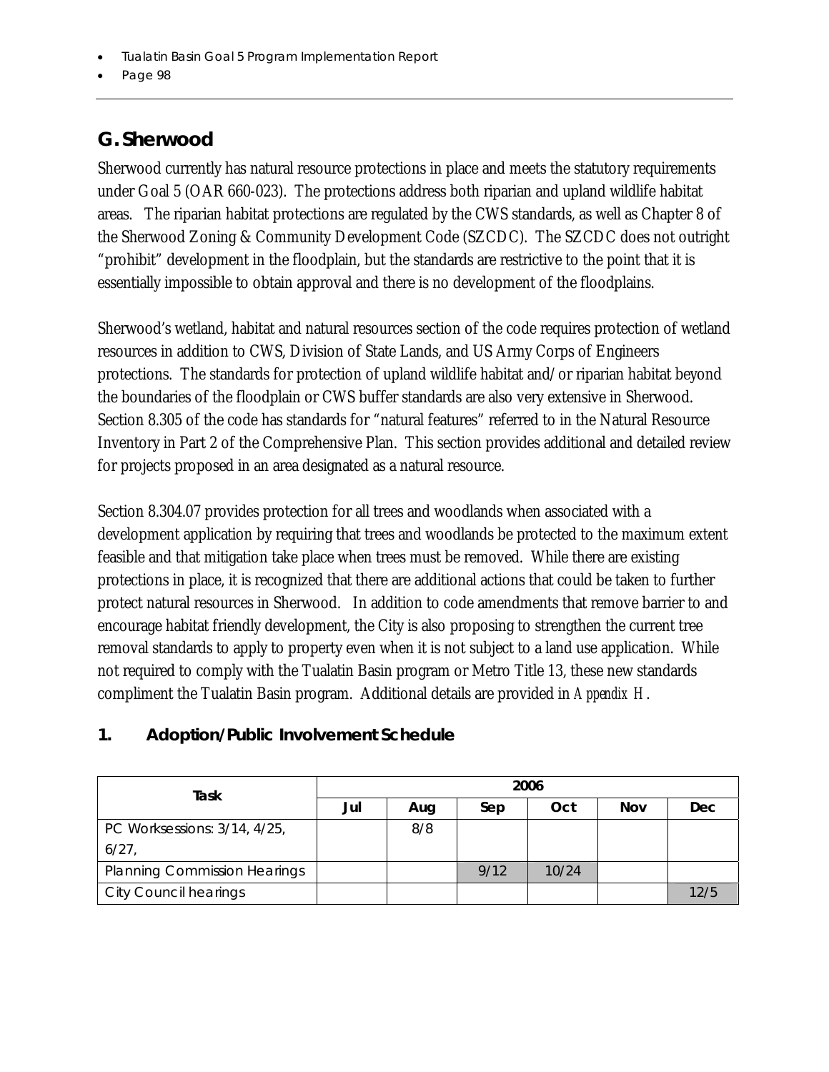## G. Sherwood

Sherwood currently has natural resource protections in place and meets the statutory requirements under Goal 5 (OAR 660-023). The protections address both riparian and upland wildlife habitat areas. The riparian habitat protections are regulated by the CWS standards, as well as Chapter 8 of the Sherwood Zoning & Community Development Code (SZCDC). The SZCDC does not outright "prohibit" development in the floodplain, but the standards are restrictive to the point that it is essentially impossible to obtain approval and there is no development of the floodplains.

Sherwood's wetland, habitat and natural resources section of the code requires protection of wetland resources in addition to CWS, Division of State Lands, and US Army Corps of Engineers protections. The standards for protection of upland wildlife habitat and/or riparian habitat beyond the boundaries of the floodplain or CWS buffer standards are also very extensive in Sherwood. Section 8.305 of the code has standards for "natural features" referred to in the Natural Resource Inventory in Part 2 of the Comprehensive Plan. This section provides additional and detailed review for projects proposed in an area designated as a natural resource.

Section 8.304.07 provides protection for all trees and woodlands when associated with a development application by requiring that trees and woodlands be protected to the maximum extent feasible and that mitigation take place when trees must be removed. While there are existing protections in place, it is recognized that there are additional actions that could be taken to further protect natural resources in Sherwood. In addition to code amendments that remove barrier to and encourage habitat friendly development, the City is also proposing to strengthen the current tree removal standards to apply to property even when it is not subject to a land use application. While not required to comply with the Tualatin Basin program or Metro Title 13, these new standards compliment the Tualatin Basin program. Additional details are provided in *Appendix H*.

### 1. Adoption/Public Involvement Schedule

| Task | 2006 | | | | | |
|---|---|---|---|---|---|---|
| | Jul | Aug | Sep | Oct | Nov | Dec |
| PC Worksessions: 3/14, 4/25, 6/27, | | 8/8 | | | | |
| Planning Commission Hearings | | | 9/12 | 10/24 | | |
| City Council hearings | | | | | | 12/5 |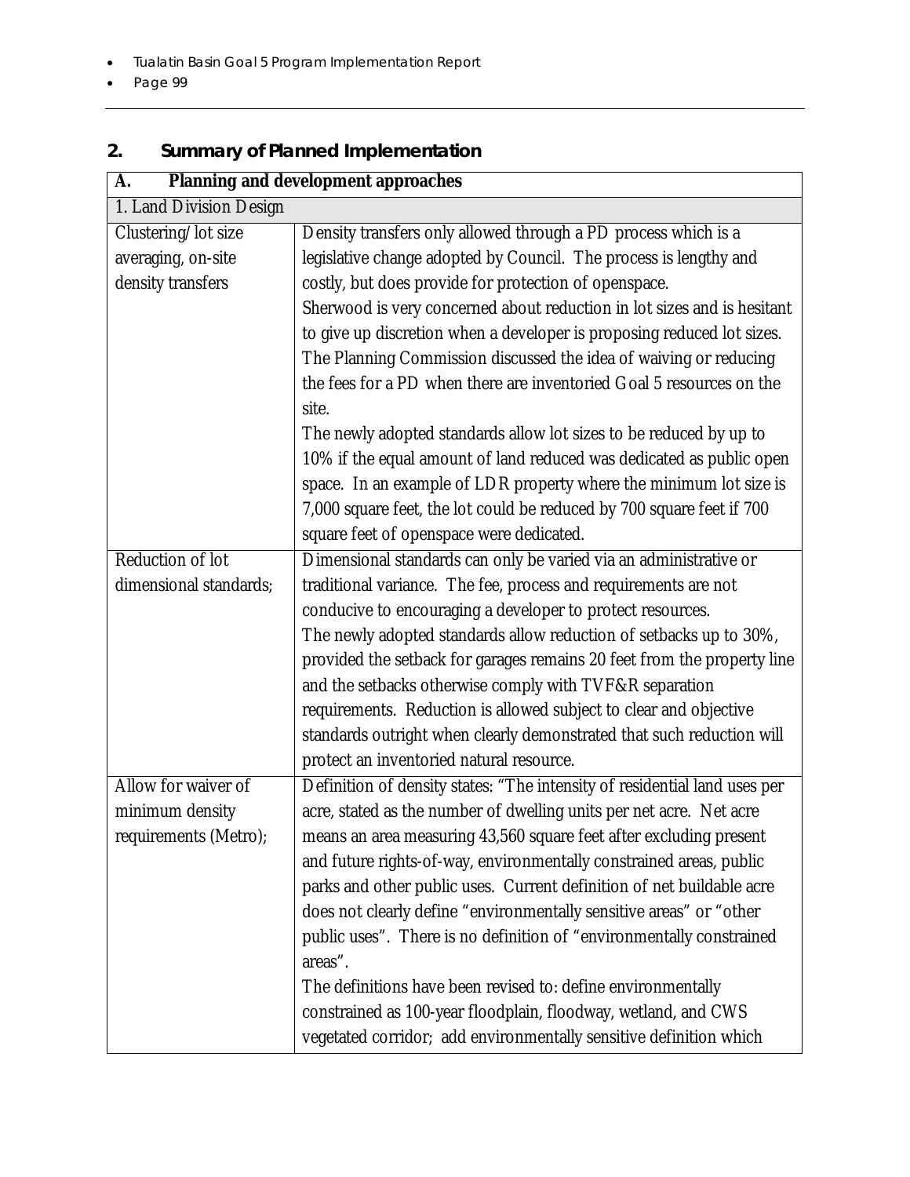## 2. Summary of Planned Implementation

| A. Planning and development approaches | |
|---|---|
| 1. Land Division Design | |
| Clustering/lot size averaging, on-site density transfers | Density transfers only allowed through a PD process which is a legislative change adopted by Council. The process is lengthy and costly, but does provide for protection of openspace.<br>Sherwood is very concerned about reduction in lot sizes and is hesitant to give up discretion when a developer is proposing reduced lot sizes. The Planning Commission discussed the idea of waiving or reducing the fees for a PD when there are inventoried Goal 5 resources on the site.<br>The newly adopted standards allow lot sizes to be reduced by up to 10% if the equal amount of land reduced was dedicated as public open space. In an example of LDR property where the minimum lot size is 7,000 square feet, the lot could be reduced by 700 square feet if 700 square feet of openspace were dedicated. |
| Reduction of lot dimensional standards; | Dimensional standards can only be varied via an administrative or traditional variance. The fee, process and requirements are not conducive to encouraging a developer to protect resources.<br>The newly adopted standards allow reduction of setbacks up to 30%, provided the setback for garages remains 20 feet from the property line and the setbacks otherwise comply with TVF&R separation requirements. Reduction is allowed subject to clear and objective standards outright when clearly demonstrated that such reduction will protect an inventoried natural resource. |
| Allow for waiver of minimum density requirements (Metro); | Definition of density states: "The intensity of residential land uses per acre, stated as the number of dwelling units per net acre. Net acre means an area measuring 43,560 square feet after excluding present and future rights-of-way, environmentally constrained areas, public parks and other public uses. Current definition of net buildable acre does not clearly define "environmentally sensitive areas" or "other public uses". There is no definition of "environmentally constrained areas".<br>The definitions have been revised to: define environmentally constrained as 100-year floodplain, floodway, wetland, and CWS vegetated corridor; add environmentally sensitive definition which |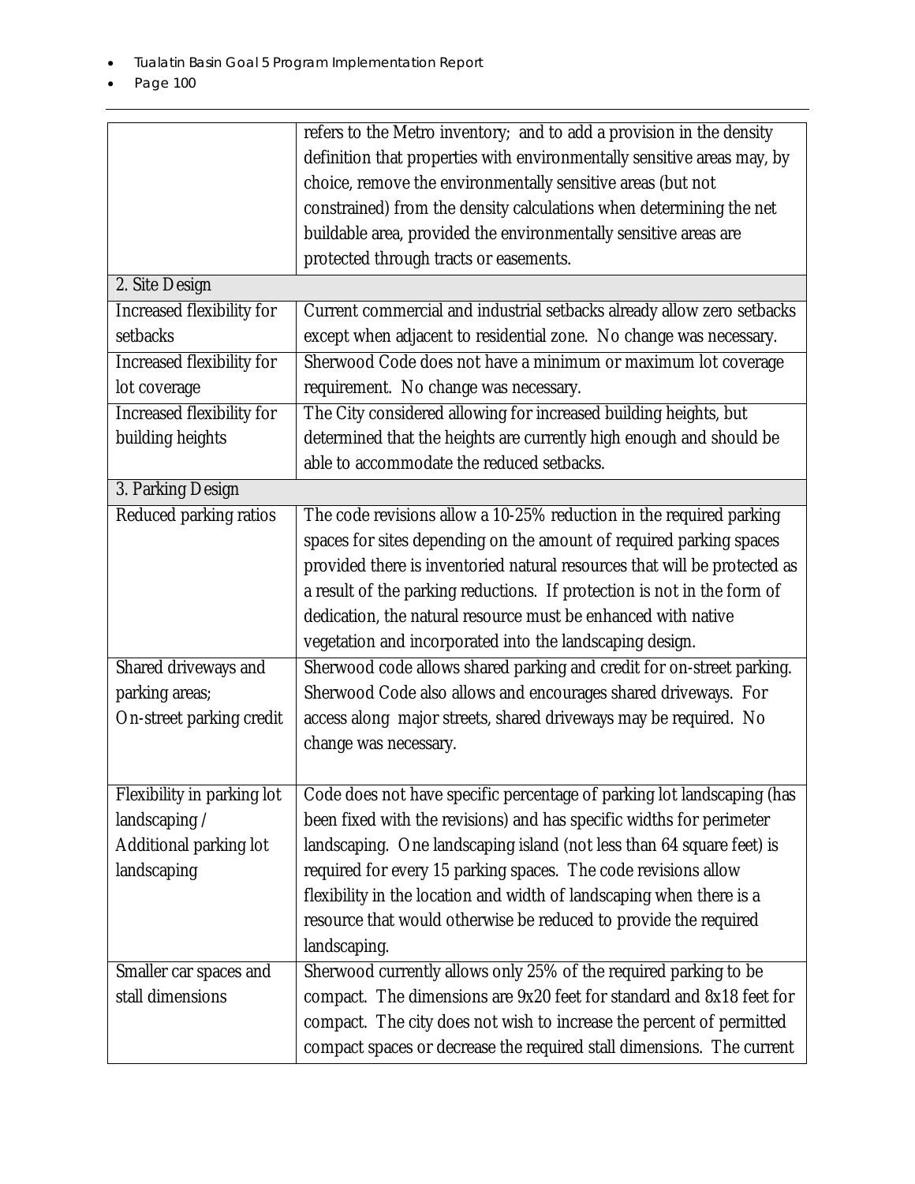| | |
|---|---|
| | refers to the Metro inventory; and to add a provision in the density definition that properties with environmentally sensitive areas may, by choice, remove the environmentally sensitive areas (but not constrained) from the density calculations when determining the net buildable area, provided the environmentally sensitive areas are protected through tracts or easements. |
| 2. Site Design | |
| Increased flexibility for setbacks | Current commercial and industrial setbacks already allow zero setbacks except when adjacent to residential zone. No change was necessary. |
| Increased flexibility for lot coverage | Sherwood Code does not have a minimum or maximum lot coverage requirement. No change was necessary. |
| Increased flexibility for building heights | The City considered allowing for increased building heights, but determined that the heights are currently high enough and should be able to accommodate the reduced setbacks. |
| 3. Parking Design | |
| Reduced parking ratios | The code revisions allow a 10-25% reduction in the required parking spaces for sites depending on the amount of required parking spaces provided there is inventoried natural resources that will be protected as a result of the parking reductions. If protection is not in the form of dedication, the natural resource must be enhanced with native vegetation and incorporated into the landscaping design. |
| Shared driveways and parking areas; On-street parking credit | Sherwood code allows shared parking and credit for on-street parking. Sherwood Code also allows and encourages shared driveways. For access along major streets, shared driveways may be required. No change was necessary. |
| Flexibility in parking lot landscaping / Additional parking lot landscaping | Code does not have specific percentage of parking lot landscaping (has been fixed with the revisions) and has specific widths for perimeter landscaping. One landscaping island (not less than 64 square feet) is required for every 15 parking spaces. The code revisions allow flexibility in the location and width of landscaping when there is a resource that would otherwise be reduced to provide the required landscaping. |
| Smaller car spaces and stall dimensions | Sherwood currently allows only 25% of the required parking to be compact. The dimensions are 9x20 feet for standard and 8x18 feet for compact. The city does not wish to increase the percent of permitted compact spaces or decrease the required stall dimensions. The current |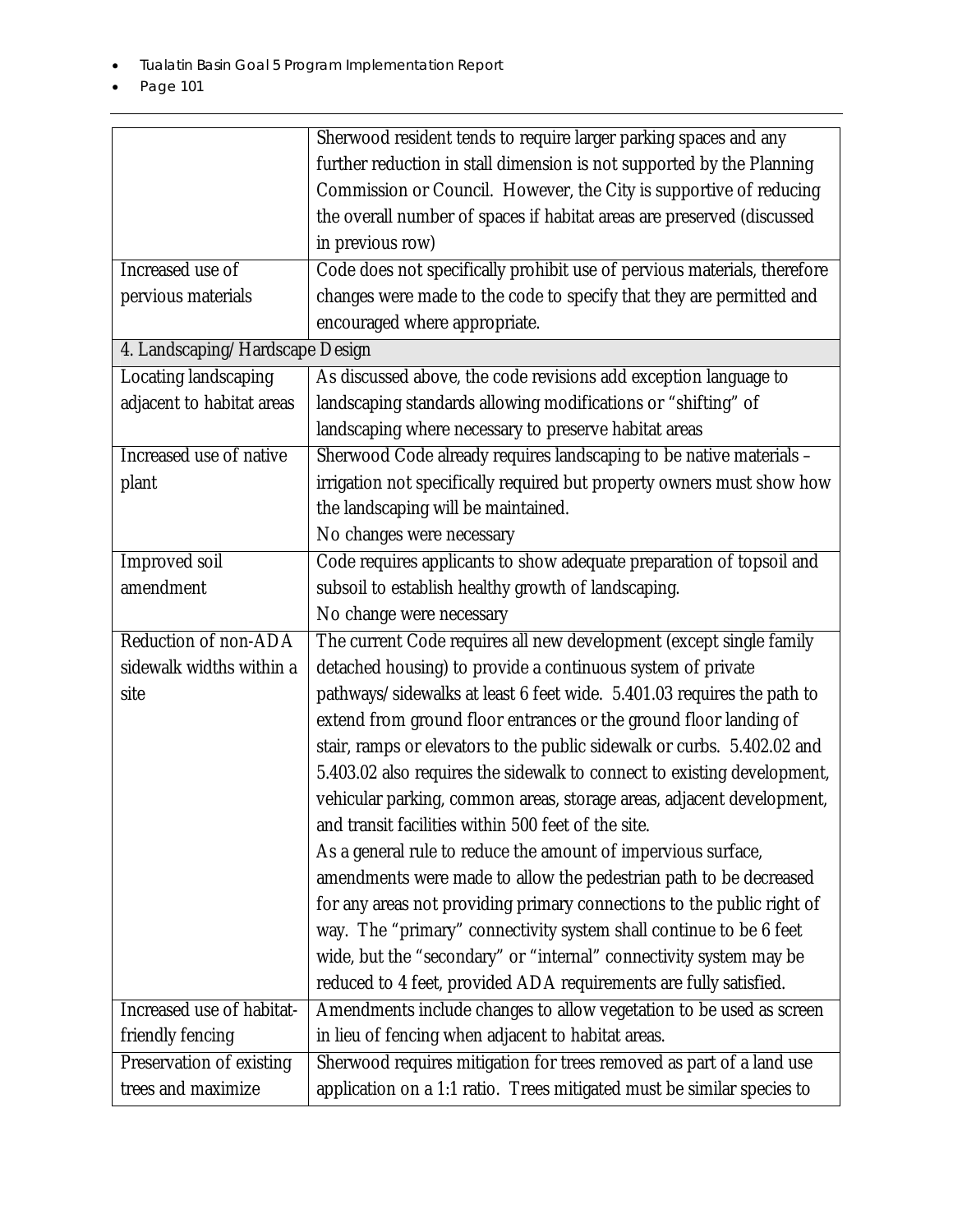| | |
|---|---|
| | Sherwood resident tends to require larger parking spaces and any further reduction in stall dimension is not supported by the Planning Commission or Council. However, the City is supportive of reducing the overall number of spaces if habitat areas are preserved (discussed in previous row) |
| Increased use of pervious materials | Code does not specifically prohibit use of pervious materials, therefore changes were made to the code to specify that they are permitted and encouraged where appropriate. |
| 4. Landscaping/Hardscape Design | |
| Locating landscaping adjacent to habitat areas | As discussed above, the code revisions add exception language to landscaping standards allowing modifications or "shifting" of landscaping where necessary to preserve habitat areas |
| Increased use of native plant | Sherwood Code already requires landscaping to be native materials – irrigation not specifically required but property owners must show how the landscaping will be maintained.<br>No changes were necessary |
| Improved soil amendment | Code requires applicants to show adequate preparation of topsoil and subsoil to establish healthy growth of landscaping.<br>No change were necessary |
| Reduction of non-ADA sidewalk widths within a site | The current Code requires all new development (except single family detached housing) to provide a continuous system of private pathways/sidewalks at least 6 feet wide. 5.401.03 requires the path to extend from ground floor entrances or the ground floor landing of stair, ramps or elevators to the public sidewalk or curbs. 5.402.02 and 5.403.02 also requires the sidewalk to connect to existing development, vehicular parking, common areas, storage areas, adjacent development, and transit facilities within 500 feet of the site.<br>As a general rule to reduce the amount of impervious surface, amendments were made to allow the pedestrian path to be decreased for any areas not providing primary connections to the public right of way. The "primary" connectivity system shall continue to be 6 feet wide, but the "secondary" or "internal" connectivity system may be reduced to 4 feet, provided ADA requirements are fully satisfied. |
| Increased use of habitat-friendly fencing | Amendments include changes to allow vegetation to be used as screen in lieu of fencing when adjacent to habitat areas. |
| Preservation of existing trees and maximize | Sherwood requires mitigation for trees removed as part of a land use application on a 1:1 ratio. Trees mitigated must be similar species to |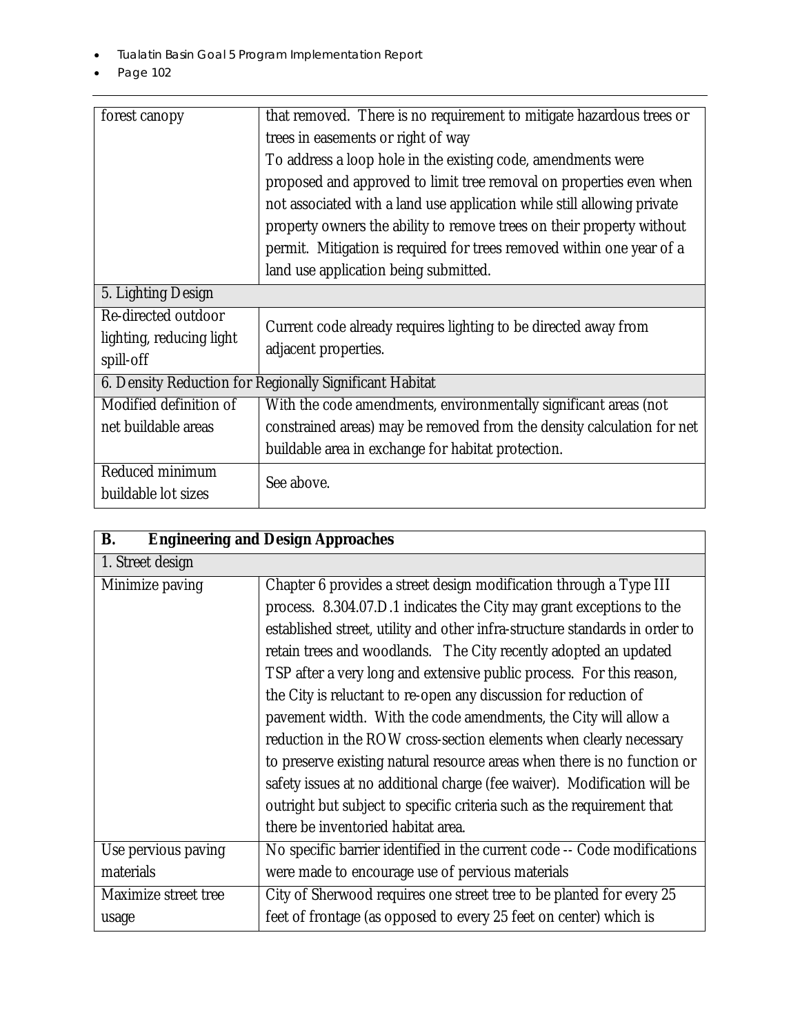| | |
|---|---|
| forest canopy | that removed. There is no requirement to mitigate hazardous trees or trees in easements or right of way<br>To address a loop hole in the existing code, amendments were proposed and approved to limit tree removal on properties even when not associated with a land use application while still allowing private property owners the ability to remove trees on their property without permit. Mitigation is required for trees removed within one year of a land use application being submitted. |
| 5. Lighting Design | |
| Re-directed outdoor lighting, reducing light spill-off | Current code already requires lighting to be directed away from adjacent properties. |
| 6. Density Reduction for Regionally Significant Habitat | |
| Modified definition of net buildable areas | With the code amendments, environmentally significant areas (not constrained areas) may be removed from the density calculation for net buildable area in exchange for habitat protection. |
| Reduced minimum buildable lot sizes | See above. |

| **B. Engineering and Design Approaches** | |
|---|---|
| 1. Street design | |
| Minimize paving | Chapter 6 provides a street design modification through a Type III process. 8.304.07.D.1 indicates the City may grant exceptions to the established street, utility and other infra-structure standards in order to retain trees and woodlands. The City recently adopted an updated TSP after a very long and extensive public process. For this reason, the City is reluctant to re-open any discussion for reduction of pavement width. With the code amendments, the City will allow a reduction in the ROW cross-section elements when clearly necessary to preserve existing natural resource areas when there is no function or safety issues at no additional charge (fee waiver). Modification will be outright but subject to specific criteria such as the requirement that there be inventoried habitat area. |
| Use pervious paving materials | No specific barrier identified in the current code -- Code modifications were made to encourage use of pervious materials |
| Maximize street tree usage | City of Sherwood requires one street tree to be planted for every 25 feet of frontage (as opposed to every 25 feet on center) which is |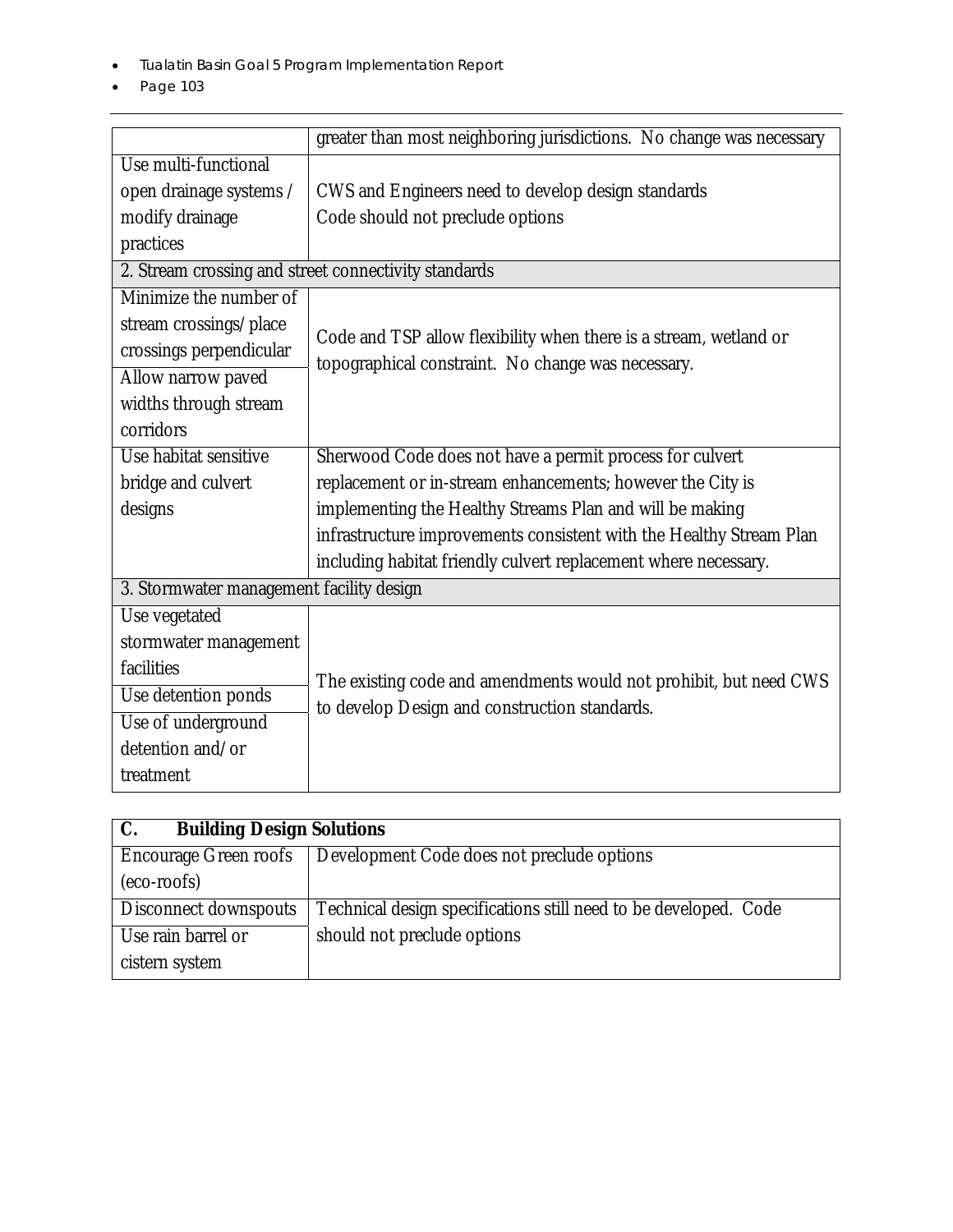| | |
|---|---|
| | greater than most neighboring jurisdictions. No change was necessary |
| Use multi-functional open drainage systems / modify drainage practices | CWS and Engineers need to develop design standards<br>Code should not preclude options |
| 2. Stream crossing and street connectivity standards | |
| Minimize the number of stream crossings/ place crossings perpendicular | Code and TSP allow flexibility when there is a stream, wetland or topographical constraint. No change was necessary. |
| Allow narrow paved widths through stream corridors | |
| Use habitat sensitive bridge and culvert designs | Sherwood Code does not have a permit process for culvert replacement or in-stream enhancements; however the City is implementing the Healthy Streams Plan and will be making infrastructure improvements consistent with the Healthy Stream Plan including habitat friendly culvert replacement where necessary. |
| 3. Stormwater management facility design | |
| Use vegetated stormwater management facilities | The existing code and amendments would not prohibit, but need CWS to develop Design and construction standards. |
| Use detention ponds | |
| Use of underground detention and/or treatment | |

| **C. Building Design Solutions** | |
|---|---|
| Encourage Green roofs (eco-roofs) | Development Code does not preclude options |
| Disconnect downspouts | Technical design specifications still need to be developed. Code should not preclude options |
| Use rain barrel or cistern system | |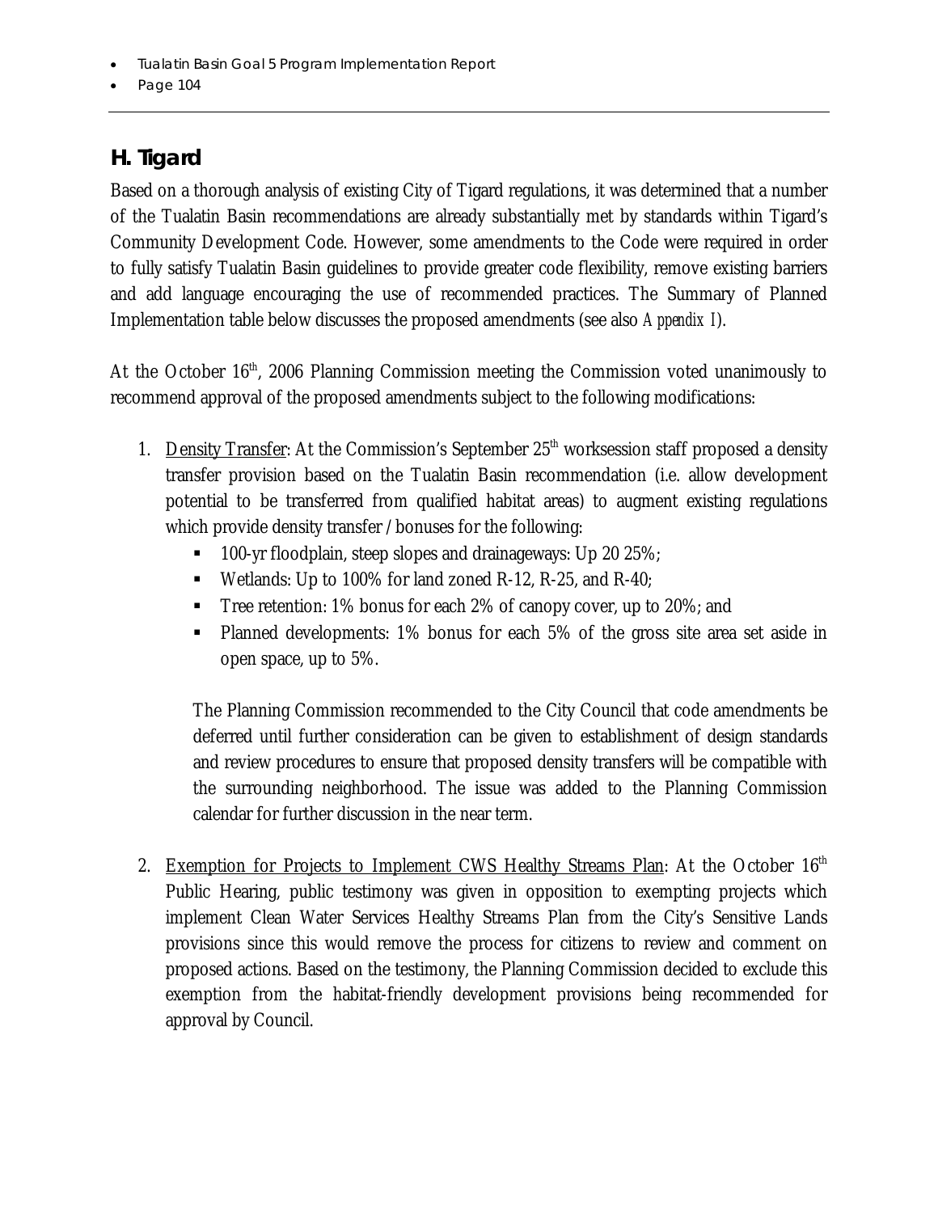## H. Tigard

Based on a thorough analysis of existing City of Tigard regulations, it was determined that a number of the Tualatin Basin recommendations are already substantially met by standards within Tigard's Community Development Code. However, some amendments to the Code were required in order to fully satisfy Tualatin Basin guidelines to provide greater code flexibility, remove existing barriers and add language encouraging the use of recommended practices. The Summary of Planned Implementation table below discusses the proposed amendments (see also *Appendix I*).

At the October 16th, 2006 Planning Commission meeting the Commission voted unanimously to recommend approval of the proposed amendments subject to the following modifications:

1. Density Transfer: At the Commission's September 25th worksession staff proposed a density transfer provision based on the Tualatin Basin recommendation (i.e. allow development potential to be transferred from qualified habitat areas) to augment existing regulations which provide density transfer / bonuses for the following:
   - 100-yr floodplain, steep slopes and drainageways: Up 20 25%;
   - Wetlands: Up to 100% for land zoned R-12, R-25, and R-40;
   - Tree retention: 1% bonus for each 2% of canopy cover, up to 20%; and
   - Planned developments: 1% bonus for each 5% of the gross site area set aside in open space, up to 5%.

   The Planning Commission recommended to the City Council that code amendments be deferred until further consideration can be given to establishment of design standards and review procedures to ensure that proposed density transfers will be compatible with the surrounding neighborhood. The issue was added to the Planning Commission calendar for further discussion in the near term.

2. Exemption for Projects to Implement CWS Healthy Streams Plan: At the October 16th Public Hearing, public testimony was given in opposition to exempting projects which implement Clean Water Services Healthy Streams Plan from the City's Sensitive Lands provisions since this would remove the process for citizens to review and comment on proposed actions. Based on the testimony, the Planning Commission decided to exclude this exemption from the habitat-friendly development provisions being recommended for approval by Council.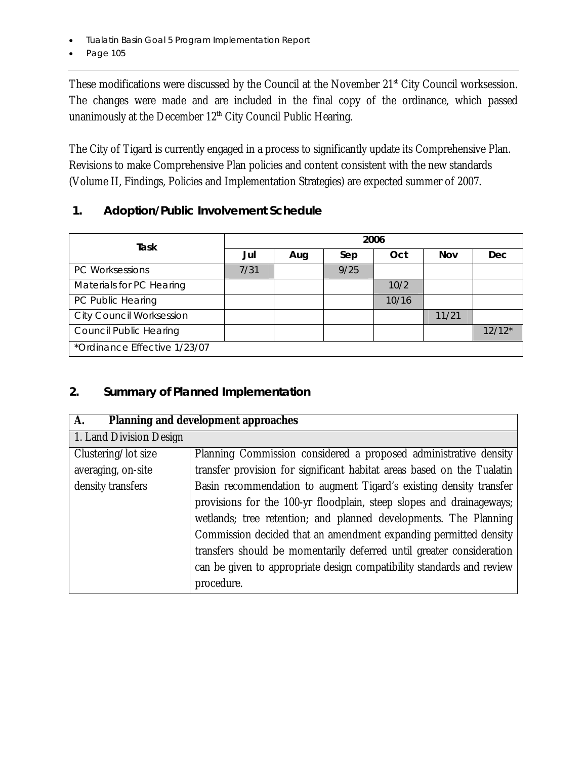These modifications were discussed by the Council at the November 21st City Council worksession. The changes were made and are included in the final copy of the ordinance, which passed unanimously at the December 12th City Council Public Hearing.

The City of Tigard is currently engaged in a process to significantly update its Comprehensive Plan. Revisions to make Comprehensive Plan policies and content consistent with the new standards (Volume II, Findings, Policies and Implementation Strategies) are expected summer of 2007.

## 1. Adoption/Public Involvement Schedule

| Task | 2006 | | | | | |
|---|---|---|---|---|---|---|
| | Jul | Aug | Sep | Oct | Nov | Dec |
| PC Worksessions | 7/31 | | 9/25 | | | |
| Materials for PC Hearing | | | | 10/2 | | |
| PC Public Hearing | | | | 10/16 | | |
| City Council Worksession | | | | | 11/21 | |
| Council Public Hearing | | | | | | 12/12* |
| *Ordinance Effective 1/23/07 | | | | | | |

## 2. Summary of Planned Implementation

| A. Planning and development approaches | |
|---|---|
| 1. Land Division Design | |
| Clustering/lot size averaging, on-site density transfers | Planning Commission considered a proposed administrative density transfer provision for significant habitat areas based on the Tualatin Basin recommendation to augment Tigard's existing density transfer provisions for the 100-yr floodplain, steep slopes and drainageways; wetlands; tree retention; and planned developments. The Planning Commission decided that an amendment expanding permitted density transfers should be momentarily deferred until greater consideration can be given to appropriate design compatibility standards and review procedure. |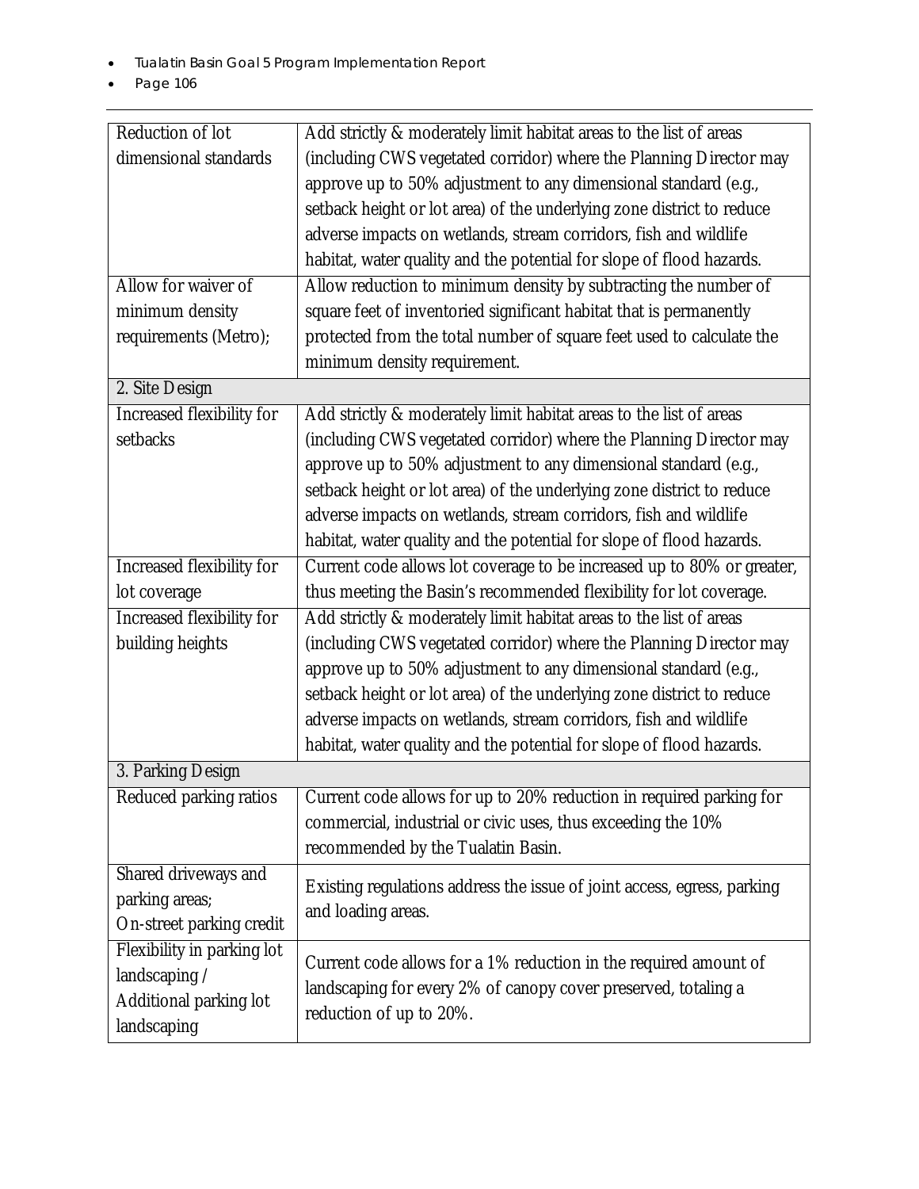| | |
|---|---|
| Reduction of lot dimensional standards | Add strictly & moderately limit habitat areas to the list of areas (including CWS vegetated corridor) where the Planning Director may approve up to 50% adjustment to any dimensional standard (e.g., setback height or lot area) of the underlying zone district to reduce adverse impacts on wetlands, stream corridors, fish and wildlife habitat, water quality and the potential for slope of flood hazards. |
| Allow for waiver of minimum density requirements (Metro); | Allow reduction to minimum density by subtracting the number of square feet of inventoried significant habitat that is permanently protected from the total number of square feet used to calculate the minimum density requirement. |
| 2. Site Design | |
| Increased flexibility for setbacks | Add strictly & moderately limit habitat areas to the list of areas (including CWS vegetated corridor) where the Planning Director may approve up to 50% adjustment to any dimensional standard (e.g., setback height or lot area) of the underlying zone district to reduce adverse impacts on wetlands, stream corridors, fish and wildlife habitat, water quality and the potential for slope of flood hazards. |
| Increased flexibility for lot coverage | Current code allows lot coverage to be increased up to 80% or greater, thus meeting the Basin's recommended flexibility for lot coverage. |
| Increased flexibility for building heights | Add strictly & moderately limit habitat areas to the list of areas (including CWS vegetated corridor) where the Planning Director may approve up to 50% adjustment to any dimensional standard (e.g., setback height or lot area) of the underlying zone district to reduce adverse impacts on wetlands, stream corridors, fish and wildlife habitat, water quality and the potential for slope of flood hazards. |
| 3. Parking Design | |
| Reduced parking ratios | Current code allows for up to 20% reduction in required parking for commercial, industrial or civic uses, thus exceeding the 10% recommended by the Tualatin Basin. |
| Shared driveways and parking areas; On-street parking credit | Existing regulations address the issue of joint access, egress, parking and loading areas. |
| Flexibility in parking lot landscaping / Additional parking lot landscaping | Current code allows for a 1% reduction in the required amount of landscaping for every 2% of canopy cover preserved, totaling a reduction of up to 20%. |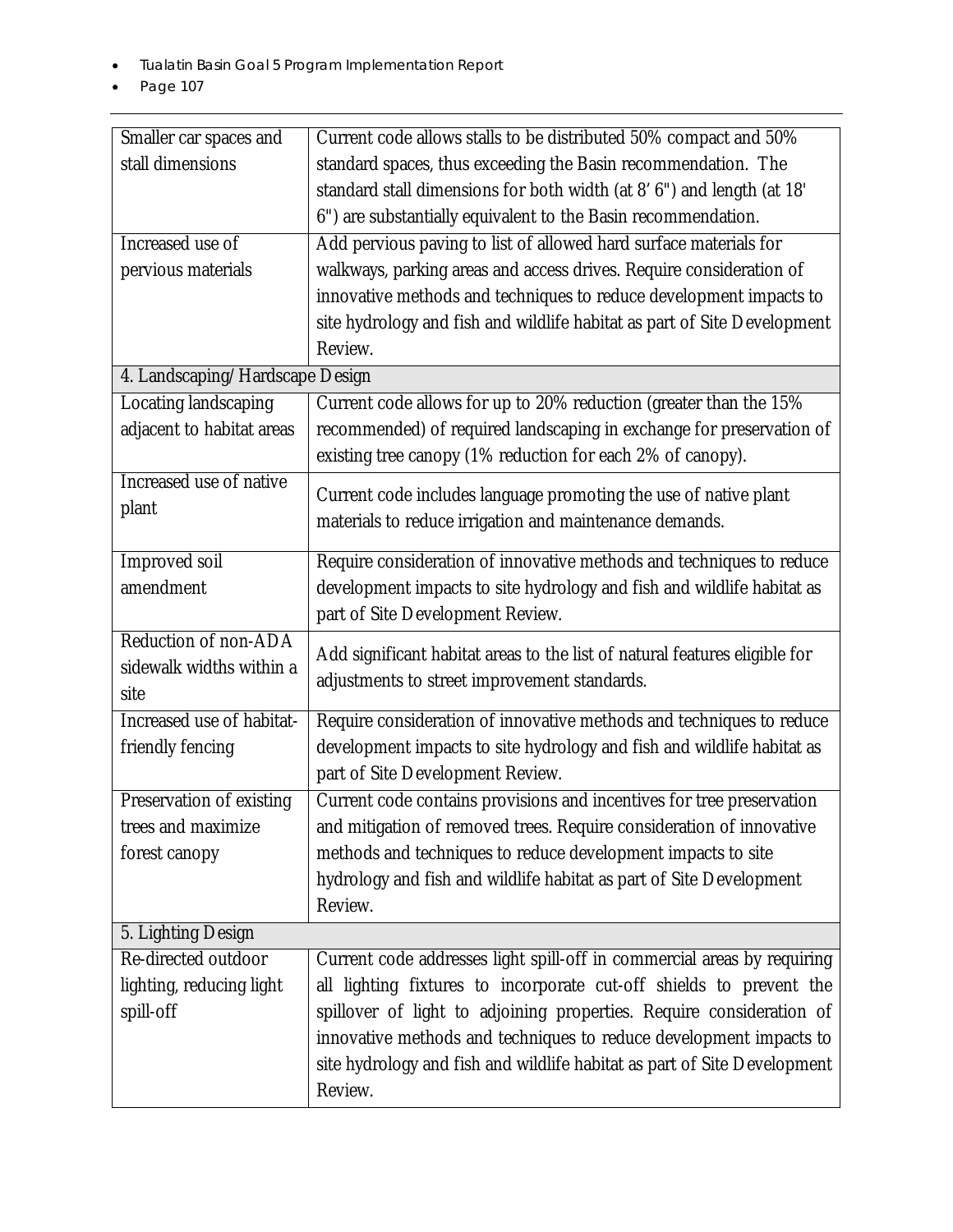| | |
|---|---|
| Smaller car spaces and stall dimensions | Current code allows stalls to be distributed 50% compact and 50% standard spaces, thus exceeding the Basin recommendation. The standard stall dimensions for both width (at 8' 6") and length (at 18' 6") are substantially equivalent to the Basin recommendation. |
| Increased use of pervious materials | Add pervious paving to list of allowed hard surface materials for walkways, parking areas and access drives. Require consideration of innovative methods and techniques to reduce development impacts to site hydrology and fish and wildlife habitat as part of Site Development Review. |
| 4. Landscaping/Hardscape Design | |
| Locating landscaping adjacent to habitat areas | Current code allows for up to 20% reduction (greater than the 15% recommended) of required landscaping in exchange for preservation of existing tree canopy (1% reduction for each 2% of canopy). |
| Increased use of native plant | Current code includes language promoting the use of native plant materials to reduce irrigation and maintenance demands. |
| Improved soil amendment | Require consideration of innovative methods and techniques to reduce development impacts to site hydrology and fish and wildlife habitat as part of Site Development Review. |
| Reduction of non-ADA sidewalk widths within a site | Add significant habitat areas to the list of natural features eligible for adjustments to street improvement standards. |
| Increased use of habitat-friendly fencing | Require consideration of innovative methods and techniques to reduce development impacts to site hydrology and fish and wildlife habitat as part of Site Development Review. |
| Preservation of existing trees and maximize forest canopy | Current code contains provisions and incentives for tree preservation and mitigation of removed trees. Require consideration of innovative methods and techniques to reduce development impacts to site hydrology and fish and wildlife habitat as part of Site Development Review. |
| 5. Lighting Design | |
| Re-directed outdoor lighting, reducing light spill-off | Current code addresses light spill-off in commercial areas by requiring all lighting fixtures to incorporate cut-off shields to prevent the spillover of light to adjoining properties. Require consideration of innovative methods and techniques to reduce development impacts to site hydrology and fish and wildlife habitat as part of Site Development Review. |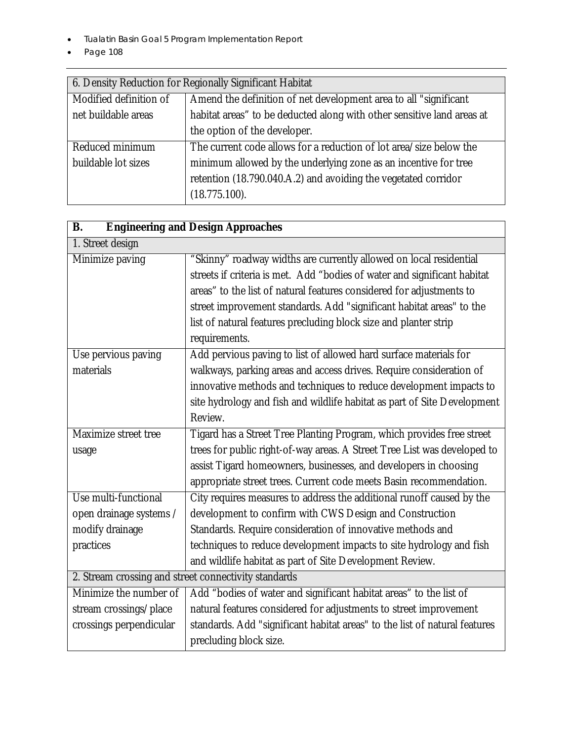| 6. Density Reduction for Regionally Significant Habitat | |
|---|---|
| Modified definition of net buildable areas | Amend the definition of net development area to all "significant habitat areas" to be deducted along with other sensitive land areas at the option of the developer. |
| Reduced minimum buildable lot sizes | The current code allows for a reduction of lot area/size below the minimum allowed by the underlying zone as an incentive for tree retention (18.790.040.A.2) and avoiding the vegetated corridor (18.775.100). |

| **B. Engineering and Design Approaches** | |
|---|---|
| 1. Street design | |
| Minimize paving | "Skinny" roadway widths are currently allowed on local residential streets if criteria is met. Add "bodies of water and significant habitat areas" to the list of natural features considered for adjustments to street improvement standards. Add "significant habitat areas" to the list of natural features precluding block size and planter strip requirements. |
| Use pervious paving materials | Add pervious paving to list of allowed hard surface materials for walkways, parking areas and access drives. Require consideration of innovative methods and techniques to reduce development impacts to site hydrology and fish and wildlife habitat as part of Site Development Review. |
| Maximize street tree usage | Tigard has a Street Tree Planting Program, which provides free street trees for public right-of-way areas. A Street Tree List was developed to assist Tigard homeowners, businesses, and developers in choosing appropriate street trees. Current code meets Basin recommendation. |
| Use multi-functional open drainage systems / modify drainage practices | City requires measures to address the additional runoff caused by the development to confirm with CWS Design and Construction Standards. Require consideration of innovative methods and techniques to reduce development impacts to site hydrology and fish and wildlife habitat as part of Site Development Review. |
| 2. Stream crossing and street connectivity standards | |
| Minimize the number of stream crossings/place crossings perpendicular | Add "bodies of water and significant habitat areas" to the list of natural features considered for adjustments to street improvement standards. Add "significant habitat areas" to the list of natural features precluding block size. |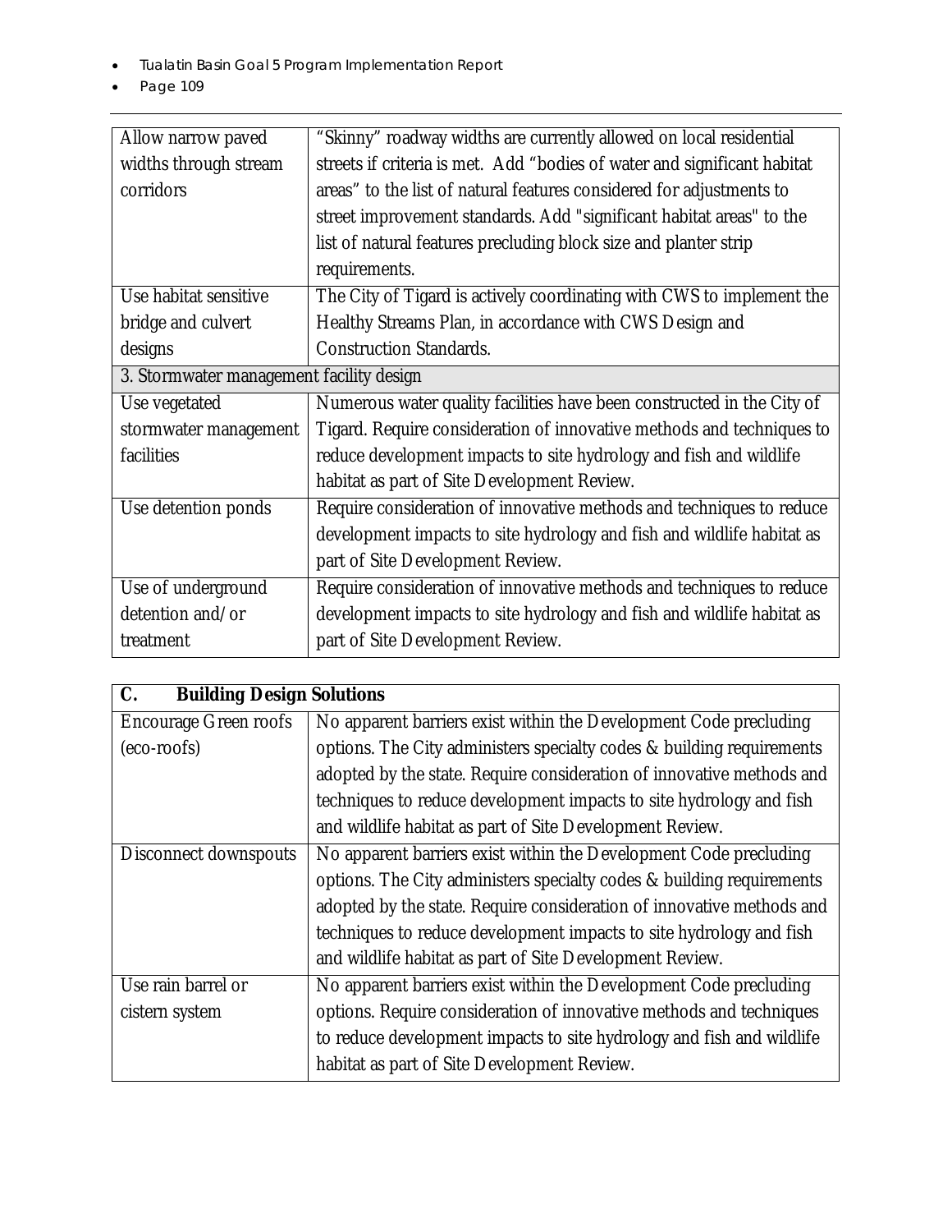| | |
|---|---|
| Allow narrow paved widths through stream corridors | "Skinny" roadway widths are currently allowed on local residential streets if criteria is met. Add "bodies of water and significant habitat areas" to the list of natural features considered for adjustments to street improvement standards. Add "significant habitat areas" to the list of natural features precluding block size and planter strip requirements. |
| Use habitat sensitive bridge and culvert designs | The City of Tigard is actively coordinating with CWS to implement the Healthy Streams Plan, in accordance with CWS Design and Construction Standards. |
| 3. Stormwater management facility design | |
| Use vegetated stormwater management facilities | Numerous water quality facilities have been constructed in the City of Tigard. Require consideration of innovative methods and techniques to reduce development impacts to site hydrology and fish and wildlife habitat as part of Site Development Review. |
| Use detention ponds | Require consideration of innovative methods and techniques to reduce development impacts to site hydrology and fish and wildlife habitat as part of Site Development Review. |
| Use of underground detention and/or treatment | Require consideration of innovative methods and techniques to reduce development impacts to site hydrology and fish and wildlife habitat as part of Site Development Review. |

| **C. Building Design Solutions** | |
|---|---|
| Encourage Green roofs (eco-roofs) | No apparent barriers exist within the Development Code precluding options. The City administers specialty codes & building requirements adopted by the state. Require consideration of innovative methods and techniques to reduce development impacts to site hydrology and fish and wildlife habitat as part of Site Development Review. |
| Disconnect downspouts | No apparent barriers exist within the Development Code precluding options. The City administers specialty codes & building requirements adopted by the state. Require consideration of innovative methods and techniques to reduce development impacts to site hydrology and fish and wildlife habitat as part of Site Development Review. |
| Use rain barrel or cistern system | No apparent barriers exist within the Development Code precluding options. Require consideration of innovative methods and techniques to reduce development impacts to site hydrology and fish and wildlife habitat as part of Site Development Review. |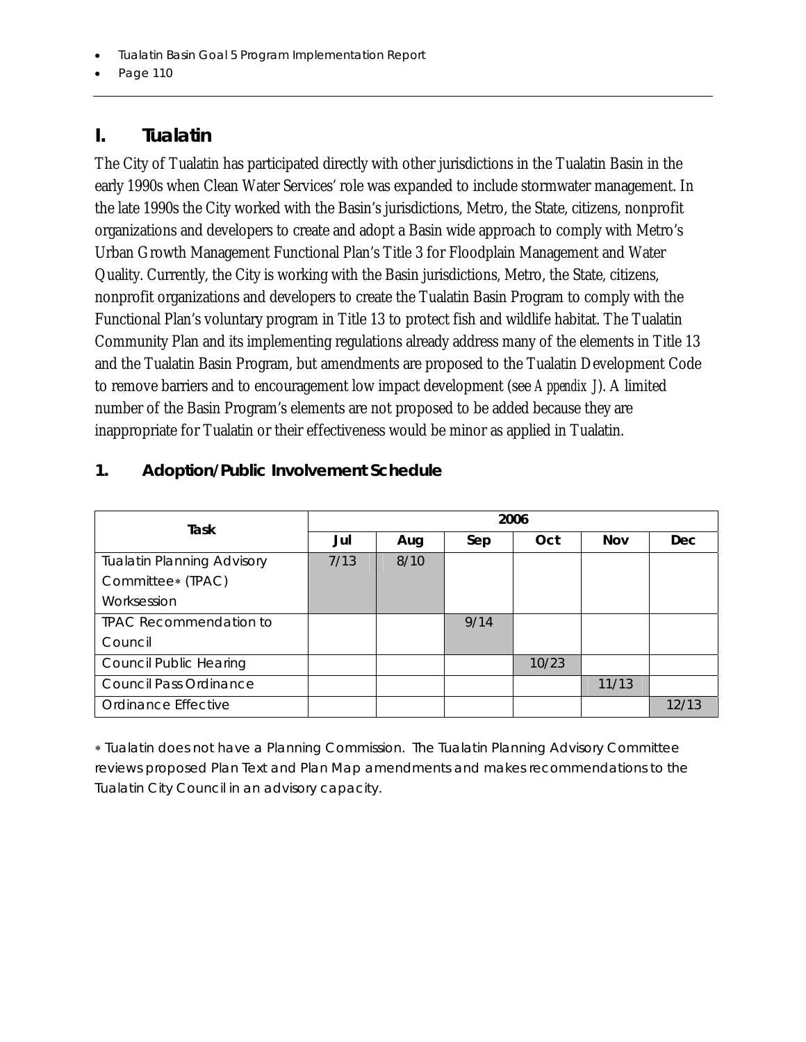## I. Tualatin

The City of Tualatin has participated directly with other jurisdictions in the Tualatin Basin in the early 1990s when Clean Water Services' role was expanded to include stormwater management. In the late 1990s the City worked with the Basin's jurisdictions, Metro, the State, citizens, nonprofit organizations and developers to create and adopt a Basin wide approach to comply with Metro's Urban Growth Management Functional Plan's Title 3 for Floodplain Management and Water Quality. Currently, the City is working with the Basin jurisdictions, Metro, the State, citizens, nonprofit organizations and developers to create the Tualatin Basin Program to comply with the Functional Plan's voluntary program in Title 13 to protect fish and wildlife habitat. The Tualatin Community Plan and its implementing regulations already address many of the elements in Title 13 and the Tualatin Basin Program, but amendments are proposed to the Tualatin Development Code to remove barriers and to encouragement low impact development (see *Appendix J*). A limited number of the Basin Program's elements are not proposed to be added because they are inappropriate for Tualatin or their effectiveness would be minor as applied in Tualatin.

### 1. Adoption/Public Involvement Schedule

| Task | 2006 | | | | | |
|---|---|---|---|---|---|---|
| | Jul | Aug | Sep | Oct | Nov | Dec |
| Tualatin Planning Advisory Committee* (TPAC) Worksession | 7/13 | 8/10 | | | | |
| TPAC Recommendation to Council | | | 9/14 | | | |
| Council Public Hearing | | | | 10/23 | | |
| Council Pass Ordinance | | | | | 11/13 | |
| Ordinance Effective | | | | | | 12/13 |

* Tualatin does not have a Planning Commission. The Tualatin Planning Advisory Committee reviews proposed Plan Text and Plan Map amendments and makes recommendations to the Tualatin City Council in an advisory capacity.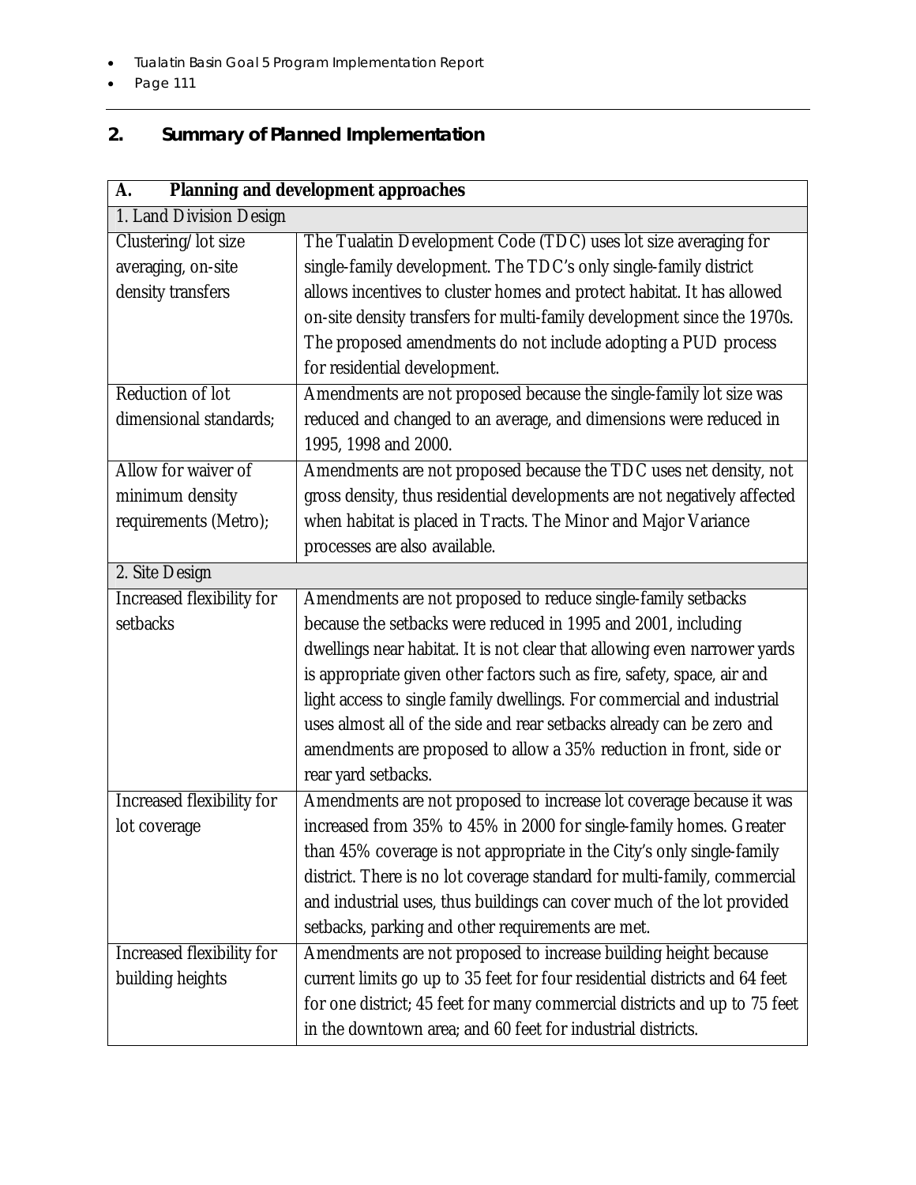## 2. Summary of Planned Implementation

| A. Planning and development approaches | |
|---|---|
| 1. Land Division Design | |
| Clustering/lot size averaging, on-site density transfers | The Tualatin Development Code (TDC) uses lot size averaging for single-family development. The TDC's only single-family district allows incentives to cluster homes and protect habitat. It has allowed on-site density transfers for multi-family development since the 1970s. The proposed amendments do not include adopting a PUD process for residential development. |
| Reduction of lot dimensional standards; | Amendments are not proposed because the single-family lot size was reduced and changed to an average, and dimensions were reduced in 1995, 1998 and 2000. |
| Allow for waiver of minimum density requirements (Metro); | Amendments are not proposed because the TDC uses net density, not gross density, thus residential developments are not negatively affected when habitat is placed in Tracts. The Minor and Major Variance processes are also available. |
| 2. Site Design | |
| Increased flexibility for setbacks | Amendments are not proposed to reduce single-family setbacks because the setbacks were reduced in 1995 and 2001, including dwellings near habitat. It is not clear that allowing even narrower yards is appropriate given other factors such as fire, safety, space, air and light access to single family dwellings. For commercial and industrial uses almost all of the side and rear setbacks already can be zero and amendments are proposed to allow a 35% reduction in front, side or rear yard setbacks. |
| Increased flexibility for lot coverage | Amendments are not proposed to increase lot coverage because it was increased from 35% to 45% in 2000 for single-family homes. Greater than 45% coverage is not appropriate in the City's only single-family district. There is no lot coverage standard for multi-family, commercial and industrial uses, thus buildings can cover much of the lot provided setbacks, parking and other requirements are met. |
| Increased flexibility for building heights | Amendments are not proposed to increase building height because current limits go up to 35 feet for four residential districts and 64 feet for one district; 45 feet for many commercial districts and up to 75 feet in the downtown area; and 60 feet for industrial districts. |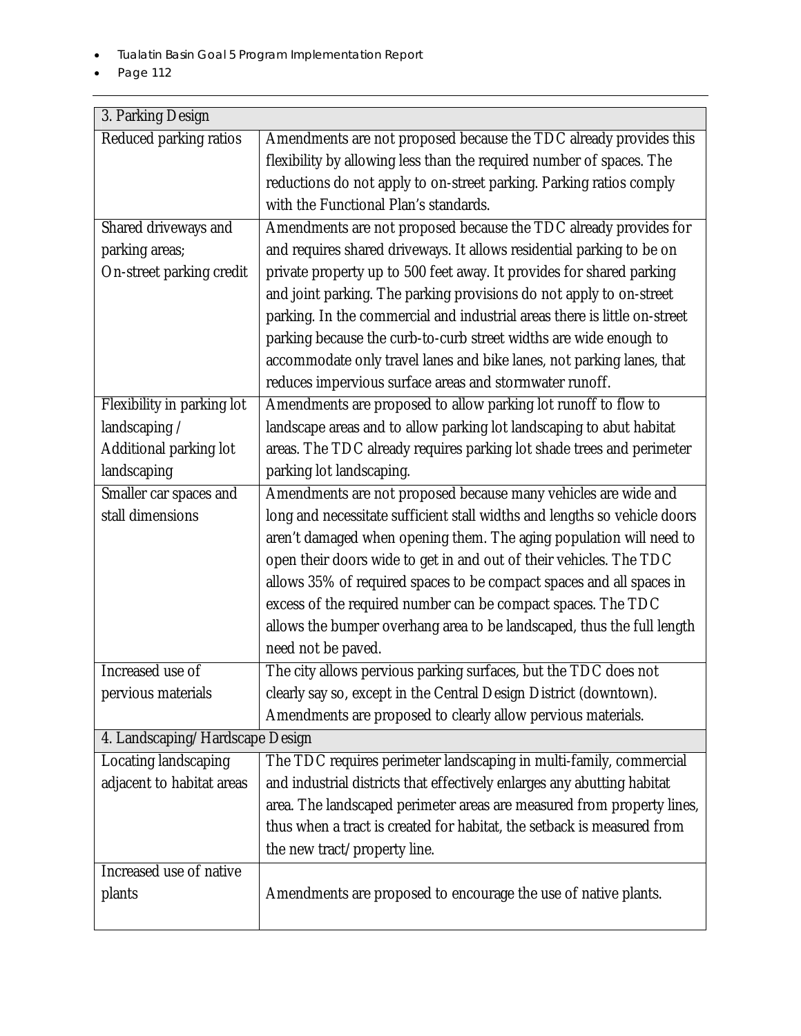| 3. Parking Design | |
|---|---|
| Reduced parking ratios | Amendments are not proposed because the TDC already provides this flexibility by allowing less than the required number of spaces. The reductions do not apply to on-street parking. Parking ratios comply with the Functional Plan's standards. |
| Shared driveways and parking areas; On-street parking credit | Amendments are not proposed because the TDC already provides for and requires shared driveways. It allows residential parking to be on private property up to 500 feet away. It provides for shared parking and joint parking. The parking provisions do not apply to on-street parking. In the commercial and industrial areas there is little on-street parking because the curb-to-curb street widths are wide enough to accommodate only travel lanes and bike lanes, not parking lanes, that reduces impervious surface areas and stormwater runoff. |
| Flexibility in parking lot landscaping / Additional parking lot landscaping | Amendments are proposed to allow parking lot runoff to flow to landscape areas and to allow parking lot landscaping to abut habitat areas. The TDC already requires parking lot shade trees and perimeter parking lot landscaping. |
| Smaller car spaces and stall dimensions | Amendments are not proposed because many vehicles are wide and long and necessitate sufficient stall widths and lengths so vehicle doors aren't damaged when opening them. The aging population will need to open their doors wide to get in and out of their vehicles. The TDC allows 35% of required spaces to be compact spaces and all spaces in excess of the required number can be compact spaces. The TDC allows the bumper overhang area to be landscaped, thus the full length need not be paved. |
| Increased use of pervious materials | The city allows pervious parking surfaces, but the TDC does not clearly say so, except in the Central Design District (downtown). Amendments are proposed to clearly allow pervious materials. |
| 4. Landscaping/Hardscape Design | |
| Locating landscaping adjacent to habitat areas | The TDC requires perimeter landscaping in multi-family, commercial and industrial districts that effectively enlarges any abutting habitat area. The landscaped perimeter areas are measured from property lines, thus when a tract is created for habitat, the setback is measured from the new tract/property line. |
| Increased use of native plants | Amendments are proposed to encourage the use of native plants. |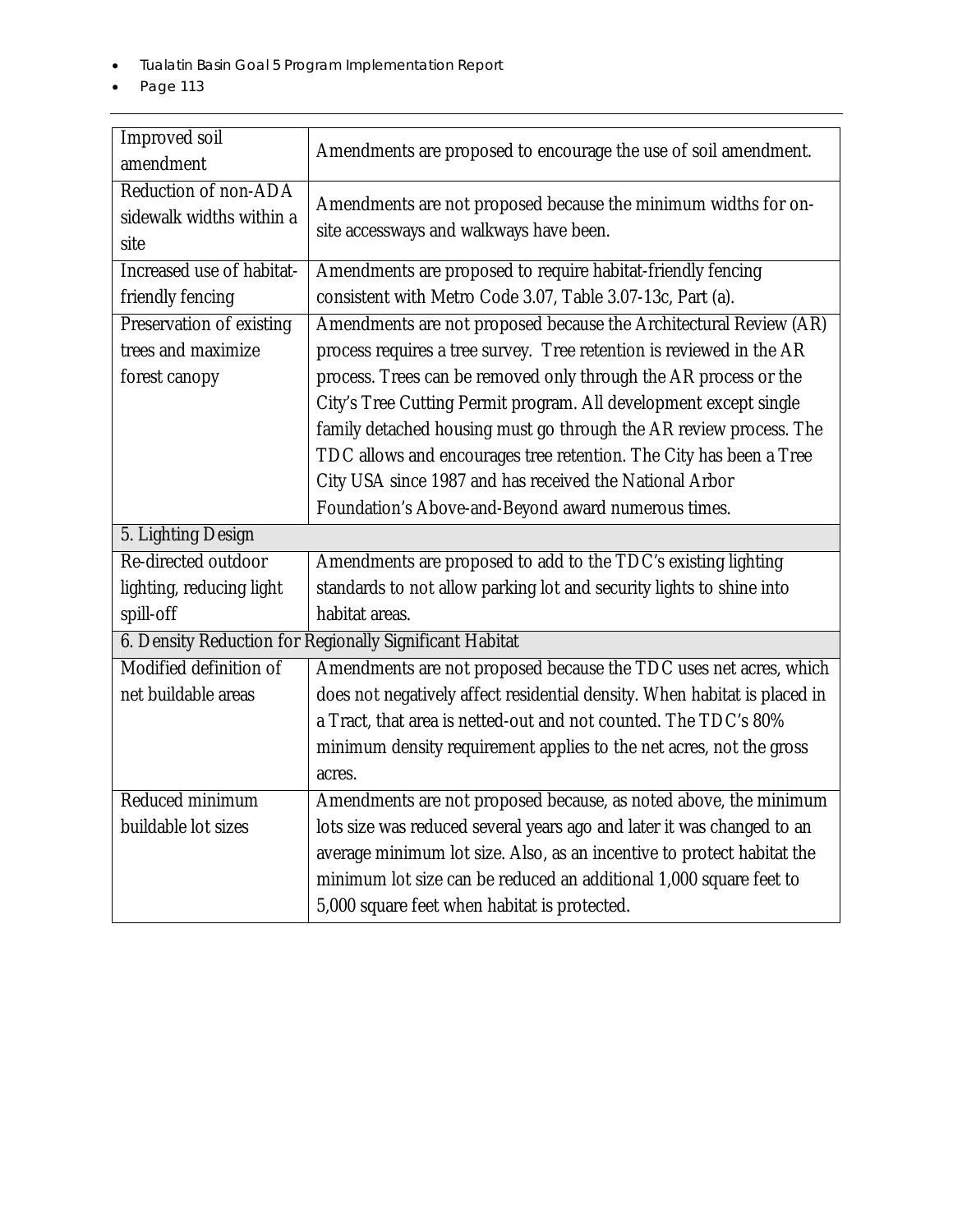| | |
|---|---|
| Improved soil amendment | Amendments are proposed to encourage the use of soil amendment. |
| Reduction of non-ADA sidewalk widths within a site | Amendments are not proposed because the minimum widths for on-site accessways and walkways have been. |
| Increased use of habitat-friendly fencing | Amendments are proposed to require habitat-friendly fencing consistent with Metro Code 3.07, Table 3.07-13c, Part (a). |
| Preservation of existing trees and maximize forest canopy | Amendments are not proposed because the Architectural Review (AR) process requires a tree survey. Tree retention is reviewed in the AR process. Trees can be removed only through the AR process or the City's Tree Cutting Permit program. All development except single family detached housing must go through the AR review process. The TDC allows and encourages tree retention. The City has been a Tree City USA since 1987 and has received the National Arbor Foundation's Above-and-Beyond award numerous times. |
| 5. Lighting Design | |
| Re-directed outdoor lighting, reducing light spill-off | Amendments are proposed to add to the TDC's existing lighting standards to not allow parking lot and security lights to shine into habitat areas. |
| 6. Density Reduction for Regionally Significant Habitat | |
| Modified definition of net buildable areas | Amendments are not proposed because the TDC uses net acres, which does not negatively affect residential density. When habitat is placed in a Tract, that area is netted-out and not counted. The TDC's 80% minimum density requirement applies to the net acres, not the gross acres. |
| Reduced minimum buildable lot sizes | Amendments are not proposed because, as noted above, the minimum lots size was reduced several years ago and later it was changed to an average minimum lot size. Also, as an incentive to protect habitat the minimum lot size can be reduced an additional 1,000 square feet to 5,000 square feet when habitat is protected. |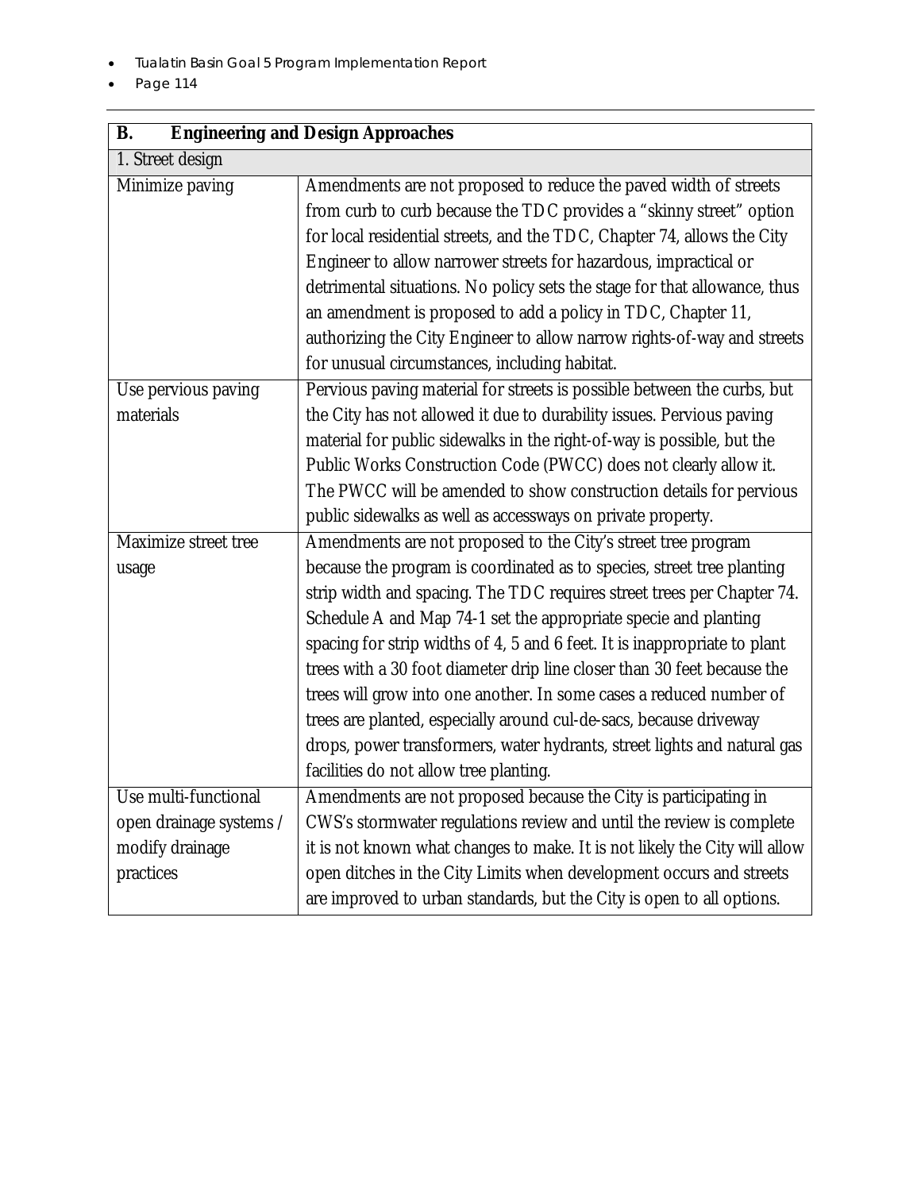| **B. Engineering and Design Approaches** | |
|---|---|
| 1. Street design | |
| Minimize paving | Amendments are not proposed to reduce the paved width of streets from curb to curb because the TDC provides a “skinny street” option for local residential streets, and the TDC, Chapter 74, allows the City Engineer to allow narrower streets for hazardous, impractical or detrimental situations. No policy sets the stage for that allowance, thus an amendment is proposed to add a policy in TDC, Chapter 11, authorizing the City Engineer to allow narrow rights-of-way and streets for unusual circumstances, including habitat. |
| Use pervious paving materials | Pervious paving material for streets is possible between the curbs, but the City has not allowed it due to durability issues. Pervious paving material for public sidewalks in the right-of-way is possible, but the Public Works Construction Code (PWCC) does not clearly allow it. The PWCC will be amended to show construction details for pervious public sidewalks as well as accessways on private property. |
| Maximize street tree usage | Amendments are not proposed to the City’s street tree program because the program is coordinated as to species, street tree planting strip width and spacing. The TDC requires street trees per Chapter 74. Schedule A and Map 74-1 set the appropriate specie and planting spacing for strip widths of 4, 5 and 6 feet. It is inappropriate to plant trees with a 30 foot diameter drip line closer than 30 feet because the trees will grow into one another. In some cases a reduced number of trees are planted, especially around cul-de-sacs, because driveway drops, power transformers, water hydrants, street lights and natural gas facilities do not allow tree planting. |
| Use multi-functional open drainage systems / modify drainage practices | Amendments are not proposed because the City is participating in CWS’s stormwater regulations review and until the review is complete it is not known what changes to make. It is not likely the City will allow open ditches in the City Limits when development occurs and streets are improved to urban standards, but the City is open to all options. |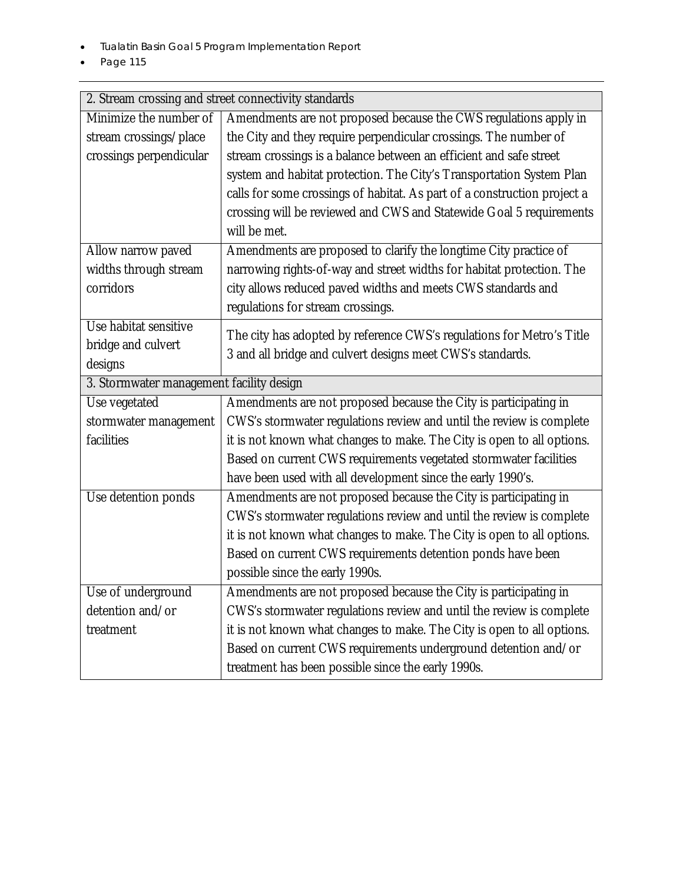| 2. Stream crossing and street connectivity standards | |
|---|---|
| Minimize the number of stream crossings/place crossings perpendicular | Amendments are not proposed because the CWS regulations apply in the City and they require perpendicular crossings. The number of stream crossings is a balance between an efficient and safe street system and habitat protection. The City's Transportation System Plan calls for some crossings of habitat. As part of a construction project a crossing will be reviewed and CWS and Statewide Goal 5 requirements will be met. |
| Allow narrow paved widths through stream corridors | Amendments are proposed to clarify the longtime City practice of narrowing rights-of-way and street widths for habitat protection. The city allows reduced paved widths and meets CWS standards and regulations for stream crossings. |
| Use habitat sensitive bridge and culvert designs | The city has adopted by reference CWS's regulations for Metro's Title 3 and all bridge and culvert designs meet CWS's standards. |
| 3. Stormwater management facility design | |
| Use vegetated stormwater management facilities | Amendments are not proposed because the City is participating in CWS's stormwater regulations review and until the review is complete it is not known what changes to make. The City is open to all options. Based on current CWS requirements vegetated stormwater facilities have been used with all development since the early 1990's. |
| Use detention ponds | Amendments are not proposed because the City is participating in CWS's stormwater regulations review and until the review is complete it is not known what changes to make. The City is open to all options. Based on current CWS requirements detention ponds have been possible since the early 1990s. |
| Use of underground detention and/or treatment | Amendments are not proposed because the City is participating in CWS's stormwater regulations review and until the review is complete it is not known what changes to make. The City is open to all options. Based on current CWS requirements underground detention and/or treatment has been possible since the early 1990s. |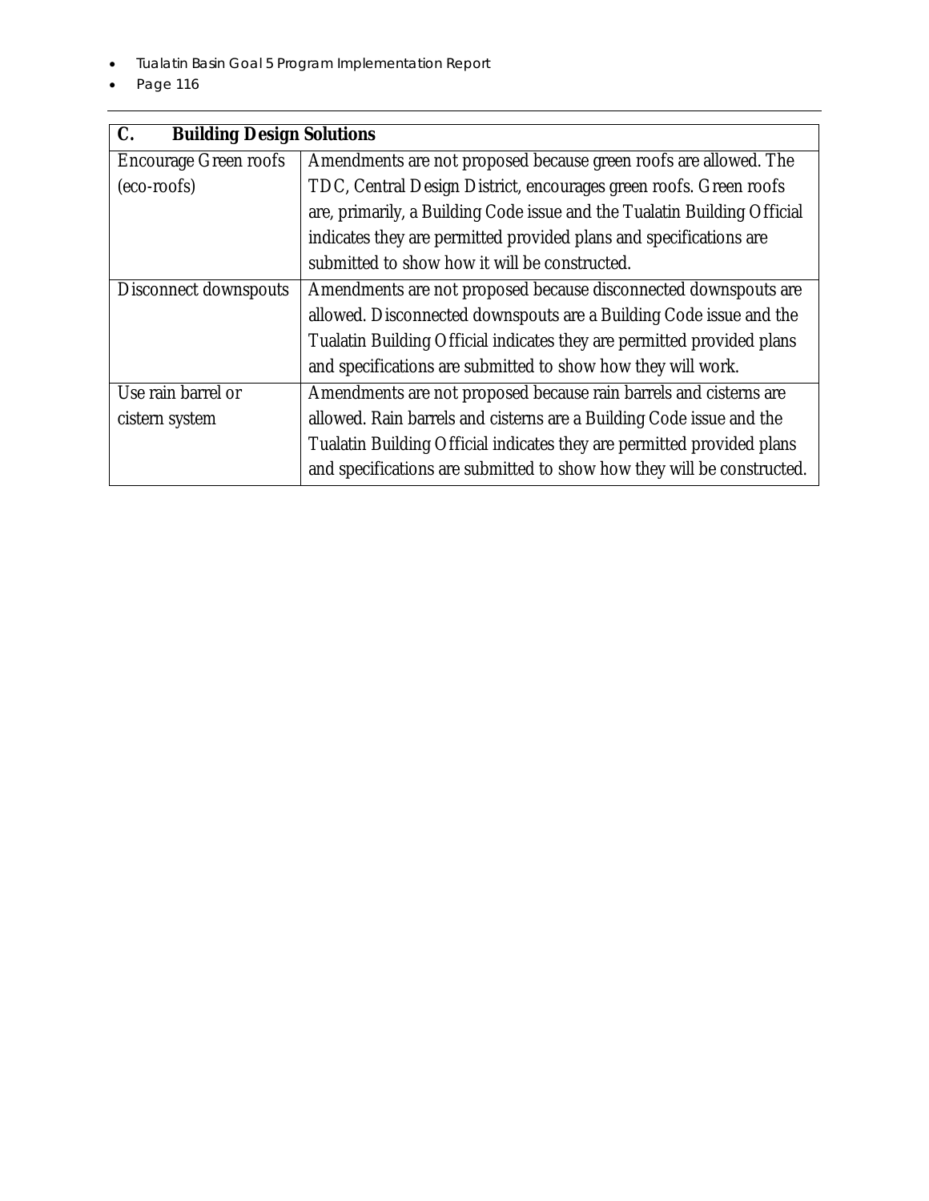| C. Building Design Solutions | |
|---|---|
| Encourage Green roofs (eco-roofs) | Amendments are not proposed because green roofs are allowed. The TDC, Central Design District, encourages green roofs. Green roofs are, primarily, a Building Code issue and the Tualatin Building Official indicates they are permitted provided plans and specifications are submitted to show how it will be constructed. |
| Disconnect downspouts | Amendments are not proposed because disconnected downspouts are allowed. Disconnected downspouts are a Building Code issue and the Tualatin Building Official indicates they are permitted provided plans and specifications are submitted to show how they will work. |
| Use rain barrel or cistern system | Amendments are not proposed because rain barrels and cisterns are allowed. Rain barrels and cisterns are a Building Code issue and the Tualatin Building Official indicates they are permitted provided plans and specifications are submitted to show how they will be constructed. |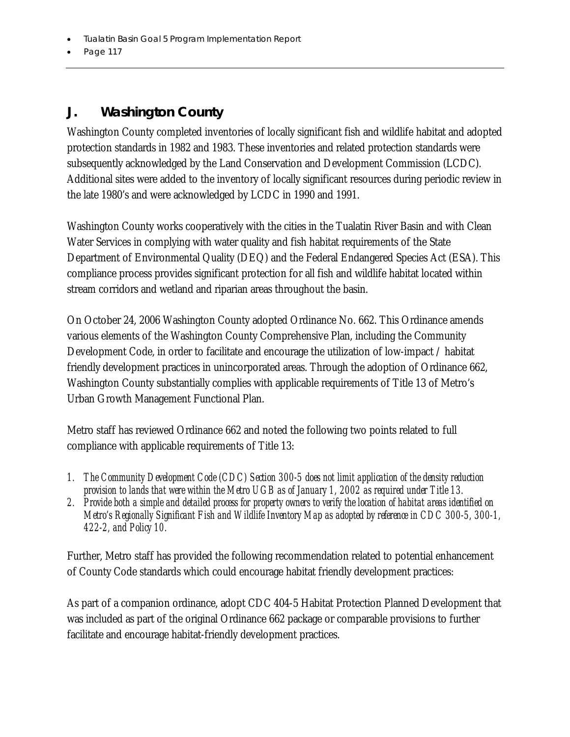## J. Washington County

Washington County completed inventories of locally significant fish and wildlife habitat and adopted protection standards in 1982 and 1983. These inventories and related protection standards were subsequently acknowledged by the Land Conservation and Development Commission (LCDC). Additional sites were added to the inventory of locally significant resources during periodic review in the late 1980's and were acknowledged by LCDC in 1990 and 1991.

Washington County works cooperatively with the cities in the Tualatin River Basin and with Clean Water Services in complying with water quality and fish habitat requirements of the State Department of Environmental Quality (DEQ) and the Federal Endangered Species Act (ESA). This compliance process provides significant protection for all fish and wildlife habitat located within stream corridors and wetland and riparian areas throughout the basin.

On October 24, 2006 Washington County adopted Ordinance No. 662. This Ordinance amends various elements of the Washington County Comprehensive Plan, including the Community Development Code, in order to facilitate and encourage the utilization of low-impact / habitat friendly development practices in unincorporated areas. Through the adoption of Ordinance 662, Washington County substantially complies with applicable requirements of Title 13 of Metro's Urban Growth Management Functional Plan.

Metro staff has reviewed Ordinance 662 and noted the following two points related to full compliance with applicable requirements of Title 13:

1. *The Community Development Code (CDC) Section 300-5 does not limit application of the density reduction provision to lands that were within the Metro UGB as of January 1, 2002 as required under Title 13.*
2. *Provide both a simple and detailed process for property owners to verify the location of habitat areas identified on Metro's Regionally Significant Fish and Wildlife Inventory Map as adopted by reference in CDC 300-5, 300-1, 422-2, and Policy 10.*

Further, Metro staff has provided the following recommendation related to potential enhancement of County Code standards which could encourage habitat friendly development practices:

As part of a companion ordinance, adopt CDC 404-5 Habitat Protection Planned Development that was included as part of the original Ordinance 662 package or comparable provisions to further facilitate and encourage habitat-friendly development practices.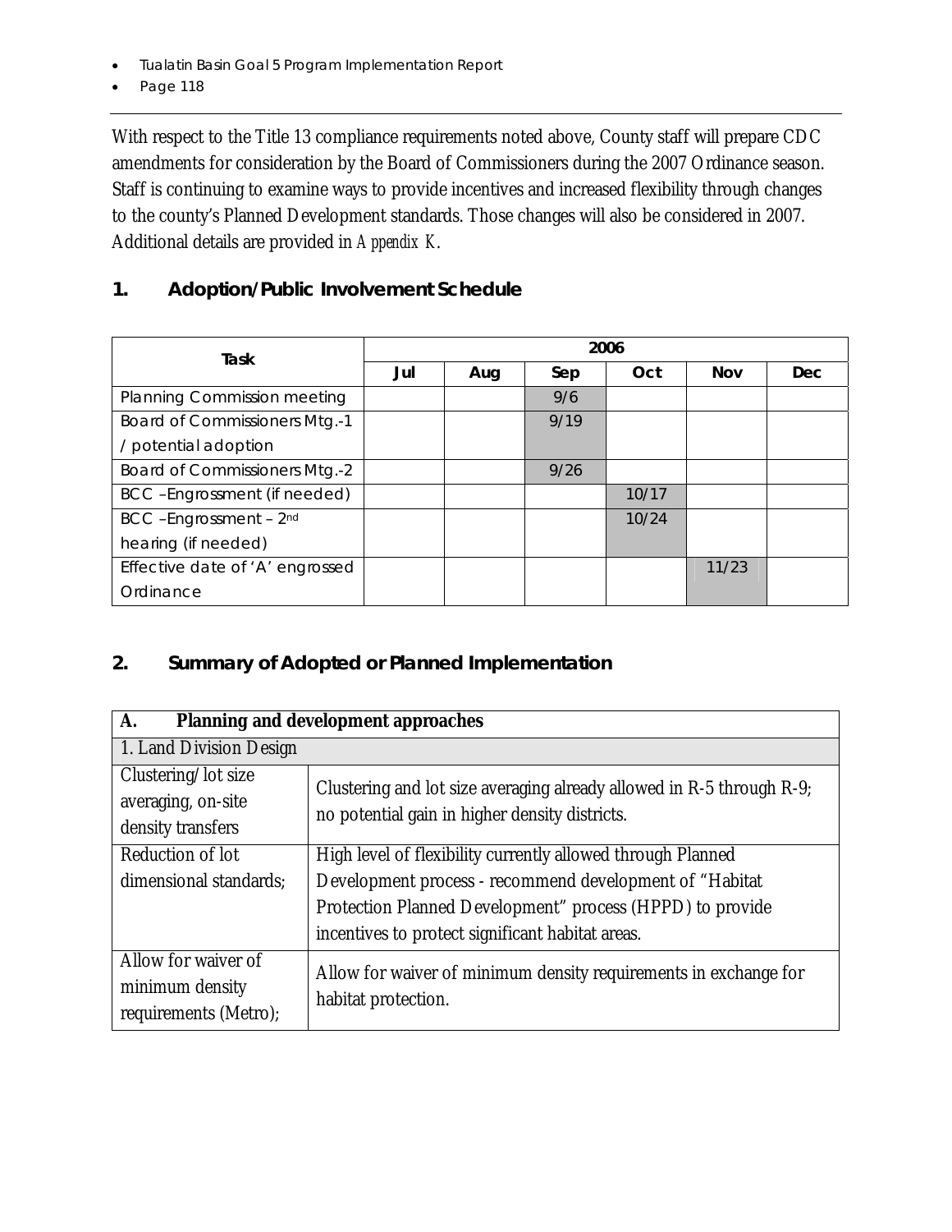With respect to the Title 13 compliance requirements noted above, County staff will prepare CDC amendments for consideration by the Board of Commissioners during the 2007 Ordinance season. Staff is continuing to examine ways to provide incentives and increased flexibility through changes to the county's Planned Development standards. Those changes will also be considered in 2007. Additional details are provided in *Appendix K*.

## 1. Adoption/Public Involvement Schedule

| Task | 2006 | | | | | |
|---|---|---|---|---|---|---|
| | Jul | Aug | Sep | Oct | Nov | Dec |
| Planning Commission meeting | | | 9/6 | | | |
| Board of Commissioners Mtg.-1 / potential adoption | | | 9/19 | | | |
| Board of Commissioners Mtg.-2 | | | 9/26 | | | |
| BCC –Engrossment (if needed) | | | | 10/17 | | |
| BCC –Engrossment – 2nd hearing (if needed) | | | | 10/24 | | |
| Effective date of 'A' engrossed Ordinance | | | | | 11/23 | |

## 2. Summary of Adopted or Planned Implementation

| A. Planning and development approaches | |
|---|---|
| 1. Land Division Design | |
| Clustering/lot size averaging, on-site density transfers | Clustering and lot size averaging already allowed in R-5 through R-9; no potential gain in higher density districts. |
| Reduction of lot dimensional standards; | High level of flexibility currently allowed through Planned Development process - recommend development of "Habitat Protection Planned Development" process (HPPD) to provide incentives to protect significant habitat areas. |
| Allow for waiver of minimum density requirements (Metro); | Allow for waiver of minimum density requirements in exchange for habitat protection. |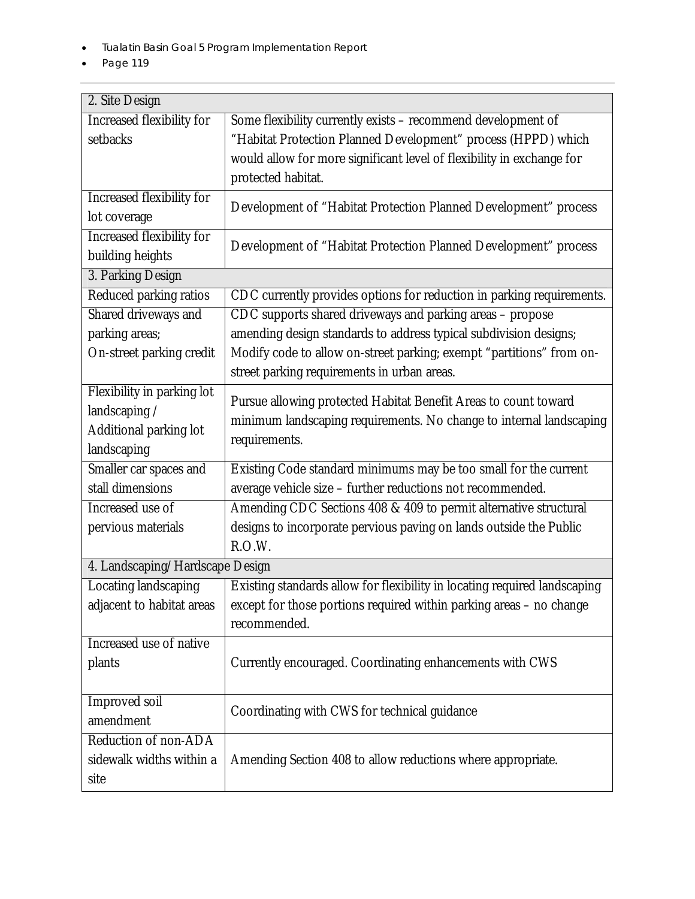| 2. Site Design | |
|---|---|
| Increased flexibility for setbacks | Some flexibility currently exists – recommend development of "Habitat Protection Planned Development" process (HPPD) which would allow for more significant level of flexibility in exchange for protected habitat. |
| Increased flexibility for lot coverage | Development of "Habitat Protection Planned Development" process |
| Increased flexibility for building heights | Development of "Habitat Protection Planned Development" process |
| **3. Parking Design** | |
| Reduced parking ratios | CDC currently provides options for reduction in parking requirements. |
| Shared driveways and parking areas; On-street parking credit | CDC supports shared driveways and parking areas – propose amending design standards to address typical subdivision designs; Modify code to allow on-street parking; exempt "partitions" from on-street parking requirements in urban areas. |
| Flexibility in parking lot landscaping / Additional parking lot landscaping | Pursue allowing protected Habitat Benefit Areas to count toward minimum landscaping requirements. No change to internal landscaping requirements. |
| Smaller car spaces and stall dimensions | Existing Code standard minimums may be too small for the current average vehicle size – further reductions not recommended. |
| Increased use of pervious materials | Amending CDC Sections 408 & 409 to permit alternative structural designs to incorporate pervious paving on lands outside the Public R.O.W. |
| **4. Landscaping/Hardscape Design** | |
| Locating landscaping adjacent to habitat areas | Existing standards allow for flexibility in locating required landscaping except for those portions required within parking areas – no change recommended. |
| Increased use of native plants | Currently encouraged. Coordinating enhancements with CWS |
| Improved soil amendment | Coordinating with CWS for technical guidance |
| Reduction of non-ADA sidewalk widths within a site | Amending Section 408 to allow reductions where appropriate. |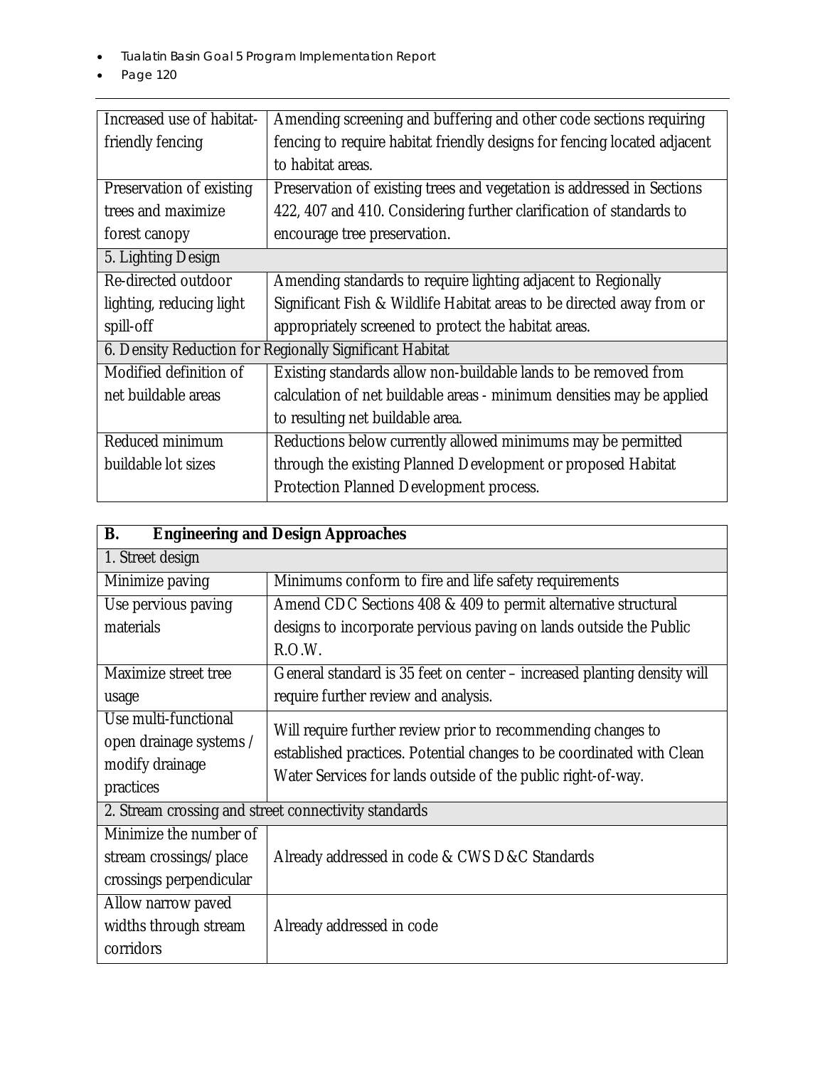| Increased use of habitat-friendly fencing | Amending screening and buffering and other code sections requiring fencing to require habitat friendly designs for fencing located adjacent to habitat areas. |
|---|---|
| Preservation of existing trees and maximize forest canopy | Preservation of existing trees and vegetation is addressed in Sections 422, 407 and 410. Considering further clarification of standards to encourage tree preservation. |
| 5. Lighting Design | |
| Re-directed outdoor lighting, reducing light spill-off | Amending standards to require lighting adjacent to Regionally Significant Fish & Wildlife Habitat areas to be directed away from or appropriately screened to protect the habitat areas. |
| 6. Density Reduction for Regionally Significant Habitat | |
| Modified definition of net buildable areas | Existing standards allow non-buildable lands to be removed from calculation of net buildable areas - minimum densities may be applied to resulting net buildable area. |
| Reduced minimum buildable lot sizes | Reductions below currently allowed minimums may be permitted through the existing Planned Development or proposed Habitat Protection Planned Development process. |

| **B. Engineering and Design Approaches** | |
|---|---|
| 1. Street design | |
| Minimize paving | Minimums conform to fire and life safety requirements |
| Use pervious paving materials | Amend CDC Sections 408 & 409 to permit alternative structural designs to incorporate pervious paving on lands outside the Public R.O.W. |
| Maximize street tree usage | General standard is 35 feet on center – increased planting density will require further review and analysis. |
| Use multi-functional open drainage systems / modify drainage practices | Will require further review prior to recommending changes to established practices. Potential changes to be coordinated with Clean Water Services for lands outside of the public right-of-way. |
| 2. Stream crossing and street connectivity standards | |
| Minimize the number of stream crossings/ place crossings perpendicular | Already addressed in code & CWS D&C Standards |
| Allow narrow paved widths through stream corridors | Already addressed in code |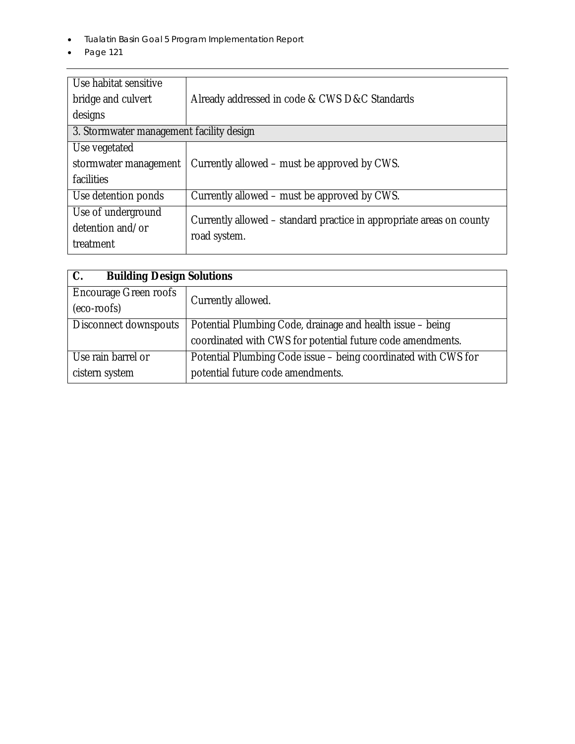| | |
|---|---|
| Use habitat sensitive bridge and culvert designs | Already addressed in code & CWS D&C Standards |
| 3. Stormwater management facility design | |
| Use vegetated stormwater management facilities | Currently allowed – must be approved by CWS. |
| Use detention ponds | Currently allowed – must be approved by CWS. |
| Use of underground detention and/or treatment | Currently allowed – standard practice in appropriate areas on county road system. |

| **C. Building Design Solutions** | |
|---|---|
| Encourage Green roofs (eco-roofs) | Currently allowed. |
| Disconnect downspouts | Potential Plumbing Code, drainage and health issue – being coordinated with CWS for potential future code amendments. |
| Use rain barrel or cistern system | Potential Plumbing Code issue – being coordinated with CWS for potential future code amendments. |